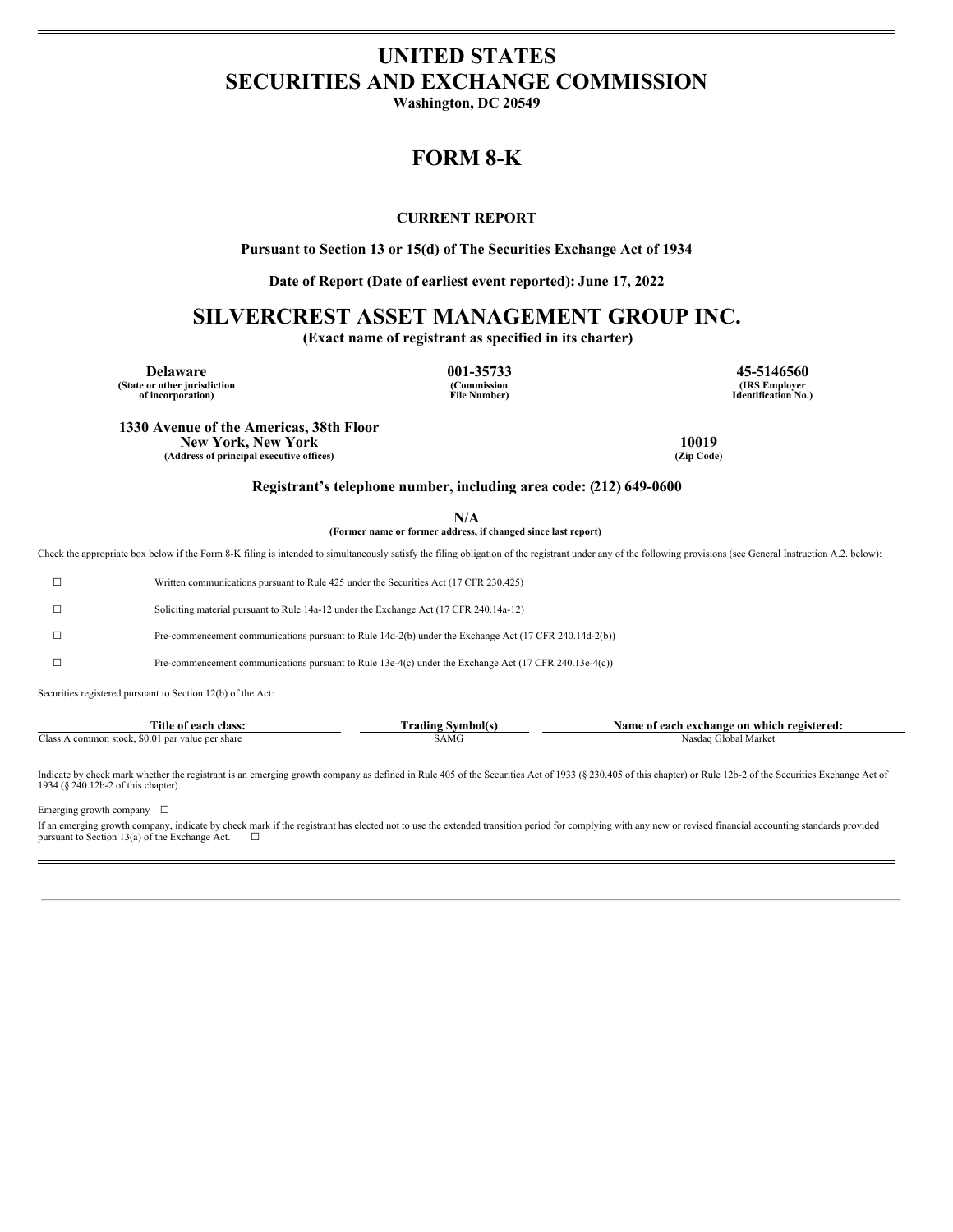# UNITED STATES
# SECURITIES AND EXCHANGE COMMISSION

**Washington, DC 20549**

# FORM 8-K

**CURRENT REPORT**

**Pursuant to Section 13 or 15(d) of The Securities Exchange Act of 1934**

**Date of Report (Date of earliest event reported): June 17, 2022**

# SILVERCREST ASSET MANAGEMENT GROUP INC.

**(Exact name of registrant as specified in its charter)**

| **Delaware** | **001-35733** | **45-5146560** |
|---|---|---|
| **(State or other jurisdiction of incorporation)** | **(Commission File Number)** | **(IRS Employer Identification No.)** |

| **1330 Avenue of the Americas, 38th Floor New York, New York** | **10019** |
|---|---|
| **(Address of principal executive offices)** | **(Zip Code)** |

**Registrant's telephone number, including area code: (212) 649-0600**

**N/A**

**(Former name or former address, if changed since last report)**

Check the appropriate box below if the Form 8-K filing is intended to simultaneously satisfy the filing obligation of the registrant under any of the following provisions (see General Instruction A.2. below):

☐ Written communications pursuant to Rule 425 under the Securities Act (17 CFR 230.425)

☐ Soliciting material pursuant to Rule 14a-12 under the Exchange Act (17 CFR 240.14a-12)

☐ Pre-commencement communications pursuant to Rule 14d-2(b) under the Exchange Act (17 CFR 240.14d-2(b))

☐ Pre-commencement communications pursuant to Rule 13e-4(c) under the Exchange Act (17 CFR 240.13e-4(c))

Securities registered pursuant to Section 12(b) of the Act:

| Title of each class: | Trading Symbol(s) | Name of each exchange on which registered: |
|---|---|---|
| Class A common stock, $0.01 par value per share | SAMG | Nasdaq Global Market |

Indicate by check mark whether the registrant is an emerging growth company as defined in Rule 405 of the Securities Act of 1933 (§ 230.405 of this chapter) or Rule 12b-2 of the Securities Exchange Act of 1934 (§ 240.12b-2 of this chapter).

Emerging growth company ☐

If an emerging growth company, indicate by check mark if the registrant has elected not to use the extended transition period for complying with any new or revised financial accounting standards provided pursuant to Section 13(a) of the Exchange Act. ☐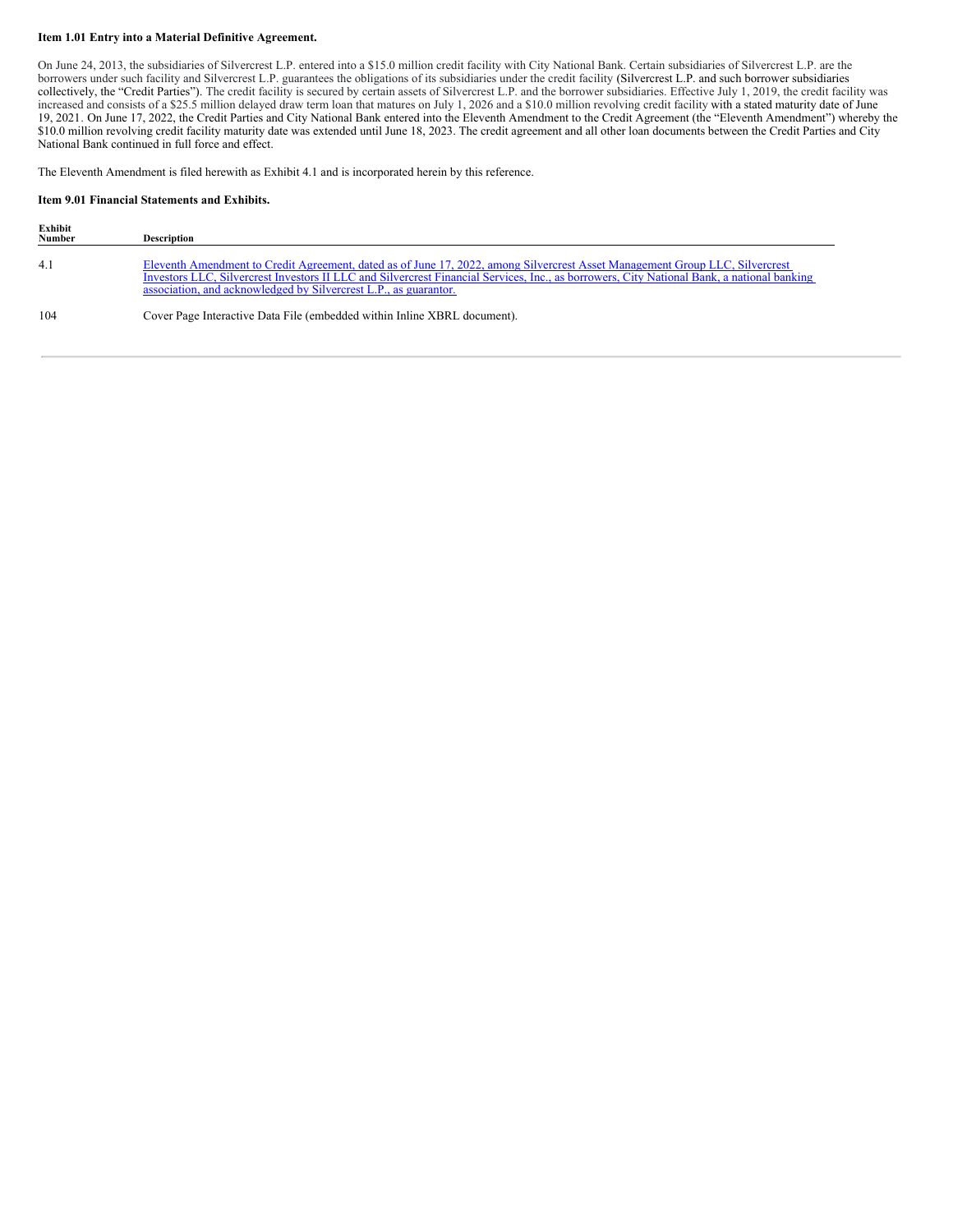**Item 1.01 Entry into a Material Definitive Agreement.**

On June 24, 2013, the subsidiaries of Silvercrest L.P. entered into a $15.0 million credit facility with City National Bank. Certain subsidiaries of Silvercrest L.P. are the borrowers under such facility and Silvercrest L.P. guarantees the obligations of its subsidiaries under the credit facility (Silvercrest L.P. and such borrower subsidiaries collectively, the "Credit Parties"). The credit facility is secured by certain assets of Silvercrest L.P. and the borrower subsidiaries. Effective July 1, 2019, the credit facility was increased and consists of a $25.5 million delayed draw term loan that matures on July 1, 2026 and a $10.0 million revolving credit facility with a stated maturity date of June 19, 2021. On June 17, 2022, the Credit Parties and City National Bank entered into the Eleventh Amendment to the Credit Agreement (the "Eleventh Amendment") whereby the $10.0 million revolving credit facility maturity date was extended until June 18, 2023. The credit agreement and all other loan documents between the Credit Parties and City National Bank continued in full force and effect.

The Eleventh Amendment is filed herewith as Exhibit 4.1 and is incorporated herein by this reference.

**Item 9.01 Financial Statements and Exhibits.**

| Exhibit Number | Description |
|---|---|
| 4.1 | Eleventh Amendment to Credit Agreement, dated as of June 17, 2022, among Silvercrest Asset Management Group LLC, Silvercrest Investors LLC, Silvercrest Investors II LLC and Silvercrest Financial Services, Inc., as borrowers, City National Bank, a national banking association, and acknowledged by Silvercrest L.P., as guarantor. |
| 104 | Cover Page Interactive Data File (embedded within Inline XBRL document). |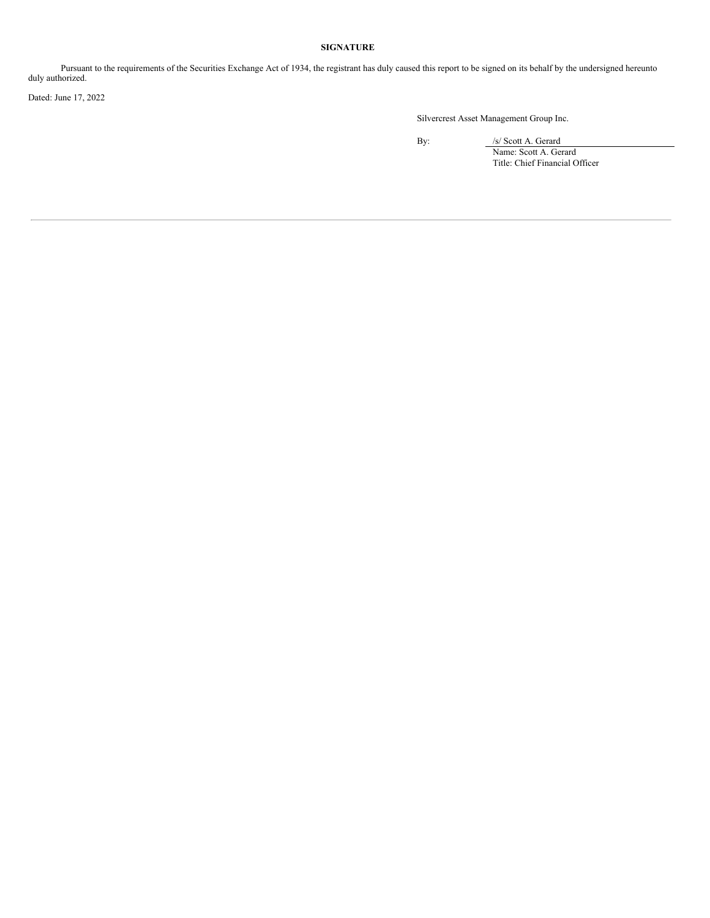**SIGNATURE**

Pursuant to the requirements of the Securities Exchange Act of 1934, the registrant has duly caused this report to be signed on its behalf by the undersigned hereunto duly authorized.

Dated: June 17, 2022

Silvercrest Asset Management Group Inc.

By: /s/ Scott A. Gerard

Name: Scott A. Gerard

Title: Chief Financial Officer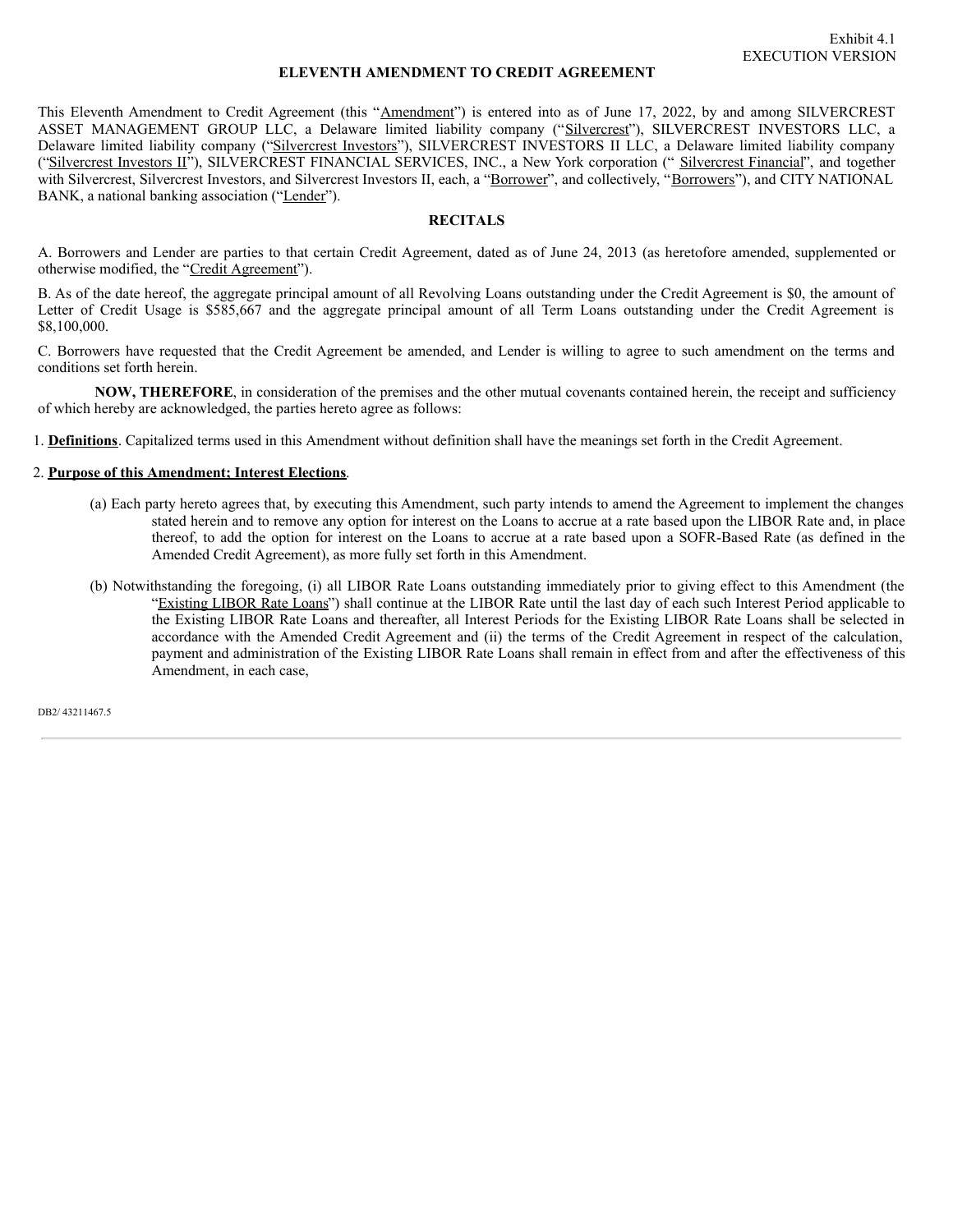Exhibit 4.1
EXECUTION VERSION

# ELEVENTH AMENDMENT TO CREDIT AGREEMENT

This Eleventh Amendment to Credit Agreement (this "Amendment") is entered into as of June 17, 2022, by and among SILVERCREST ASSET MANAGEMENT GROUP LLC, a Delaware limited liability company ("Silvercrest"), SILVERCREST INVESTORS LLC, a Delaware limited liability company ("Silvercrest Investors"), SILVERCREST INVESTORS II LLC, a Delaware limited liability company ("Silvercrest Investors II"), SILVERCREST FINANCIAL SERVICES, INC., a New York corporation (" Silvercrest Financial", and together with Silvercrest, Silvercrest Investors, and Silvercrest Investors II, each, a "Borrower", and collectively, "Borrowers"), and CITY NATIONAL BANK, a national banking association ("Lender").

## RECITALS

A. Borrowers and Lender are parties to that certain Credit Agreement, dated as of June 24, 2013 (as heretofore amended, supplemented or otherwise modified, the "Credit Agreement").

B. As of the date hereof, the aggregate principal amount of all Revolving Loans outstanding under the Credit Agreement is $0, the amount of Letter of Credit Usage is $585,667 and the aggregate principal amount of all Term Loans outstanding under the Credit Agreement is $8,100,000.

C. Borrowers have requested that the Credit Agreement be amended, and Lender is willing to agree to such amendment on the terms and conditions set forth herein.

**NOW, THEREFORE**, in consideration of the premises and the other mutual covenants contained herein, the receipt and sufficiency of which hereby are acknowledged, the parties hereto agree as follows:

1. **Definitions**. Capitalized terms used in this Amendment without definition shall have the meanings set forth in the Credit Agreement.

2. **Purpose of this Amendment; Interest Elections**.

(a) Each party hereto agrees that, by executing this Amendment, such party intends to amend the Agreement to implement the changes stated herein and to remove any option for interest on the Loans to accrue at a rate based upon the LIBOR Rate and, in place thereof, to add the option for interest on the Loans to accrue at a rate based upon a SOFR-Based Rate (as defined in the Amended Credit Agreement), as more fully set forth in this Amendment.

(b) Notwithstanding the foregoing, (i) all LIBOR Rate Loans outstanding immediately prior to giving effect to this Amendment (the "Existing LIBOR Rate Loans") shall continue at the LIBOR Rate until the last day of each such Interest Period applicable to the Existing LIBOR Rate Loans and thereafter, all Interest Periods for the Existing LIBOR Rate Loans shall be selected in accordance with the Amended Credit Agreement and (ii) the terms of the Credit Agreement in respect of the calculation, payment and administration of the Existing LIBOR Rate Loans shall remain in effect from and after the effectiveness of this Amendment, in each case,

DB2/ 43211467.5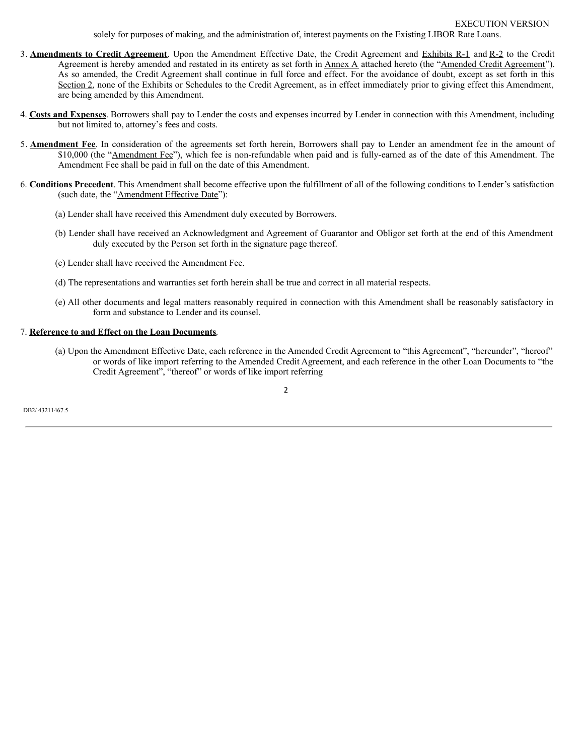solely for purposes of making, and the administration of, interest payments on the Existing LIBOR Rate Loans.

3. **Amendments to Credit Agreement**. Upon the Amendment Effective Date, the Credit Agreement and Exhibits R-1 and R-2 to the Credit Agreement is hereby amended and restated in its entirety as set forth in Annex A attached hereto (the "Amended Credit Agreement"). As so amended, the Credit Agreement shall continue in full force and effect. For the avoidance of doubt, except as set forth in this Section 2, none of the Exhibits or Schedules to the Credit Agreement, as in effect immediately prior to giving effect this Amendment, are being amended by this Amendment.

4. **Costs and Expenses**. Borrowers shall pay to Lender the costs and expenses incurred by Lender in connection with this Amendment, including but not limited to, attorney's fees and costs.

5. **Amendment Fee**. In consideration of the agreements set forth herein, Borrowers shall pay to Lender an amendment fee in the amount of $10,000 (the "Amendment Fee"), which fee is non-refundable when paid and is fully-earned as of the date of this Amendment. The Amendment Fee shall be paid in full on the date of this Amendment.

6. **Conditions Precedent**. This Amendment shall become effective upon the fulfillment of all of the following conditions to Lender's satisfaction (such date, the "Amendment Effective Date"):

   (a) Lender shall have received this Amendment duly executed by Borrowers.

   (b) Lender shall have received an Acknowledgment and Agreement of Guarantor and Obligor set forth at the end of this Amendment duly executed by the Person set forth in the signature page thereof.

   (c) Lender shall have received the Amendment Fee.

   (d) The representations and warranties set forth herein shall be true and correct in all material respects.

   (e) All other documents and legal matters reasonably required in connection with this Amendment shall be reasonably satisfactory in form and substance to Lender and its counsel.

7. **Reference to and Effect on the Loan Documents**.

   (a) Upon the Amendment Effective Date, each reference in the Amended Credit Agreement to "this Agreement", "hereunder", "hereof" or words of like import referring to the Amended Credit Agreement, and each reference in the other Loan Documents to "the Credit Agreement", "thereof" or words of like import referring

DB2/ 43211467.5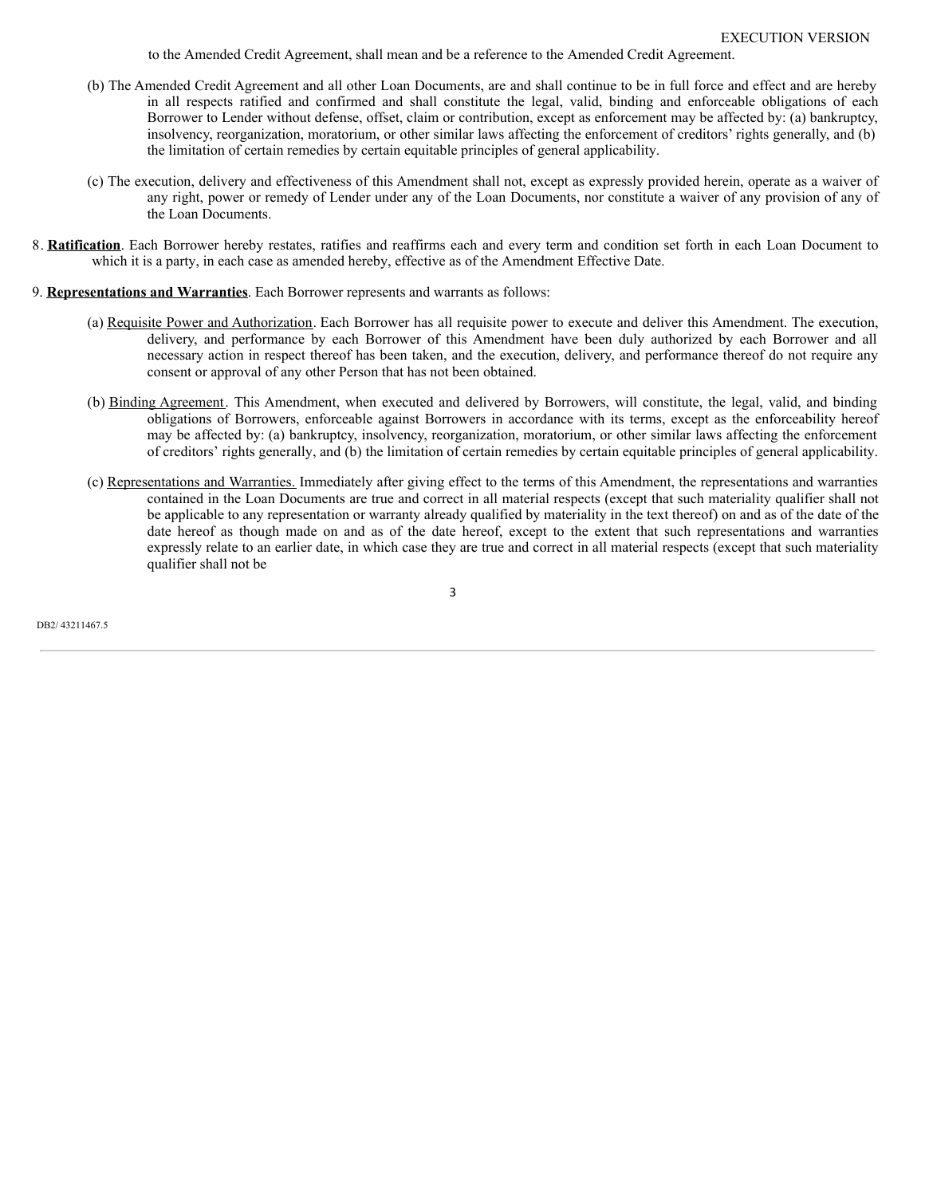to the Amended Credit Agreement, shall mean and be a reference to the Amended Credit Agreement.

(b) The Amended Credit Agreement and all other Loan Documents, are and shall continue to be in full force and effect and are hereby in all respects ratified and confirmed and shall constitute the legal, valid, binding and enforceable obligations of each Borrower to Lender without defense, offset, claim or contribution, except as enforcement may be affected by: (a) bankruptcy, insolvency, reorganization, moratorium, or other similar laws affecting the enforcement of creditors' rights generally, and (b) the limitation of certain remedies by certain equitable principles of general applicability.

(c) The execution, delivery and effectiveness of this Amendment shall not, except as expressly provided herein, operate as a waiver of any right, power or remedy of Lender under any of the Loan Documents, nor constitute a waiver of any provision of any of the Loan Documents.

8. **Ratification**. Each Borrower hereby restates, ratifies and reaffirms each and every term and condition set forth in each Loan Document to which it is a party, in each case as amended hereby, effective as of the Amendment Effective Date.

9. **Representations and Warranties**. Each Borrower represents and warrants as follows:

(a) Requisite Power and Authorization. Each Borrower has all requisite power to execute and deliver this Amendment. The execution, delivery, and performance by each Borrower of this Amendment have been duly authorized by each Borrower and all necessary action in respect thereof has been taken, and the execution, delivery, and performance thereof do not require any consent or approval of any other Person that has not been obtained.

(b) Binding Agreement. This Amendment, when executed and delivered by Borrowers, will constitute, the legal, valid, and binding obligations of Borrowers, enforceable against Borrowers in accordance with its terms, except as the enforceability hereof may be affected by: (a) bankruptcy, insolvency, reorganization, moratorium, or other similar laws affecting the enforcement of creditors' rights generally, and (b) the limitation of certain remedies by certain equitable principles of general applicability.

(c) Representations and Warranties. Immediately after giving effect to the terms of this Amendment, the representations and warranties contained in the Loan Documents are true and correct in all material respects (except that such materiality qualifier shall not be applicable to any representation or warranty already qualified by materiality in the text thereof) on and as of the date of the date hereof as though made on and as of the date hereof, except to the extent that such representations and warranties expressly relate to an earlier date, in which case they are true and correct in all material respects (except that such materiality qualifier shall not be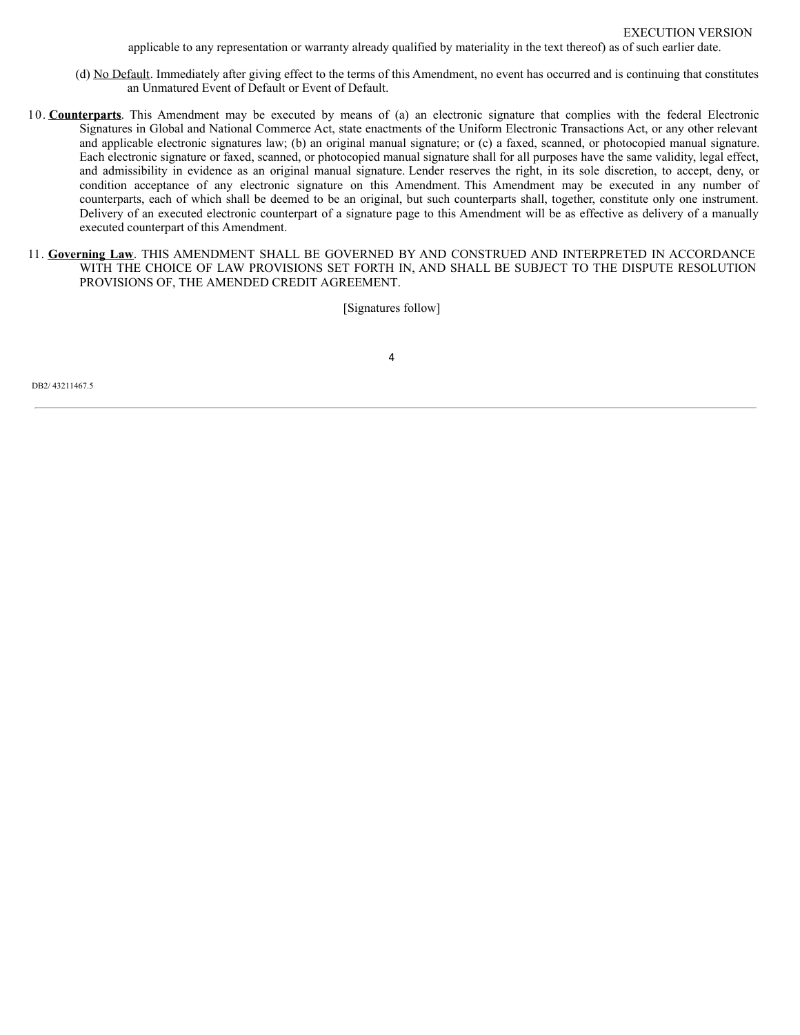applicable to any representation or warranty already qualified by materiality in the text thereof) as of such earlier date.

(d) No Default. Immediately after giving effect to the terms of this Amendment, no event has occurred and is continuing that constitutes an Unmatured Event of Default or Event of Default.

10. **Counterparts**. This Amendment may be executed by means of (a) an electronic signature that complies with the federal Electronic Signatures in Global and National Commerce Act, state enactments of the Uniform Electronic Transactions Act, or any other relevant and applicable electronic signatures law; (b) an original manual signature; or (c) a faxed, scanned, or photocopied manual signature. Each electronic signature or faxed, scanned, or photocopied manual signature shall for all purposes have the same validity, legal effect, and admissibility in evidence as an original manual signature. Lender reserves the right, in its sole discretion, to accept, deny, or condition acceptance of any electronic signature on this Amendment. This Amendment may be executed in any number of counterparts, each of which shall be deemed to be an original, but such counterparts shall, together, constitute only one instrument. Delivery of an executed electronic counterpart of a signature page to this Amendment will be as effective as delivery of a manually executed counterpart of this Amendment.

11. **Governing Law**. THIS AMENDMENT SHALL BE GOVERNED BY AND CONSTRUED AND INTERPRETED IN ACCORDANCE WITH THE CHOICE OF LAW PROVISIONS SET FORTH IN, AND SHALL BE SUBJECT TO THE DISPUTE RESOLUTION PROVISIONS OF, THE AMENDED CREDIT AGREEMENT.

[Signatures follow]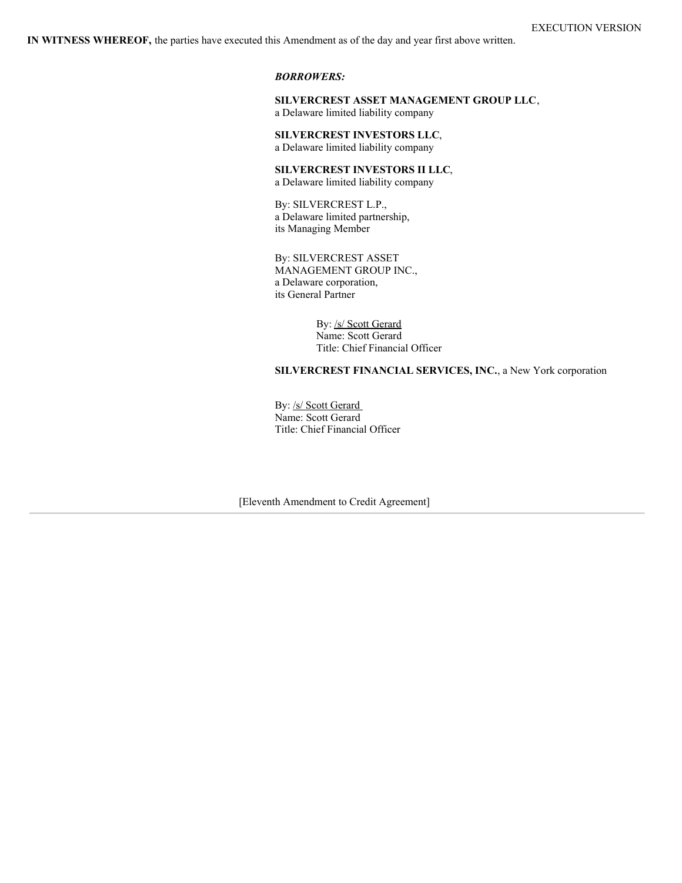EXECUTION VERSION

**IN WITNESS WHEREOF,** the parties have executed this Amendment as of the day and year first above written.

***BORROWERS:***

**SILVERCREST ASSET MANAGEMENT GROUP LLC**,
a Delaware limited liability company

**SILVERCREST INVESTORS LLC**,
a Delaware limited liability company

**SILVERCREST INVESTORS II LLC**,
a Delaware limited liability company

By: SILVERCREST L.P.,
a Delaware limited partnership,
its Managing Member

By: SILVERCREST ASSET
MANAGEMENT GROUP INC.,
a Delaware corporation,
its General Partner

By: /s/ Scott Gerard
Name: Scott Gerard
Title: Chief Financial Officer

**SILVERCREST FINANCIAL SERVICES, INC.**, a New York corporation

By: /s/ Scott Gerard
Name: Scott Gerard
Title: Chief Financial Officer

[Eleventh Amendment to Credit Agreement]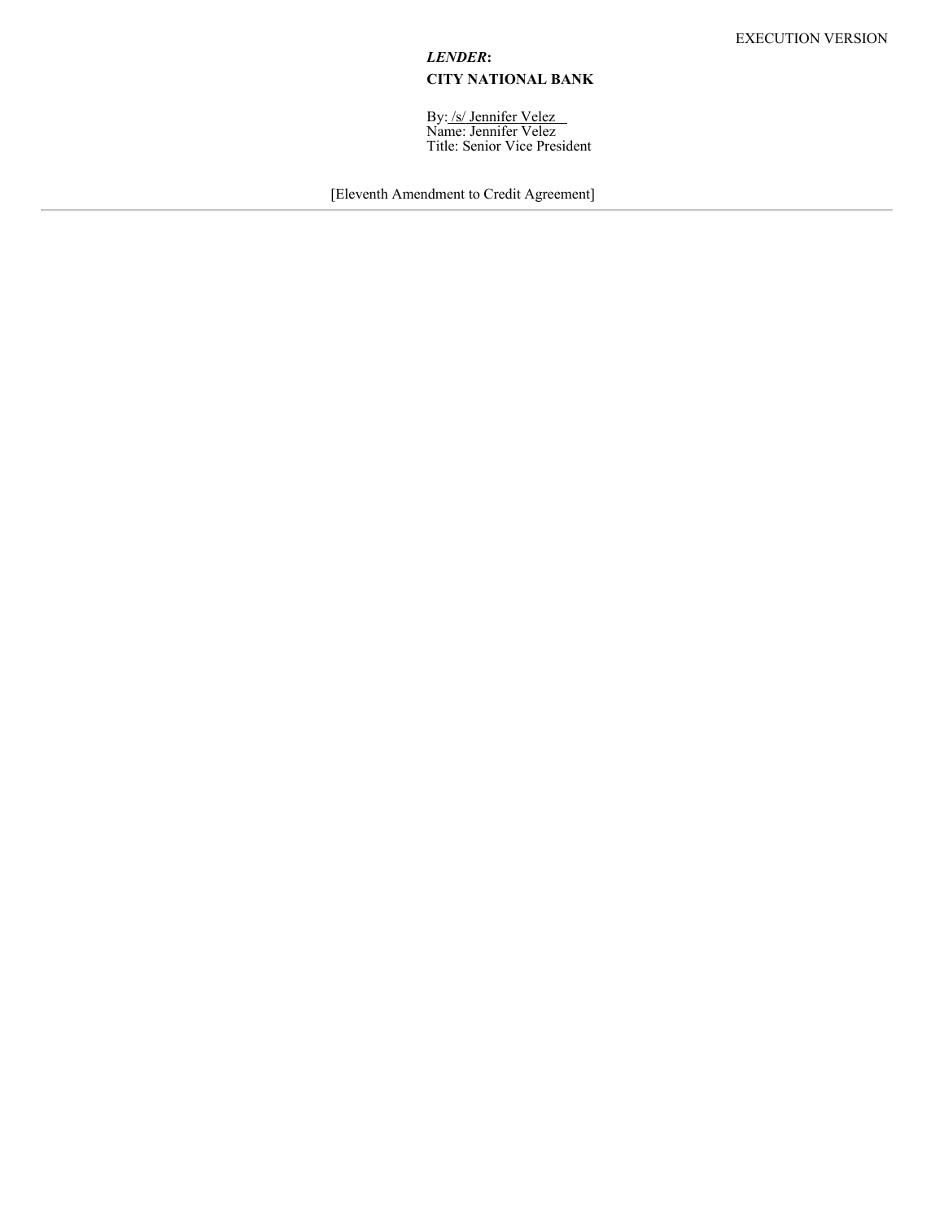***LENDER*:**

**CITY NATIONAL BANK**

By: /s/ Jennifer Velez
Name: Jennifer Velez
Title: Senior Vice President

[Eleventh Amendment to Credit Agreement]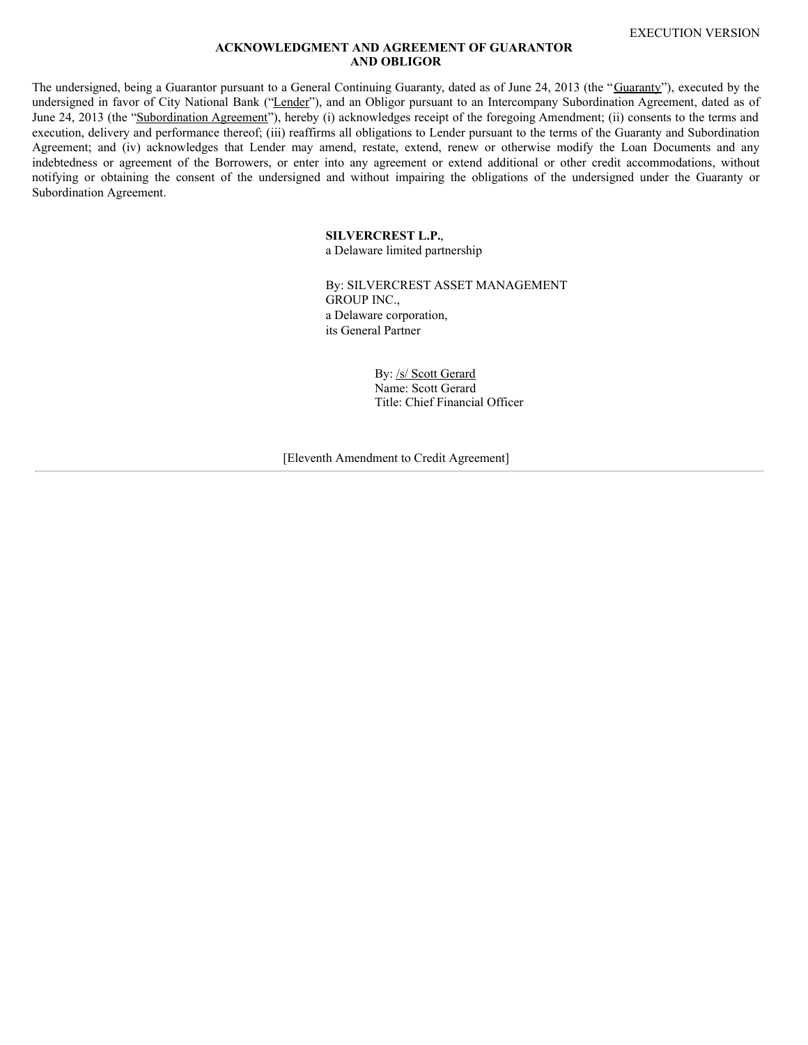EXECUTION VERSION

**ACKNOWLEDGMENT AND AGREEMENT OF GUARANTOR AND OBLIGOR**

The undersigned, being a Guarantor pursuant to a General Continuing Guaranty, dated as of June 24, 2013 (the "Guaranty"), executed by the undersigned in favor of City National Bank ("Lender"), and an Obligor pursuant to an Intercompany Subordination Agreement, dated as of June 24, 2013 (the "Subordination Agreement"), hereby (i) acknowledges receipt of the foregoing Amendment; (ii) consents to the terms and execution, delivery and performance thereof; (iii) reaffirms all obligations to Lender pursuant to the terms of the Guaranty and Subordination Agreement; and (iv) acknowledges that Lender may amend, restate, extend, renew or otherwise modify the Loan Documents and any indebtedness or agreement of the Borrowers, or enter into any agreement or extend additional or other credit accommodations, without notifying or obtaining the consent of the undersigned and without impairing the obligations of the undersigned under the Guaranty or Subordination Agreement.

**SILVERCREST L.P.**,
a Delaware limited partnership

By: SILVERCREST ASSET MANAGEMENT GROUP INC.,
a Delaware corporation,
its General Partner

By: /s/ Scott Gerard
Name: Scott Gerard
Title: Chief Financial Officer

[Eleventh Amendment to Credit Agreement]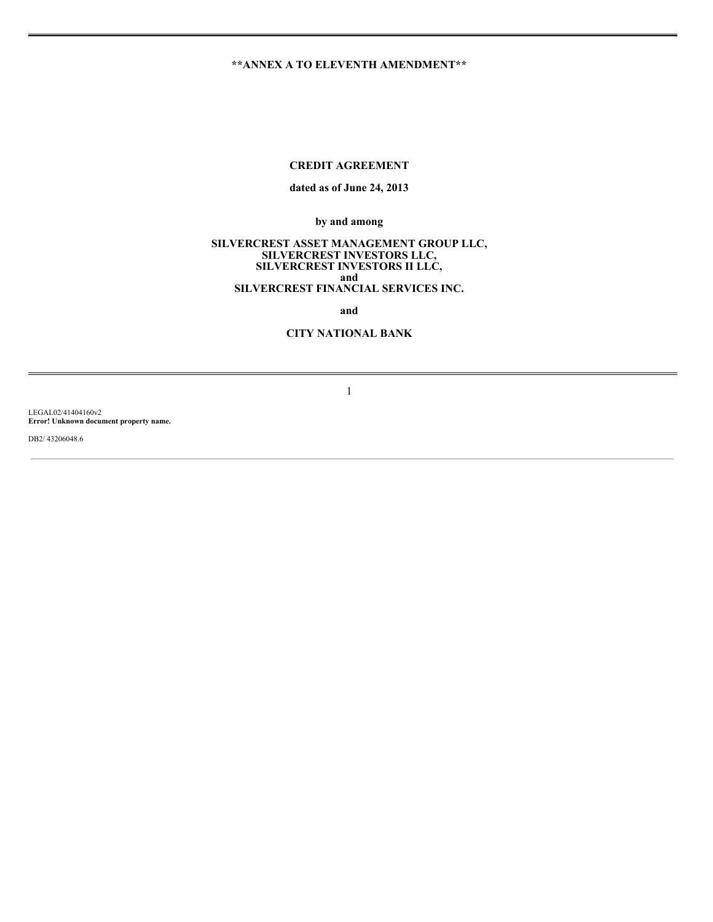**ANNEX A TO ELEVENTH AMENDMENT**

# CREDIT AGREEMENT

**dated as of June 24, 2013**

**by and among**

**SILVERCREST ASSET MANAGEMENT GROUP LLC,**
**SILVERCREST INVESTORS LLC,**
**SILVERCREST INVESTORS II LLC,**
**and**
**SILVERCREST FINANCIAL SERVICES INC.**

**and**

**CITY NATIONAL BANK**

LEGAL02/41404160v2
**Error! Unknown document property name.**

DB2/ 43206048.6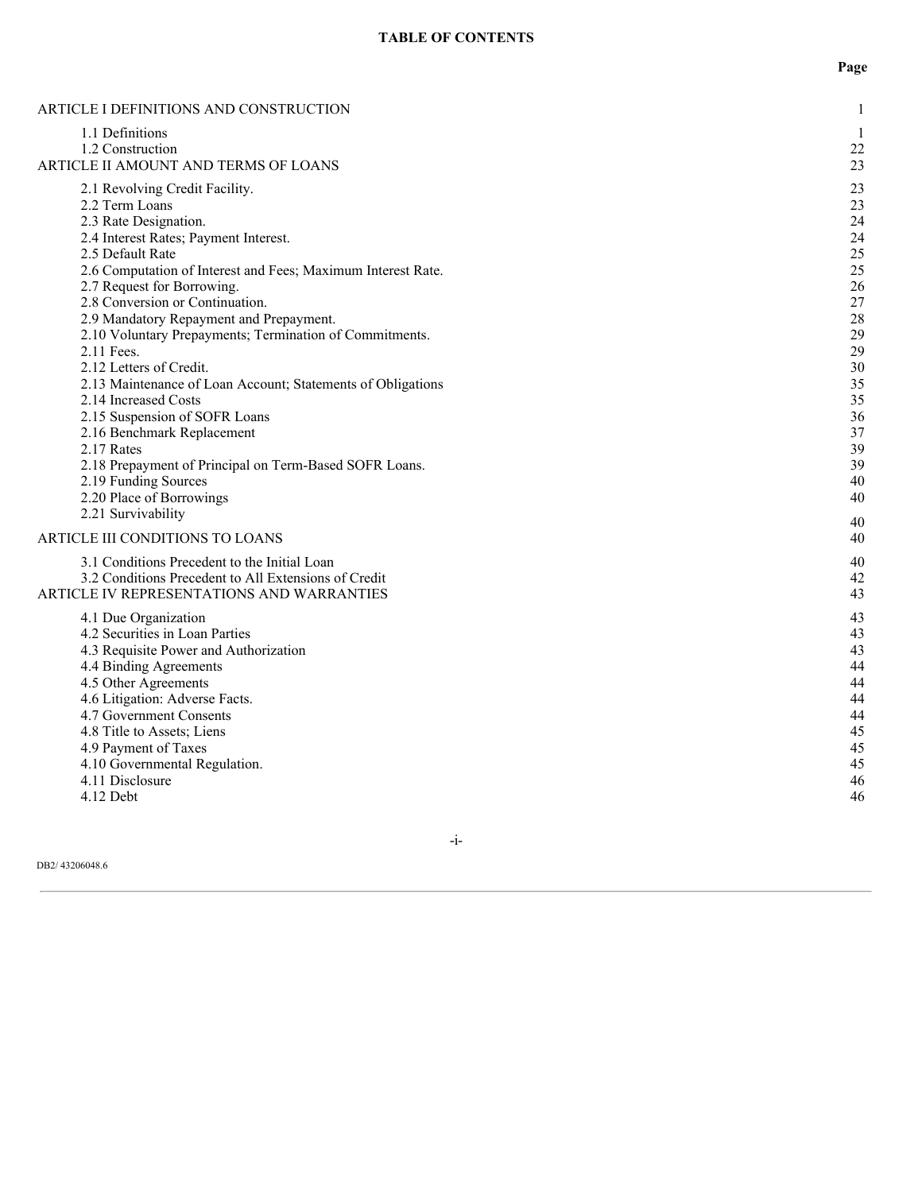**TABLE OF CONTENTS**

| | Page |
|---|---|
| ARTICLE I DEFINITIONS AND CONSTRUCTION | 1 |
| 1.1 Definitions | 1 |
| 1.2 Construction | 22 |
| ARTICLE II AMOUNT AND TERMS OF LOANS | 23 |
| 2.1 Revolving Credit Facility. | 23 |
| 2.2 Term Loans | 23 |
| 2.3 Rate Designation. | 24 |
| 2.4 Interest Rates; Payment Interest. | 24 |
| 2.5 Default Rate | 25 |
| 2.6 Computation of Interest and Fees; Maximum Interest Rate. | 25 |
| 2.7 Request for Borrowing. | 26 |
| 2.8 Conversion or Continuation. | 27 |
| 2.9 Mandatory Repayment and Prepayment. | 28 |
| 2.10 Voluntary Prepayments; Termination of Commitments. | 29 |
| 2.11 Fees. | 29 |
| 2.12 Letters of Credit. | 30 |
| 2.13 Maintenance of Loan Account; Statements of Obligations | 35 |
| 2.14 Increased Costs | 35 |
| 2.15 Suspension of SOFR Loans | 36 |
| 2.16 Benchmark Replacement | 37 |
| 2.17 Rates | 39 |
| 2.18 Prepayment of Principal on Term-Based SOFR Loans. | 39 |
| 2.19 Funding Sources | 40 |
| 2.20 Place of Borrowings | 40 |
| 2.21 Survivability | 40 |
| ARTICLE III CONDITIONS TO LOANS | 40 |
| 3.1 Conditions Precedent to the Initial Loan | 40 |
| 3.2 Conditions Precedent to All Extensions of Credit | 42 |
| ARTICLE IV REPRESENTATIONS AND WARRANTIES | 43 |
| 4.1 Due Organization | 43 |
| 4.2 Securities in Loan Parties | 43 |
| 4.3 Requisite Power and Authorization | 43 |
| 4.4 Binding Agreements | 44 |
| 4.5 Other Agreements | 44 |
| 4.6 Litigation: Adverse Facts. | 44 |
| 4.7 Government Consents | 44 |
| 4.8 Title to Assets; Liens | 45 |
| 4.9 Payment of Taxes | 45 |
| 4.10 Governmental Regulation. | 45 |
| 4.11 Disclosure | 46 |
| 4.12 Debt | 46 |

DB2/ 43206048.6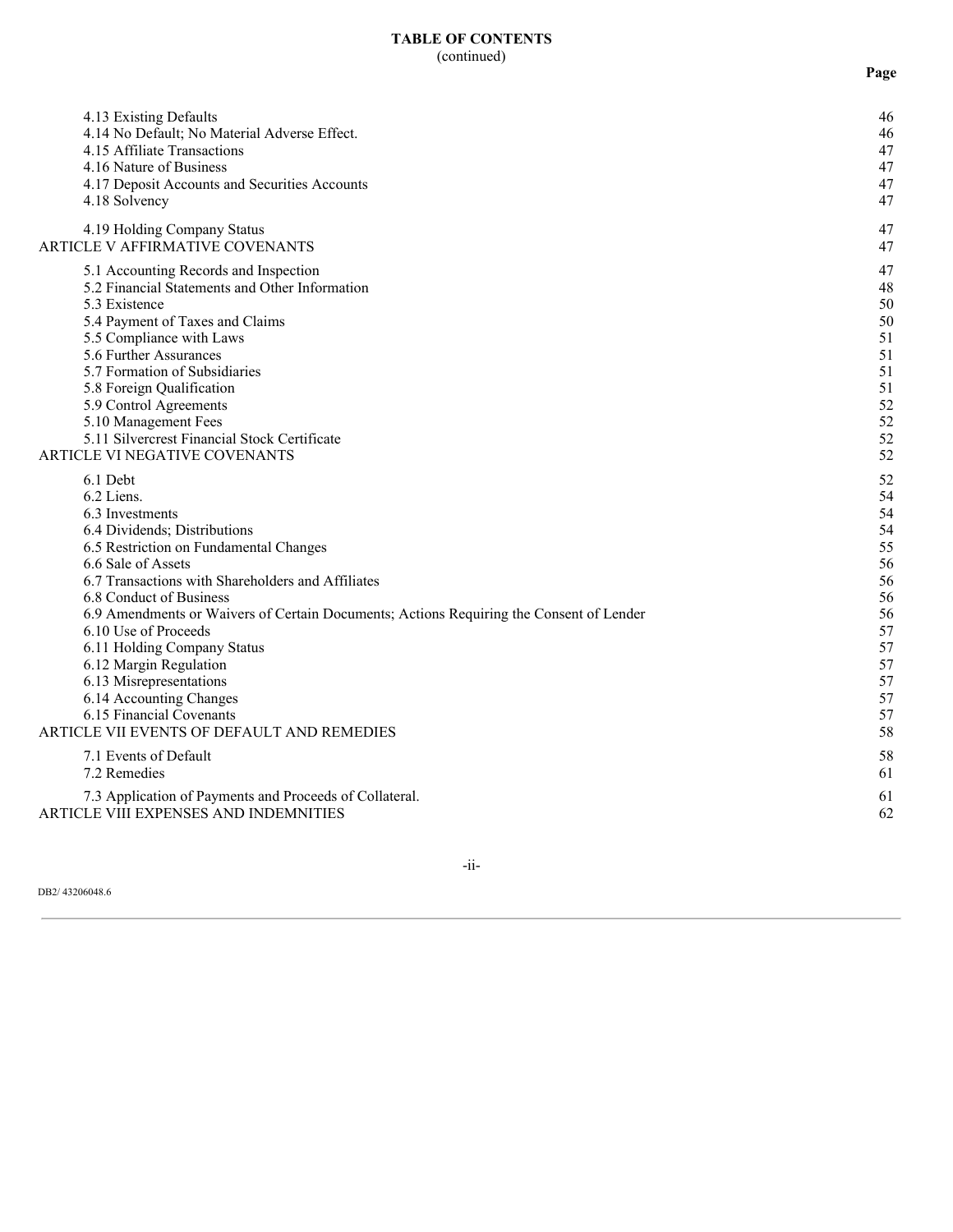**TABLE OF CONTENTS**
(continued)

| | Page |
|---|---|
| 4.13 Existing Defaults | 46 |
| 4.14 No Default; No Material Adverse Effect. | 46 |
| 4.15 Affiliate Transactions | 47 |
| 4.16 Nature of Business | 47 |
| 4.17 Deposit Accounts and Securities Accounts | 47 |
| 4.18 Solvency | 47 |
| 4.19 Holding Company Status | 47 |
| ARTICLE V AFFIRMATIVE COVENANTS | 47 |
| 5.1 Accounting Records and Inspection | 47 |
| 5.2 Financial Statements and Other Information | 48 |
| 5.3 Existence | 50 |
| 5.4 Payment of Taxes and Claims | 50 |
| 5.5 Compliance with Laws | 51 |
| 5.6 Further Assurances | 51 |
| 5.7 Formation of Subsidiaries | 51 |
| 5.8 Foreign Qualification | 51 |
| 5.9 Control Agreements | 52 |
| 5.10 Management Fees | 52 |
| 5.11 Silvercrest Financial Stock Certificate | 52 |
| ARTICLE VI NEGATIVE COVENANTS | 52 |
| 6.1 Debt | 52 |
| 6.2 Liens. | 54 |
| 6.3 Investments | 54 |
| 6.4 Dividends; Distributions | 54 |
| 6.5 Restriction on Fundamental Changes | 55 |
| 6.6 Sale of Assets | 56 |
| 6.7 Transactions with Shareholders and Affiliates | 56 |
| 6.8 Conduct of Business | 56 |
| 6.9 Amendments or Waivers of Certain Documents; Actions Requiring the Consent of Lender | 56 |
| 6.10 Use of Proceeds | 57 |
| 6.11 Holding Company Status | 57 |
| 6.12 Margin Regulation | 57 |
| 6.13 Misrepresentations | 57 |
| 6.14 Accounting Changes | 57 |
| 6.15 Financial Covenants | 57 |
| ARTICLE VII EVENTS OF DEFAULT AND REMEDIES | 58 |
| 7.1 Events of Default | 58 |
| 7.2 Remedies | 61 |
| 7.3 Application of Payments and Proceeds of Collateral. | 61 |
| ARTICLE VIII EXPENSES AND INDEMNITIES | 62 |

DB2/ 43206048.6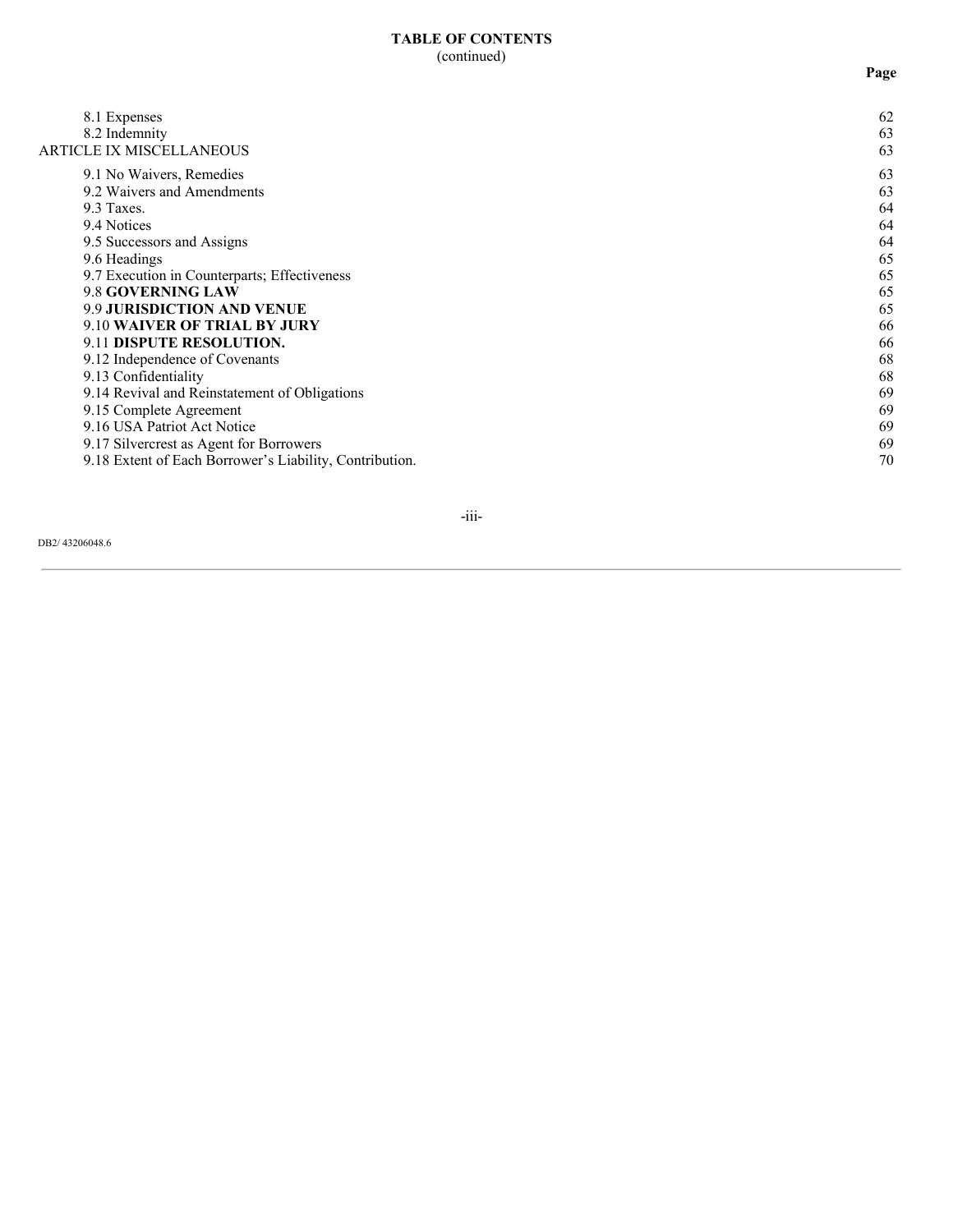**TABLE OF CONTENTS**
(continued)

| | Page |
|---|---|
| 8.1 Expenses | 62 |
| 8.2 Indemnity | 63 |
| ARTICLE IX MISCELLANEOUS | 63 |
| 9.1 No Waivers, Remedies | 63 |
| 9.2 Waivers and Amendments | 63 |
| 9.3 Taxes. | 64 |
| 9.4 Notices | 64 |
| 9.5 Successors and Assigns | 64 |
| 9.6 Headings | 65 |
| 9.7 Execution in Counterparts; Effectiveness | 65 |
| 9.8 **GOVERNING LAW** | 65 |
| 9.9 **JURISDICTION AND VENUE** | 65 |
| 9.10 **WAIVER OF TRIAL BY JURY** | 66 |
| 9.11 **DISPUTE RESOLUTION.** | 66 |
| 9.12 Independence of Covenants | 68 |
| 9.13 Confidentiality | 68 |
| 9.14 Revival and Reinstatement of Obligations | 69 |
| 9.15 Complete Agreement | 69 |
| 9.16 USA Patriot Act Notice | 69 |
| 9.17 Silvercrest as Agent for Borrowers | 69 |
| 9.18 Extent of Each Borrower's Liability, Contribution. | 70 |

DB2/ 43206048.6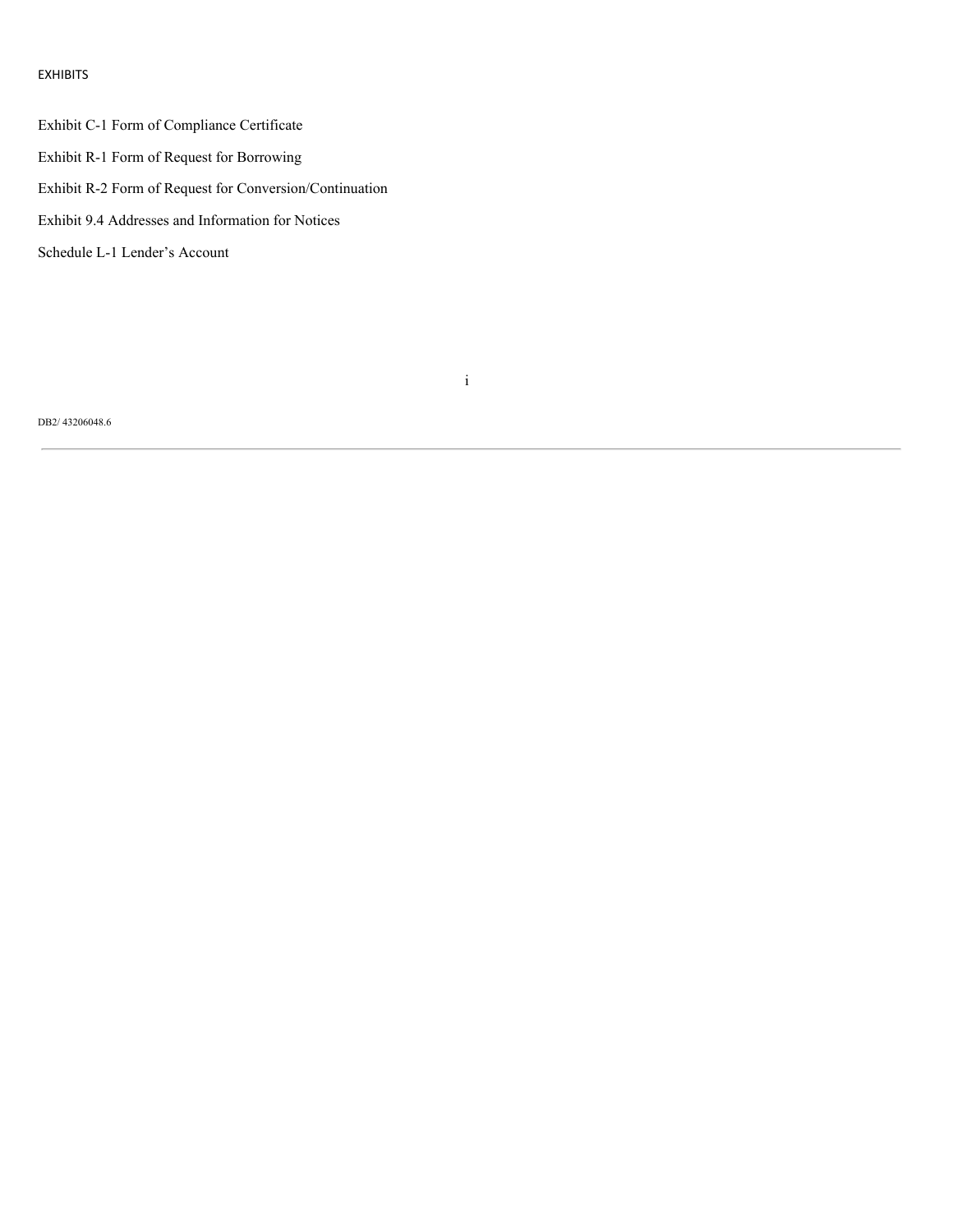EXHIBITS

Exhibit C-1 Form of Compliance Certificate

Exhibit R-1 Form of Request for Borrowing

Exhibit R-2 Form of Request for Conversion/Continuation

Exhibit 9.4 Addresses and Information for Notices

Schedule L-1 Lender's Account

DB2/ 43206048.6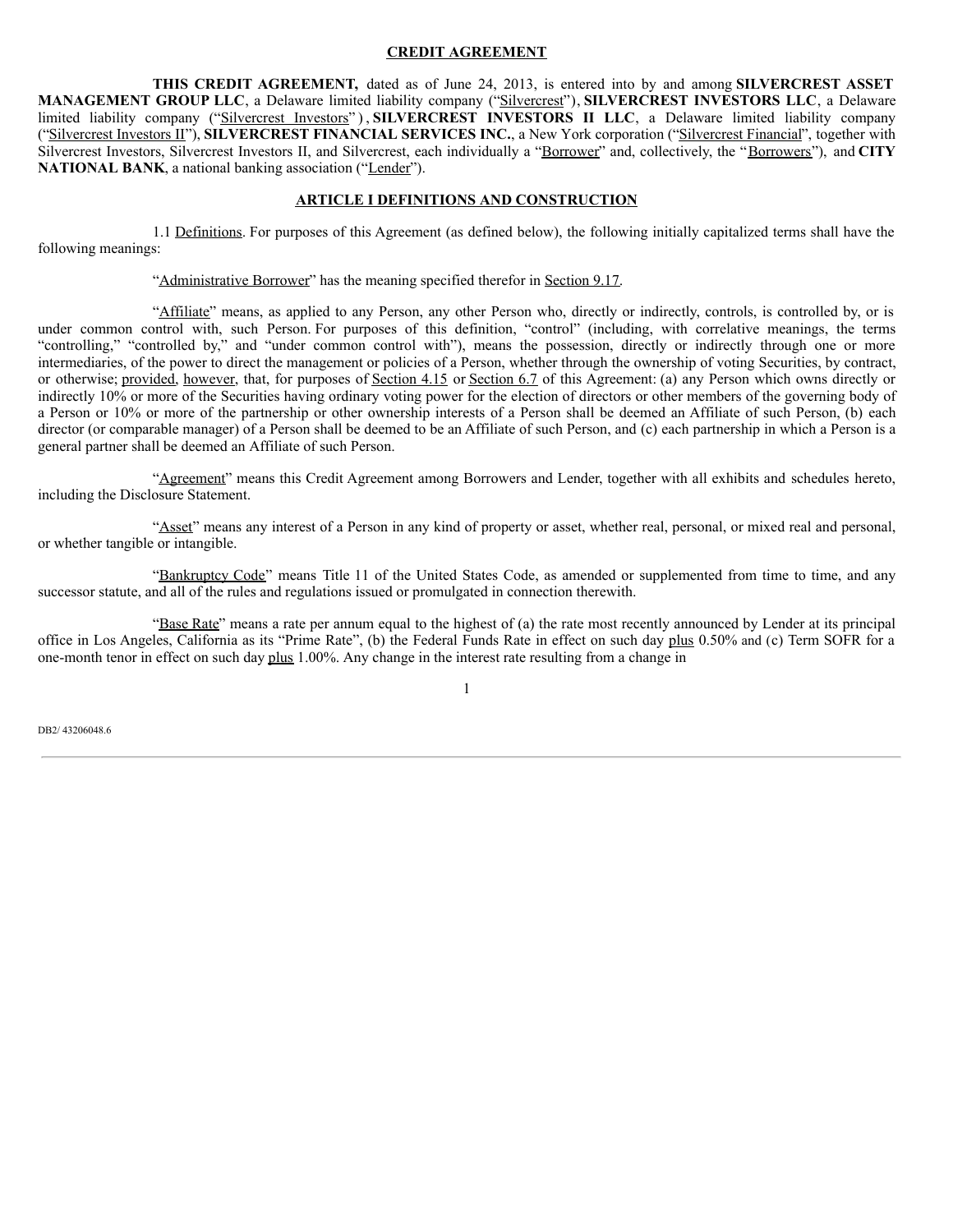# CREDIT AGREEMENT

**THIS CREDIT AGREEMENT,** dated as of June 24, 2013, is entered into by and among **SILVERCREST ASSET MANAGEMENT GROUP LLC**, a Delaware limited liability company ("Silvercrest"), **SILVERCREST INVESTORS LLC**, a Delaware limited liability company ("Silvercrest Investors"), **SILVERCREST INVESTORS II LLC**, a Delaware limited liability company ("Silvercrest Investors II"), **SILVERCREST FINANCIAL SERVICES INC.**, a New York corporation ("Silvercrest Financial", together with Silvercrest Investors, Silvercrest Investors II, and Silvercrest, each individually a "Borrower" and, collectively, the "Borrowers"), and **CITY NATIONAL BANK**, a national banking association ("Lender").

## ARTICLE I DEFINITIONS AND CONSTRUCTION

1.1 Definitions. For purposes of this Agreement (as defined below), the following initially capitalized terms shall have the following meanings:

"Administrative Borrower" has the meaning specified therefor in Section 9.17.

"Affiliate" means, as applied to any Person, any other Person who, directly or indirectly, controls, is controlled by, or is under common control with, such Person. For purposes of this definition, "control" (including, with correlative meanings, the terms "controlling," "controlled by," and "under common control with"), means the possession, directly or indirectly through one or more intermediaries, of the power to direct the management or policies of a Person, whether through the ownership of voting Securities, by contract, or otherwise; provided, however, that, for purposes of Section 4.15 or Section 6.7 of this Agreement: (a) any Person which owns directly or indirectly 10% or more of the Securities having ordinary voting power for the election of directors or other members of the governing body of a Person or 10% or more of the partnership or other ownership interests of a Person shall be deemed an Affiliate of such Person, (b) each director (or comparable manager) of a Person shall be deemed to be an Affiliate of such Person, and (c) each partnership in which a Person is a general partner shall be deemed an Affiliate of such Person.

"Agreement" means this Credit Agreement among Borrowers and Lender, together with all exhibits and schedules hereto, including the Disclosure Statement.

"Asset" means any interest of a Person in any kind of property or asset, whether real, personal, or mixed real and personal, or whether tangible or intangible.

"Bankruptcy Code" means Title 11 of the United States Code, as amended or supplemented from time to time, and any successor statute, and all of the rules and regulations issued or promulgated in connection therewith.

"Base Rate" means a rate per annum equal to the highest of (a) the rate most recently announced by Lender at its principal office in Los Angeles, California as its "Prime Rate", (b) the Federal Funds Rate in effect on such day plus 0.50% and (c) Term SOFR for a one-month tenor in effect on such day plus 1.00%. Any change in the interest rate resulting from a change in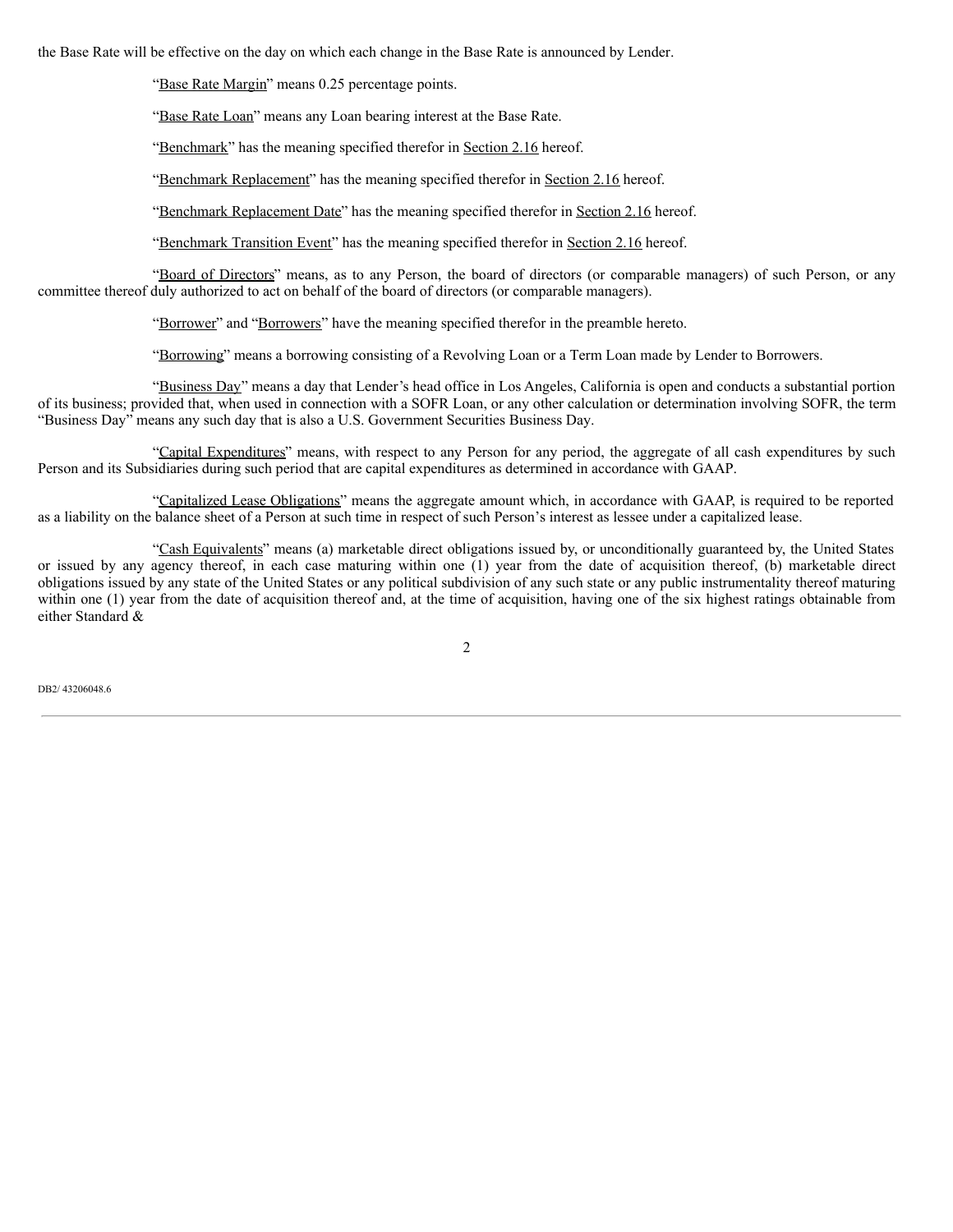the Base Rate will be effective on the day on which each change in the Base Rate is announced by Lender.

"Base Rate Margin" means 0.25 percentage points.

"Base Rate Loan" means any Loan bearing interest at the Base Rate.

"Benchmark" has the meaning specified therefor in Section 2.16 hereof.

"Benchmark Replacement" has the meaning specified therefor in Section 2.16 hereof.

"Benchmark Replacement Date" has the meaning specified therefor in Section 2.16 hereof.

"Benchmark Transition Event" has the meaning specified therefor in Section 2.16 hereof.

"Board of Directors" means, as to any Person, the board of directors (or comparable managers) of such Person, or any committee thereof duly authorized to act on behalf of the board of directors (or comparable managers).

"Borrower" and "Borrowers" have the meaning specified therefor in the preamble hereto.

"Borrowing" means a borrowing consisting of a Revolving Loan or a Term Loan made by Lender to Borrowers.

"Business Day" means a day that Lender's head office in Los Angeles, California is open and conducts a substantial portion of its business; provided that, when used in connection with a SOFR Loan, or any other calculation or determination involving SOFR, the term "Business Day" means any such day that is also a U.S. Government Securities Business Day.

"Capital Expenditures" means, with respect to any Person for any period, the aggregate of all cash expenditures by such Person and its Subsidiaries during such period that are capital expenditures as determined in accordance with GAAP.

"Capitalized Lease Obligations" means the aggregate amount which, in accordance with GAAP, is required to be reported as a liability on the balance sheet of a Person at such time in respect of such Person's interest as lessee under a capitalized lease.

"Cash Equivalents" means (a) marketable direct obligations issued by, or unconditionally guaranteed by, the United States or issued by any agency thereof, in each case maturing within one (1) year from the date of acquisition thereof, (b) marketable direct obligations issued by any state of the United States or any political subdivision of any such state or any public instrumentality thereof maturing within one (1) year from the date of acquisition thereof and, at the time of acquisition, having one of the six highest ratings obtainable from either Standard &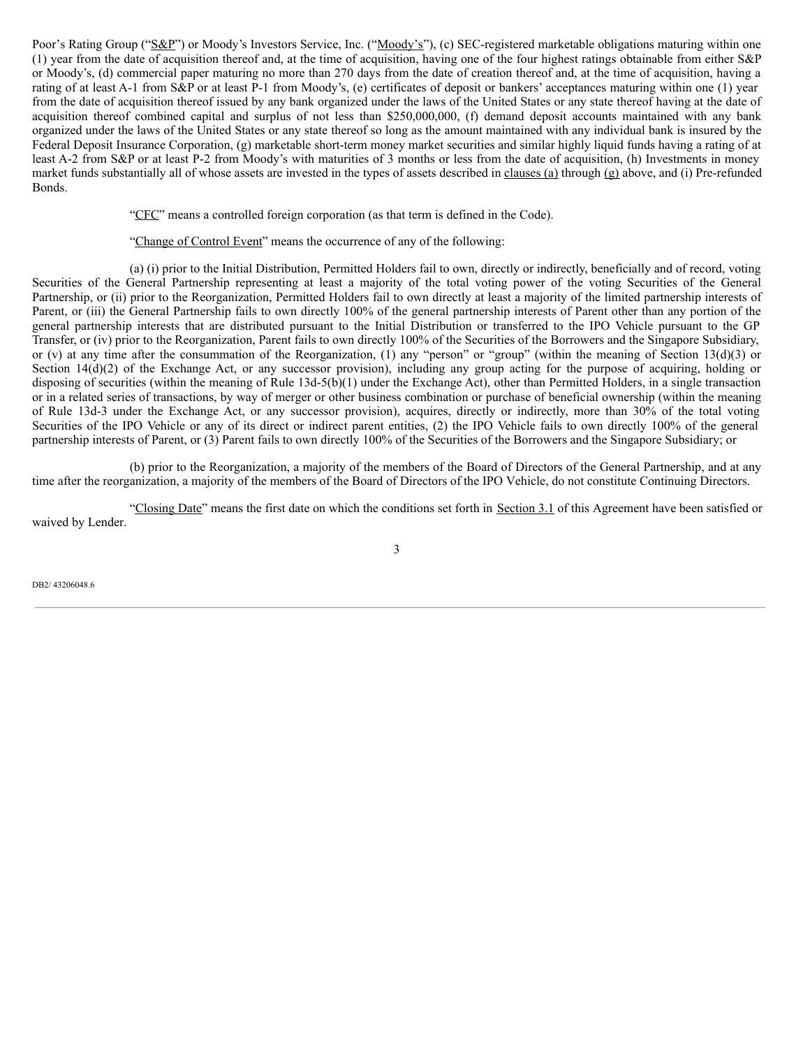Poor's Rating Group ("S&P") or Moody's Investors Service, Inc. ("Moody's"), (c) SEC-registered marketable obligations maturing within one (1) year from the date of acquisition thereof and, at the time of acquisition, having one of the four highest ratings obtainable from either S&P or Moody's, (d) commercial paper maturing no more than 270 days from the date of creation thereof and, at the time of acquisition, having a rating of at least A-1 from S&P or at least P-1 from Moody's, (e) certificates of deposit or bankers' acceptances maturing within one (1) year from the date of acquisition thereof issued by any bank organized under the laws of the United States or any state thereof having at the date of acquisition thereof combined capital and surplus of not less than $250,000,000, (f) demand deposit accounts maintained with any bank organized under the laws of the United States or any state thereof so long as the amount maintained with any individual bank is insured by the Federal Deposit Insurance Corporation, (g) marketable short-term money market securities and similar highly liquid funds having a rating of at least A-2 from S&P or at least P-2 from Moody's with maturities of 3 months or less from the date of acquisition, (h) Investments in money market funds substantially all of whose assets are invested in the types of assets described in clauses (a) through (g) above, and (i) Pre-refunded Bonds.

"CFC" means a controlled foreign corporation (as that term is defined in the Code).

"Change of Control Event" means the occurrence of any of the following:

(a) (i) prior to the Initial Distribution, Permitted Holders fail to own, directly or indirectly, beneficially and of record, voting Securities of the General Partnership representing at least a majority of the total voting power of the voting Securities of the General Partnership, or (ii) prior to the Reorganization, Permitted Holders fail to own directly at least a majority of the limited partnership interests of Parent, or (iii) the General Partnership fails to own directly 100% of the general partnership interests of Parent other than any portion of the general partnership interests that are distributed pursuant to the Initial Distribution or transferred to the IPO Vehicle pursuant to the GP Transfer, or (iv) prior to the Reorganization, Parent fails to own directly 100% of the Securities of the Borrowers and the Singapore Subsidiary, or (v) at any time after the consummation of the Reorganization, (1) any "person" or "group" (within the meaning of Section 13(d)(3) or Section 14(d)(2) of the Exchange Act, or any successor provision), including any group acting for the purpose of acquiring, holding or disposing of securities (within the meaning of Rule 13d-5(b)(1) under the Exchange Act), other than Permitted Holders, in a single transaction or in a related series of transactions, by way of merger or other business combination or purchase of beneficial ownership (within the meaning of Rule 13d-3 under the Exchange Act, or any successor provision), acquires, directly or indirectly, more than 30% of the total voting Securities of the IPO Vehicle or any of its direct or indirect parent entities, (2) the IPO Vehicle fails to own directly 100% of the general partnership interests of Parent, or (3) Parent fails to own directly 100% of the Securities of the Borrowers and the Singapore Subsidiary; or

(b) prior to the Reorganization, a majority of the members of the Board of Directors of the General Partnership, and at any time after the reorganization, a majority of the members of the Board of Directors of the IPO Vehicle, do not constitute Continuing Directors.

"Closing Date" means the first date on which the conditions set forth in Section 3.1 of this Agreement have been satisfied or waived by Lender.

DB2/ 43206048.6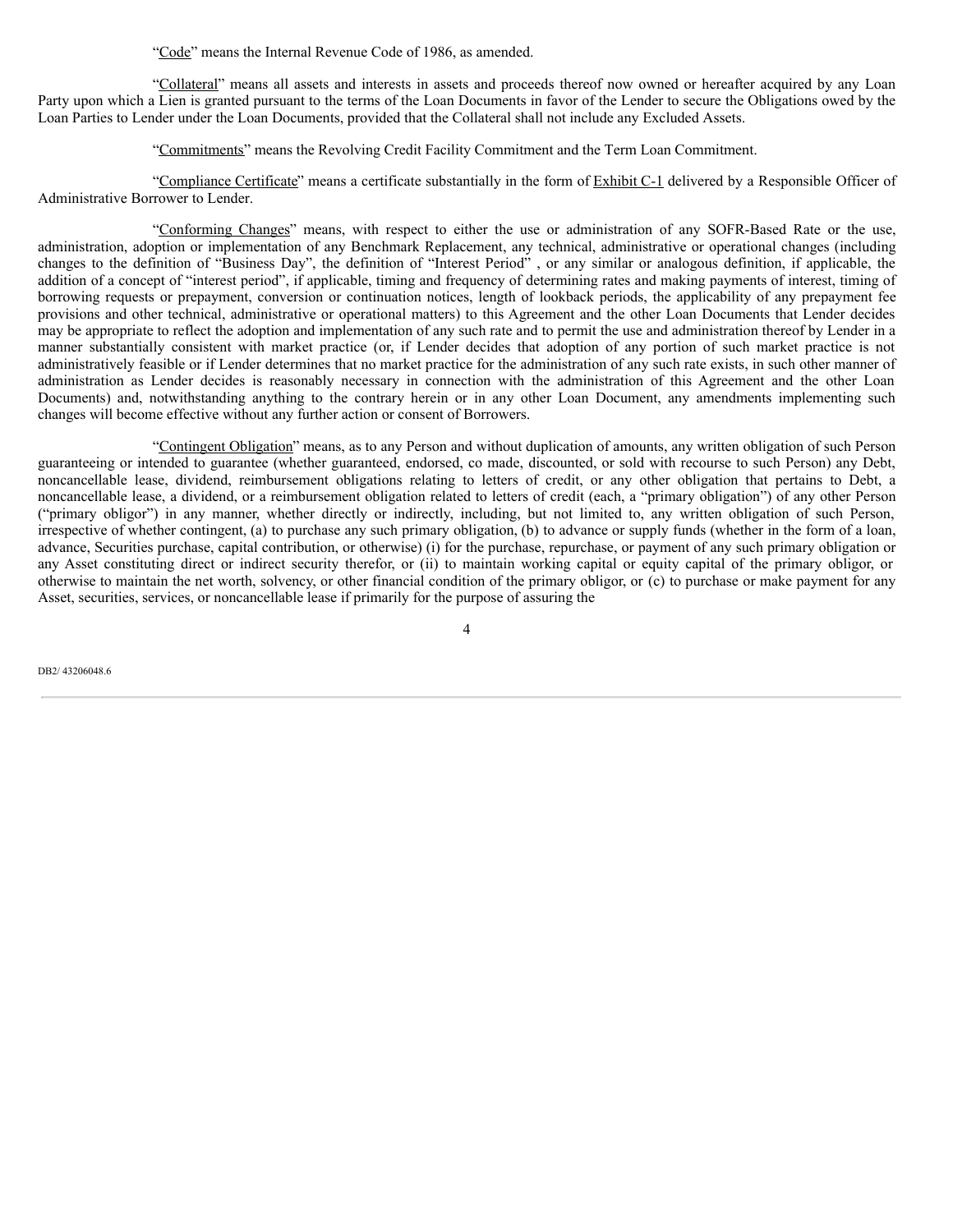"Code" means the Internal Revenue Code of 1986, as amended.

"Collateral" means all assets and interests in assets and proceeds thereof now owned or hereafter acquired by any Loan Party upon which a Lien is granted pursuant to the terms of the Loan Documents in favor of the Lender to secure the Obligations owed by the Loan Parties to Lender under the Loan Documents, provided that the Collateral shall not include any Excluded Assets.

"Commitments" means the Revolving Credit Facility Commitment and the Term Loan Commitment.

"Compliance Certificate" means a certificate substantially in the form of Exhibit C-1 delivered by a Responsible Officer of Administrative Borrower to Lender.

"Conforming Changes" means, with respect to either the use or administration of any SOFR-Based Rate or the use, administration, adoption or implementation of any Benchmark Replacement, any technical, administrative or operational changes (including changes to the definition of "Business Day", the definition of "Interest Period" , or any similar or analogous definition, if applicable, the addition of a concept of "interest period", if applicable, timing and frequency of determining rates and making payments of interest, timing of borrowing requests or prepayment, conversion or continuation notices, length of lookback periods, the applicability of any prepayment fee provisions and other technical, administrative or operational matters) to this Agreement and the other Loan Documents that Lender decides may be appropriate to reflect the adoption and implementation of any such rate and to permit the use and administration thereof by Lender in a manner substantially consistent with market practice (or, if Lender decides that adoption of any portion of such market practice is not administratively feasible or if Lender determines that no market practice for the administration of any such rate exists, in such other manner of administration as Lender decides is reasonably necessary in connection with the administration of this Agreement and the other Loan Documents) and, notwithstanding anything to the contrary herein or in any other Loan Document, any amendments implementing such changes will become effective without any further action or consent of Borrowers.

"Contingent Obligation" means, as to any Person and without duplication of amounts, any written obligation of such Person guaranteeing or intended to guarantee (whether guaranteed, endorsed, co made, discounted, or sold with recourse to such Person) any Debt, noncancellable lease, dividend, reimbursement obligations relating to letters of credit, or any other obligation that pertains to Debt, a noncancellable lease, a dividend, or a reimbursement obligation related to letters of credit (each, a "primary obligation") of any other Person ("primary obligor") in any manner, whether directly or indirectly, including, but not limited to, any written obligation of such Person, irrespective of whether contingent, (a) to purchase any such primary obligation, (b) to advance or supply funds (whether in the form of a loan, advance, Securities purchase, capital contribution, or otherwise) (i) for the purchase, repurchase, or payment of any such primary obligation or any Asset constituting direct or indirect security therefor, or (ii) to maintain working capital or equity capital of the primary obligor, or otherwise to maintain the net worth, solvency, or other financial condition of the primary obligor, or (c) to purchase or make payment for any Asset, securities, services, or noncancellable lease if primarily for the purpose of assuring the

DB2/ 43206048.6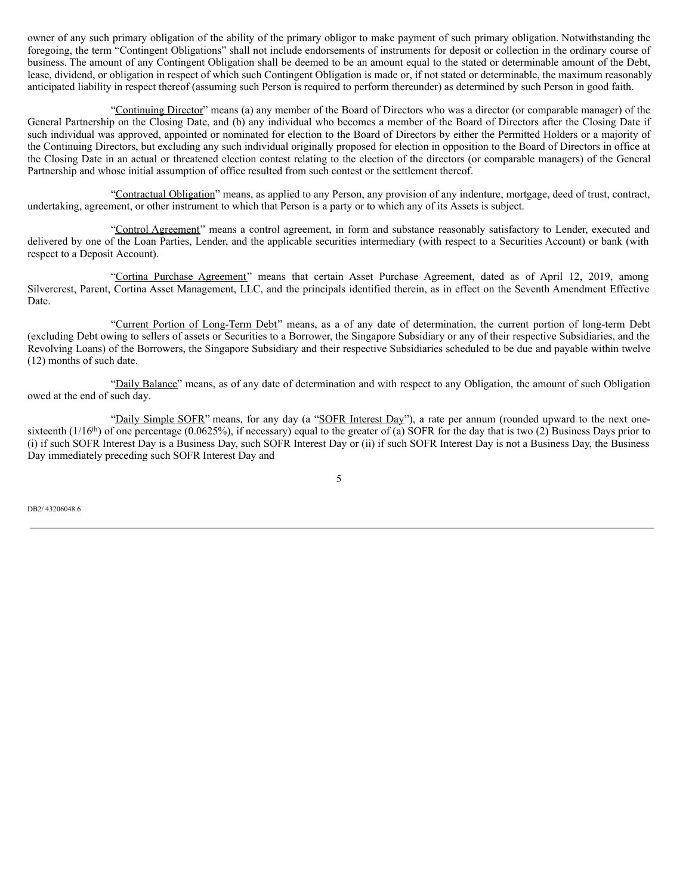owner of any such primary obligation of the ability of the primary obligor to make payment of such primary obligation. Notwithstanding the foregoing, the term "Contingent Obligations" shall not include endorsements of instruments for deposit or collection in the ordinary course of business. The amount of any Contingent Obligation shall be deemed to be an amount equal to the stated or determinable amount of the Debt, lease, dividend, or obligation in respect of which such Contingent Obligation is made or, if not stated or determinable, the maximum reasonably anticipated liability in respect thereof (assuming such Person is required to perform thereunder) as determined by such Person in good faith.

"Continuing Director" means (a) any member of the Board of Directors who was a director (or comparable manager) of the General Partnership on the Closing Date, and (b) any individual who becomes a member of the Board of Directors after the Closing Date if such individual was approved, appointed or nominated for election to the Board of Directors by either the Permitted Holders or a majority of the Continuing Directors, but excluding any such individual originally proposed for election in opposition to the Board of Directors in office at the Closing Date in an actual or threatened election contest relating to the election of the directors (or comparable managers) of the General Partnership and whose initial assumption of office resulted from such contest or the settlement thereof.

"Contractual Obligation" means, as applied to any Person, any provision of any indenture, mortgage, deed of trust, contract, undertaking, agreement, or other instrument to which that Person is a party or to which any of its Assets is subject.

"Control Agreement" means a control agreement, in form and substance reasonably satisfactory to Lender, executed and delivered by one of the Loan Parties, Lender, and the applicable securities intermediary (with respect to a Securities Account) or bank (with respect to a Deposit Account).

"Cortina Purchase Agreement" means that certain Asset Purchase Agreement, dated as of April 12, 2019, among Silvercrest, Parent, Cortina Asset Management, LLC, and the principals identified therein, as in effect on the Seventh Amendment Effective Date.

"Current Portion of Long-Term Debt" means, as a of any date of determination, the current portion of long-term Debt (excluding Debt owing to sellers of assets or Securities to a Borrower, the Singapore Subsidiary or any of their respective Subsidiaries, and the Revolving Loans) of the Borrowers, the Singapore Subsidiary and their respective Subsidiaries scheduled to be due and payable within twelve (12) months of such date.

"Daily Balance" means, as of any date of determination and with respect to any Obligation, the amount of such Obligation owed at the end of such day.

"Daily Simple SOFR" means, for any day (a "SOFR Interest Day"), a rate per annum (rounded upward to the next one-sixteenth ($1/16^{th}$) of one percentage (0.0625%), if necessary) equal to the greater of (a) SOFR for the day that is two (2) Business Days prior to (i) if such SOFR Interest Day is a Business Day, such SOFR Interest Day or (ii) if such SOFR Interest Day is not a Business Day, the Business Day immediately preceding such SOFR Interest Day and

DB2/ 43206048.6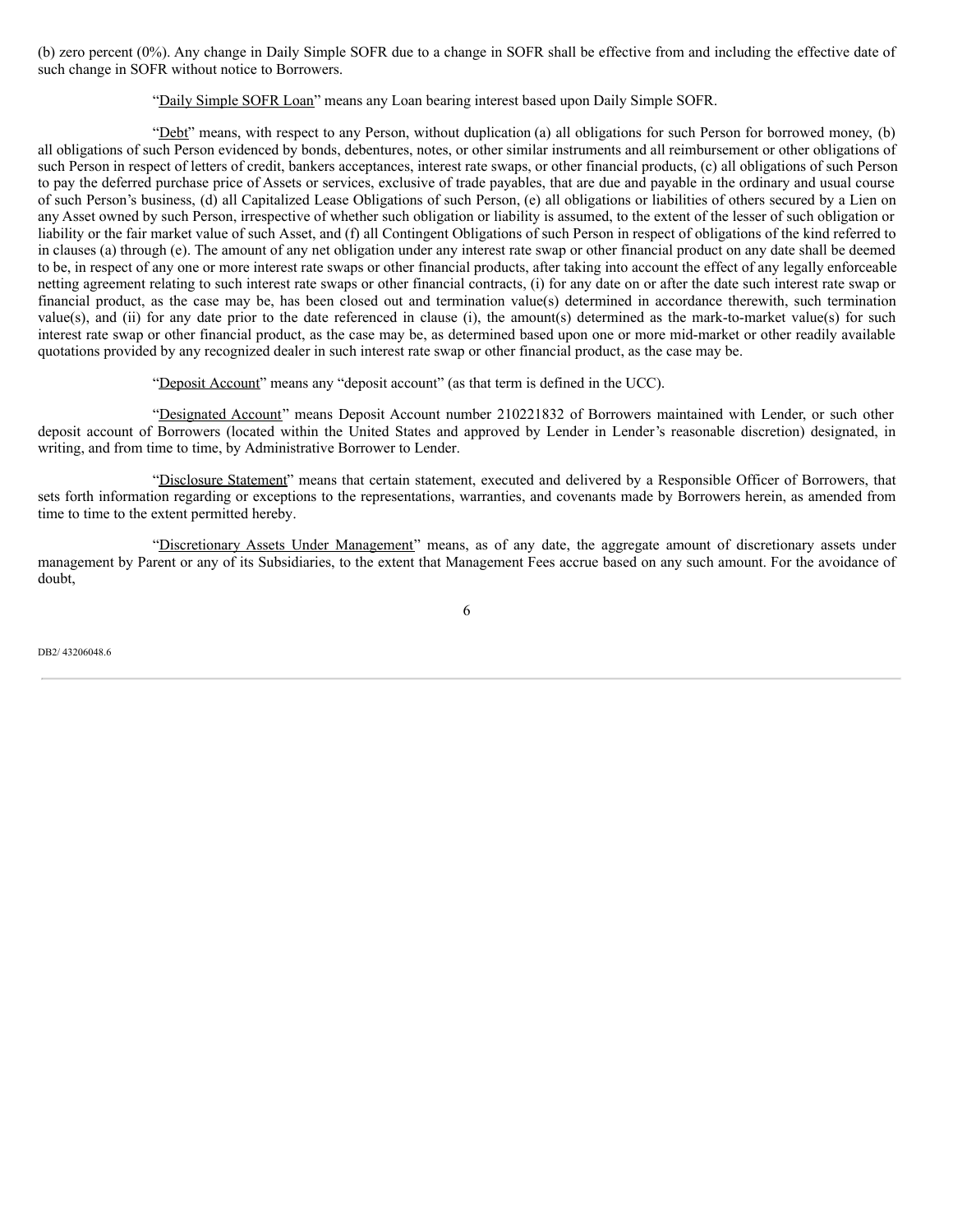(b) zero percent (0%). Any change in Daily Simple SOFR due to a change in SOFR shall be effective from and including the effective date of such change in SOFR without notice to Borrowers.

"Daily Simple SOFR Loan" means any Loan bearing interest based upon Daily Simple SOFR.

"Debt" means, with respect to any Person, without duplication (a) all obligations for such Person for borrowed money, (b) all obligations of such Person evidenced by bonds, debentures, notes, or other similar instruments and all reimbursement or other obligations of such Person in respect of letters of credit, bankers acceptances, interest rate swaps, or other financial products, (c) all obligations of such Person to pay the deferred purchase price of Assets or services, exclusive of trade payables, that are due and payable in the ordinary and usual course of such Person's business, (d) all Capitalized Lease Obligations of such Person, (e) all obligations or liabilities of others secured by a Lien on any Asset owned by such Person, irrespective of whether such obligation or liability is assumed, to the extent of the lesser of such obligation or liability or the fair market value of such Asset, and (f) all Contingent Obligations of such Person in respect of obligations of the kind referred to in clauses (a) through (e). The amount of any net obligation under any interest rate swap or other financial product on any date shall be deemed to be, in respect of any one or more interest rate swaps or other financial products, after taking into account the effect of any legally enforceable netting agreement relating to such interest rate swaps or other financial contracts, (i) for any date on or after the date such interest rate swap or financial product, as the case may be, has been closed out and termination value(s) determined in accordance therewith, such termination value(s), and (ii) for any date prior to the date referenced in clause (i), the amount(s) determined as the mark-to-market value(s) for such interest rate swap or other financial product, as the case may be, as determined based upon one or more mid-market or other readily available quotations provided by any recognized dealer in such interest rate swap or other financial product, as the case may be.

"Deposit Account" means any "deposit account" (as that term is defined in the UCC).

"Designated Account" means Deposit Account number 210221832 of Borrowers maintained with Lender, or such other deposit account of Borrowers (located within the United States and approved by Lender in Lender's reasonable discretion) designated, in writing, and from time to time, by Administrative Borrower to Lender.

"Disclosure Statement" means that certain statement, executed and delivered by a Responsible Officer of Borrowers, that sets forth information regarding or exceptions to the representations, warranties, and covenants made by Borrowers herein, as amended from time to time to the extent permitted hereby.

"Discretionary Assets Under Management" means, as of any date, the aggregate amount of discretionary assets under management by Parent or any of its Subsidiaries, to the extent that Management Fees accrue based on any such amount. For the avoidance of doubt,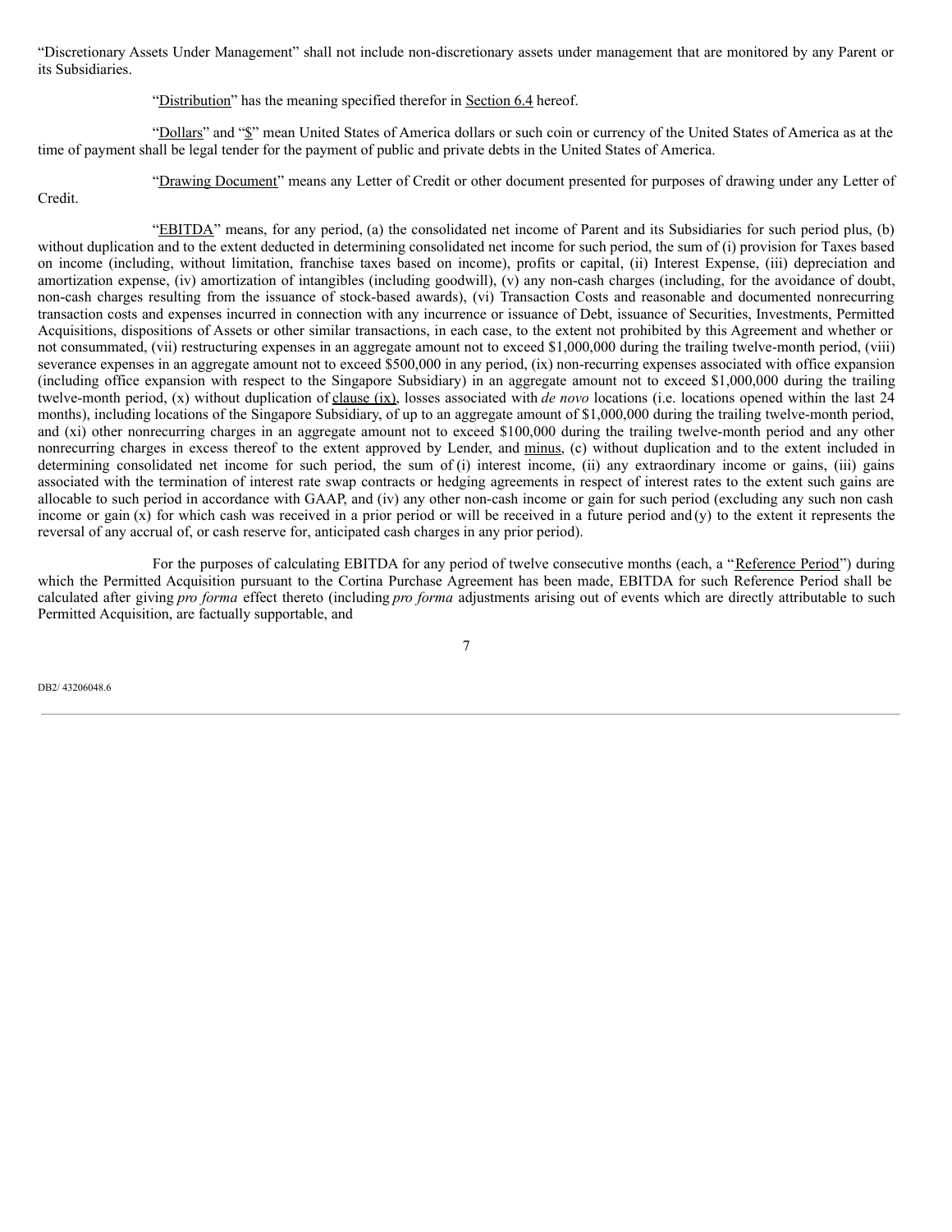"Discretionary Assets Under Management" shall not include non-discretionary assets under management that are monitored by any Parent or its Subsidiaries.

"Distribution" has the meaning specified therefor in Section 6.4 hereof.

"Dollars" and "$" mean United States of America dollars or such coin or currency of the United States of America as at the time of payment shall be legal tender for the payment of public and private debts in the United States of America.

"Drawing Document" means any Letter of Credit or other document presented for purposes of drawing under any Letter of Credit.

"EBITDA" means, for any period, (a) the consolidated net income of Parent and its Subsidiaries for such period plus, (b) without duplication and to the extent deducted in determining consolidated net income for such period, the sum of (i) provision for Taxes based on income (including, without limitation, franchise taxes based on income), profits or capital, (ii) Interest Expense, (iii) depreciation and amortization expense, (iv) amortization of intangibles (including goodwill), (v) any non-cash charges (including, for the avoidance of doubt, non-cash charges resulting from the issuance of stock-based awards), (vi) Transaction Costs and reasonable and documented nonrecurring transaction costs and expenses incurred in connection with any incurrence or issuance of Debt, issuance of Securities, Investments, Permitted Acquisitions, dispositions of Assets or other similar transactions, in each case, to the extent not prohibited by this Agreement and whether or not consummated, (vii) restructuring expenses in an aggregate amount not to exceed $1,000,000 during the trailing twelve-month period, (viii) severance expenses in an aggregate amount not to exceed $500,000 in any period, (ix) non-recurring expenses associated with office expansion (including office expansion with respect to the Singapore Subsidiary) in an aggregate amount not to exceed $1,000,000 during the trailing twelve-month period, (x) without duplication of clause (ix), losses associated with *de novo* locations (i.e. locations opened within the last 24 months), including locations of the Singapore Subsidiary, of up to an aggregate amount of $1,000,000 during the trailing twelve-month period, and (xi) other nonrecurring charges in an aggregate amount not to exceed $100,000 during the trailing twelve-month period and any other nonrecurring charges in excess thereof to the extent approved by Lender, and minus, (c) without duplication and to the extent included in determining consolidated net income for such period, the sum of (i) interest income, (ii) any extraordinary income or gains, (iii) gains associated with the termination of interest rate swap contracts or hedging agreements in respect of interest rates to the extent such gains are allocable to such period in accordance with GAAP, and (iv) any other non-cash income or gain for such period (excluding any such non cash income or gain (x) for which cash was received in a prior period or will be received in a future period and (y) to the extent it represents the reversal of any accrual of, or cash reserve for, anticipated cash charges in any prior period).

For the purposes of calculating EBITDA for any period of twelve consecutive months (each, a "Reference Period") during which the Permitted Acquisition pursuant to the Cortina Purchase Agreement has been made, EBITDA for such Reference Period shall be calculated after giving *pro forma* effect thereto (including *pro forma* adjustments arising out of events which are directly attributable to such Permitted Acquisition, are factually supportable, and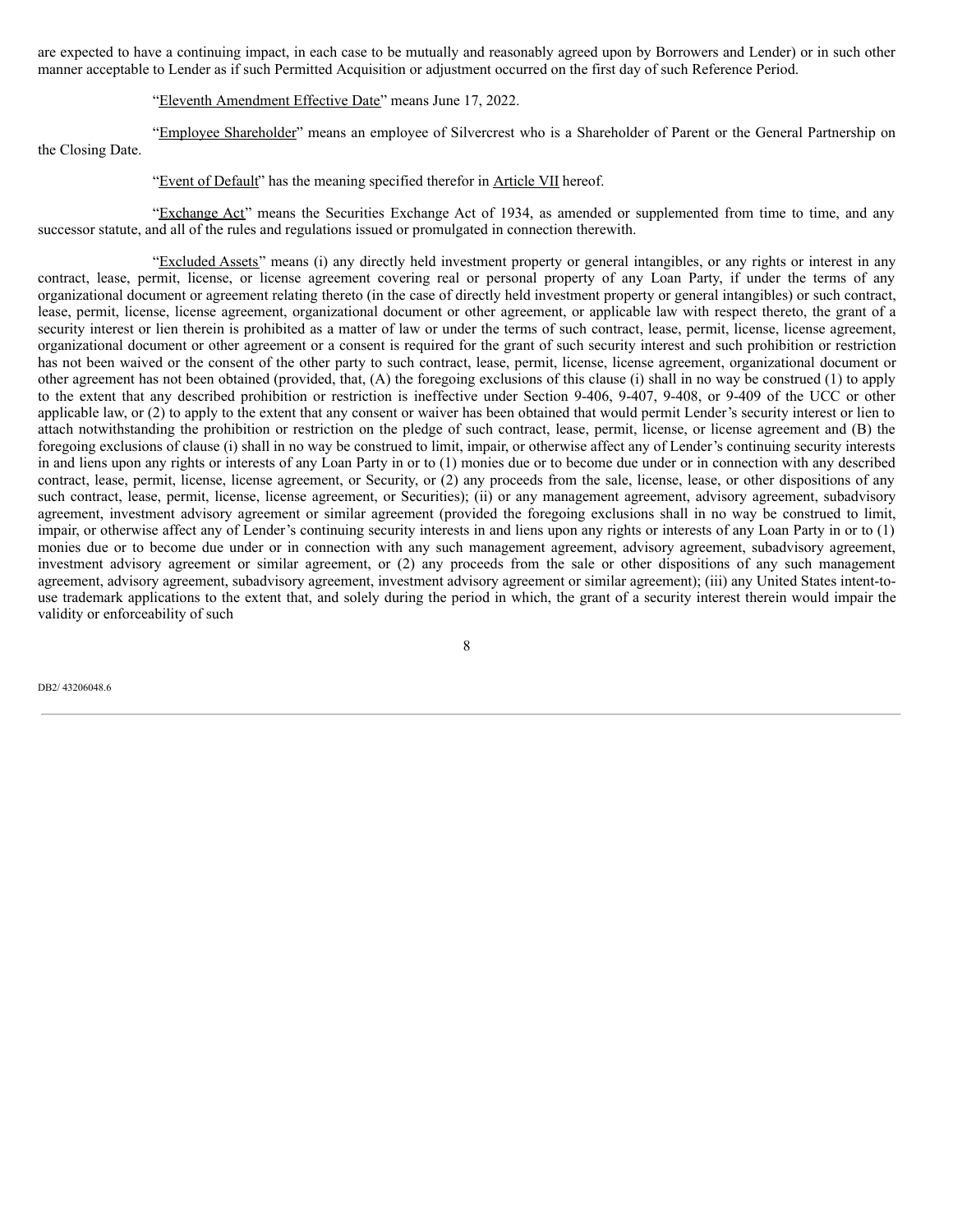are expected to have a continuing impact, in each case to be mutually and reasonably agreed upon by Borrowers and Lender) or in such other manner acceptable to Lender as if such Permitted Acquisition or adjustment occurred on the first day of such Reference Period.

"Eleventh Amendment Effective Date" means June 17, 2022.

"Employee Shareholder" means an employee of Silvercrest who is a Shareholder of Parent or the General Partnership on the Closing Date.

"Event of Default" has the meaning specified therefor in Article VII hereof.

"Exchange Act" means the Securities Exchange Act of 1934, as amended or supplemented from time to time, and any successor statute, and all of the rules and regulations issued or promulgated in connection therewith.

"Excluded Assets" means (i) any directly held investment property or general intangibles, or any rights or interest in any contract, lease, permit, license, or license agreement covering real or personal property of any Loan Party, if under the terms of any organizational document or agreement relating thereto (in the case of directly held investment property or general intangibles) or such contract, lease, permit, license, license agreement, organizational document or other agreement, or applicable law with respect thereto, the grant of a security interest or lien therein is prohibited as a matter of law or under the terms of such contract, lease, permit, license, license agreement, organizational document or other agreement or a consent is required for the grant of such security interest and such prohibition or restriction has not been waived or the consent of the other party to such contract, lease, permit, license, license agreement, organizational document or other agreement has not been obtained (provided, that, (A) the foregoing exclusions of this clause (i) shall in no way be construed (1) to apply to the extent that any described prohibition or restriction is ineffective under Section 9-406, 9-407, 9-408, or 9-409 of the UCC or other applicable law, or (2) to apply to the extent that any consent or waiver has been obtained that would permit Lender's security interest or lien to attach notwithstanding the prohibition or restriction on the pledge of such contract, lease, permit, license, or license agreement and (B) the foregoing exclusions of clause (i) shall in no way be construed to limit, impair, or otherwise affect any of Lender's continuing security interests in and liens upon any rights or interests of any Loan Party in or to (1) monies due or to become due under or in connection with any described contract, lease, permit, license, license agreement, or Security, or (2) any proceeds from the sale, license, lease, or other dispositions of any such contract, lease, permit, license, license agreement, or Securities); (ii) or any management agreement, advisory agreement, subadvisory agreement, investment advisory agreement or similar agreement (provided the foregoing exclusions shall in no way be construed to limit, impair, or otherwise affect any of Lender's continuing security interests in and liens upon any rights or interests of any Loan Party in or to (1) monies due or to become due under or in connection with any such management agreement, advisory agreement, subadvisory agreement, investment advisory agreement or similar agreement, or (2) any proceeds from the sale or other dispositions of any such management agreement, advisory agreement, subadvisory agreement, investment advisory agreement or similar agreement); (iii) any United States intent-to-use trademark applications to the extent that, and solely during the period in which, the grant of a security interest therein would impair the validity or enforceability of such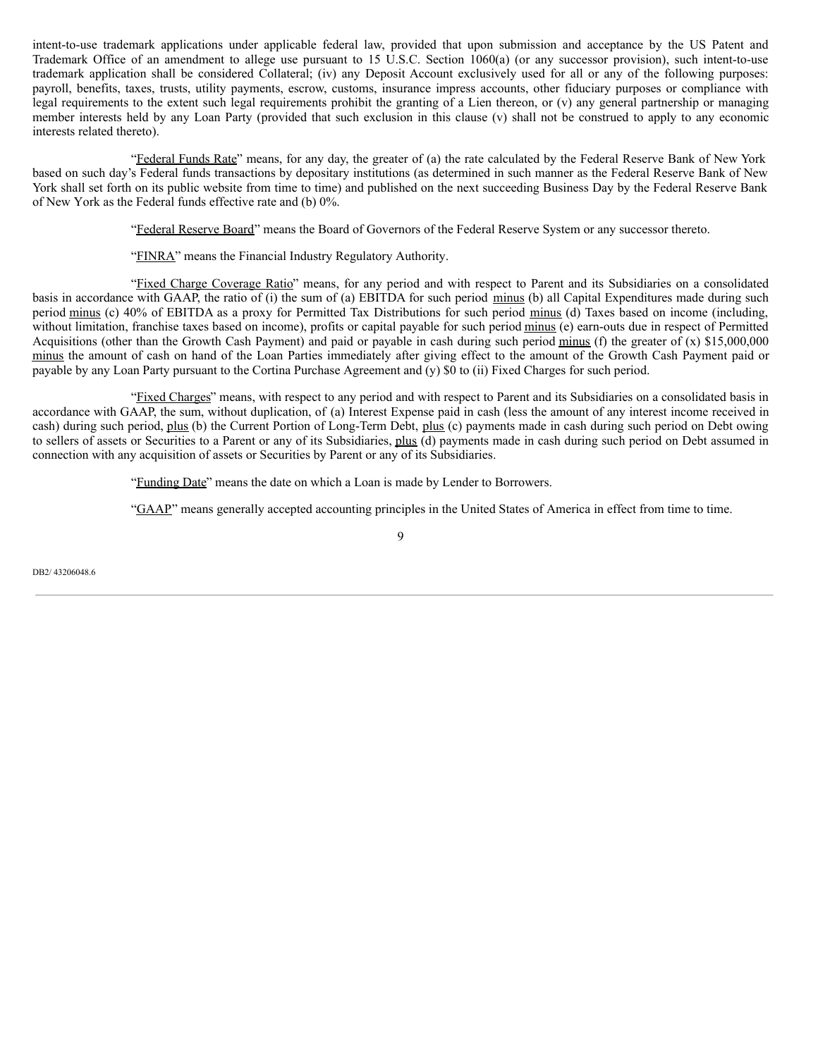intent-to-use trademark applications under applicable federal law, provided that upon submission and acceptance by the US Patent and Trademark Office of an amendment to allege use pursuant to 15 U.S.C. Section 1060(a) (or any successor provision), such intent-to-use trademark application shall be considered Collateral; (iv) any Deposit Account exclusively used for all or any of the following purposes: payroll, benefits, taxes, trusts, utility payments, escrow, customs, insurance impress accounts, other fiduciary purposes or compliance with legal requirements to the extent such legal requirements prohibit the granting of a Lien thereon, or (v) any general partnership or managing member interests held by any Loan Party (provided that such exclusion in this clause (v) shall not be construed to apply to any economic interests related thereto).

"Federal Funds Rate" means, for any day, the greater of (a) the rate calculated by the Federal Reserve Bank of New York based on such day's Federal funds transactions by depositary institutions (as determined in such manner as the Federal Reserve Bank of New York shall set forth on its public website from time to time) and published on the next succeeding Business Day by the Federal Reserve Bank of New York as the Federal funds effective rate and (b) 0%.

"Federal Reserve Board" means the Board of Governors of the Federal Reserve System or any successor thereto.

"FINRA" means the Financial Industry Regulatory Authority.

"Fixed Charge Coverage Ratio" means, for any period and with respect to Parent and its Subsidiaries on a consolidated basis in accordance with GAAP, the ratio of (i) the sum of (a) EBITDA for such period minus (b) all Capital Expenditures made during such period minus (c) 40% of EBITDA as a proxy for Permitted Tax Distributions for such period minus (d) Taxes based on income (including, without limitation, franchise taxes based on income), profits or capital payable for such period minus (e) earn-outs due in respect of Permitted Acquisitions (other than the Growth Cash Payment) and paid or payable in cash during such period minus (f) the greater of (x) $15,000,000 minus the amount of cash on hand of the Loan Parties immediately after giving effect to the amount of the Growth Cash Payment paid or payable by any Loan Party pursuant to the Cortina Purchase Agreement and (y) $0 to (ii) Fixed Charges for such period.

"Fixed Charges" means, with respect to any period and with respect to Parent and its Subsidiaries on a consolidated basis in accordance with GAAP, the sum, without duplication, of (a) Interest Expense paid in cash (less the amount of any interest income received in cash) during such period, plus (b) the Current Portion of Long-Term Debt, plus (c) payments made in cash during such period on Debt owing to sellers of assets or Securities to a Parent or any of its Subsidiaries, plus (d) payments made in cash during such period on Debt assumed in connection with any acquisition of assets or Securities by Parent or any of its Subsidiaries.

"Funding Date" means the date on which a Loan is made by Lender to Borrowers.

"GAAP" means generally accepted accounting principles in the United States of America in effect from time to time.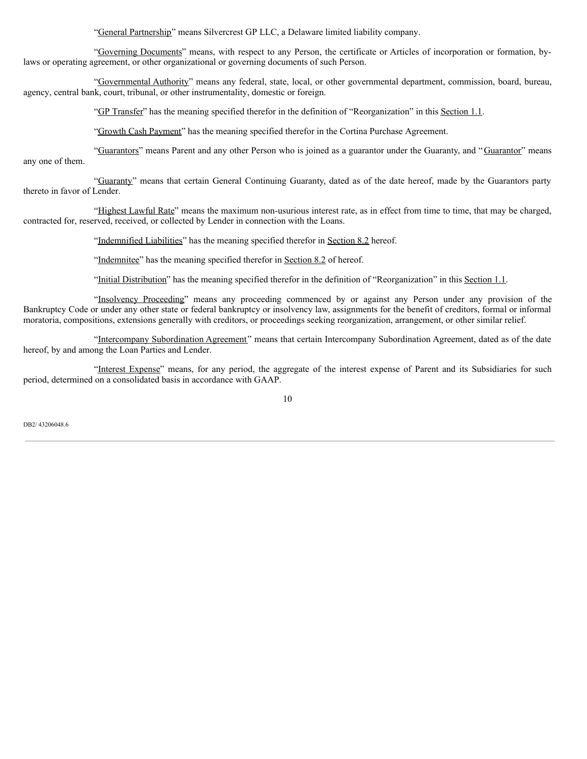"General Partnership" means Silvercrest GP LLC, a Delaware limited liability company.

"Governing Documents" means, with respect to any Person, the certificate or Articles of incorporation or formation, by-laws or operating agreement, or other organizational or governing documents of such Person.

"Governmental Authority" means any federal, state, local, or other governmental department, commission, board, bureau, agency, central bank, court, tribunal, or other instrumentality, domestic or foreign.

"GP Transfer" has the meaning specified therefor in the definition of "Reorganization" in this Section 1.1.

"Growth Cash Payment" has the meaning specified therefor in the Cortina Purchase Agreement.

"Guarantors" means Parent and any other Person who is joined as a guarantor under the Guaranty, and "Guarantor" means any one of them.

"Guaranty" means that certain General Continuing Guaranty, dated as of the date hereof, made by the Guarantors party thereto in favor of Lender.

"Highest Lawful Rate" means the maximum non-usurious interest rate, as in effect from time to time, that may be charged, contracted for, reserved, received, or collected by Lender in connection with the Loans.

"Indemnified Liabilities" has the meaning specified therefor in Section 8.2 hereof.

"Indemnitee" has the meaning specified therefor in Section 8.2 of hereof.

"Initial Distribution" has the meaning specified therefor in the definition of "Reorganization" in this Section 1.1.

"Insolvency Proceeding" means any proceeding commenced by or against any Person under any provision of the Bankruptcy Code or under any other state or federal bankruptcy or insolvency law, assignments for the benefit of creditors, formal or informal moratoria, compositions, extensions generally with creditors, or proceedings seeking reorganization, arrangement, or other similar relief.

"Intercompany Subordination Agreement" means that certain Intercompany Subordination Agreement, dated as of the date hereof, by and among the Loan Parties and Lender.

"Interest Expense" means, for any period, the aggregate of the interest expense of Parent and its Subsidiaries for such period, determined on a consolidated basis in accordance with GAAP.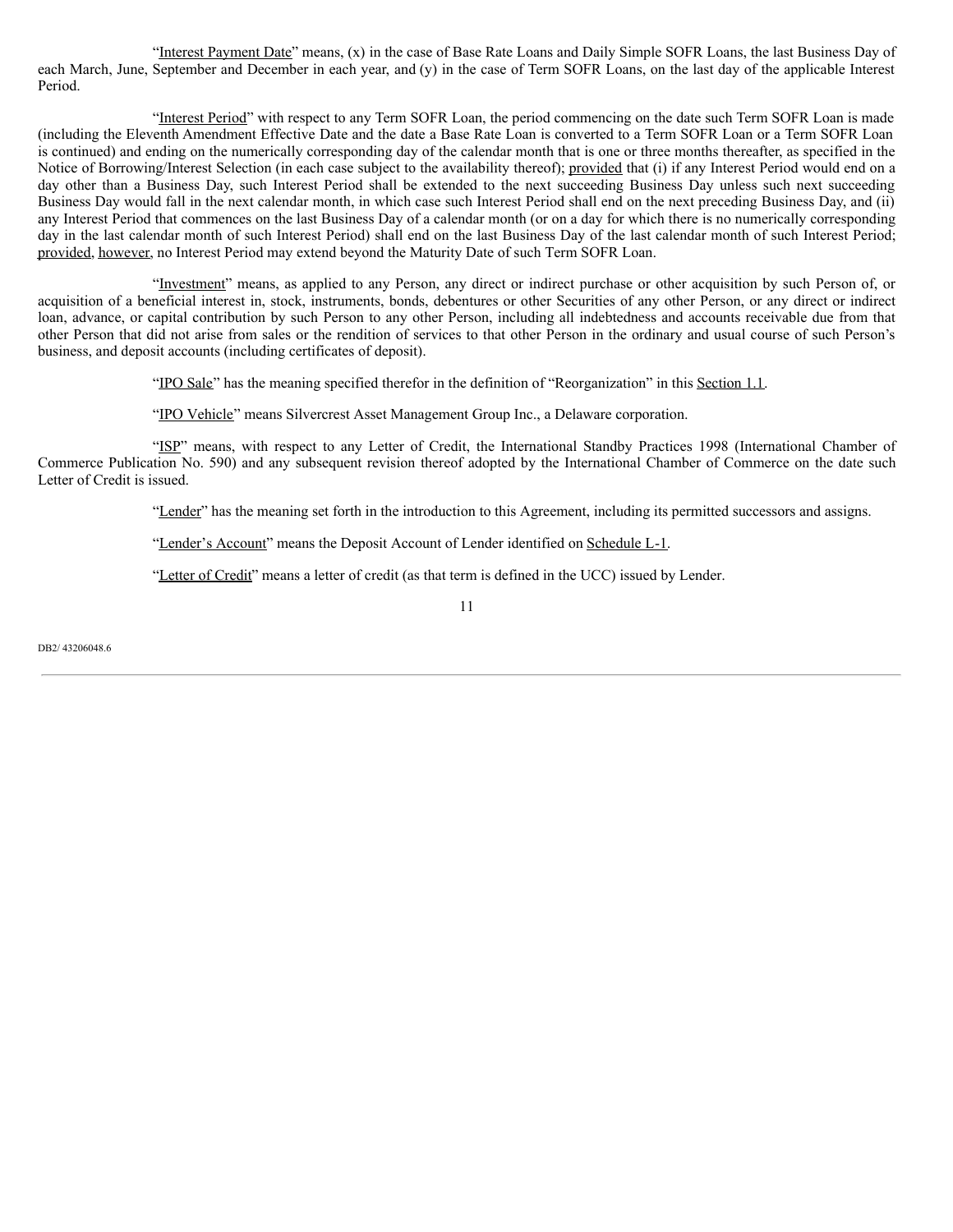"Interest Payment Date" means, (x) in the case of Base Rate Loans and Daily Simple SOFR Loans, the last Business Day of each March, June, September and December in each year, and (y) in the case of Term SOFR Loans, on the last day of the applicable Interest Period.

"Interest Period" with respect to any Term SOFR Loan, the period commencing on the date such Term SOFR Loan is made (including the Eleventh Amendment Effective Date and the date a Base Rate Loan is converted to a Term SOFR Loan or a Term SOFR Loan is continued) and ending on the numerically corresponding day of the calendar month that is one or three months thereafter, as specified in the Notice of Borrowing/Interest Selection (in each case subject to the availability thereof); provided that (i) if any Interest Period would end on a day other than a Business Day, such Interest Period shall be extended to the next succeeding Business Day unless such next succeeding Business Day would fall in the next calendar month, in which case such Interest Period shall end on the next preceding Business Day, and (ii) any Interest Period that commences on the last Business Day of a calendar month (or on a day for which there is no numerically corresponding day in the last calendar month of such Interest Period) shall end on the last Business Day of the last calendar month of such Interest Period; provided, however, no Interest Period may extend beyond the Maturity Date of such Term SOFR Loan.

"Investment" means, as applied to any Person, any direct or indirect purchase or other acquisition by such Person of, or acquisition of a beneficial interest in, stock, instruments, bonds, debentures or other Securities of any other Person, or any direct or indirect loan, advance, or capital contribution by such Person to any other Person, including all indebtedness and accounts receivable due from that other Person that did not arise from sales or the rendition of services to that other Person in the ordinary and usual course of such Person's business, and deposit accounts (including certificates of deposit).

"IPO Sale" has the meaning specified therefor in the definition of "Reorganization" in this Section 1.1.

"IPO Vehicle" means Silvercrest Asset Management Group Inc., a Delaware corporation.

"ISP" means, with respect to any Letter of Credit, the International Standby Practices 1998 (International Chamber of Commerce Publication No. 590) and any subsequent revision thereof adopted by the International Chamber of Commerce on the date such Letter of Credit is issued.

"Lender" has the meaning set forth in the introduction to this Agreement, including its permitted successors and assigns.

"Lender's Account" means the Deposit Account of Lender identified on Schedule L-1.

"Letter of Credit" means a letter of credit (as that term is defined in the UCC) issued by Lender.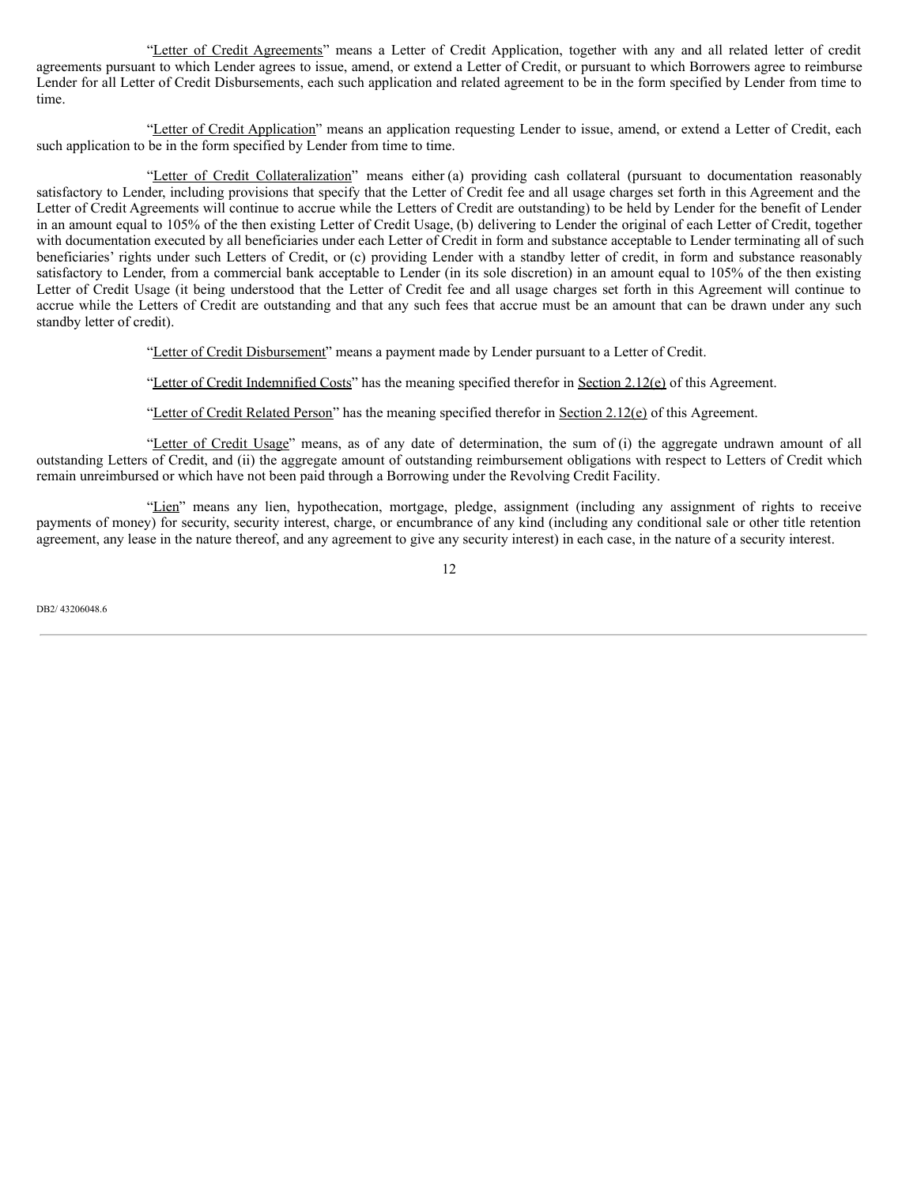"Letter of Credit Agreements" means a Letter of Credit Application, together with any and all related letter of credit agreements pursuant to which Lender agrees to issue, amend, or extend a Letter of Credit, or pursuant to which Borrowers agree to reimburse Lender for all Letter of Credit Disbursements, each such application and related agreement to be in the form specified by Lender from time to time.

"Letter of Credit Application" means an application requesting Lender to issue, amend, or extend a Letter of Credit, each such application to be in the form specified by Lender from time to time.

"Letter of Credit Collateralization" means either (a) providing cash collateral (pursuant to documentation reasonably satisfactory to Lender, including provisions that specify that the Letter of Credit fee and all usage charges set forth in this Agreement and the Letter of Credit Agreements will continue to accrue while the Letters of Credit are outstanding) to be held by Lender for the benefit of Lender in an amount equal to 105% of the then existing Letter of Credit Usage, (b) delivering to Lender the original of each Letter of Credit, together with documentation executed by all beneficiaries under each Letter of Credit in form and substance acceptable to Lender terminating all of such beneficiaries' rights under such Letters of Credit, or (c) providing Lender with a standby letter of credit, in form and substance reasonably satisfactory to Lender, from a commercial bank acceptable to Lender (in its sole discretion) in an amount equal to 105% of the then existing Letter of Credit Usage (it being understood that the Letter of Credit fee and all usage charges set forth in this Agreement will continue to accrue while the Letters of Credit are outstanding and that any such fees that accrue must be an amount that can be drawn under any such standby letter of credit).

"Letter of Credit Disbursement" means a payment made by Lender pursuant to a Letter of Credit.

"Letter of Credit Indemnified Costs" has the meaning specified therefor in Section 2.12(e) of this Agreement.

"Letter of Credit Related Person" has the meaning specified therefor in Section 2.12(e) of this Agreement.

"Letter of Credit Usage" means, as of any date of determination, the sum of (i) the aggregate undrawn amount of all outstanding Letters of Credit, and (ii) the aggregate amount of outstanding reimbursement obligations with respect to Letters of Credit which remain unreimbursed or which have not been paid through a Borrowing under the Revolving Credit Facility.

"Lien" means any lien, hypothecation, mortgage, pledge, assignment (including any assignment of rights to receive payments of money) for security, security interest, charge, or encumbrance of any kind (including any conditional sale or other title retention agreement, any lease in the nature thereof, and any agreement to give any security interest) in each case, in the nature of a security interest.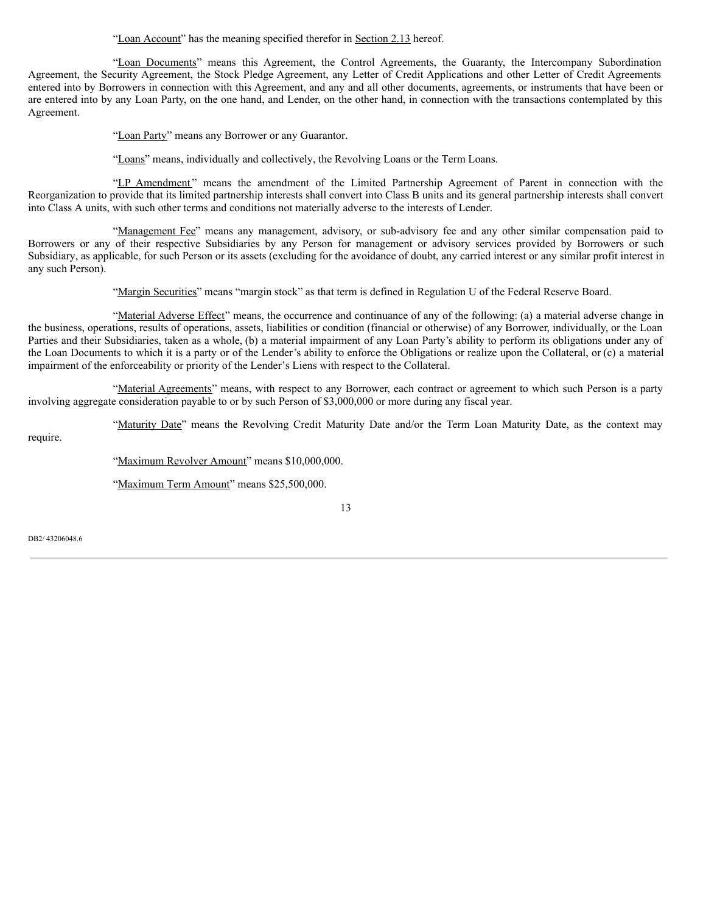"Loan Account" has the meaning specified therefor in Section 2.13 hereof.

"Loan Documents" means this Agreement, the Control Agreements, the Guaranty, the Intercompany Subordination Agreement, the Security Agreement, the Stock Pledge Agreement, any Letter of Credit Applications and other Letter of Credit Agreements entered into by Borrowers in connection with this Agreement, and any and all other documents, agreements, or instruments that have been or are entered into by any Loan Party, on the one hand, and Lender, on the other hand, in connection with the transactions contemplated by this Agreement.

"Loan Party" means any Borrower or any Guarantor.

"Loans" means, individually and collectively, the Revolving Loans or the Term Loans.

"LP Amendment" means the amendment of the Limited Partnership Agreement of Parent in connection with the Reorganization to provide that its limited partnership interests shall convert into Class B units and its general partnership interests shall convert into Class A units, with such other terms and conditions not materially adverse to the interests of Lender.

"Management Fee" means any management, advisory, or sub-advisory fee and any other similar compensation paid to Borrowers or any of their respective Subsidiaries by any Person for management or advisory services provided by Borrowers or such Subsidiary, as applicable, for such Person or its assets (excluding for the avoidance of doubt, any carried interest or any similar profit interest in any such Person).

"Margin Securities" means "margin stock" as that term is defined in Regulation U of the Federal Reserve Board.

"Material Adverse Effect" means, the occurrence and continuance of any of the following: (a) a material adverse change in the business, operations, results of operations, assets, liabilities or condition (financial or otherwise) of any Borrower, individually, or the Loan Parties and their Subsidiaries, taken as a whole, (b) a material impairment of any Loan Party's ability to perform its obligations under any of the Loan Documents to which it is a party or of the Lender's ability to enforce the Obligations or realize upon the Collateral, or (c) a material impairment of the enforceability or priority of the Lender's Liens with respect to the Collateral.

"Material Agreements" means, with respect to any Borrower, each contract or agreement to which such Person is a party involving aggregate consideration payable to or by such Person of $3,000,000 or more during any fiscal year.

"Maturity Date" means the Revolving Credit Maturity Date and/or the Term Loan Maturity Date, as the context may require.

"Maximum Revolver Amount" means $10,000,000.

"Maximum Term Amount" means $25,500,000.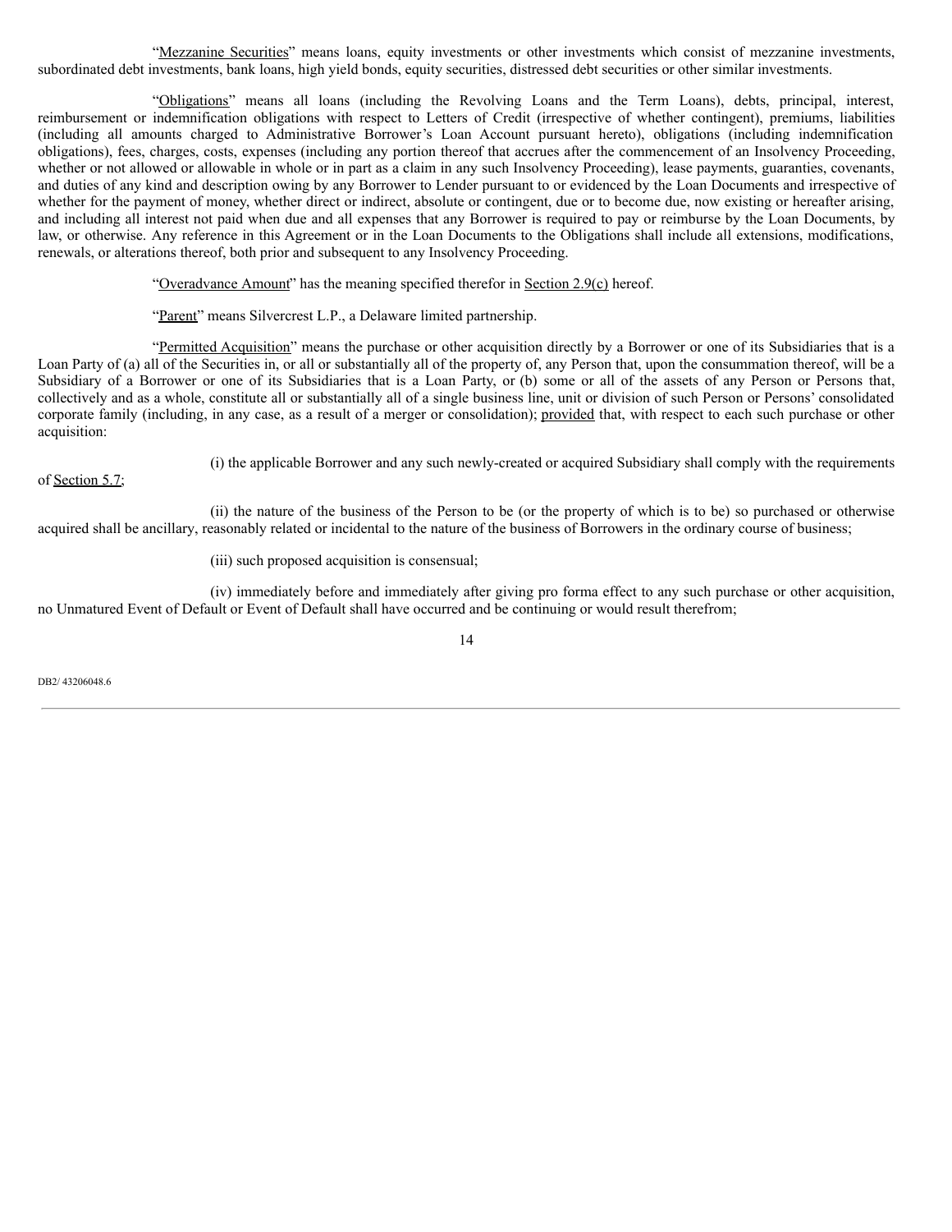"Mezzanine Securities" means loans, equity investments or other investments which consist of mezzanine investments, subordinated debt investments, bank loans, high yield bonds, equity securities, distressed debt securities or other similar investments.

"Obligations" means all loans (including the Revolving Loans and the Term Loans), debts, principal, interest, reimbursement or indemnification obligations with respect to Letters of Credit (irrespective of whether contingent), premiums, liabilities (including all amounts charged to Administrative Borrower's Loan Account pursuant hereto), obligations (including indemnification obligations), fees, charges, costs, expenses (including any portion thereof that accrues after the commencement of an Insolvency Proceeding, whether or not allowed or allowable in whole or in part as a claim in any such Insolvency Proceeding), lease payments, guaranties, covenants, and duties of any kind and description owing by any Borrower to Lender pursuant to or evidenced by the Loan Documents and irrespective of whether for the payment of money, whether direct or indirect, absolute or contingent, due or to become due, now existing or hereafter arising, and including all interest not paid when due and all expenses that any Borrower is required to pay or reimburse by the Loan Documents, by law, or otherwise. Any reference in this Agreement or in the Loan Documents to the Obligations shall include all extensions, modifications, renewals, or alterations thereof, both prior and subsequent to any Insolvency Proceeding.

"Overadvance Amount" has the meaning specified therefor in Section 2.9(c) hereof.

"Parent" means Silvercrest L.P., a Delaware limited partnership.

"Permitted Acquisition" means the purchase or other acquisition directly by a Borrower or one of its Subsidiaries that is a Loan Party of (a) all of the Securities in, or all or substantially all of the property of, any Person that, upon the consummation thereof, will be a Subsidiary of a Borrower or one of its Subsidiaries that is a Loan Party, or (b) some or all of the assets of any Person or Persons that, collectively and as a whole, constitute all or substantially all of a single business line, unit or division of such Person or Persons' consolidated corporate family (including, in any case, as a result of a merger or consolidation); provided that, with respect to each such purchase or other acquisition:

(i) the applicable Borrower and any such newly-created or acquired Subsidiary shall comply with the requirements of Section 5.7;

(ii) the nature of the business of the Person to be (or the property of which is to be) so purchased or otherwise acquired shall be ancillary, reasonably related or incidental to the nature of the business of Borrowers in the ordinary course of business;

(iii) such proposed acquisition is consensual;

(iv) immediately before and immediately after giving pro forma effect to any such purchase or other acquisition, no Unmatured Event of Default or Event of Default shall have occurred and be continuing or would result therefrom;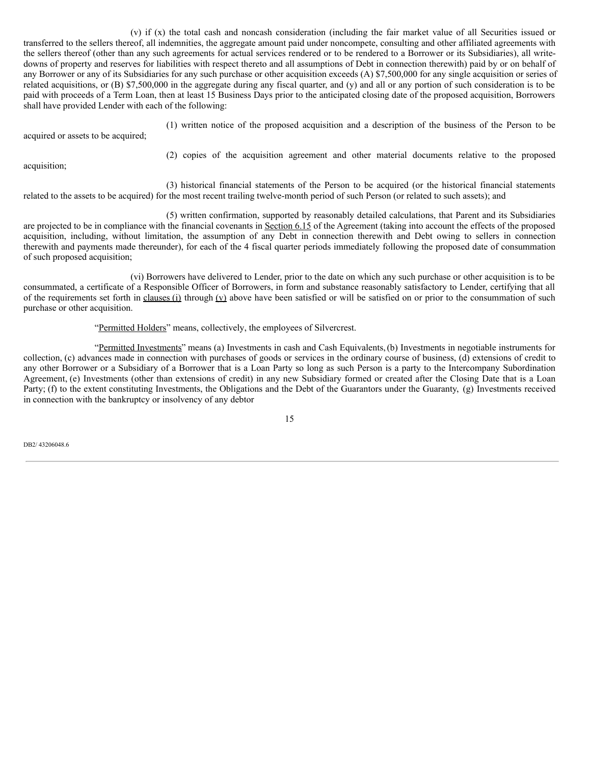(v) if (x) the total cash and noncash consideration (including the fair market value of all Securities issued or transferred to the sellers thereof, all indemnities, the aggregate amount paid under noncompete, consulting and other affiliated agreements with the sellers thereof (other than any such agreements for actual services rendered or to be rendered to a Borrower or its Subsidiaries), all write-downs of property and reserves for liabilities with respect thereto and all assumptions of Debt in connection therewith) paid by or on behalf of any Borrower or any of its Subsidiaries for any such purchase or other acquisition exceeds (A) $7,500,000 for any single acquisition or series of related acquisitions, or (B) $7,500,000 in the aggregate during any fiscal quarter, and (y) and all or any portion of such consideration is to be paid with proceeds of a Term Loan, then at least 15 Business Days prior to the anticipated closing date of the proposed acquisition, Borrowers shall have provided Lender with each of the following:

(1) written notice of the proposed acquisition and a description of the business of the Person to be acquired or assets to be acquired;

(2) copies of the acquisition agreement and other material documents relative to the proposed acquisition;

(3) historical financial statements of the Person to be acquired (or the historical financial statements related to the assets to be acquired) for the most recent trailing twelve-month period of such Person (or related to such assets); and

(5) written confirmation, supported by reasonably detailed calculations, that Parent and its Subsidiaries are projected to be in compliance with the financial covenants in Section 6.15 of the Agreement (taking into account the effects of the proposed acquisition, including, without limitation, the assumption of any Debt in connection therewith and Debt owing to sellers in connection therewith and payments made thereunder), for each of the 4 fiscal quarter periods immediately following the proposed date of consummation of such proposed acquisition;

(vi) Borrowers have delivered to Lender, prior to the date on which any such purchase or other acquisition is to be consummated, a certificate of a Responsible Officer of Borrowers, in form and substance reasonably satisfactory to Lender, certifying that all of the requirements set forth in clauses (i) through (v) above have been satisfied or will be satisfied on or prior to the consummation of such purchase or other acquisition.

"Permitted Holders" means, collectively, the employees of Silvercrest.

"Permitted Investments" means (a) Investments in cash and Cash Equivalents, (b) Investments in negotiable instruments for collection, (c) advances made in connection with purchases of goods or services in the ordinary course of business, (d) extensions of credit to any other Borrower or a Subsidiary of a Borrower that is a Loan Party so long as such Person is a party to the Intercompany Subordination Agreement, (e) Investments (other than extensions of credit) in any new Subsidiary formed or created after the Closing Date that is a Loan Party; (f) to the extent constituting Investments, the Obligations and the Debt of the Guarantors under the Guaranty, (g) Investments received in connection with the bankruptcy or insolvency of any debtor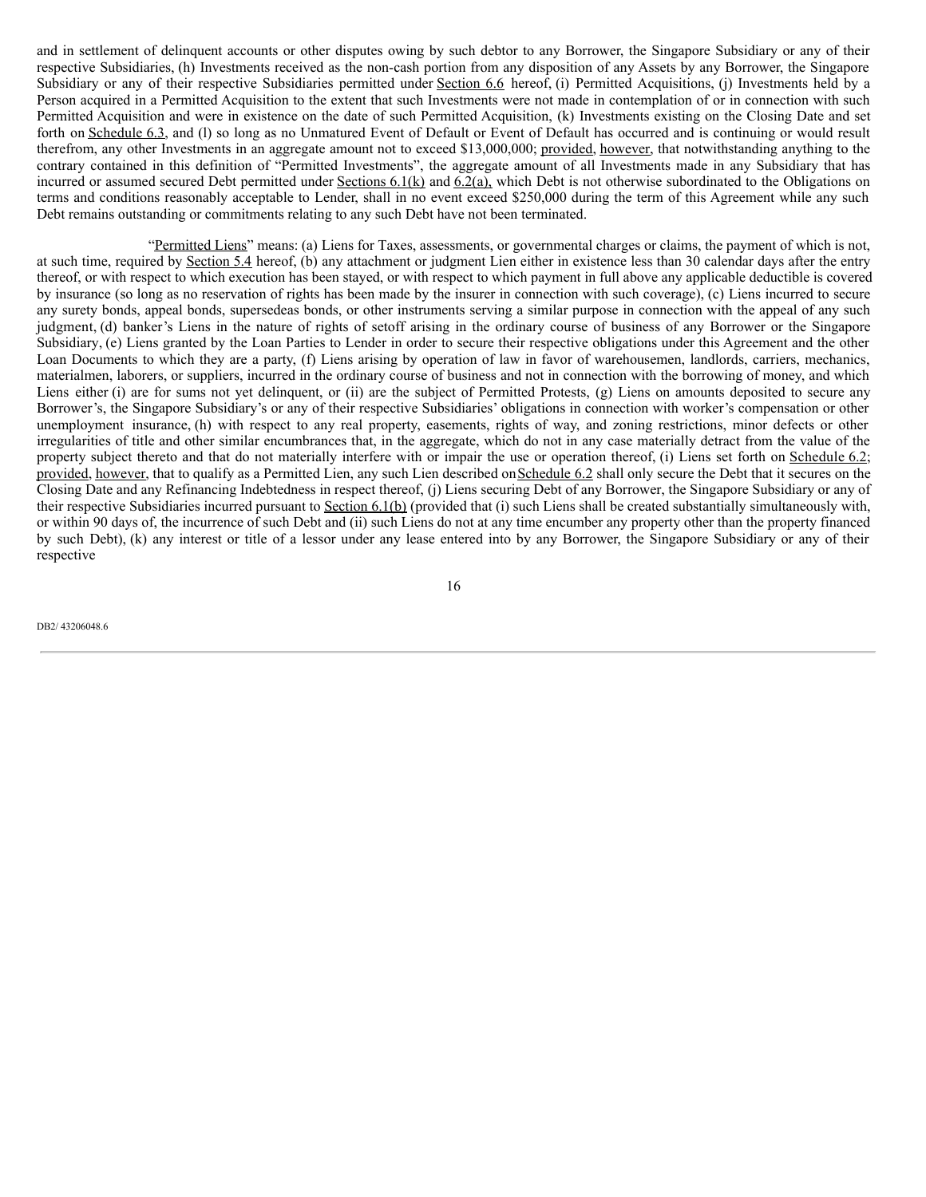and in settlement of delinquent accounts or other disputes owing by such debtor to any Borrower, the Singapore Subsidiary or any of their respective Subsidiaries, (h) Investments received as the non-cash portion from any disposition of any Assets by any Borrower, the Singapore Subsidiary or any of their respective Subsidiaries permitted under Section 6.6 hereof, (i) Permitted Acquisitions, (j) Investments held by a Person acquired in a Permitted Acquisition to the extent that such Investments were not made in contemplation of or in connection with such Permitted Acquisition and were in existence on the date of such Permitted Acquisition, (k) Investments existing on the Closing Date and set forth on Schedule 6.3, and (l) so long as no Unmatured Event of Default or Event of Default has occurred and is continuing or would result therefrom, any other Investments in an aggregate amount not to exceed $13,000,000; provided, however, that notwithstanding anything to the contrary contained in this definition of "Permitted Investments", the aggregate amount of all Investments made in any Subsidiary that has incurred or assumed secured Debt permitted under Sections 6.1(k) and 6.2(a), which Debt is not otherwise subordinated to the Obligations on terms and conditions reasonably acceptable to Lender, shall in no event exceed $250,000 during the term of this Agreement while any such Debt remains outstanding or commitments relating to any such Debt have not been terminated.

"Permitted Liens" means: (a) Liens for Taxes, assessments, or governmental charges or claims, the payment of which is not, at such time, required by Section 5.4 hereof, (b) any attachment or judgment Lien either in existence less than 30 calendar days after the entry thereof, or with respect to which execution has been stayed, or with respect to which payment in full above any applicable deductible is covered by insurance (so long as no reservation of rights has been made by the insurer in connection with such coverage), (c) Liens incurred to secure any surety bonds, appeal bonds, supersedeas bonds, or other instruments serving a similar purpose in connection with the appeal of any such judgment, (d) banker's Liens in the nature of rights of setoff arising in the ordinary course of business of any Borrower or the Singapore Subsidiary, (e) Liens granted by the Loan Parties to Lender in order to secure their respective obligations under this Agreement and the other Loan Documents to which they are a party, (f) Liens arising by operation of law in favor of warehousemen, landlords, carriers, mechanics, materialmen, laborers, or suppliers, incurred in the ordinary course of business and not in connection with the borrowing of money, and which Liens either (i) are for sums not yet delinquent, or (ii) are the subject of Permitted Protests, (g) Liens on amounts deposited to secure any Borrower's, the Singapore Subsidiary's or any of their respective Subsidiaries' obligations in connection with worker's compensation or other unemployment insurance, (h) with respect to any real property, easements, rights of way, and zoning restrictions, minor defects or other irregularities of title and other similar encumbrances that, in the aggregate, which do not in any case materially detract from the value of the property subject thereto and that do not materially interfere with or impair the use or operation thereof, (i) Liens set forth on Schedule 6.2; provided, however, that to qualify as a Permitted Lien, any such Lien described on Schedule 6.2 shall only secure the Debt that it secures on the Closing Date and any Refinancing Indebtedness in respect thereof, (j) Liens securing Debt of any Borrower, the Singapore Subsidiary or any of their respective Subsidiaries incurred pursuant to Section 6.1(b) (provided that (i) such Liens shall be created substantially simultaneously with, or within 90 days of, the incurrence of such Debt and (ii) such Liens do not at any time encumber any property other than the property financed by such Debt), (k) any interest or title of a lessor under any lease entered into by any Borrower, the Singapore Subsidiary or any of their respective

DB2/ 43206048.6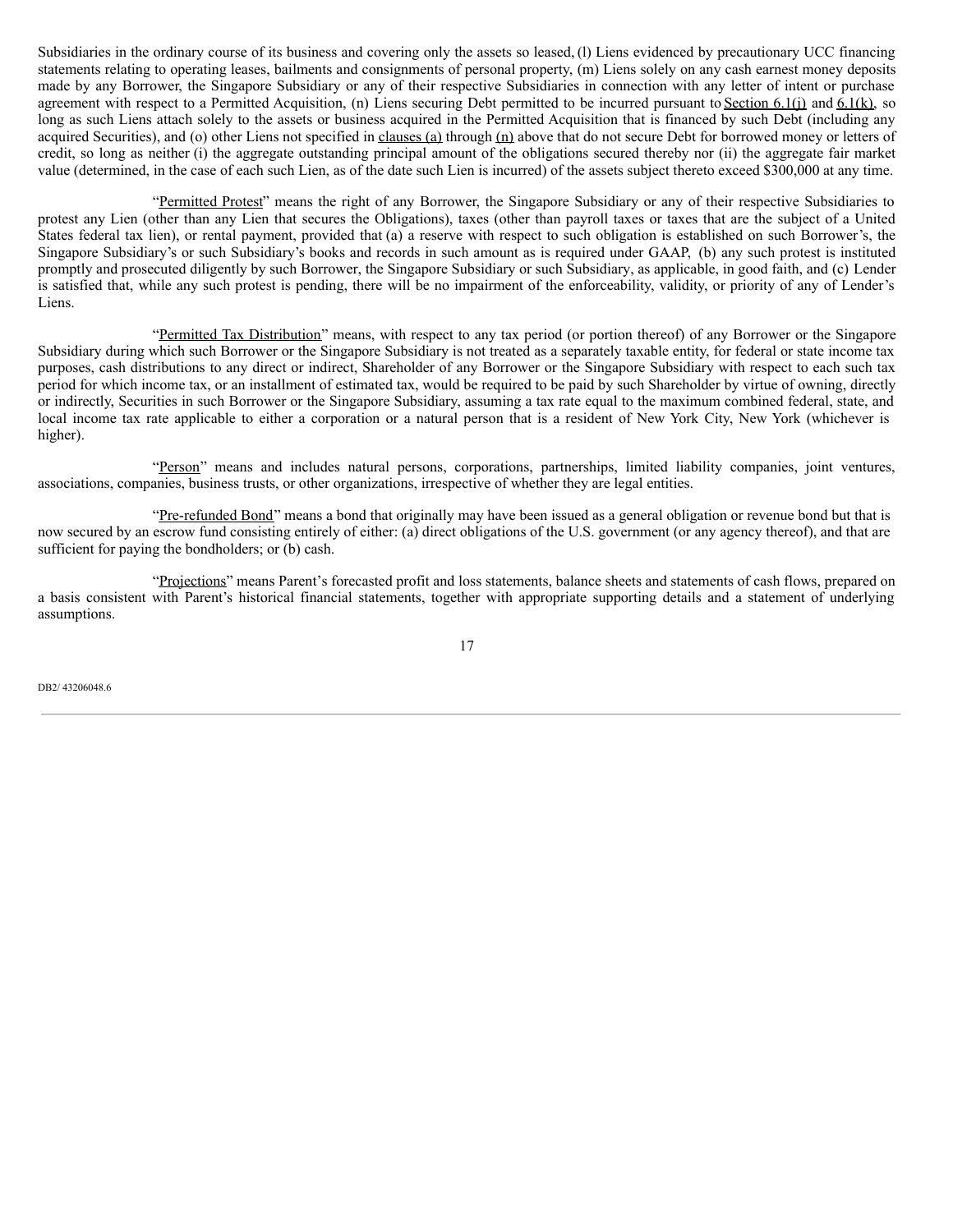Subsidiaries in the ordinary course of its business and covering only the assets so leased, (l) Liens evidenced by precautionary UCC financing statements relating to operating leases, bailments and consignments of personal property, (m) Liens solely on any cash earnest money deposits made by any Borrower, the Singapore Subsidiary or any of their respective Subsidiaries in connection with any letter of intent or purchase agreement with respect to a Permitted Acquisition, (n) Liens securing Debt permitted to be incurred pursuant to Section 6.1(j) and 6.1(k), so long as such Liens attach solely to the assets or business acquired in the Permitted Acquisition that is financed by such Debt (including any acquired Securities), and (o) other Liens not specified in clauses (a) through (n) above that do not secure Debt for borrowed money or letters of credit, so long as neither (i) the aggregate outstanding principal amount of the obligations secured thereby nor (ii) the aggregate fair market value (determined, in the case of each such Lien, as of the date such Lien is incurred) of the assets subject thereto exceed $300,000 at any time.

"Permitted Protest" means the right of any Borrower, the Singapore Subsidiary or any of their respective Subsidiaries to protest any Lien (other than any Lien that secures the Obligations), taxes (other than payroll taxes or taxes that are the subject of a United States federal tax lien), or rental payment, provided that (a) a reserve with respect to such obligation is established on such Borrower's, the Singapore Subsidiary's or such Subsidiary's books and records in such amount as is required under GAAP, (b) any such protest is instituted promptly and prosecuted diligently by such Borrower, the Singapore Subsidiary or such Subsidiary, as applicable, in good faith, and (c) Lender is satisfied that, while any such protest is pending, there will be no impairment of the enforceability, validity, or priority of any of Lender's Liens.

"Permitted Tax Distribution" means, with respect to any tax period (or portion thereof) of any Borrower or the Singapore Subsidiary during which such Borrower or the Singapore Subsidiary is not treated as a separately taxable entity, for federal or state income tax purposes, cash distributions to any direct or indirect, Shareholder of any Borrower or the Singapore Subsidiary with respect to each such tax period for which income tax, or an installment of estimated tax, would be required to be paid by such Shareholder by virtue of owning, directly or indirectly, Securities in such Borrower or the Singapore Subsidiary, assuming a tax rate equal to the maximum combined federal, state, and local income tax rate applicable to either a corporation or a natural person that is a resident of New York City, New York (whichever is higher).

"Person" means and includes natural persons, corporations, partnerships, limited liability companies, joint ventures, associations, companies, business trusts, or other organizations, irrespective of whether they are legal entities.

"Pre-refunded Bond" means a bond that originally may have been issued as a general obligation or revenue bond but that is now secured by an escrow fund consisting entirely of either: (a) direct obligations of the U.S. government (or any agency thereof), and that are sufficient for paying the bondholders; or (b) cash.

"Projections" means Parent's forecasted profit and loss statements, balance sheets and statements of cash flows, prepared on a basis consistent with Parent's historical financial statements, together with appropriate supporting details and a statement of underlying assumptions.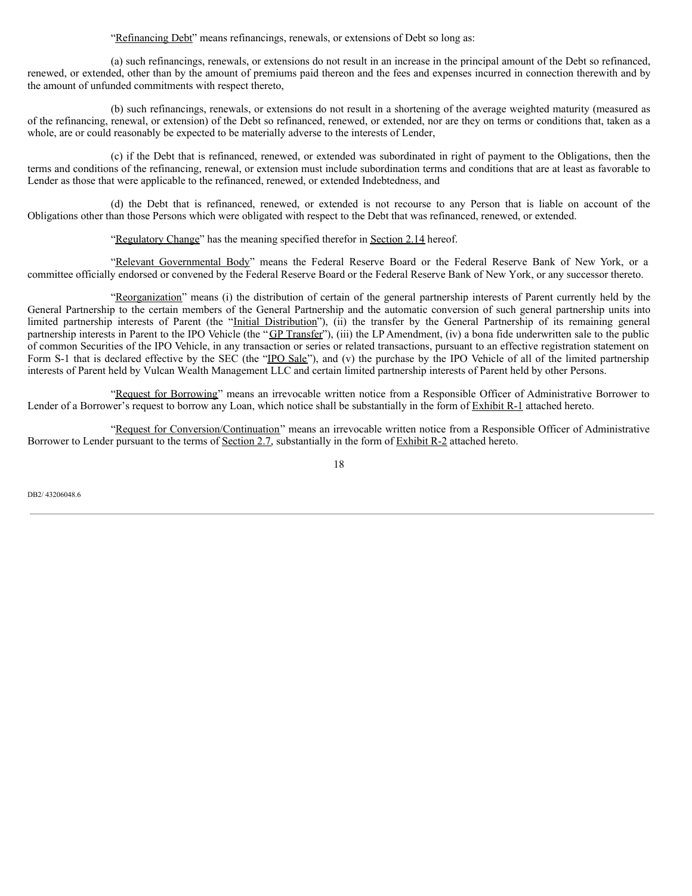"Refinancing Debt" means refinancings, renewals, or extensions of Debt so long as:

(a) such refinancings, renewals, or extensions do not result in an increase in the principal amount of the Debt so refinanced, renewed, or extended, other than by the amount of premiums paid thereon and the fees and expenses incurred in connection therewith and by the amount of unfunded commitments with respect thereto,

(b) such refinancings, renewals, or extensions do not result in a shortening of the average weighted maturity (measured as of the refinancing, renewal, or extension) of the Debt so refinanced, renewed, or extended, nor are they on terms or conditions that, taken as a whole, are or could reasonably be expected to be materially adverse to the interests of Lender,

(c) if the Debt that is refinanced, renewed, or extended was subordinated in right of payment to the Obligations, then the terms and conditions of the refinancing, renewal, or extension must include subordination terms and conditions that are at least as favorable to Lender as those that were applicable to the refinanced, renewed, or extended Indebtedness, and

(d) the Debt that is refinanced, renewed, or extended is not recourse to any Person that is liable on account of the Obligations other than those Persons which were obligated with respect to the Debt that was refinanced, renewed, or extended.

"Regulatory Change" has the meaning specified therefor in Section 2.14 hereof.

"Relevant Governmental Body" means the Federal Reserve Board or the Federal Reserve Bank of New York, or a committee officially endorsed or convened by the Federal Reserve Board or the Federal Reserve Bank of New York, or any successor thereto.

"Reorganization" means (i) the distribution of certain of the general partnership interests of Parent currently held by the General Partnership to the certain members of the General Partnership and the automatic conversion of such general partnership units into limited partnership interests of Parent (the "Initial Distribution"), (ii) the transfer by the General Partnership of its remaining general partnership interests in Parent to the IPO Vehicle (the "GP Transfer"), (iii) the LP Amendment, (iv) a bona fide underwritten sale to the public of common Securities of the IPO Vehicle, in any transaction or series or related transactions, pursuant to an effective registration statement on Form S-1 that is declared effective by the SEC (the "IPO Sale"), and (v) the purchase by the IPO Vehicle of all of the limited partnership interests of Parent held by Vulcan Wealth Management LLC and certain limited partnership interests of Parent held by other Persons.

"Request for Borrowing" means an irrevocable written notice from a Responsible Officer of Administrative Borrower to Lender of a Borrower's request to borrow any Loan, which notice shall be substantially in the form of Exhibit R-1 attached hereto.

"Request for Conversion/Continuation" means an irrevocable written notice from a Responsible Officer of Administrative Borrower to Lender pursuant to the terms of Section 2.7, substantially in the form of Exhibit R-2 attached hereto.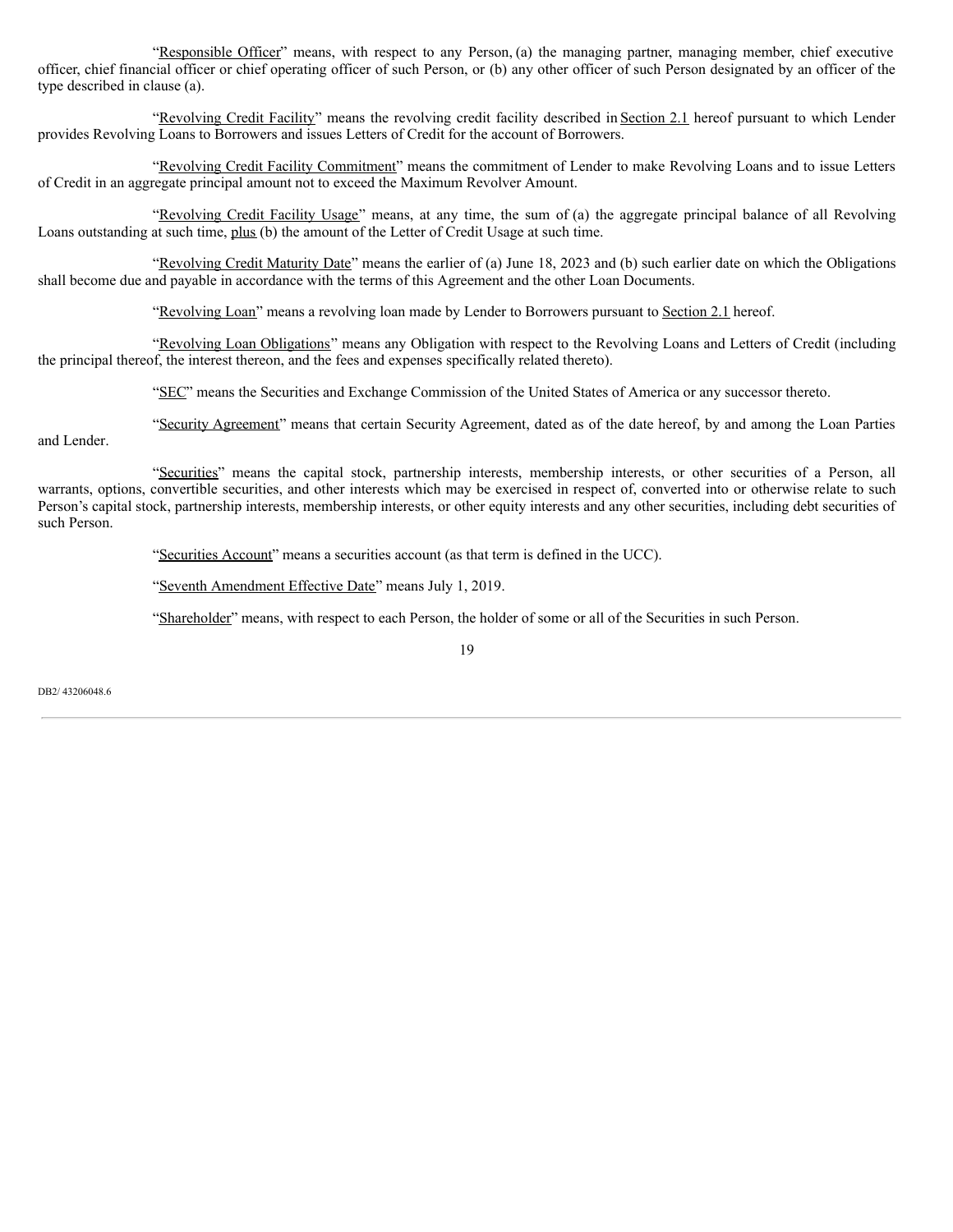"Responsible Officer" means, with respect to any Person, (a) the managing partner, managing member, chief executive officer, chief financial officer or chief operating officer of such Person, or (b) any other officer of such Person designated by an officer of the type described in clause (a).

"Revolving Credit Facility" means the revolving credit facility described in Section 2.1 hereof pursuant to which Lender provides Revolving Loans to Borrowers and issues Letters of Credit for the account of Borrowers.

"Revolving Credit Facility Commitment" means the commitment of Lender to make Revolving Loans and to issue Letters of Credit in an aggregate principal amount not to exceed the Maximum Revolver Amount.

"Revolving Credit Facility Usage" means, at any time, the sum of (a) the aggregate principal balance of all Revolving Loans outstanding at such time, plus (b) the amount of the Letter of Credit Usage at such time.

"Revolving Credit Maturity Date" means the earlier of (a) June 18, 2023 and (b) such earlier date on which the Obligations shall become due and payable in accordance with the terms of this Agreement and the other Loan Documents.

"Revolving Loan" means a revolving loan made by Lender to Borrowers pursuant to Section 2.1 hereof.

"Revolving Loan Obligations" means any Obligation with respect to the Revolving Loans and Letters of Credit (including the principal thereof, the interest thereon, and the fees and expenses specifically related thereto).

"SEC" means the Securities and Exchange Commission of the United States of America or any successor thereto.

"Security Agreement" means that certain Security Agreement, dated as of the date hereof, by and among the Loan Parties and Lender.

"Securities" means the capital stock, partnership interests, membership interests, or other securities of a Person, all warrants, options, convertible securities, and other interests which may be exercised in respect of, converted into or otherwise relate to such Person's capital stock, partnership interests, membership interests, or other equity interests and any other securities, including debt securities of such Person.

"Securities Account" means a securities account (as that term is defined in the UCC).

"Seventh Amendment Effective Date" means July 1, 2019.

"Shareholder" means, with respect to each Person, the holder of some or all of the Securities in such Person.

DB2/ 43206048.6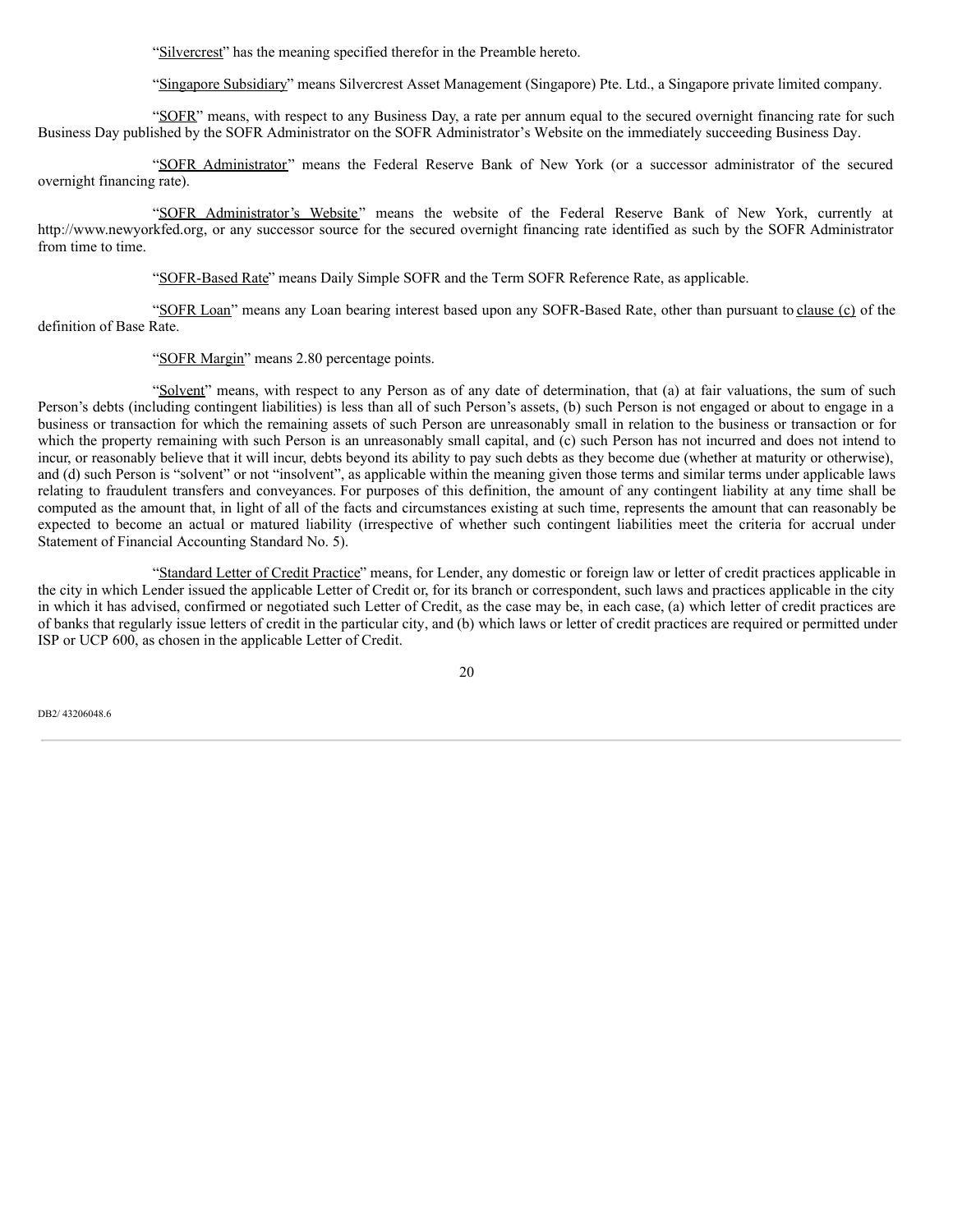"Silvercrest" has the meaning specified therefor in the Preamble hereto.

"Singapore Subsidiary" means Silvercrest Asset Management (Singapore) Pte. Ltd., a Singapore private limited company.

"SOFR" means, with respect to any Business Day, a rate per annum equal to the secured overnight financing rate for such Business Day published by the SOFR Administrator on the SOFR Administrator's Website on the immediately succeeding Business Day.

"SOFR Administrator" means the Federal Reserve Bank of New York (or a successor administrator of the secured overnight financing rate).

"SOFR Administrator's Website" means the website of the Federal Reserve Bank of New York, currently at http://www.newyorkfed.org, or any successor source for the secured overnight financing rate identified as such by the SOFR Administrator from time to time.

"SOFR-Based Rate" means Daily Simple SOFR and the Term SOFR Reference Rate, as applicable.

"SOFR Loan" means any Loan bearing interest based upon any SOFR-Based Rate, other than pursuant to clause (c) of the definition of Base Rate.

"SOFR Margin" means 2.80 percentage points.

"Solvent" means, with respect to any Person as of any date of determination, that (a) at fair valuations, the sum of such Person's debts (including contingent liabilities) is less than all of such Person's assets, (b) such Person is not engaged or about to engage in a business or transaction for which the remaining assets of such Person are unreasonably small in relation to the business or transaction or for which the property remaining with such Person is an unreasonably small capital, and (c) such Person has not incurred and does not intend to incur, or reasonably believe that it will incur, debts beyond its ability to pay such debts as they become due (whether at maturity or otherwise), and (d) such Person is "solvent" or not "insolvent", as applicable within the meaning given those terms and similar terms under applicable laws relating to fraudulent transfers and conveyances. For purposes of this definition, the amount of any contingent liability at any time shall be computed as the amount that, in light of all of the facts and circumstances existing at such time, represents the amount that can reasonably be expected to become an actual or matured liability (irrespective of whether such contingent liabilities meet the criteria for accrual under Statement of Financial Accounting Standard No. 5).

"Standard Letter of Credit Practice" means, for Lender, any domestic or foreign law or letter of credit practices applicable in the city in which Lender issued the applicable Letter of Credit or, for its branch or correspondent, such laws and practices applicable in the city in which it has advised, confirmed or negotiated such Letter of Credit, as the case may be, in each case, (a) which letter of credit practices are of banks that regularly issue letters of credit in the particular city, and (b) which laws or letter of credit practices are required or permitted under ISP or UCP 600, as chosen in the applicable Letter of Credit.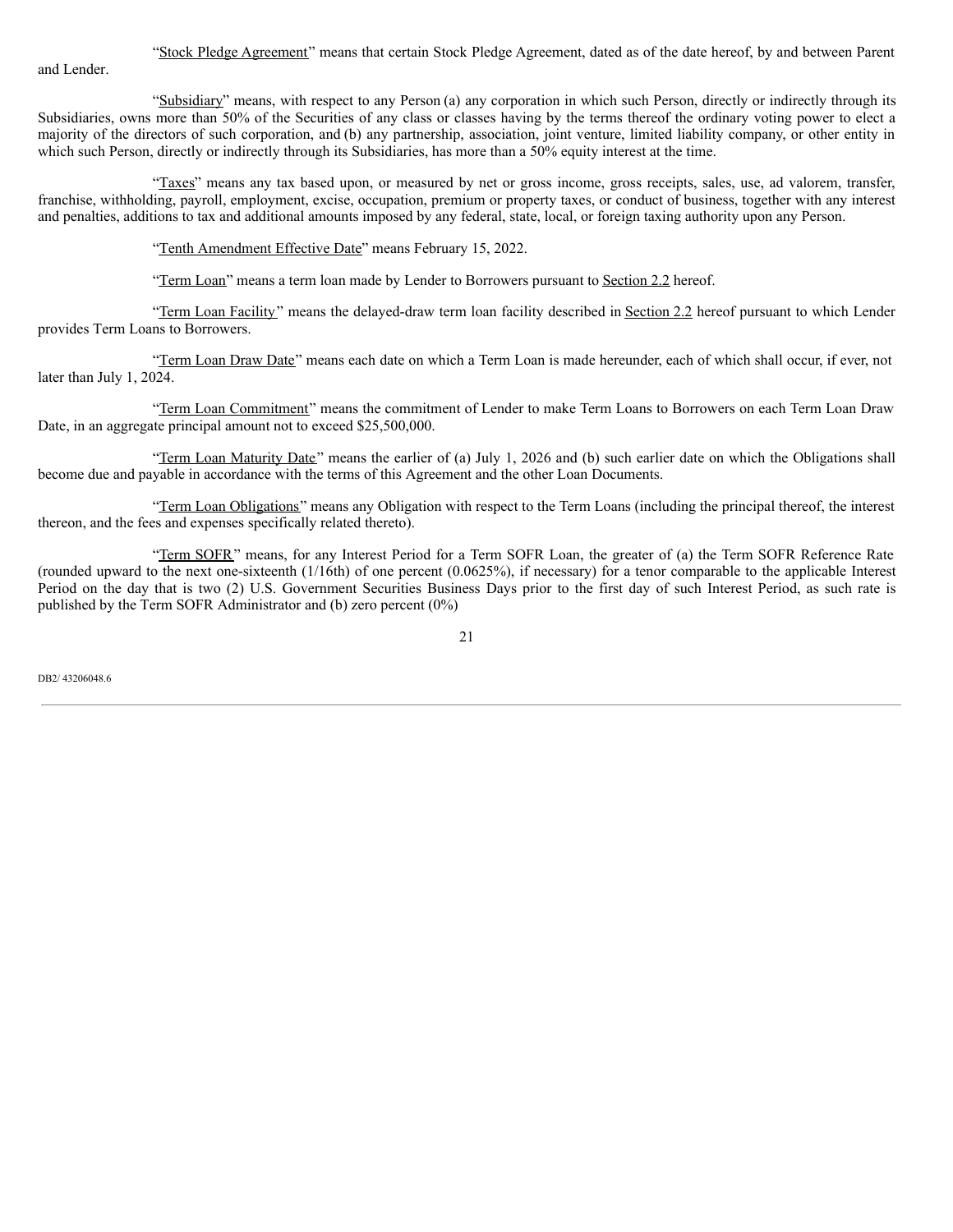"Stock Pledge Agreement" means that certain Stock Pledge Agreement, dated as of the date hereof, by and between Parent and Lender.

"Subsidiary" means, with respect to any Person (a) any corporation in which such Person, directly or indirectly through its Subsidiaries, owns more than 50% of the Securities of any class or classes having by the terms thereof the ordinary voting power to elect a majority of the directors of such corporation, and (b) any partnership, association, joint venture, limited liability company, or other entity in which such Person, directly or indirectly through its Subsidiaries, has more than a 50% equity interest at the time.

"Taxes" means any tax based upon, or measured by net or gross income, gross receipts, sales, use, ad valorem, transfer, franchise, withholding, payroll, employment, excise, occupation, premium or property taxes, or conduct of business, together with any interest and penalties, additions to tax and additional amounts imposed by any federal, state, local, or foreign taxing authority upon any Person.

"Tenth Amendment Effective Date" means February 15, 2022.

"Term Loan" means a term loan made by Lender to Borrowers pursuant to Section 2.2 hereof.

"Term Loan Facility" means the delayed-draw term loan facility described in Section 2.2 hereof pursuant to which Lender provides Term Loans to Borrowers.

"Term Loan Draw Date" means each date on which a Term Loan is made hereunder, each of which shall occur, if ever, not later than July 1, 2024.

"Term Loan Commitment" means the commitment of Lender to make Term Loans to Borrowers on each Term Loan Draw Date, in an aggregate principal amount not to exceed $25,500,000.

"Term Loan Maturity Date" means the earlier of (a) July 1, 2026 and (b) such earlier date on which the Obligations shall become due and payable in accordance with the terms of this Agreement and the other Loan Documents.

"Term Loan Obligations" means any Obligation with respect to the Term Loans (including the principal thereof, the interest thereon, and the fees and expenses specifically related thereto).

"Term SOFR" means, for any Interest Period for a Term SOFR Loan, the greater of (a) the Term SOFR Reference Rate (rounded upward to the next one-sixteenth (1/16th) of one percent (0.0625%), if necessary) for a tenor comparable to the applicable Interest Period on the day that is two (2) U.S. Government Securities Business Days prior to the first day of such Interest Period, as such rate is published by the Term SOFR Administrator and (b) zero percent (0%)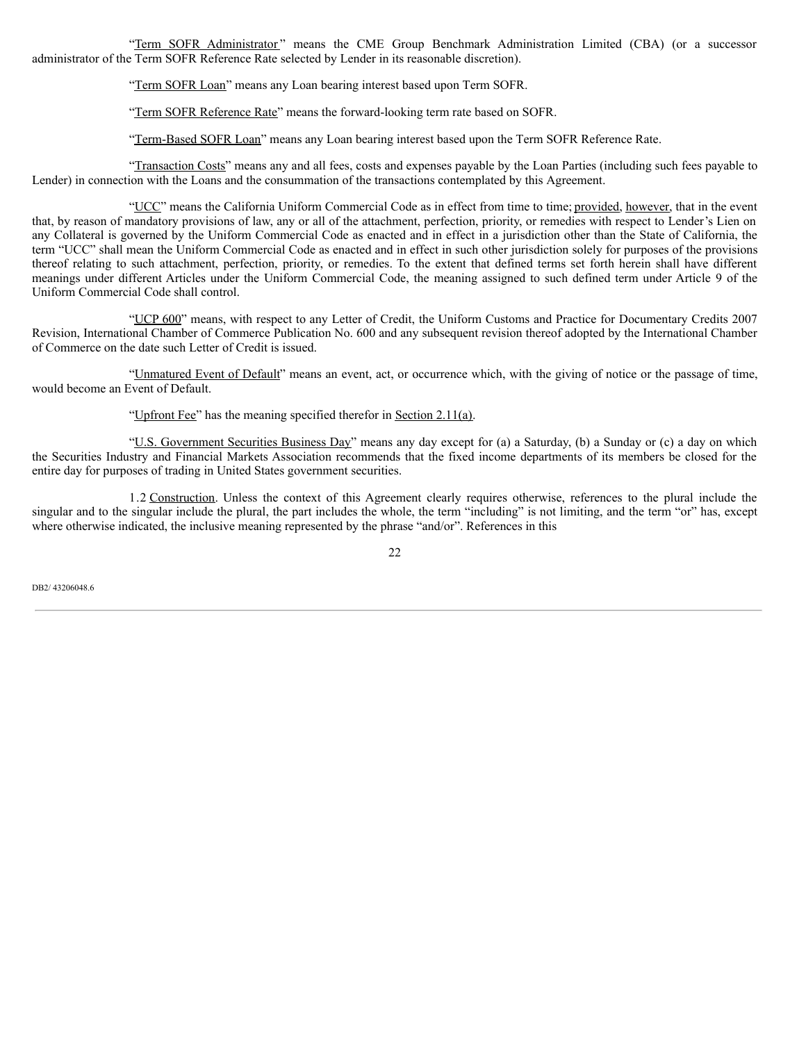"Term SOFR Administrator" means the CME Group Benchmark Administration Limited (CBA) (or a successor administrator of the Term SOFR Reference Rate selected by Lender in its reasonable discretion).

"Term SOFR Loan" means any Loan bearing interest based upon Term SOFR.

"Term SOFR Reference Rate" means the forward-looking term rate based on SOFR.

"Term-Based SOFR Loan" means any Loan bearing interest based upon the Term SOFR Reference Rate.

"Transaction Costs" means any and all fees, costs and expenses payable by the Loan Parties (including such fees payable to Lender) in connection with the Loans and the consummation of the transactions contemplated by this Agreement.

"UCC" means the California Uniform Commercial Code as in effect from time to time; provided, however, that in the event that, by reason of mandatory provisions of law, any or all of the attachment, perfection, priority, or remedies with respect to Lender's Lien on any Collateral is governed by the Uniform Commercial Code as enacted and in effect in a jurisdiction other than the State of California, the term "UCC" shall mean the Uniform Commercial Code as enacted and in effect in such other jurisdiction solely for purposes of the provisions thereof relating to such attachment, perfection, priority, or remedies. To the extent that defined terms set forth herein shall have different meanings under different Articles under the Uniform Commercial Code, the meaning assigned to such defined term under Article 9 of the Uniform Commercial Code shall control.

"UCP 600" means, with respect to any Letter of Credit, the Uniform Customs and Practice for Documentary Credits 2007 Revision, International Chamber of Commerce Publication No. 600 and any subsequent revision thereof adopted by the International Chamber of Commerce on the date such Letter of Credit is issued.

"Unmatured Event of Default" means an event, act, or occurrence which, with the giving of notice or the passage of time, would become an Event of Default.

"Upfront Fee" has the meaning specified therefor in Section 2.11(a).

"U.S. Government Securities Business Day" means any day except for (a) a Saturday, (b) a Sunday or (c) a day on which the Securities Industry and Financial Markets Association recommends that the fixed income departments of its members be closed for the entire day for purposes of trading in United States government securities.

1.2 Construction. Unless the context of this Agreement clearly requires otherwise, references to the plural include the singular and to the singular include the plural, the part includes the whole, the term "including" is not limiting, and the term "or" has, except where otherwise indicated, the inclusive meaning represented by the phrase "and/or". References in this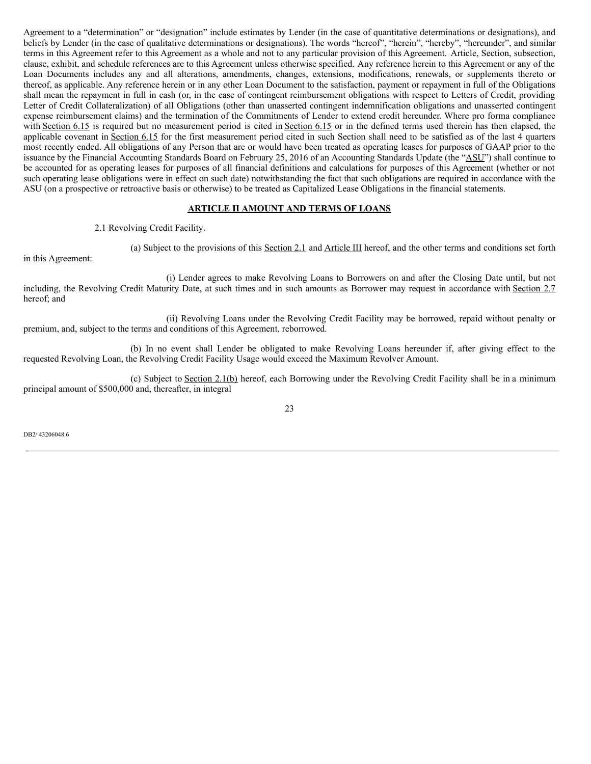Agreement to a "determination" or "designation" include estimates by Lender (in the case of quantitative determinations or designations), and beliefs by Lender (in the case of qualitative determinations or designations). The words "hereof", "herein", "hereby", "hereunder", and similar terms in this Agreement refer to this Agreement as a whole and not to any particular provision of this Agreement. Article, Section, subsection, clause, exhibit, and schedule references are to this Agreement unless otherwise specified. Any reference herein to this Agreement or any of the Loan Documents includes any and all alterations, amendments, changes, extensions, modifications, renewals, or supplements thereto or thereof, as applicable. Any reference herein or in any other Loan Document to the satisfaction, payment or repayment in full of the Obligations shall mean the repayment in full in cash (or, in the case of contingent reimbursement obligations with respect to Letters of Credit, providing Letter of Credit Collateralization) of all Obligations (other than unasserted contingent indemnification obligations and unasserted contingent expense reimbursement claims) and the termination of the Commitments of Lender to extend credit hereunder. Where pro forma compliance with Section 6.15 is required but no measurement period is cited in Section 6.15 or in the defined terms used therein has then elapsed, the applicable covenant in Section 6.15 for the first measurement period cited in such Section shall need to be satisfied as of the last 4 quarters most recently ended. All obligations of any Person that are or would have been treated as operating leases for purposes of GAAP prior to the issuance by the Financial Accounting Standards Board on February 25, 2016 of an Accounting Standards Update (the "ASU") shall continue to be accounted for as operating leases for purposes of all financial definitions and calculations for purposes of this Agreement (whether or not such operating lease obligations were in effect on such date) notwithstanding the fact that such obligations are required in accordance with the ASU (on a prospective or retroactive basis or otherwise) to be treated as Capitalized Lease Obligations in the financial statements.

## ARTICLE II AMOUNT AND TERMS OF LOANS

2.1 Revolving Credit Facility.

(a) Subject to the provisions of this Section 2.1 and Article III hereof, and the other terms and conditions set forth in this Agreement:

(i) Lender agrees to make Revolving Loans to Borrowers on and after the Closing Date until, but not including, the Revolving Credit Maturity Date, at such times and in such amounts as Borrower may request in accordance with Section 2.7 hereof; and

(ii) Revolving Loans under the Revolving Credit Facility may be borrowed, repaid without penalty or premium, and, subject to the terms and conditions of this Agreement, reborrowed.

(b) In no event shall Lender be obligated to make Revolving Loans hereunder if, after giving effect to the requested Revolving Loan, the Revolving Credit Facility Usage would exceed the Maximum Revolver Amount.

(c) Subject to Section 2.1(b) hereof, each Borrowing under the Revolving Credit Facility shall be in a minimum principal amount of $500,000 and, thereafter, in integral

DB2/ 43206048.6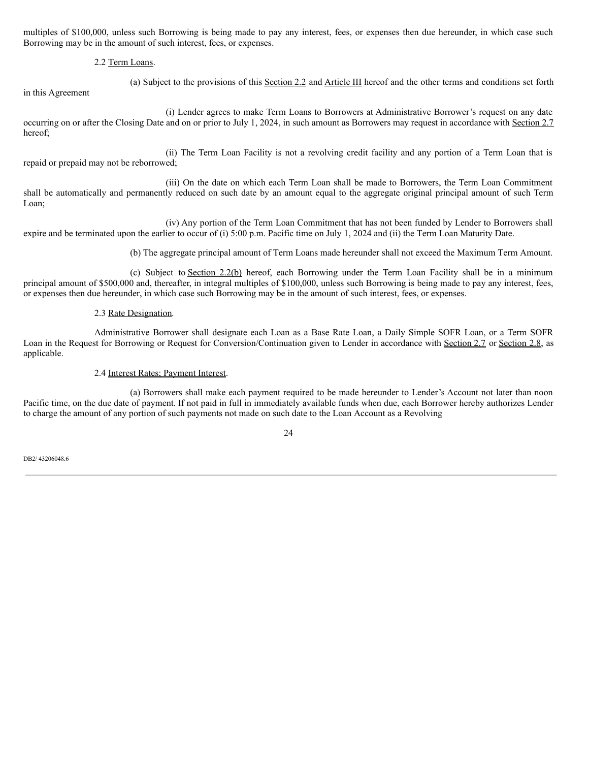multiples of $100,000, unless such Borrowing is being made to pay any interest, fees, or expenses then due hereunder, in which case such Borrowing may be in the amount of such interest, fees, or expenses.

2.2 Term Loans.

(a) Subject to the provisions of this Section 2.2 and Article III hereof and the other terms and conditions set forth in this Agreement

(i) Lender agrees to make Term Loans to Borrowers at Administrative Borrower's request on any date occurring on or after the Closing Date and on or prior to July 1, 2024, in such amount as Borrowers may request in accordance with Section 2.7 hereof;

(ii) The Term Loan Facility is not a revolving credit facility and any portion of a Term Loan that is repaid or prepaid may not be reborrowed;

(iii) On the date on which each Term Loan shall be made to Borrowers, the Term Loan Commitment shall be automatically and permanently reduced on such date by an amount equal to the aggregate original principal amount of such Term Loan;

(iv) Any portion of the Term Loan Commitment that has not been funded by Lender to Borrowers shall expire and be terminated upon the earlier to occur of (i) 5:00 p.m. Pacific time on July 1, 2024 and (ii) the Term Loan Maturity Date.

(b) The aggregate principal amount of Term Loans made hereunder shall not exceed the Maximum Term Amount.

(c) Subject to Section 2.2(b) hereof, each Borrowing under the Term Loan Facility shall be in a minimum principal amount of $500,000 and, thereafter, in integral multiples of $100,000, unless such Borrowing is being made to pay any interest, fees, or expenses then due hereunder, in which case such Borrowing may be in the amount of such interest, fees, or expenses.

2.3 Rate Designation.

Administrative Borrower shall designate each Loan as a Base Rate Loan, a Daily Simple SOFR Loan, or a Term SOFR Loan in the Request for Borrowing or Request for Conversion/Continuation given to Lender in accordance with Section 2.7 or Section 2.8, as applicable.

2.4 Interest Rates; Payment Interest.

(a) Borrowers shall make each payment required to be made hereunder to Lender's Account not later than noon Pacific time, on the due date of payment. If not paid in full in immediately available funds when due, each Borrower hereby authorizes Lender to charge the amount of any portion of such payments not made on such date to the Loan Account as a Revolving

DB2/ 43206048.6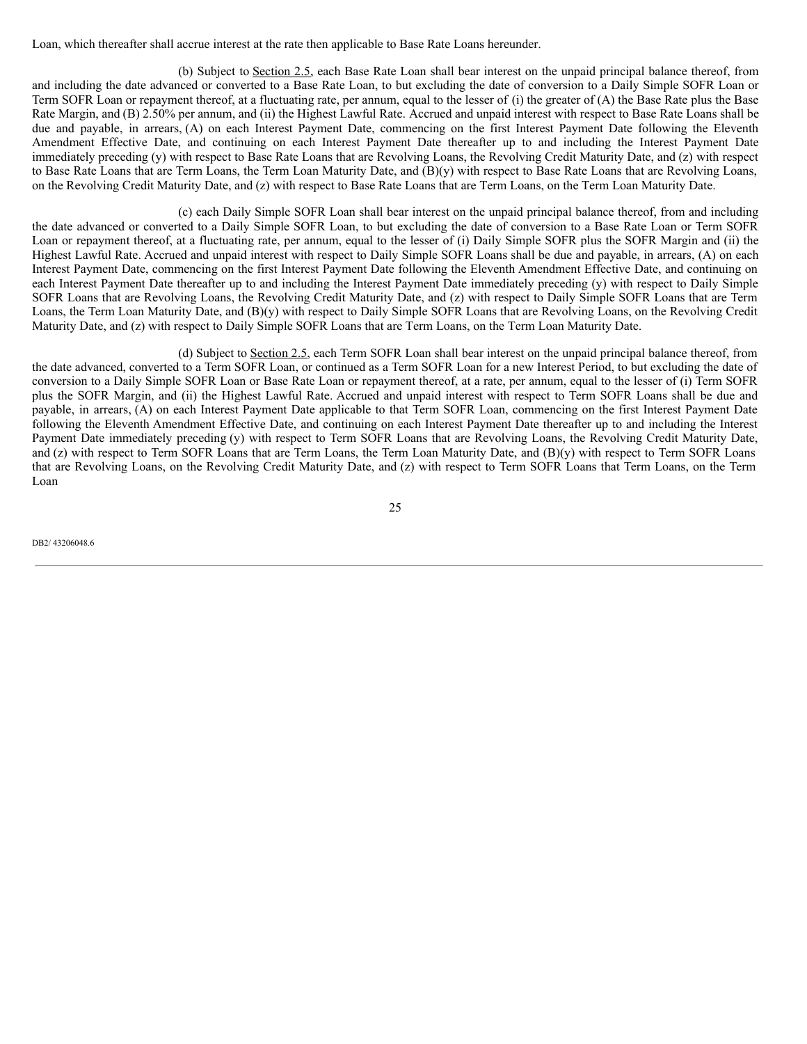Loan, which thereafter shall accrue interest at the rate then applicable to Base Rate Loans hereunder.

(b) Subject to Section 2.5, each Base Rate Loan shall bear interest on the unpaid principal balance thereof, from and including the date advanced or converted to a Base Rate Loan, to but excluding the date of conversion to a Daily Simple SOFR Loan or Term SOFR Loan or repayment thereof, at a fluctuating rate, per annum, equal to the lesser of (i) the greater of (A) the Base Rate plus the Base Rate Margin, and (B) 2.50% per annum, and (ii) the Highest Lawful Rate. Accrued and unpaid interest with respect to Base Rate Loans shall be due and payable, in arrears, (A) on each Interest Payment Date, commencing on the first Interest Payment Date following the Eleventh Amendment Effective Date, and continuing on each Interest Payment Date thereafter up to and including the Interest Payment Date immediately preceding (y) with respect to Base Rate Loans that are Revolving Loans, the Revolving Credit Maturity Date, and (z) with respect to Base Rate Loans that are Term Loans, the Term Loan Maturity Date, and (B)(y) with respect to Base Rate Loans that are Revolving Loans, on the Revolving Credit Maturity Date, and (z) with respect to Base Rate Loans that are Term Loans, on the Term Loan Maturity Date.

(c) each Daily Simple SOFR Loan shall bear interest on the unpaid principal balance thereof, from and including the date advanced or converted to a Daily Simple SOFR Loan, to but excluding the date of conversion to a Base Rate Loan or Term SOFR Loan or repayment thereof, at a fluctuating rate, per annum, equal to the lesser of (i) Daily Simple SOFR plus the SOFR Margin and (ii) the Highest Lawful Rate. Accrued and unpaid interest with respect to Daily Simple SOFR Loans shall be due and payable, in arrears, (A) on each Interest Payment Date, commencing on the first Interest Payment Date following the Eleventh Amendment Effective Date, and continuing on each Interest Payment Date thereafter up to and including the Interest Payment Date immediately preceding (y) with respect to Daily Simple SOFR Loans that are Revolving Loans, the Revolving Credit Maturity Date, and (z) with respect to Daily Simple SOFR Loans that are Term Loans, the Term Loan Maturity Date, and (B)(y) with respect to Daily Simple SOFR Loans that are Revolving Loans, on the Revolving Credit Maturity Date, and (z) with respect to Daily Simple SOFR Loans that are Term Loans, on the Term Loan Maturity Date.

(d) Subject to Section 2.5, each Term SOFR Loan shall bear interest on the unpaid principal balance thereof, from the date advanced, converted to a Term SOFR Loan, or continued as a Term SOFR Loan for a new Interest Period, to but excluding the date of conversion to a Daily Simple SOFR Loan or Base Rate Loan or repayment thereof, at a rate, per annum, equal to the lesser of (i) Term SOFR plus the SOFR Margin, and (ii) the Highest Lawful Rate. Accrued and unpaid interest with respect to Term SOFR Loans shall be due and payable, in arrears, (A) on each Interest Payment Date applicable to that Term SOFR Loan, commencing on the first Interest Payment Date following the Eleventh Amendment Effective Date, and continuing on each Interest Payment Date thereafter up to and including the Interest Payment Date immediately preceding (y) with respect to Term SOFR Loans that are Revolving Loans, the Revolving Credit Maturity Date, and (z) with respect to Term SOFR Loans that are Term Loans, the Term Loan Maturity Date, and (B)(y) with respect to Term SOFR Loans that are Revolving Loans, on the Revolving Credit Maturity Date, and (z) with respect to Term SOFR Loans that Term Loans, on the Term Loan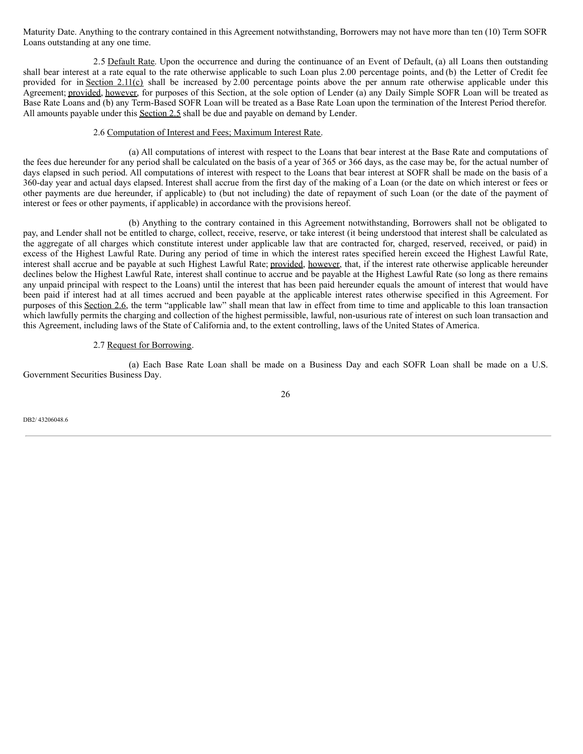Maturity Date. Anything to the contrary contained in this Agreement notwithstanding, Borrowers may not have more than ten (10) Term SOFR Loans outstanding at any one time.

2.5 Default Rate. Upon the occurrence and during the continuance of an Event of Default, (a) all Loans then outstanding shall bear interest at a rate equal to the rate otherwise applicable to such Loan plus 2.00 percentage points, and (b) the Letter of Credit fee provided for in Section 2.11(c) shall be increased by 2.00 percentage points above the per annum rate otherwise applicable under this Agreement; provided, however, for purposes of this Section, at the sole option of Lender (a) any Daily Simple SOFR Loan will be treated as Base Rate Loans and (b) any Term-Based SOFR Loan will be treated as a Base Rate Loan upon the termination of the Interest Period therefor. All amounts payable under this Section 2.5 shall be due and payable on demand by Lender.

2.6 Computation of Interest and Fees; Maximum Interest Rate.

(a) All computations of interest with respect to the Loans that bear interest at the Base Rate and computations of the fees due hereunder for any period shall be calculated on the basis of a year of 365 or 366 days, as the case may be, for the actual number of days elapsed in such period. All computations of interest with respect to the Loans that bear interest at SOFR shall be made on the basis of a 360-day year and actual days elapsed. Interest shall accrue from the first day of the making of a Loan (or the date on which interest or fees or other payments are due hereunder, if applicable) to (but not including) the date of repayment of such Loan (or the date of the payment of interest or fees or other payments, if applicable) in accordance with the provisions hereof.

(b) Anything to the contrary contained in this Agreement notwithstanding, Borrowers shall not be obligated to pay, and Lender shall not be entitled to charge, collect, receive, reserve, or take interest (it being understood that interest shall be calculated as the aggregate of all charges which constitute interest under applicable law that are contracted for, charged, reserved, received, or paid) in excess of the Highest Lawful Rate. During any period of time in which the interest rates specified herein exceed the Highest Lawful Rate, interest shall accrue and be payable at such Highest Lawful Rate; provided, however, that, if the interest rate otherwise applicable hereunder declines below the Highest Lawful Rate, interest shall continue to accrue and be payable at the Highest Lawful Rate (so long as there remains any unpaid principal with respect to the Loans) until the interest that has been paid hereunder equals the amount of interest that would have been paid if interest had at all times accrued and been payable at the applicable interest rates otherwise specified in this Agreement. For purposes of this Section 2.6, the term "applicable law" shall mean that law in effect from time to time and applicable to this loan transaction which lawfully permits the charging and collection of the highest permissible, lawful, non-usurious rate of interest on such loan transaction and this Agreement, including laws of the State of California and, to the extent controlling, laws of the United States of America.

2.7 Request for Borrowing.

(a) Each Base Rate Loan shall be made on a Business Day and each SOFR Loan shall be made on a U.S. Government Securities Business Day.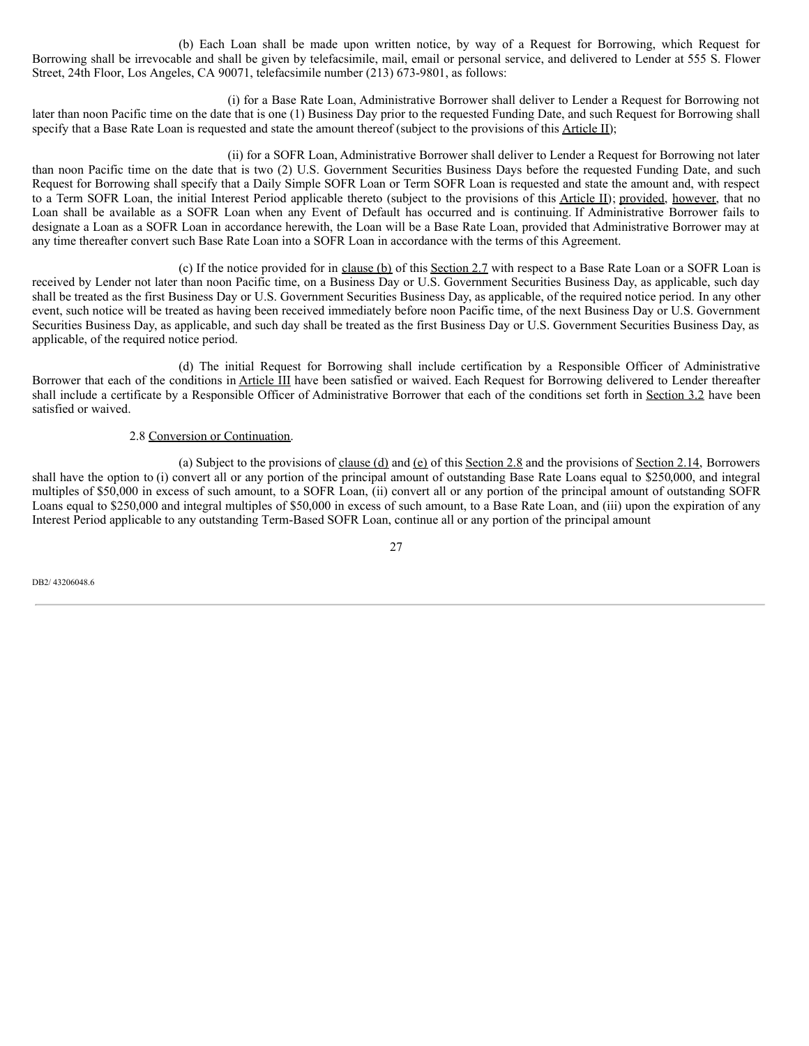(b) Each Loan shall be made upon written notice, by way of a Request for Borrowing, which Request for Borrowing shall be irrevocable and shall be given by telefacsimile, mail, email or personal service, and delivered to Lender at 555 S. Flower Street, 24th Floor, Los Angeles, CA 90071, telefacsimile number (213) 673-9801, as follows:

(i) for a Base Rate Loan, Administrative Borrower shall deliver to Lender a Request for Borrowing not later than noon Pacific time on the date that is one (1) Business Day prior to the requested Funding Date, and such Request for Borrowing shall specify that a Base Rate Loan is requested and state the amount thereof (subject to the provisions of this Article II);

(ii) for a SOFR Loan, Administrative Borrower shall deliver to Lender a Request for Borrowing not later than noon Pacific time on the date that is two (2) U.S. Government Securities Business Days before the requested Funding Date, and such Request for Borrowing shall specify that a Daily Simple SOFR Loan or Term SOFR Loan is requested and state the amount and, with respect to a Term SOFR Loan, the initial Interest Period applicable thereto (subject to the provisions of this Article II); provided, however, that no Loan shall be available as a SOFR Loan when any Event of Default has occurred and is continuing. If Administrative Borrower fails to designate a Loan as a SOFR Loan in accordance herewith, the Loan will be a Base Rate Loan, provided that Administrative Borrower may at any time thereafter convert such Base Rate Loan into a SOFR Loan in accordance with the terms of this Agreement.

(c) If the notice provided for in clause (b) of this Section 2.7 with respect to a Base Rate Loan or a SOFR Loan is received by Lender not later than noon Pacific time, on a Business Day or U.S. Government Securities Business Day, as applicable, such day shall be treated as the first Business Day or U.S. Government Securities Business Day, as applicable, of the required notice period. In any other event, such notice will be treated as having been received immediately before noon Pacific time, of the next Business Day or U.S. Government Securities Business Day, as applicable, and such day shall be treated as the first Business Day or U.S. Government Securities Business Day, as applicable, of the required notice period.

(d) The initial Request for Borrowing shall include certification by a Responsible Officer of Administrative Borrower that each of the conditions in Article III have been satisfied or waived. Each Request for Borrowing delivered to Lender thereafter shall include a certificate by a Responsible Officer of Administrative Borrower that each of the conditions set forth in Section 3.2 have been satisfied or waived.

2.8 Conversion or Continuation.

(a) Subject to the provisions of clause (d) and (e) of this Section 2.8 and the provisions of Section 2.14, Borrowers shall have the option to (i) convert all or any portion of the principal amount of outstanding Base Rate Loans equal to $250,000, and integral multiples of $50,000 in excess of such amount, to a SOFR Loan, (ii) convert all or any portion of the principal amount of outstanding SOFR Loans equal to $250,000 and integral multiples of $50,000 in excess of such amount, to a Base Rate Loan, and (iii) upon the expiration of any Interest Period applicable to any outstanding Term-Based SOFR Loan, continue all or any portion of the principal amount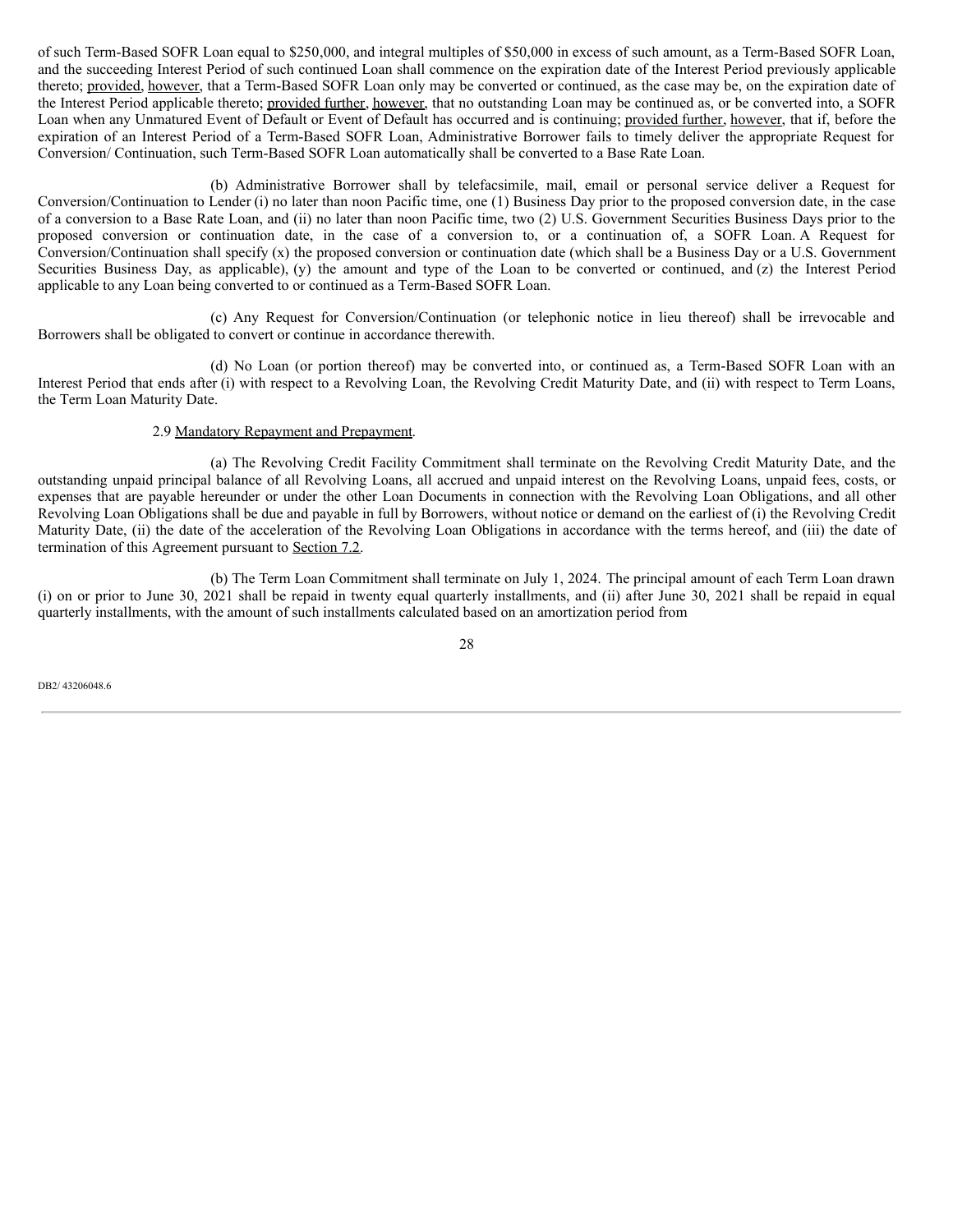of such Term-Based SOFR Loan equal to $250,000, and integral multiples of $50,000 in excess of such amount, as a Term-Based SOFR Loan, and the succeeding Interest Period of such continued Loan shall commence on the expiration date of the Interest Period previously applicable thereto; provided, however, that a Term-Based SOFR Loan only may be converted or continued, as the case may be, on the expiration date of the Interest Period applicable thereto; provided further, however, that no outstanding Loan may be continued as, or be converted into, a SOFR Loan when any Unmatured Event of Default or Event of Default has occurred and is continuing; provided further, however, that if, before the expiration of an Interest Period of a Term-Based SOFR Loan, Administrative Borrower fails to timely deliver the appropriate Request for Conversion/ Continuation, such Term-Based SOFR Loan automatically shall be converted to a Base Rate Loan.

(b) Administrative Borrower shall by telefacsimile, mail, email or personal service deliver a Request for Conversion/Continuation to Lender (i) no later than noon Pacific time, one (1) Business Day prior to the proposed conversion date, in the case of a conversion to a Base Rate Loan, and (ii) no later than noon Pacific time, two (2) U.S. Government Securities Business Days prior to the proposed conversion or continuation date, in the case of a conversion to, or a continuation of, a SOFR Loan. A Request for Conversion/Continuation shall specify (x) the proposed conversion or continuation date (which shall be a Business Day or a U.S. Government Securities Business Day, as applicable), (y) the amount and type of the Loan to be converted or continued, and (z) the Interest Period applicable to any Loan being converted to or continued as a Term-Based SOFR Loan.

(c) Any Request for Conversion/Continuation (or telephonic notice in lieu thereof) shall be irrevocable and Borrowers shall be obligated to convert or continue in accordance therewith.

(d) No Loan (or portion thereof) may be converted into, or continued as, a Term-Based SOFR Loan with an Interest Period that ends after (i) with respect to a Revolving Loan, the Revolving Credit Maturity Date, and (ii) with respect to Term Loans, the Term Loan Maturity Date.

2.9 Mandatory Repayment and Prepayment.

(a) The Revolving Credit Facility Commitment shall terminate on the Revolving Credit Maturity Date, and the outstanding unpaid principal balance of all Revolving Loans, all accrued and unpaid interest on the Revolving Loans, unpaid fees, costs, or expenses that are payable hereunder or under the other Loan Documents in connection with the Revolving Loan Obligations, and all other Revolving Loan Obligations shall be due and payable in full by Borrowers, without notice or demand on the earliest of (i) the Revolving Credit Maturity Date, (ii) the date of the acceleration of the Revolving Loan Obligations in accordance with the terms hereof, and (iii) the date of termination of this Agreement pursuant to Section 7.2.

(b) The Term Loan Commitment shall terminate on July 1, 2024. The principal amount of each Term Loan drawn (i) on or prior to June 30, 2021 shall be repaid in twenty equal quarterly installments, and (ii) after June 30, 2021 shall be repaid in equal quarterly installments, with the amount of such installments calculated based on an amortization period from

DB2/ 43206048.6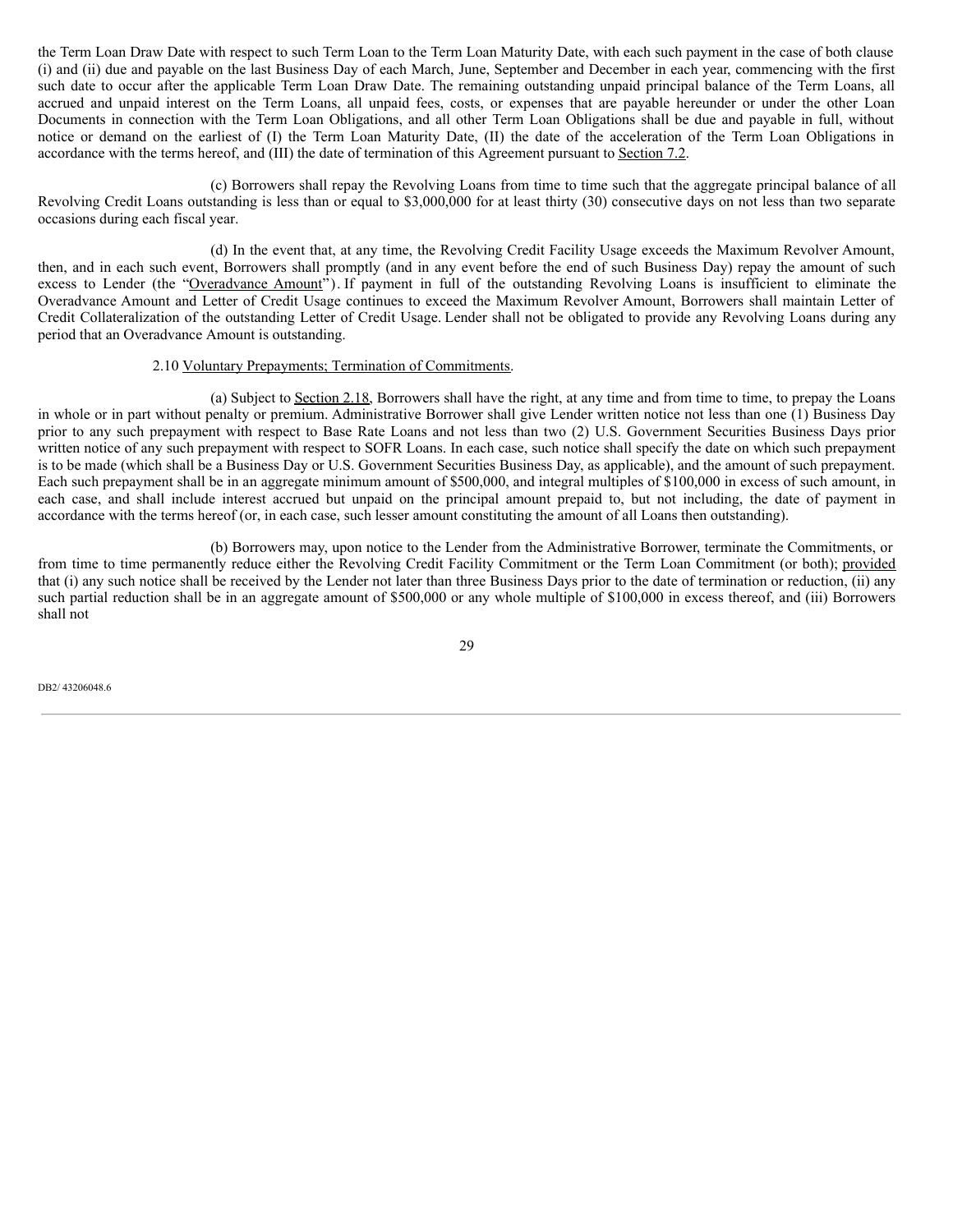the Term Loan Draw Date with respect to such Term Loan to the Term Loan Maturity Date, with each such payment in the case of both clause (i) and (ii) due and payable on the last Business Day of each March, June, September and December in each year, commencing with the first such date to occur after the applicable Term Loan Draw Date. The remaining outstanding unpaid principal balance of the Term Loans, all accrued and unpaid interest on the Term Loans, all unpaid fees, costs, or expenses that are payable hereunder or under the other Loan Documents in connection with the Term Loan Obligations, and all other Term Loan Obligations shall be due and payable in full, without notice or demand on the earliest of (I) the Term Loan Maturity Date, (II) the date of the acceleration of the Term Loan Obligations in accordance with the terms hereof, and (III) the date of termination of this Agreement pursuant to Section 7.2.

(c) Borrowers shall repay the Revolving Loans from time to time such that the aggregate principal balance of all Revolving Credit Loans outstanding is less than or equal to $3,000,000 for at least thirty (30) consecutive days on not less than two separate occasions during each fiscal year.

(d) In the event that, at any time, the Revolving Credit Facility Usage exceeds the Maximum Revolver Amount, then, and in each such event, Borrowers shall promptly (and in any event before the end of such Business Day) repay the amount of such excess to Lender (the "Overadvance Amount"). If payment in full of the outstanding Revolving Loans is insufficient to eliminate the Overadvance Amount and Letter of Credit Usage continues to exceed the Maximum Revolver Amount, Borrowers shall maintain Letter of Credit Collateralization of the outstanding Letter of Credit Usage. Lender shall not be obligated to provide any Revolving Loans during any period that an Overadvance Amount is outstanding.

2.10 Voluntary Prepayments; Termination of Commitments.

(a) Subject to Section 2.18, Borrowers shall have the right, at any time and from time to time, to prepay the Loans in whole or in part without penalty or premium. Administrative Borrower shall give Lender written notice not less than one (1) Business Day prior to any such prepayment with respect to Base Rate Loans and not less than two (2) U.S. Government Securities Business Days prior written notice of any such prepayment with respect to SOFR Loans. In each case, such notice shall specify the date on which such prepayment is to be made (which shall be a Business Day or U.S. Government Securities Business Day, as applicable), and the amount of such prepayment. Each such prepayment shall be in an aggregate minimum amount of $500,000, and integral multiples of $100,000 in excess of such amount, in each case, and shall include interest accrued but unpaid on the principal amount prepaid to, but not including, the date of payment in accordance with the terms hereof (or, in each case, such lesser amount constituting the amount of all Loans then outstanding).

(b) Borrowers may, upon notice to the Lender from the Administrative Borrower, terminate the Commitments, or from time to time permanently reduce either the Revolving Credit Facility Commitment or the Term Loan Commitment (or both); provided that (i) any such notice shall be received by the Lender not later than three Business Days prior to the date of termination or reduction, (ii) any such partial reduction shall be in an aggregate amount of $500,000 or any whole multiple of $100,000 in excess thereof, and (iii) Borrowers shall not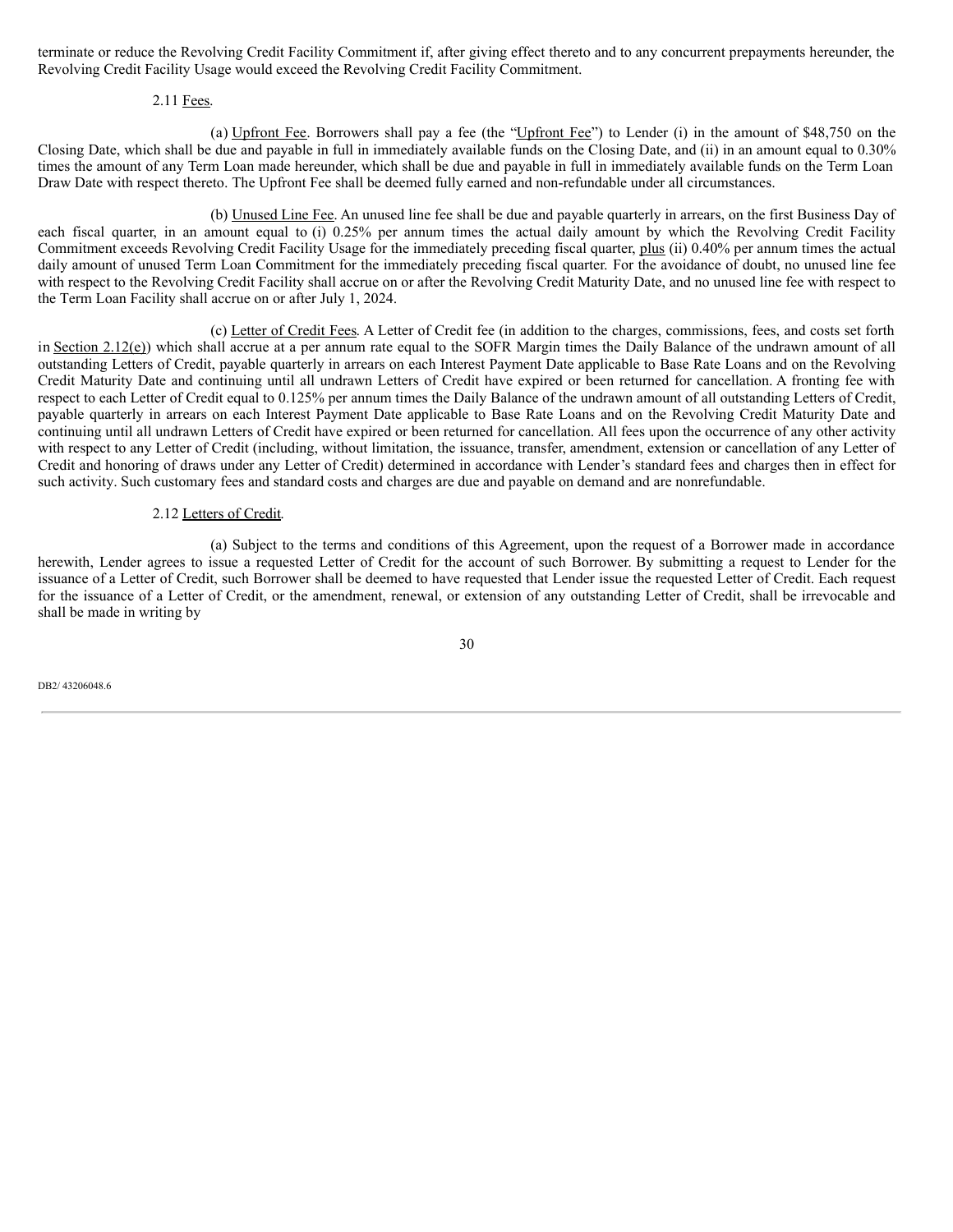terminate or reduce the Revolving Credit Facility Commitment if, after giving effect thereto and to any concurrent prepayments hereunder, the Revolving Credit Facility Usage would exceed the Revolving Credit Facility Commitment.

2.11 Fees.

(a) Upfront Fee. Borrowers shall pay a fee (the "Upfront Fee") to Lender (i) in the amount of $48,750 on the Closing Date, which shall be due and payable in full in immediately available funds on the Closing Date, and (ii) in an amount equal to 0.30% times the amount of any Term Loan made hereunder, which shall be due and payable in full in immediately available funds on the Term Loan Draw Date with respect thereto. The Upfront Fee shall be deemed fully earned and non-refundable under all circumstances.

(b) Unused Line Fee. An unused line fee shall be due and payable quarterly in arrears, on the first Business Day of each fiscal quarter, in an amount equal to (i) 0.25% per annum times the actual daily amount by which the Revolving Credit Facility Commitment exceeds Revolving Credit Facility Usage for the immediately preceding fiscal quarter, plus (ii) 0.40% per annum times the actual daily amount of unused Term Loan Commitment for the immediately preceding fiscal quarter. For the avoidance of doubt, no unused line fee with respect to the Revolving Credit Facility shall accrue on or after the Revolving Credit Maturity Date, and no unused line fee with respect to the Term Loan Facility shall accrue on or after July 1, 2024.

(c) Letter of Credit Fees. A Letter of Credit fee (in addition to the charges, commissions, fees, and costs set forth in Section 2.12(e)) which shall accrue at a per annum rate equal to the SOFR Margin times the Daily Balance of the undrawn amount of all outstanding Letters of Credit, payable quarterly in arrears on each Interest Payment Date applicable to Base Rate Loans and on the Revolving Credit Maturity Date and continuing until all undrawn Letters of Credit have expired or been returned for cancellation. A fronting fee with respect to each Letter of Credit equal to 0.125% per annum times the Daily Balance of the undrawn amount of all outstanding Letters of Credit, payable quarterly in arrears on each Interest Payment Date applicable to Base Rate Loans and on the Revolving Credit Maturity Date and continuing until all undrawn Letters of Credit have expired or been returned for cancellation. All fees upon the occurrence of any other activity with respect to any Letter of Credit (including, without limitation, the issuance, transfer, amendment, extension or cancellation of any Letter of Credit and honoring of draws under any Letter of Credit) determined in accordance with Lender's standard fees and charges then in effect for such activity. Such customary fees and standard costs and charges are due and payable on demand and are nonrefundable.

2.12 Letters of Credit.

(a) Subject to the terms and conditions of this Agreement, upon the request of a Borrower made in accordance herewith, Lender agrees to issue a requested Letter of Credit for the account of such Borrower. By submitting a request to Lender for the issuance of a Letter of Credit, such Borrower shall be deemed to have requested that Lender issue the requested Letter of Credit. Each request for the issuance of a Letter of Credit, or the amendment, renewal, or extension of any outstanding Letter of Credit, shall be irrevocable and shall be made in writing by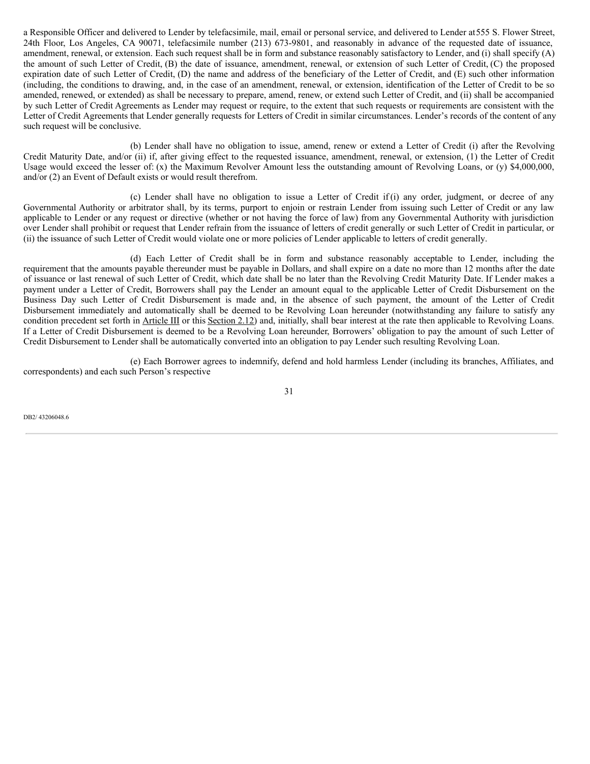a Responsible Officer and delivered to Lender by telefacsimile, mail, email or personal service, and delivered to Lender at 555 S. Flower Street, 24th Floor, Los Angeles, CA 90071, telefacsimile number (213) 673-9801, and reasonably in advance of the requested date of issuance, amendment, renewal, or extension. Each such request shall be in form and substance reasonably satisfactory to Lender, and (i) shall specify (A) the amount of such Letter of Credit, (B) the date of issuance, amendment, renewal, or extension of such Letter of Credit, (C) the proposed expiration date of such Letter of Credit, (D) the name and address of the beneficiary of the Letter of Credit, and (E) such other information (including, the conditions to drawing, and, in the case of an amendment, renewal, or extension, identification of the Letter of Credit to be so amended, renewed, or extended) as shall be necessary to prepare, amend, renew, or extend such Letter of Credit, and (ii) shall be accompanied by such Letter of Credit Agreements as Lender may request or require, to the extent that such requests or requirements are consistent with the Letter of Credit Agreements that Lender generally requests for Letters of Credit in similar circumstances. Lender's records of the content of any such request will be conclusive.

(b) Lender shall have no obligation to issue, amend, renew or extend a Letter of Credit (i) after the Revolving Credit Maturity Date, and/or (ii) if, after giving effect to the requested issuance, amendment, renewal, or extension, (1) the Letter of Credit Usage would exceed the lesser of: (x) the Maximum Revolver Amount less the outstanding amount of Revolving Loans, or (y) $4,000,000, and/or (2) an Event of Default exists or would result therefrom.

(c) Lender shall have no obligation to issue a Letter of Credit if (i) any order, judgment, or decree of any Governmental Authority or arbitrator shall, by its terms, purport to enjoin or restrain Lender from issuing such Letter of Credit or any law applicable to Lender or any request or directive (whether or not having the force of law) from any Governmental Authority with jurisdiction over Lender shall prohibit or request that Lender refrain from the issuance of letters of credit generally or such Letter of Credit in particular, or (ii) the issuance of such Letter of Credit would violate one or more policies of Lender applicable to letters of credit generally.

(d) Each Letter of Credit shall be in form and substance reasonably acceptable to Lender, including the requirement that the amounts payable thereunder must be payable in Dollars, and shall expire on a date no more than 12 months after the date of issuance or last renewal of such Letter of Credit, which date shall be no later than the Revolving Credit Maturity Date. If Lender makes a payment under a Letter of Credit, Borrowers shall pay the Lender an amount equal to the applicable Letter of Credit Disbursement on the Business Day such Letter of Credit Disbursement is made and, in the absence of such payment, the amount of the Letter of Credit Disbursement immediately and automatically shall be deemed to be Revolving Loan hereunder (notwithstanding any failure to satisfy any condition precedent set forth in Article III or this Section 2.12) and, initially, shall bear interest at the rate then applicable to Revolving Loans. If a Letter of Credit Disbursement is deemed to be a Revolving Loan hereunder, Borrowers' obligation to pay the amount of such Letter of Credit Disbursement to Lender shall be automatically converted into an obligation to pay Lender such resulting Revolving Loan.

(e) Each Borrower agrees to indemnify, defend and hold harmless Lender (including its branches, Affiliates, and correspondents) and each such Person's respective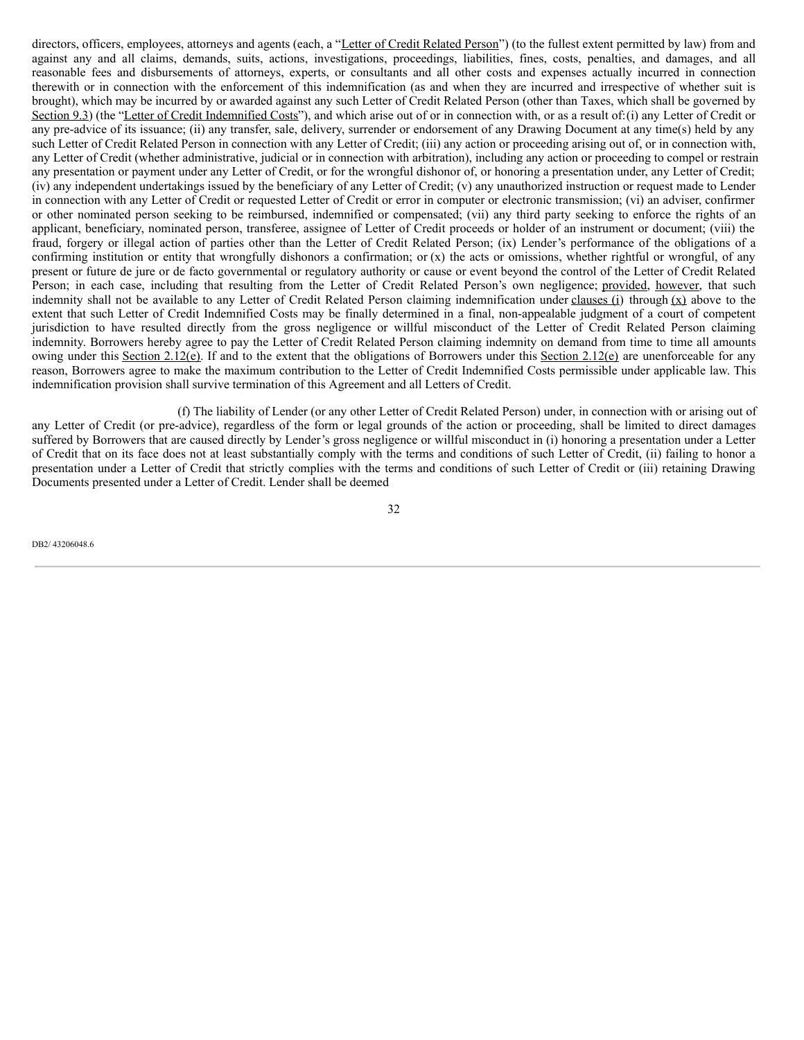directors, officers, employees, attorneys and agents (each, a "Letter of Credit Related Person") (to the fullest extent permitted by law) from and against any and all claims, demands, suits, actions, investigations, proceedings, liabilities, fines, costs, penalties, and damages, and all reasonable fees and disbursements of attorneys, experts, or consultants and all other costs and expenses actually incurred in connection therewith or in connection with the enforcement of this indemnification (as and when they are incurred and irrespective of whether suit is brought), which may be incurred by or awarded against any such Letter of Credit Related Person (other than Taxes, which shall be governed by Section 9.3) (the "Letter of Credit Indemnified Costs"), and which arise out of or in connection with, or as a result of:(i) any Letter of Credit or any pre-advice of its issuance; (ii) any transfer, sale, delivery, surrender or endorsement of any Drawing Document at any time(s) held by any such Letter of Credit Related Person in connection with any Letter of Credit; (iii) any action or proceeding arising out of, or in connection with, any Letter of Credit (whether administrative, judicial or in connection with arbitration), including any action or proceeding to compel or restrain any presentation or payment under any Letter of Credit, or for the wrongful dishonor of, or honoring a presentation under, any Letter of Credit; (iv) any independent undertakings issued by the beneficiary of any Letter of Credit; (v) any unauthorized instruction or request made to Lender in connection with any Letter of Credit or requested Letter of Credit or error in computer or electronic transmission; (vi) an adviser, confirmer or other nominated person seeking to be reimbursed, indemnified or compensated; (vii) any third party seeking to enforce the rights of an applicant, beneficiary, nominated person, transferee, assignee of Letter of Credit proceeds or holder of an instrument or document; (viii) the fraud, forgery or illegal action of parties other than the Letter of Credit Related Person; (ix) Lender's performance of the obligations of a confirming institution or entity that wrongfully dishonors a confirmation; or (x) the acts or omissions, whether rightful or wrongful, of any present or future de jure or de facto governmental or regulatory authority or cause or event beyond the control of the Letter of Credit Related Person; in each case, including that resulting from the Letter of Credit Related Person's own negligence; provided, however, that such indemnity shall not be available to any Letter of Credit Related Person claiming indemnification under clauses (i) through (x) above to the extent that such Letter of Credit Indemnified Costs may be finally determined in a final, non-appealable judgment of a court of competent jurisdiction to have resulted directly from the gross negligence or willful misconduct of the Letter of Credit Related Person claiming indemnity. Borrowers hereby agree to pay the Letter of Credit Related Person claiming indemnity on demand from time to time all amounts owing under this Section 2.12(e). If and to the extent that the obligations of Borrowers under this Section 2.12(e) are unenforceable for any reason, Borrowers agree to make the maximum contribution to the Letter of Credit Indemnified Costs permissible under applicable law. This indemnification provision shall survive termination of this Agreement and all Letters of Credit.

(f) The liability of Lender (or any other Letter of Credit Related Person) under, in connection with or arising out of any Letter of Credit (or pre-advice), regardless of the form or legal grounds of the action or proceeding, shall be limited to direct damages suffered by Borrowers that are caused directly by Lender's gross negligence or willful misconduct in (i) honoring a presentation under a Letter of Credit that on its face does not at least substantially comply with the terms and conditions of such Letter of Credit, (ii) failing to honor a presentation under a Letter of Credit that strictly complies with the terms and conditions of such Letter of Credit or (iii) retaining Drawing Documents presented under a Letter of Credit. Lender shall be deemed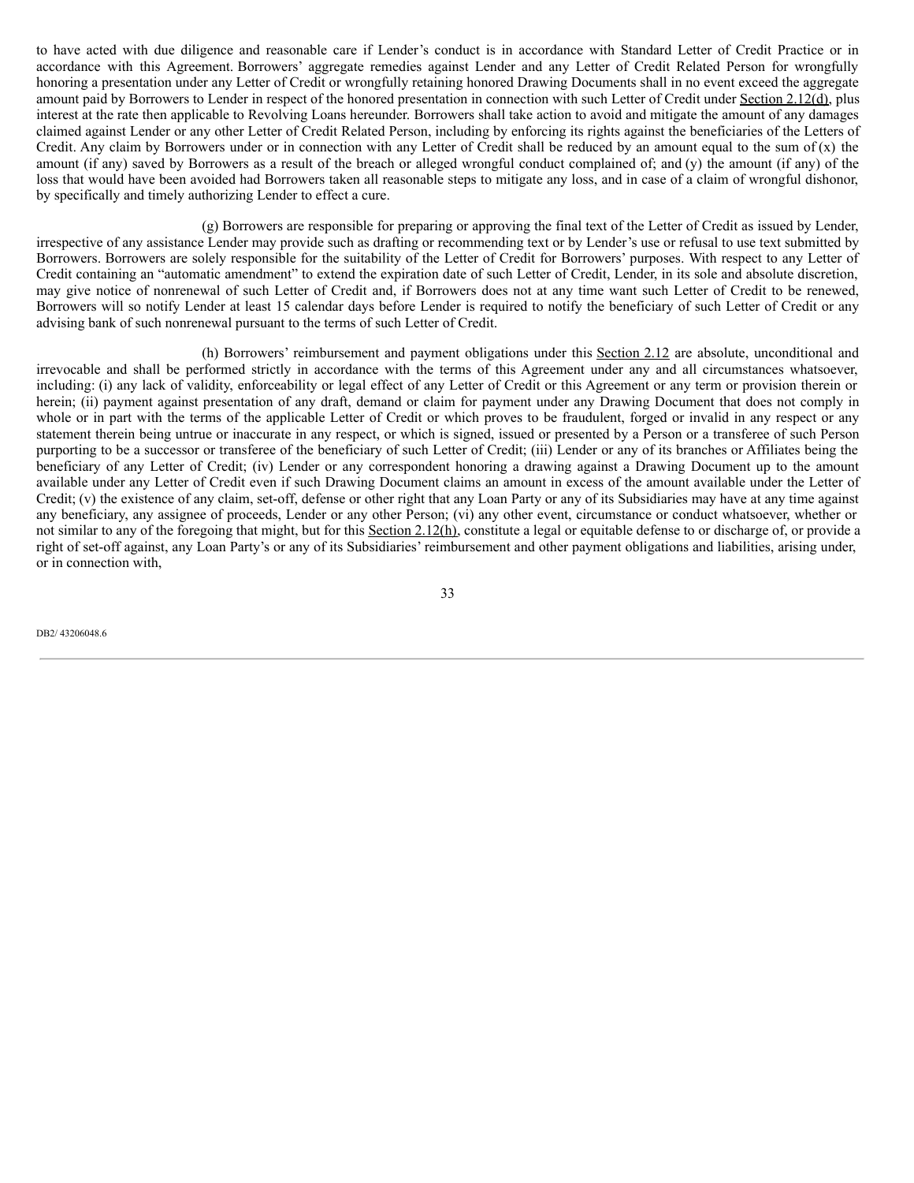to have acted with due diligence and reasonable care if Lender's conduct is in accordance with Standard Letter of Credit Practice or in accordance with this Agreement. Borrowers' aggregate remedies against Lender and any Letter of Credit Related Person for wrongfully honoring a presentation under any Letter of Credit or wrongfully retaining honored Drawing Documents shall in no event exceed the aggregate amount paid by Borrowers to Lender in respect of the honored presentation in connection with such Letter of Credit under Section 2.12(d), plus interest at the rate then applicable to Revolving Loans hereunder. Borrowers shall take action to avoid and mitigate the amount of any damages claimed against Lender or any other Letter of Credit Related Person, including by enforcing its rights against the beneficiaries of the Letters of Credit. Any claim by Borrowers under or in connection with any Letter of Credit shall be reduced by an amount equal to the sum of (x) the amount (if any) saved by Borrowers as a result of the breach or alleged wrongful conduct complained of; and (y) the amount (if any) of the loss that would have been avoided had Borrowers taken all reasonable steps to mitigate any loss, and in case of a claim of wrongful dishonor, by specifically and timely authorizing Lender to effect a cure.

(g) Borrowers are responsible for preparing or approving the final text of the Letter of Credit as issued by Lender, irrespective of any assistance Lender may provide such as drafting or recommending text or by Lender's use or refusal to use text submitted by Borrowers. Borrowers are solely responsible for the suitability of the Letter of Credit for Borrowers' purposes. With respect to any Letter of Credit containing an "automatic amendment" to extend the expiration date of such Letter of Credit, Lender, in its sole and absolute discretion, may give notice of nonrenewal of such Letter of Credit and, if Borrowers does not at any time want such Letter of Credit to be renewed, Borrowers will so notify Lender at least 15 calendar days before Lender is required to notify the beneficiary of such Letter of Credit or any advising bank of such nonrenewal pursuant to the terms of such Letter of Credit.

(h) Borrowers' reimbursement and payment obligations under this Section 2.12 are absolute, unconditional and irrevocable and shall be performed strictly in accordance with the terms of this Agreement under any and all circumstances whatsoever, including: (i) any lack of validity, enforceability or legal effect of any Letter of Credit or this Agreement or any term or provision therein or herein; (ii) payment against presentation of any draft, demand or claim for payment under any Drawing Document that does not comply in whole or in part with the terms of the applicable Letter of Credit or which proves to be fraudulent, forged or invalid in any respect or any statement therein being untrue or inaccurate in any respect, or which is signed, issued or presented by a Person or a transferee of such Person purporting to be a successor or transferee of the beneficiary of such Letter of Credit; (iii) Lender or any of its branches or Affiliates being the beneficiary of any Letter of Credit; (iv) Lender or any correspondent honoring a drawing against a Drawing Document up to the amount available under any Letter of Credit even if such Drawing Document claims an amount in excess of the amount available under the Letter of Credit; (v) the existence of any claim, set-off, defense or other right that any Loan Party or any of its Subsidiaries may have at any time against any beneficiary, any assignee of proceeds, Lender or any other Person; (vi) any other event, circumstance or conduct whatsoever, whether or not similar to any of the foregoing that might, but for this Section 2.12(h), constitute a legal or equitable defense to or discharge of, or provide a right of set-off against, any Loan Party's or any of its Subsidiaries' reimbursement and other payment obligations and liabilities, arising under, or in connection with,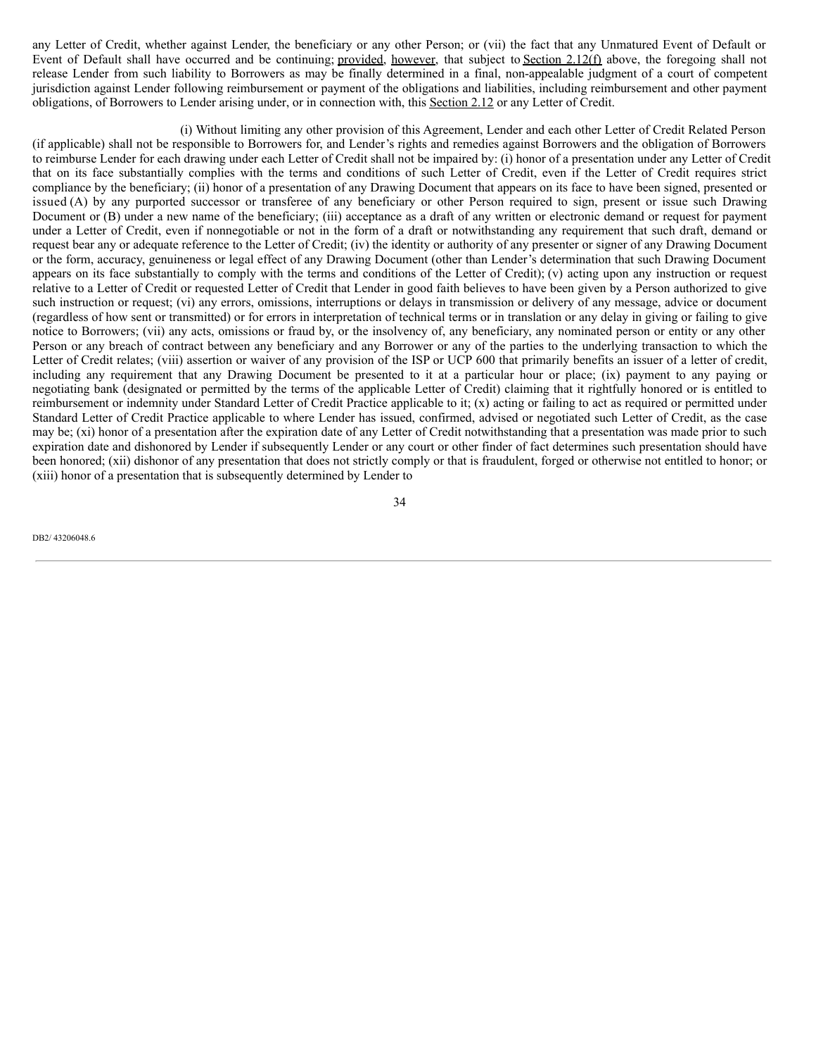any Letter of Credit, whether against Lender, the beneficiary or any other Person; or (vii) the fact that any Unmatured Event of Default or Event of Default shall have occurred and be continuing; provided, however, that subject to Section 2.12(f) above, the foregoing shall not release Lender from such liability to Borrowers as may be finally determined in a final, non-appealable judgment of a court of competent jurisdiction against Lender following reimbursement or payment of the obligations and liabilities, including reimbursement and other payment obligations, of Borrowers to Lender arising under, or in connection with, this Section 2.12 or any Letter of Credit.

(i) Without limiting any other provision of this Agreement, Lender and each other Letter of Credit Related Person (if applicable) shall not be responsible to Borrowers for, and Lender's rights and remedies against Borrowers and the obligation of Borrowers to reimburse Lender for each drawing under each Letter of Credit shall not be impaired by: (i) honor of a presentation under any Letter of Credit that on its face substantially complies with the terms and conditions of such Letter of Credit, even if the Letter of Credit requires strict compliance by the beneficiary; (ii) honor of a presentation of any Drawing Document that appears on its face to have been signed, presented or issued (A) by any purported successor or transferee of any beneficiary or other Person required to sign, present or issue such Drawing Document or (B) under a new name of the beneficiary; (iii) acceptance as a draft of any written or electronic demand or request for payment under a Letter of Credit, even if nonnegotiable or not in the form of a draft or notwithstanding any requirement that such draft, demand or request bear any or adequate reference to the Letter of Credit; (iv) the identity or authority of any presenter or signer of any Drawing Document or the form, accuracy, genuineness or legal effect of any Drawing Document (other than Lender's determination that such Drawing Document appears on its face substantially to comply with the terms and conditions of the Letter of Credit); (v) acting upon any instruction or request relative to a Letter of Credit or requested Letter of Credit that Lender in good faith believes to have been given by a Person authorized to give such instruction or request; (vi) any errors, omissions, interruptions or delays in transmission or delivery of any message, advice or document (regardless of how sent or transmitted) or for errors in interpretation of technical terms or in translation or any delay in giving or failing to give notice to Borrowers; (vii) any acts, omissions or fraud by, or the insolvency of, any beneficiary, any nominated person or entity or any other Person or any breach of contract between any beneficiary and any Borrower or any of the parties to the underlying transaction to which the Letter of Credit relates; (viii) assertion or waiver of any provision of the ISP or UCP 600 that primarily benefits an issuer of a letter of credit, including any requirement that any Drawing Document be presented to it at a particular hour or place; (ix) payment to any paying or negotiating bank (designated or permitted by the terms of the applicable Letter of Credit) claiming that it rightfully honored or is entitled to reimbursement or indemnity under Standard Letter of Credit Practice applicable to it; (x) acting or failing to act as required or permitted under Standard Letter of Credit Practice applicable to where Lender has issued, confirmed, advised or negotiated such Letter of Credit, as the case may be; (xi) honor of a presentation after the expiration date of any Letter of Credit notwithstanding that a presentation was made prior to such expiration date and dishonored by Lender if subsequently Lender or any court or other finder of fact determines such presentation should have been honored; (xii) dishonor of any presentation that does not strictly comply or that is fraudulent, forged or otherwise not entitled to honor; or (xiii) honor of a presentation that is subsequently determined by Lender to

DB2/ 43206048.6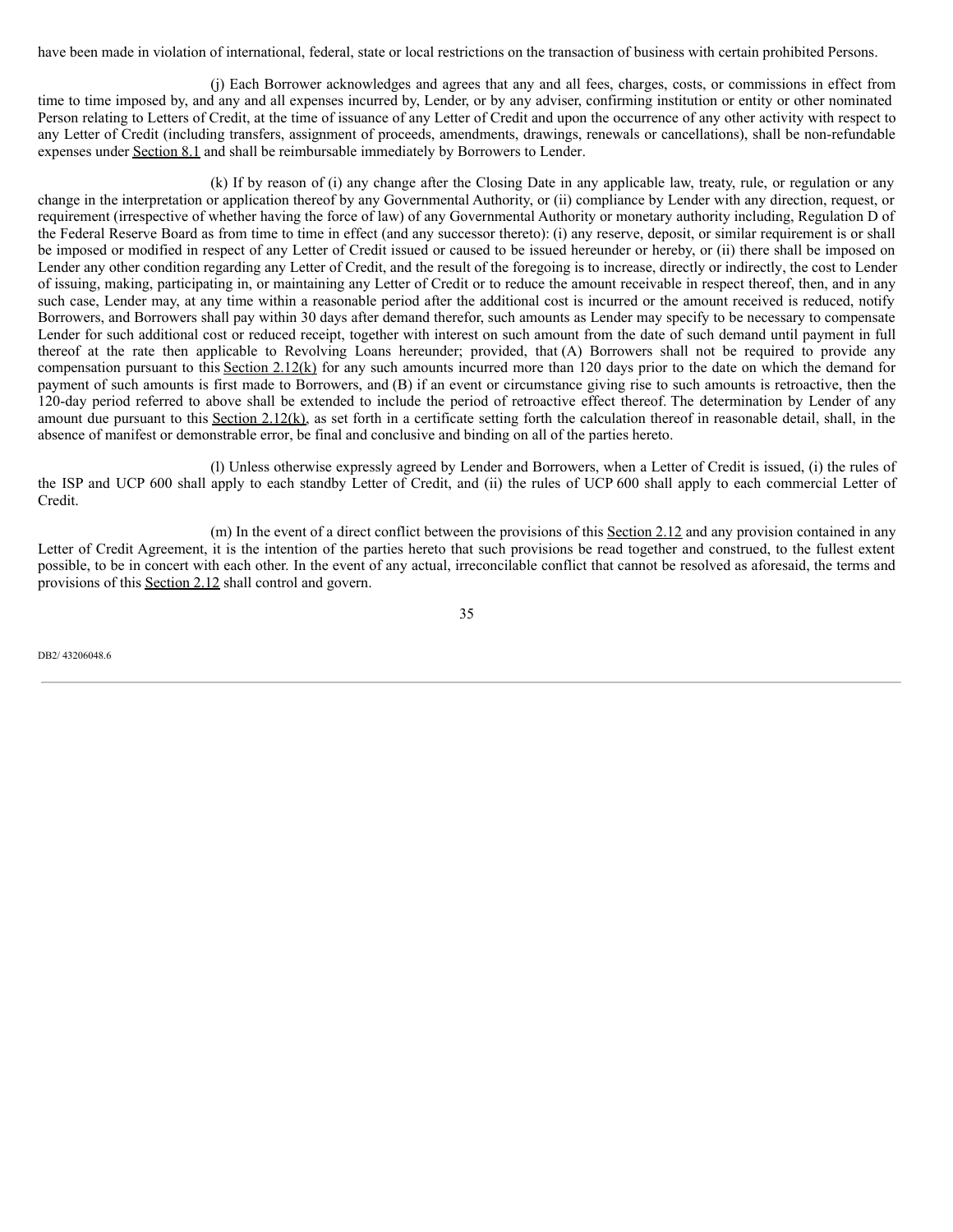have been made in violation of international, federal, state or local restrictions on the transaction of business with certain prohibited Persons.

(j) Each Borrower acknowledges and agrees that any and all fees, charges, costs, or commissions in effect from time to time imposed by, and any and all expenses incurred by, Lender, or by any adviser, confirming institution or entity or other nominated Person relating to Letters of Credit, at the time of issuance of any Letter of Credit and upon the occurrence of any other activity with respect to any Letter of Credit (including transfers, assignment of proceeds, amendments, drawings, renewals or cancellations), shall be non-refundable expenses under Section 8.1 and shall be reimbursable immediately by Borrowers to Lender.

(k) If by reason of (i) any change after the Closing Date in any applicable law, treaty, rule, or regulation or any change in the interpretation or application thereof by any Governmental Authority, or (ii) compliance by Lender with any direction, request, or requirement (irrespective of whether having the force of law) of any Governmental Authority or monetary authority including, Regulation D of the Federal Reserve Board as from time to time in effect (and any successor thereto): (i) any reserve, deposit, or similar requirement is or shall be imposed or modified in respect of any Letter of Credit issued or caused to be issued hereunder or hereby, or (ii) there shall be imposed on Lender any other condition regarding any Letter of Credit, and the result of the foregoing is to increase, directly or indirectly, the cost to Lender of issuing, making, participating in, or maintaining any Letter of Credit or to reduce the amount receivable in respect thereof, then, and in any such case, Lender may, at any time within a reasonable period after the additional cost is incurred or the amount received is reduced, notify Borrowers, and Borrowers shall pay within 30 days after demand therefor, such amounts as Lender may specify to be necessary to compensate Lender for such additional cost or reduced receipt, together with interest on such amount from the date of such demand until payment in full thereof at the rate then applicable to Revolving Loans hereunder; provided, that (A) Borrowers shall not be required to provide any compensation pursuant to this Section 2.12(k) for any such amounts incurred more than 120 days prior to the date on which the demand for payment of such amounts is first made to Borrowers, and (B) if an event or circumstance giving rise to such amounts is retroactive, then the 120-day period referred to above shall be extended to include the period of retroactive effect thereof. The determination by Lender of any amount due pursuant to this Section 2.12(k), as set forth in a certificate setting forth the calculation thereof in reasonable detail, shall, in the absence of manifest or demonstrable error, be final and conclusive and binding on all of the parties hereto.

(l) Unless otherwise expressly agreed by Lender and Borrowers, when a Letter of Credit is issued, (i) the rules of the ISP and UCP 600 shall apply to each standby Letter of Credit, and (ii) the rules of UCP 600 shall apply to each commercial Letter of Credit.

(m) In the event of a direct conflict between the provisions of this Section 2.12 and any provision contained in any Letter of Credit Agreement, it is the intention of the parties hereto that such provisions be read together and construed, to the fullest extent possible, to be in concert with each other. In the event of any actual, irreconcilable conflict that cannot be resolved as aforesaid, the terms and provisions of this Section 2.12 shall control and govern.

DB2/ 43206048.6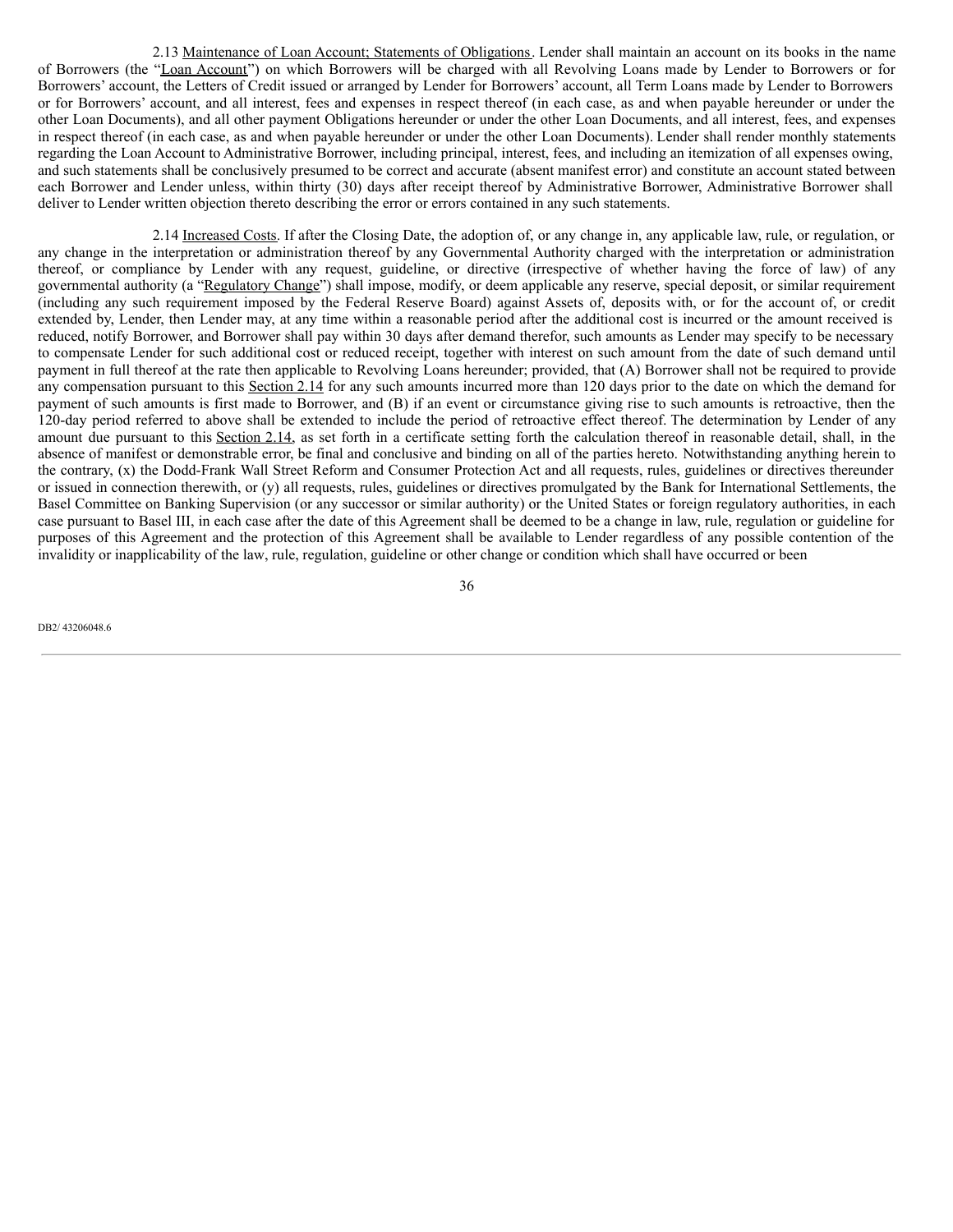2.13 Maintenance of Loan Account; Statements of Obligations. Lender shall maintain an account on its books in the name of Borrowers (the "Loan Account") on which Borrowers will be charged with all Revolving Loans made by Lender to Borrowers or for Borrowers' account, the Letters of Credit issued or arranged by Lender for Borrowers' account, all Term Loans made by Lender to Borrowers or for Borrowers' account, and all interest, fees and expenses in respect thereof (in each case, as and when payable hereunder or under the other Loan Documents), and all other payment Obligations hereunder or under the other Loan Documents, and all interest, fees, and expenses in respect thereof (in each case, as and when payable hereunder or under the other Loan Documents). Lender shall render monthly statements regarding the Loan Account to Administrative Borrower, including principal, interest, fees, and including an itemization of all expenses owing, and such statements shall be conclusively presumed to be correct and accurate (absent manifest error) and constitute an account stated between each Borrower and Lender unless, within thirty (30) days after receipt thereof by Administrative Borrower, Administrative Borrower shall deliver to Lender written objection thereto describing the error or errors contained in any such statements.

2.14 Increased Costs. If after the Closing Date, the adoption of, or any change in, any applicable law, rule, or regulation, or any change in the interpretation or administration thereof by any Governmental Authority charged with the interpretation or administration thereof, or compliance by Lender with any request, guideline, or directive (irrespective of whether having the force of law) of any governmental authority (a "Regulatory Change") shall impose, modify, or deem applicable any reserve, special deposit, or similar requirement (including any such requirement imposed by the Federal Reserve Board) against Assets of, deposits with, or for the account of, or credit extended by, Lender, then Lender may, at any time within a reasonable period after the additional cost is incurred or the amount received is reduced, notify Borrower, and Borrower shall pay within 30 days after demand therefor, such amounts as Lender may specify to be necessary to compensate Lender for such additional cost or reduced receipt, together with interest on such amount from the date of such demand until payment in full thereof at the rate then applicable to Revolving Loans hereunder; provided, that (A) Borrower shall not be required to provide any compensation pursuant to this Section 2.14 for any such amounts incurred more than 120 days prior to the date on which the demand for payment of such amounts is first made to Borrower, and (B) if an event or circumstance giving rise to such amounts is retroactive, then the 120-day period referred to above shall be extended to include the period of retroactive effect thereof. The determination by Lender of any amount due pursuant to this Section 2.14, as set forth in a certificate setting forth the calculation thereof in reasonable detail, shall, in the absence of manifest or demonstrable error, be final and conclusive and binding on all of the parties hereto. Notwithstanding anything herein to the contrary, (x) the Dodd-Frank Wall Street Reform and Consumer Protection Act and all requests, rules, guidelines or directives thereunder or issued in connection therewith, or (y) all requests, rules, guidelines or directives promulgated by the Bank for International Settlements, the Basel Committee on Banking Supervision (or any successor or similar authority) or the United States or foreign regulatory authorities, in each case pursuant to Basel III, in each case after the date of this Agreement shall be deemed to be a change in law, rule, regulation or guideline for purposes of this Agreement and the protection of this Agreement shall be available to Lender regardless of any possible contention of the invalidity or inapplicability of the law, rule, regulation, guideline or other change or condition which shall have occurred or been

DB2/ 43206048.6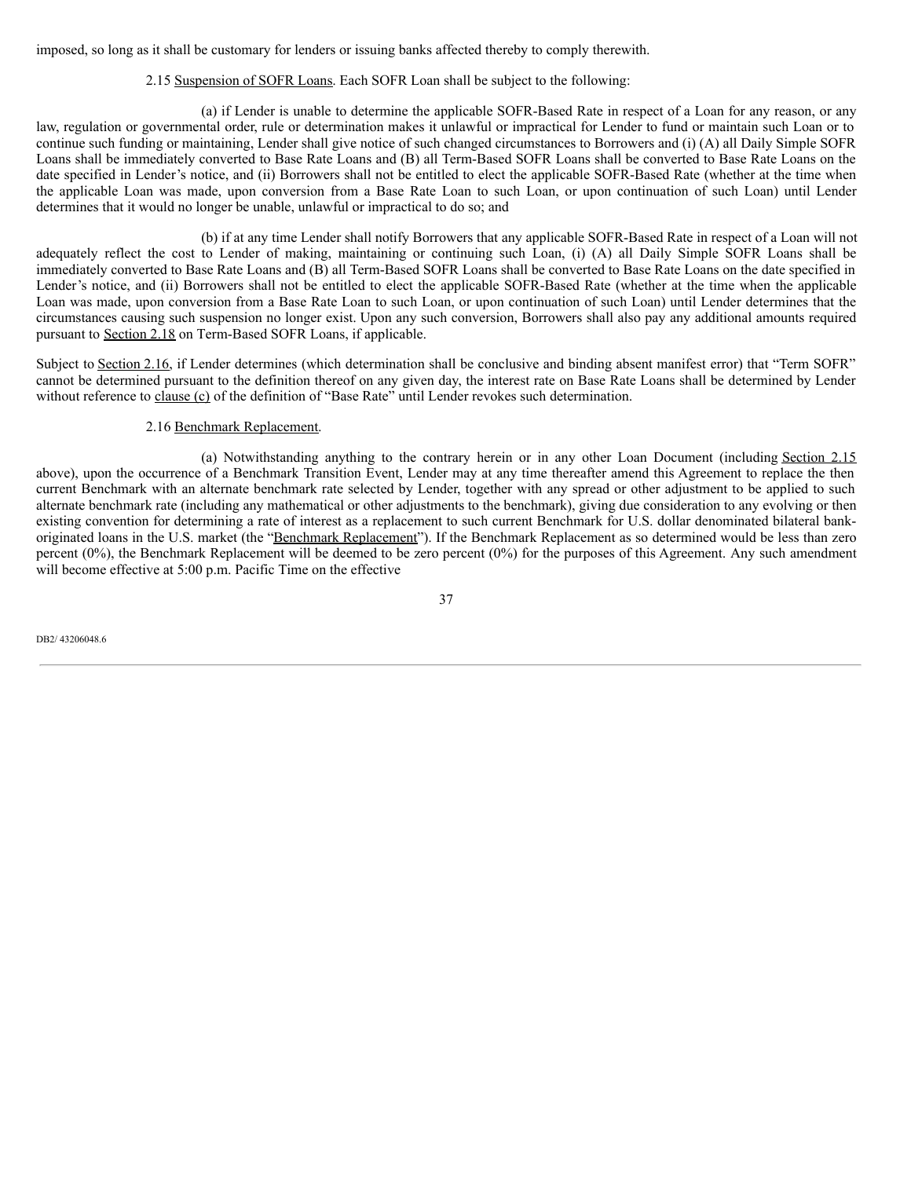imposed, so long as it shall be customary for lenders or issuing banks affected thereby to comply therewith.

2.15 Suspension of SOFR Loans. Each SOFR Loan shall be subject to the following:

(a) if Lender is unable to determine the applicable SOFR-Based Rate in respect of a Loan for any reason, or any law, regulation or governmental order, rule or determination makes it unlawful or impractical for Lender to fund or maintain such Loan or to continue such funding or maintaining, Lender shall give notice of such changed circumstances to Borrowers and (i) (A) all Daily Simple SOFR Loans shall be immediately converted to Base Rate Loans and (B) all Term-Based SOFR Loans shall be converted to Base Rate Loans on the date specified in Lender's notice, and (ii) Borrowers shall not be entitled to elect the applicable SOFR-Based Rate (whether at the time when the applicable Loan was made, upon conversion from a Base Rate Loan to such Loan, or upon continuation of such Loan) until Lender determines that it would no longer be unable, unlawful or impractical to do so; and

(b) if at any time Lender shall notify Borrowers that any applicable SOFR-Based Rate in respect of a Loan will not adequately reflect the cost to Lender of making, maintaining or continuing such Loan, (i) (A) all Daily Simple SOFR Loans shall be immediately converted to Base Rate Loans and (B) all Term-Based SOFR Loans shall be converted to Base Rate Loans on the date specified in Lender's notice, and (ii) Borrowers shall not be entitled to elect the applicable SOFR-Based Rate (whether at the time when the applicable Loan was made, upon conversion from a Base Rate Loan to such Loan, or upon continuation of such Loan) until Lender determines that the circumstances causing such suspension no longer exist. Upon any such conversion, Borrowers shall also pay any additional amounts required pursuant to Section 2.18 on Term-Based SOFR Loans, if applicable.

Subject to Section 2.16, if Lender determines (which determination shall be conclusive and binding absent manifest error) that "Term SOFR" cannot be determined pursuant to the definition thereof on any given day, the interest rate on Base Rate Loans shall be determined by Lender without reference to clause (c) of the definition of "Base Rate" until Lender revokes such determination.

2.16 Benchmark Replacement.

(a) Notwithstanding anything to the contrary herein or in any other Loan Document (including Section 2.15 above), upon the occurrence of a Benchmark Transition Event, Lender may at any time thereafter amend this Agreement to replace the then current Benchmark with an alternate benchmark rate selected by Lender, together with any spread or other adjustment to be applied to such alternate benchmark rate (including any mathematical or other adjustments to the benchmark), giving due consideration to any evolving or then existing convention for determining a rate of interest as a replacement to such current Benchmark for U.S. dollar denominated bilateral bank-originated loans in the U.S. market (the "Benchmark Replacement"). If the Benchmark Replacement as so determined would be less than zero percent (0%), the Benchmark Replacement will be deemed to be zero percent (0%) for the purposes of this Agreement. Any such amendment will become effective at 5:00 p.m. Pacific Time on the effective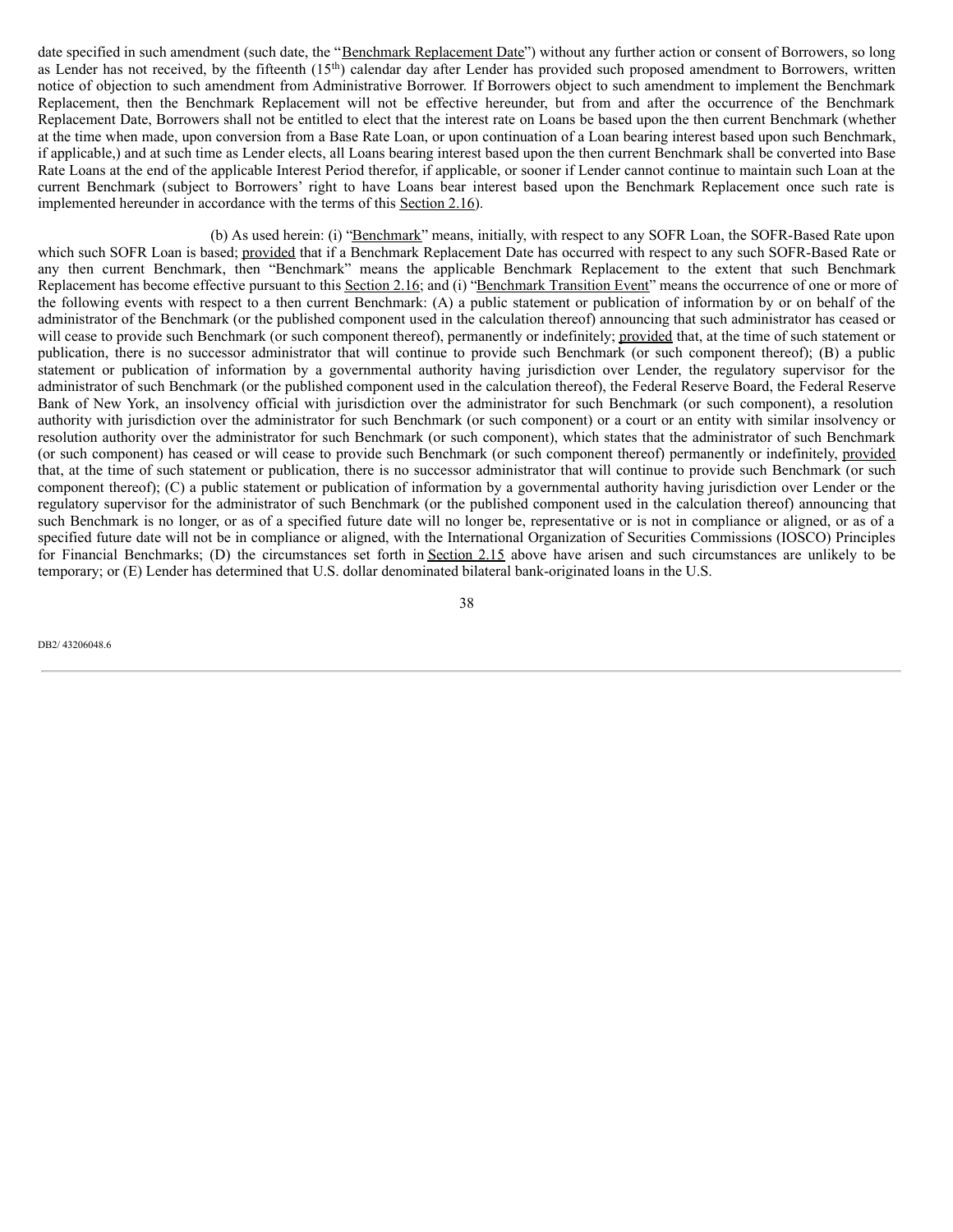date specified in such amendment (such date, the "Benchmark Replacement Date") without any further action or consent of Borrowers, so long as Lender has not received, by the fifteenth (15th) calendar day after Lender has provided such proposed amendment to Borrowers, written notice of objection to such amendment from Administrative Borrower. If Borrowers object to such amendment to implement the Benchmark Replacement, then the Benchmark Replacement will not be effective hereunder, but from and after the occurrence of the Benchmark Replacement Date, Borrowers shall not be entitled to elect that the interest rate on Loans be based upon the then current Benchmark (whether at the time when made, upon conversion from a Base Rate Loan, or upon continuation of a Loan bearing interest based upon such Benchmark, if applicable,) and at such time as Lender elects, all Loans bearing interest based upon the then current Benchmark shall be converted into Base Rate Loans at the end of the applicable Interest Period therefor, if applicable, or sooner if Lender cannot continue to maintain such Loan at the current Benchmark (subject to Borrowers' right to have Loans bear interest based upon the Benchmark Replacement once such rate is implemented hereunder in accordance with the terms of this Section 2.16).

(b) As used herein: (i) "Benchmark" means, initially, with respect to any SOFR Loan, the SOFR-Based Rate upon which such SOFR Loan is based; provided that if a Benchmark Replacement Date has occurred with respect to any such SOFR-Based Rate or any then current Benchmark, then "Benchmark" means the applicable Benchmark Replacement to the extent that such Benchmark Replacement has become effective pursuant to this Section 2.16; and (i) "Benchmark Transition Event" means the occurrence of one or more of the following events with respect to a then current Benchmark: (A) a public statement or publication of information by or on behalf of the administrator of the Benchmark (or the published component used in the calculation thereof) announcing that such administrator has ceased or will cease to provide such Benchmark (or such component thereof), permanently or indefinitely; provided that, at the time of such statement or publication, there is no successor administrator that will continue to provide such Benchmark (or such component thereof); (B) a public statement or publication of information by a governmental authority having jurisdiction over Lender, the regulatory supervisor for the administrator of such Benchmark (or the published component used in the calculation thereof), the Federal Reserve Board, the Federal Reserve Bank of New York, an insolvency official with jurisdiction over the administrator for such Benchmark (or such component), a resolution authority with jurisdiction over the administrator for such Benchmark (or such component) or a court or an entity with similar insolvency or resolution authority over the administrator for such Benchmark (or such component), which states that the administrator of such Benchmark (or such component) has ceased or will cease to provide such Benchmark (or such component thereof) permanently or indefinitely, provided that, at the time of such statement or publication, there is no successor administrator that will continue to provide such Benchmark (or such component thereof); (C) a public statement or publication of information by a governmental authority having jurisdiction over Lender or the regulatory supervisor for the administrator of such Benchmark (or the published component used in the calculation thereof) announcing that such Benchmark is no longer, or as of a specified future date will no longer be, representative or is not in compliance or aligned, or as of a specified future date will not be in compliance or aligned, with the International Organization of Securities Commissions (IOSCO) Principles for Financial Benchmarks; (D) the circumstances set forth in Section 2.15 above have arisen and such circumstances are unlikely to be temporary; or (E) Lender has determined that U.S. dollar denominated bilateral bank-originated loans in the U.S.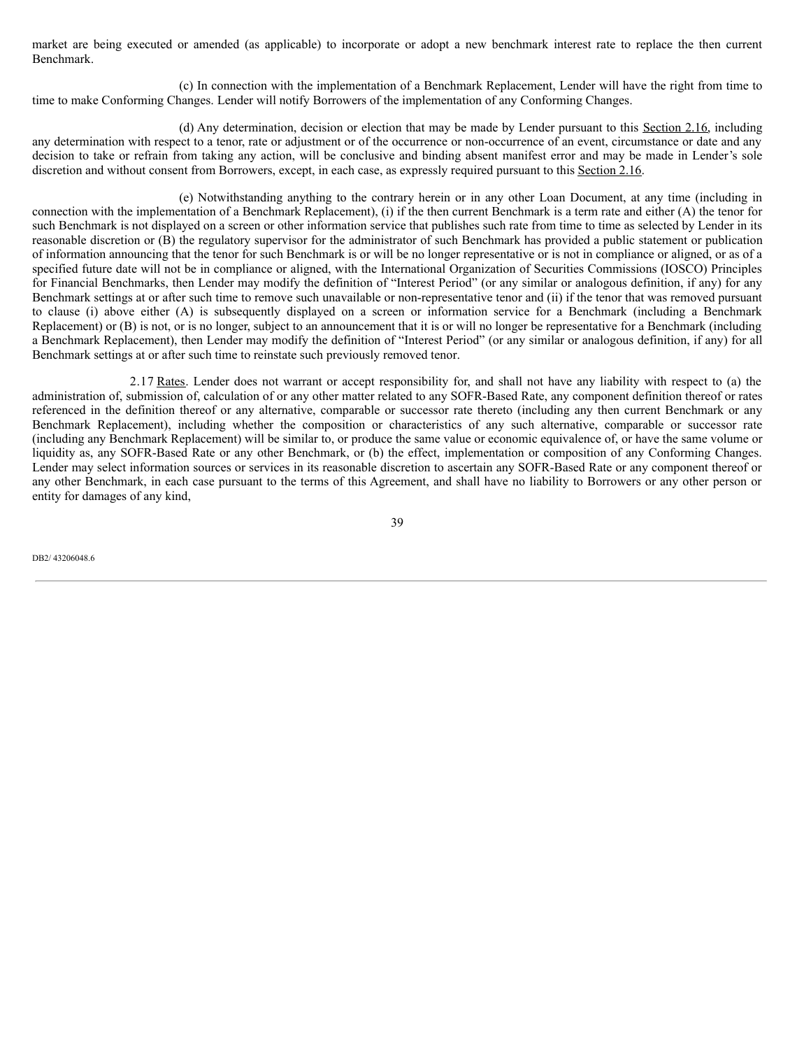market are being executed or amended (as applicable) to incorporate or adopt a new benchmark interest rate to replace the then current Benchmark.

(c) In connection with the implementation of a Benchmark Replacement, Lender will have the right from time to time to make Conforming Changes. Lender will notify Borrowers of the implementation of any Conforming Changes.

(d) Any determination, decision or election that may be made by Lender pursuant to this Section 2.16, including any determination with respect to a tenor, rate or adjustment or of the occurrence or non-occurrence of an event, circumstance or date and any decision to take or refrain from taking any action, will be conclusive and binding absent manifest error and may be made in Lender's sole discretion and without consent from Borrowers, except, in each case, as expressly required pursuant to this Section 2.16.

(e) Notwithstanding anything to the contrary herein or in any other Loan Document, at any time (including in connection with the implementation of a Benchmark Replacement), (i) if the then current Benchmark is a term rate and either (A) the tenor for such Benchmark is not displayed on a screen or other information service that publishes such rate from time to time as selected by Lender in its reasonable discretion or (B) the regulatory supervisor for the administrator of such Benchmark has provided a public statement or publication of information announcing that the tenor for such Benchmark is or will be no longer representative or is not in compliance or aligned, or as of a specified future date will not be in compliance or aligned, with the International Organization of Securities Commissions (IOSCO) Principles for Financial Benchmarks, then Lender may modify the definition of "Interest Period" (or any similar or analogous definition, if any) for any Benchmark settings at or after such time to remove such unavailable or non-representative tenor and (ii) if the tenor that was removed pursuant to clause (i) above either (A) is subsequently displayed on a screen or information service for a Benchmark (including a Benchmark Replacement) or (B) is not, or is no longer, subject to an announcement that it is or will no longer be representative for a Benchmark (including a Benchmark Replacement), then Lender may modify the definition of "Interest Period" (or any similar or analogous definition, if any) for all Benchmark settings at or after such time to reinstate such previously removed tenor.

2.17 Rates. Lender does not warrant or accept responsibility for, and shall not have any liability with respect to (a) the administration of, submission of, calculation of or any other matter related to any SOFR-Based Rate, any component definition thereof or rates referenced in the definition thereof or any alternative, comparable or successor rate thereto (including any then current Benchmark or any Benchmark Replacement), including whether the composition or characteristics of any such alternative, comparable or successor rate (including any Benchmark Replacement) will be similar to, or produce the same value or economic equivalence of, or have the same volume or liquidity as, any SOFR-Based Rate or any other Benchmark, or (b) the effect, implementation or composition of any Conforming Changes. Lender may select information sources or services in its reasonable discretion to ascertain any SOFR-Based Rate or any component thereof or any other Benchmark, in each case pursuant to the terms of this Agreement, and shall have no liability to Borrowers or any other person or entity for damages of any kind,

DB2/ 43206048.6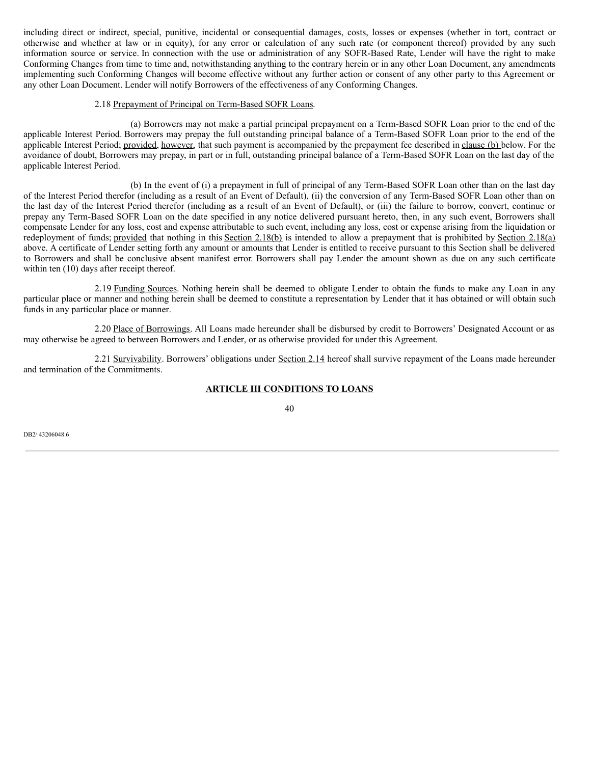including direct or indirect, special, punitive, incidental or consequential damages, costs, losses or expenses (whether in tort, contract or otherwise and whether at law or in equity), for any error or calculation of any such rate (or component thereof) provided by any such information source or service. In connection with the use or administration of any SOFR-Based Rate, Lender will have the right to make Conforming Changes from time to time and, notwithstanding anything to the contrary herein or in any other Loan Document, any amendments implementing such Conforming Changes will become effective without any further action or consent of any other party to this Agreement or any other Loan Document. Lender will notify Borrowers of the effectiveness of any Conforming Changes.

2.18 Prepayment of Principal on Term-Based SOFR Loans.

(a) Borrowers may not make a partial principal prepayment on a Term-Based SOFR Loan prior to the end of the applicable Interest Period. Borrowers may prepay the full outstanding principal balance of a Term-Based SOFR Loan prior to the end of the applicable Interest Period; provided, however, that such payment is accompanied by the prepayment fee described in clause (b) below. For the avoidance of doubt, Borrowers may prepay, in part or in full, outstanding principal balance of a Term-Based SOFR Loan on the last day of the applicable Interest Period.

(b) In the event of (i) a prepayment in full of principal of any Term-Based SOFR Loan other than on the last day of the Interest Period therefor (including as a result of an Event of Default), (ii) the conversion of any Term-Based SOFR Loan other than on the last day of the Interest Period therefor (including as a result of an Event of Default), or (iii) the failure to borrow, convert, continue or prepay any Term-Based SOFR Loan on the date specified in any notice delivered pursuant hereto, then, in any such event, Borrowers shall compensate Lender for any loss, cost and expense attributable to such event, including any loss, cost or expense arising from the liquidation or redeployment of funds; provided that nothing in this Section 2.18(b) is intended to allow a prepayment that is prohibited by Section 2.18(a) above. A certificate of Lender setting forth any amount or amounts that Lender is entitled to receive pursuant to this Section shall be delivered to Borrowers and shall be conclusive absent manifest error. Borrowers shall pay Lender the amount shown as due on any such certificate within ten (10) days after receipt thereof.

2.19 Funding Sources. Nothing herein shall be deemed to obligate Lender to obtain the funds to make any Loan in any particular place or manner and nothing herein shall be deemed to constitute a representation by Lender that it has obtained or will obtain such funds in any particular place or manner.

2.20 Place of Borrowings. All Loans made hereunder shall be disbursed by credit to Borrowers' Designated Account or as may otherwise be agreed to between Borrowers and Lender, or as otherwise provided for under this Agreement.

2.21 Survivability. Borrowers' obligations under Section 2.14 hereof shall survive repayment of the Loans made hereunder and termination of the Commitments.

## ARTICLE III CONDITIONS TO LOANS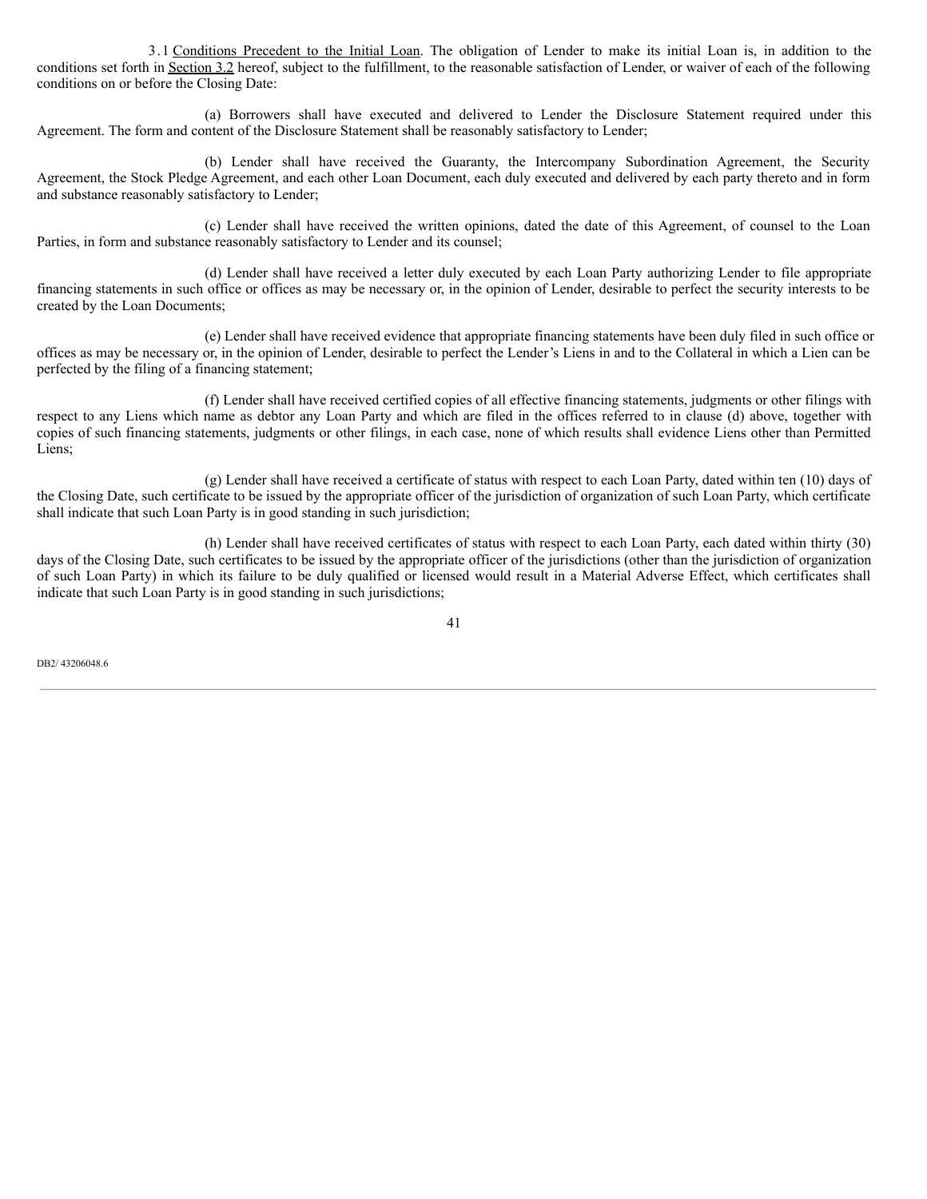3.1 Conditions Precedent to the Initial Loan. The obligation of Lender to make its initial Loan is, in addition to the conditions set forth in Section 3.2 hereof, subject to the fulfillment, to the reasonable satisfaction of Lender, or waiver of each of the following conditions on or before the Closing Date:

(a) Borrowers shall have executed and delivered to Lender the Disclosure Statement required under this Agreement. The form and content of the Disclosure Statement shall be reasonably satisfactory to Lender;

(b) Lender shall have received the Guaranty, the Intercompany Subordination Agreement, the Security Agreement, the Stock Pledge Agreement, and each other Loan Document, each duly executed and delivered by each party thereto and in form and substance reasonably satisfactory to Lender;

(c) Lender shall have received the written opinions, dated the date of this Agreement, of counsel to the Loan Parties, in form and substance reasonably satisfactory to Lender and its counsel;

(d) Lender shall have received a letter duly executed by each Loan Party authorizing Lender to file appropriate financing statements in such office or offices as may be necessary or, in the opinion of Lender, desirable to perfect the security interests to be created by the Loan Documents;

(e) Lender shall have received evidence that appropriate financing statements have been duly filed in such office or offices as may be necessary or, in the opinion of Lender, desirable to perfect the Lender's Liens in and to the Collateral in which a Lien can be perfected by the filing of a financing statement;

(f) Lender shall have received certified copies of all effective financing statements, judgments or other filings with respect to any Liens which name as debtor any Loan Party and which are filed in the offices referred to in clause (d) above, together with copies of such financing statements, judgments or other filings, in each case, none of which results shall evidence Liens other than Permitted Liens;

(g) Lender shall have received a certificate of status with respect to each Loan Party, dated within ten (10) days of the Closing Date, such certificate to be issued by the appropriate officer of the jurisdiction of organization of such Loan Party, which certificate shall indicate that such Loan Party is in good standing in such jurisdiction;

(h) Lender shall have received certificates of status with respect to each Loan Party, each dated within thirty (30) days of the Closing Date, such certificates to be issued by the appropriate officer of the jurisdictions (other than the jurisdiction of organization of such Loan Party) in which its failure to be duly qualified or licensed would result in a Material Adverse Effect, which certificates shall indicate that such Loan Party is in good standing in such jurisdictions;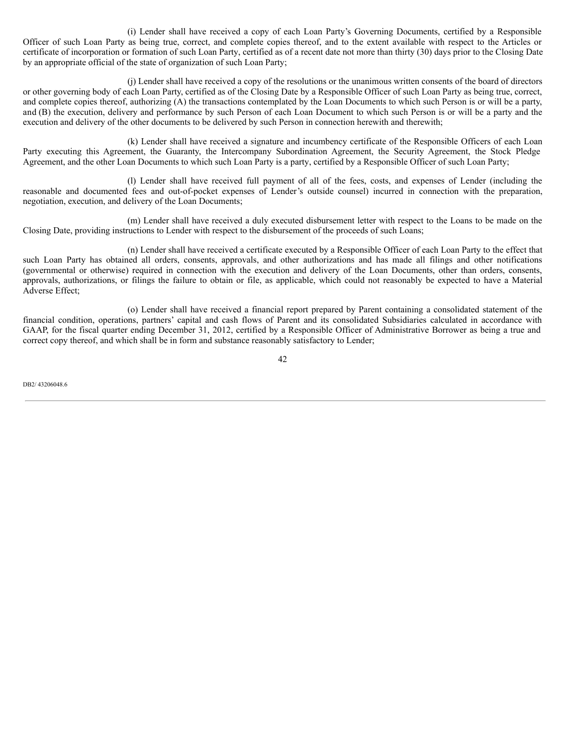(i) Lender shall have received a copy of each Loan Party's Governing Documents, certified by a Responsible Officer of such Loan Party as being true, correct, and complete copies thereof, and to the extent available with respect to the Articles or certificate of incorporation or formation of such Loan Party, certified as of a recent date not more than thirty (30) days prior to the Closing Date by an appropriate official of the state of organization of such Loan Party;

(j) Lender shall have received a copy of the resolutions or the unanimous written consents of the board of directors or other governing body of each Loan Party, certified as of the Closing Date by a Responsible Officer of such Loan Party as being true, correct, and complete copies thereof, authorizing (A) the transactions contemplated by the Loan Documents to which such Person is or will be a party, and (B) the execution, delivery and performance by such Person of each Loan Document to which such Person is or will be a party and the execution and delivery of the other documents to be delivered by such Person in connection herewith and therewith;

(k) Lender shall have received a signature and incumbency certificate of the Responsible Officers of each Loan Party executing this Agreement, the Guaranty, the Intercompany Subordination Agreement, the Security Agreement, the Stock Pledge Agreement, and the other Loan Documents to which such Loan Party is a party, certified by a Responsible Officer of such Loan Party;

(l) Lender shall have received full payment of all of the fees, costs, and expenses of Lender (including the reasonable and documented fees and out-of-pocket expenses of Lender's outside counsel) incurred in connection with the preparation, negotiation, execution, and delivery of the Loan Documents;

(m) Lender shall have received a duly executed disbursement letter with respect to the Loans to be made on the Closing Date, providing instructions to Lender with respect to the disbursement of the proceeds of such Loans;

(n) Lender shall have received a certificate executed by a Responsible Officer of each Loan Party to the effect that such Loan Party has obtained all orders, consents, approvals, and other authorizations and has made all filings and other notifications (governmental or otherwise) required in connection with the execution and delivery of the Loan Documents, other than orders, consents, approvals, authorizations, or filings the failure to obtain or file, as applicable, which could not reasonably be expected to have a Material Adverse Effect;

(o) Lender shall have received a financial report prepared by Parent containing a consolidated statement of the financial condition, operations, partners' capital and cash flows of Parent and its consolidated Subsidiaries calculated in accordance with GAAP, for the fiscal quarter ending December 31, 2012, certified by a Responsible Officer of Administrative Borrower as being a true and correct copy thereof, and which shall be in form and substance reasonably satisfactory to Lender;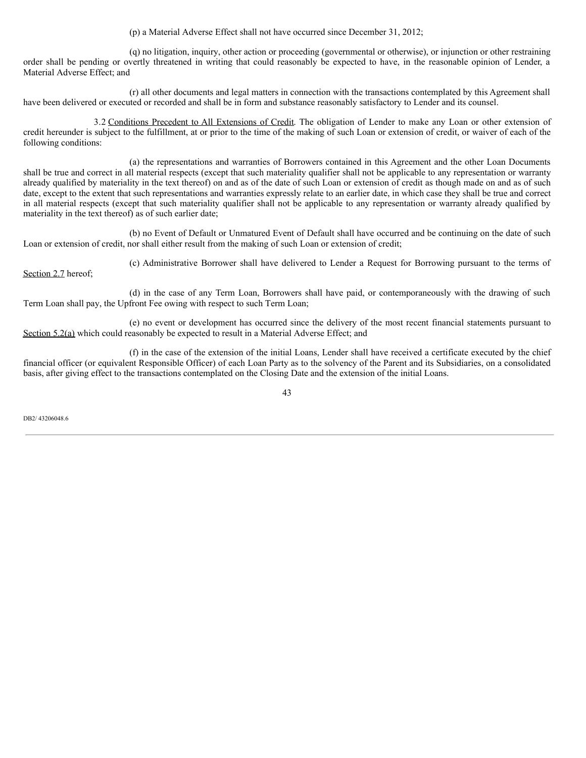(p) a Material Adverse Effect shall not have occurred since December 31, 2012;

(q) no litigation, inquiry, other action or proceeding (governmental or otherwise), or injunction or other restraining order shall be pending or overtly threatened in writing that could reasonably be expected to have, in the reasonable opinion of Lender, a Material Adverse Effect; and

(r) all other documents and legal matters in connection with the transactions contemplated by this Agreement shall have been delivered or executed or recorded and shall be in form and substance reasonably satisfactory to Lender and its counsel.

3.2 Conditions Precedent to All Extensions of Credit. The obligation of Lender to make any Loan or other extension of credit hereunder is subject to the fulfillment, at or prior to the time of the making of such Loan or extension of credit, or waiver of each of the following conditions:

(a) the representations and warranties of Borrowers contained in this Agreement and the other Loan Documents shall be true and correct in all material respects (except that such materiality qualifier shall not be applicable to any representation or warranty already qualified by materiality in the text thereof) on and as of the date of such Loan or extension of credit as though made on and as of such date, except to the extent that such representations and warranties expressly relate to an earlier date, in which case they shall be true and correct in all material respects (except that such materiality qualifier shall not be applicable to any representation or warranty already qualified by materiality in the text thereof) as of such earlier date;

(b) no Event of Default or Unmatured Event of Default shall have occurred and be continuing on the date of such Loan or extension of credit, nor shall either result from the making of such Loan or extension of credit;

(c) Administrative Borrower shall have delivered to Lender a Request for Borrowing pursuant to the terms of Section 2.7 hereof;

(d) in the case of any Term Loan, Borrowers shall have paid, or contemporaneously with the drawing of such Term Loan shall pay, the Upfront Fee owing with respect to such Term Loan;

(e) no event or development has occurred since the delivery of the most recent financial statements pursuant to Section 5.2(a) which could reasonably be expected to result in a Material Adverse Effect; and

(f) in the case of the extension of the initial Loans, Lender shall have received a certificate executed by the chief financial officer (or equivalent Responsible Officer) of each Loan Party as to the solvency of the Parent and its Subsidiaries, on a consolidated basis, after giving effect to the transactions contemplated on the Closing Date and the extension of the initial Loans.

DB2/ 43206048.6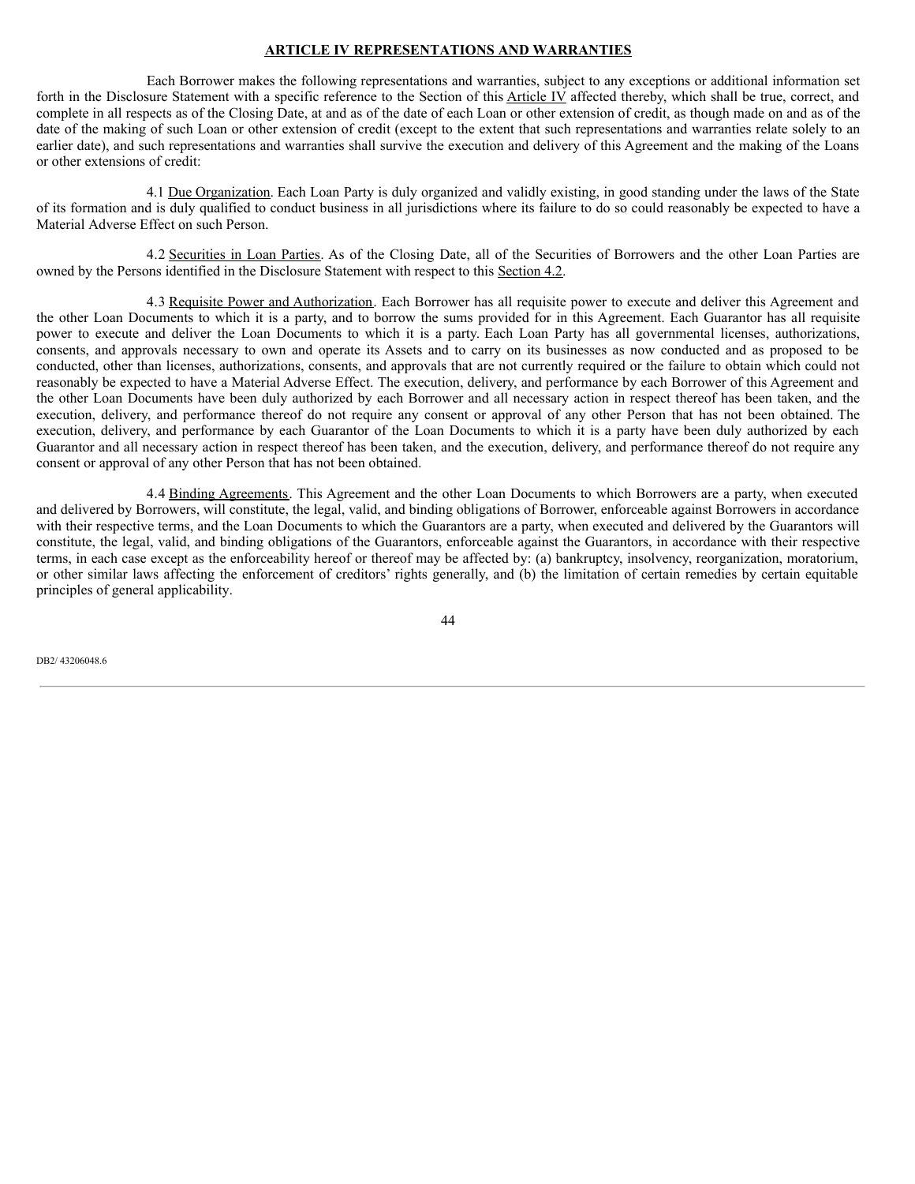## ARTICLE IV REPRESENTATIONS AND WARRANTIES

Each Borrower makes the following representations and warranties, subject to any exceptions or additional information set forth in the Disclosure Statement with a specific reference to the Section of this Article IV affected thereby, which shall be true, correct, and complete in all respects as of the Closing Date, at and as of the date of each Loan or other extension of credit, as though made on and as of the date of the making of such Loan or other extension of credit (except to the extent that such representations and warranties relate solely to an earlier date), and such representations and warranties shall survive the execution and delivery of this Agreement and the making of the Loans or other extensions of credit:

4.1 Due Organization. Each Loan Party is duly organized and validly existing, in good standing under the laws of the State of its formation and is duly qualified to conduct business in all jurisdictions where its failure to do so could reasonably be expected to have a Material Adverse Effect on such Person.

4.2 Securities in Loan Parties. As of the Closing Date, all of the Securities of Borrowers and the other Loan Parties are owned by the Persons identified in the Disclosure Statement with respect to this Section 4.2.

4.3 Requisite Power and Authorization. Each Borrower has all requisite power to execute and deliver this Agreement and the other Loan Documents to which it is a party, and to borrow the sums provided for in this Agreement. Each Guarantor has all requisite power to execute and deliver the Loan Documents to which it is a party. Each Loan Party has all governmental licenses, authorizations, consents, and approvals necessary to own and operate its Assets and to carry on its businesses as now conducted and as proposed to be conducted, other than licenses, authorizations, consents, and approvals that are not currently required or the failure to obtain which could not reasonably be expected to have a Material Adverse Effect. The execution, delivery, and performance by each Borrower of this Agreement and the other Loan Documents have been duly authorized by each Borrower and all necessary action in respect thereof has been taken, and the execution, delivery, and performance thereof do not require any consent or approval of any other Person that has not been obtained. The execution, delivery, and performance by each Guarantor of the Loan Documents to which it is a party have been duly authorized by each Guarantor and all necessary action in respect thereof has been taken, and the execution, delivery, and performance thereof do not require any consent or approval of any other Person that has not been obtained.

4.4 Binding Agreements. This Agreement and the other Loan Documents to which Borrowers are a party, when executed and delivered by Borrowers, will constitute, the legal, valid, and binding obligations of Borrower, enforceable against Borrowers in accordance with their respective terms, and the Loan Documents to which the Guarantors are a party, when executed and delivered by the Guarantors will constitute, the legal, valid, and binding obligations of the Guarantors, enforceable against the Guarantors, in accordance with their respective terms, in each case except as the enforceability hereof or thereof may be affected by: (a) bankruptcy, insolvency, reorganization, moratorium, or other similar laws affecting the enforcement of creditors' rights generally, and (b) the limitation of certain remedies by certain equitable principles of general applicability.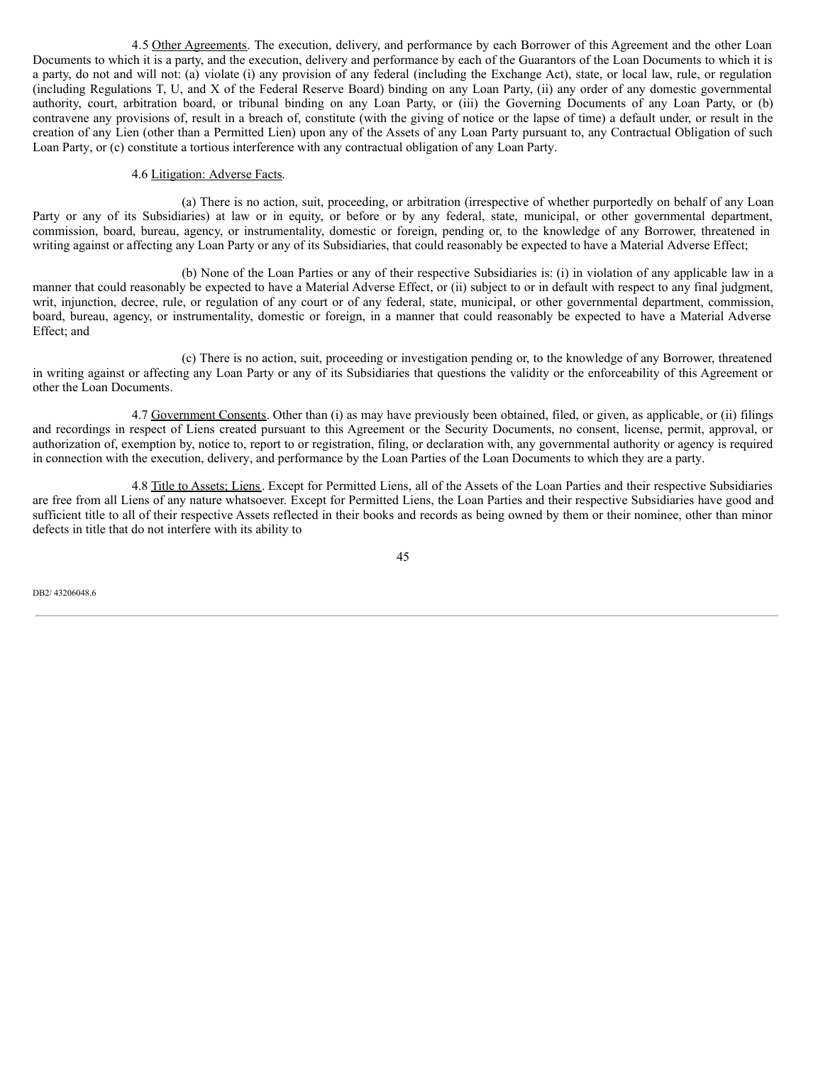4.5 Other Agreements. The execution, delivery, and performance by each Borrower of this Agreement and the other Loan Documents to which it is a party, and the execution, delivery and performance by each of the Guarantors of the Loan Documents to which it is a party, do not and will not: (a) violate (i) any provision of any federal (including the Exchange Act), state, or local law, rule, or regulation (including Regulations T, U, and X of the Federal Reserve Board) binding on any Loan Party, (ii) any order of any domestic governmental authority, court, arbitration board, or tribunal binding on any Loan Party, or (iii) the Governing Documents of any Loan Party, or (b) contravene any provisions of, result in a breach of, constitute (with the giving of notice or the lapse of time) a default under, or result in the creation of any Lien (other than a Permitted Lien) upon any of the Assets of any Loan Party pursuant to, any Contractual Obligation of such Loan Party, or (c) constitute a tortious interference with any contractual obligation of any Loan Party.

4.6 Litigation: Adverse Facts.

(a) There is no action, suit, proceeding, or arbitration (irrespective of whether purportedly on behalf of any Loan Party or any of its Subsidiaries) at law or in equity, or before or by any federal, state, municipal, or other governmental department, commission, board, bureau, agency, or instrumentality, domestic or foreign, pending or, to the knowledge of any Borrower, threatened in writing against or affecting any Loan Party or any of its Subsidiaries, that could reasonably be expected to have a Material Adverse Effect;

(b) None of the Loan Parties or any of their respective Subsidiaries is: (i) in violation of any applicable law in a manner that could reasonably be expected to have a Material Adverse Effect, or (ii) subject to or in default with respect to any final judgment, writ, injunction, decree, rule, or regulation of any court or of any federal, state, municipal, or other governmental department, commission, board, bureau, agency, or instrumentality, domestic or foreign, in a manner that could reasonably be expected to have a Material Adverse Effect; and

(c) There is no action, suit, proceeding or investigation pending or, to the knowledge of any Borrower, threatened in writing against or affecting any Loan Party or any of its Subsidiaries that questions the validity or the enforceability of this Agreement or other the Loan Documents.

4.7 Government Consents. Other than (i) as may have previously been obtained, filed, or given, as applicable, or (ii) filings and recordings in respect of Liens created pursuant to this Agreement or the Security Documents, no consent, license, permit, approval, or authorization of, exemption by, notice to, report to or registration, filing, or declaration with, any governmental authority or agency is required in connection with the execution, delivery, and performance by the Loan Parties of the Loan Documents to which they are a party.

4.8 Title to Assets; Liens. Except for Permitted Liens, all of the Assets of the Loan Parties and their respective Subsidiaries are free from all Liens of any nature whatsoever. Except for Permitted Liens, the Loan Parties and their respective Subsidiaries have good and sufficient title to all of their respective Assets reflected in their books and records as being owned by them or their nominee, other than minor defects in title that do not interfere with its ability to

DB2/ 43206048.6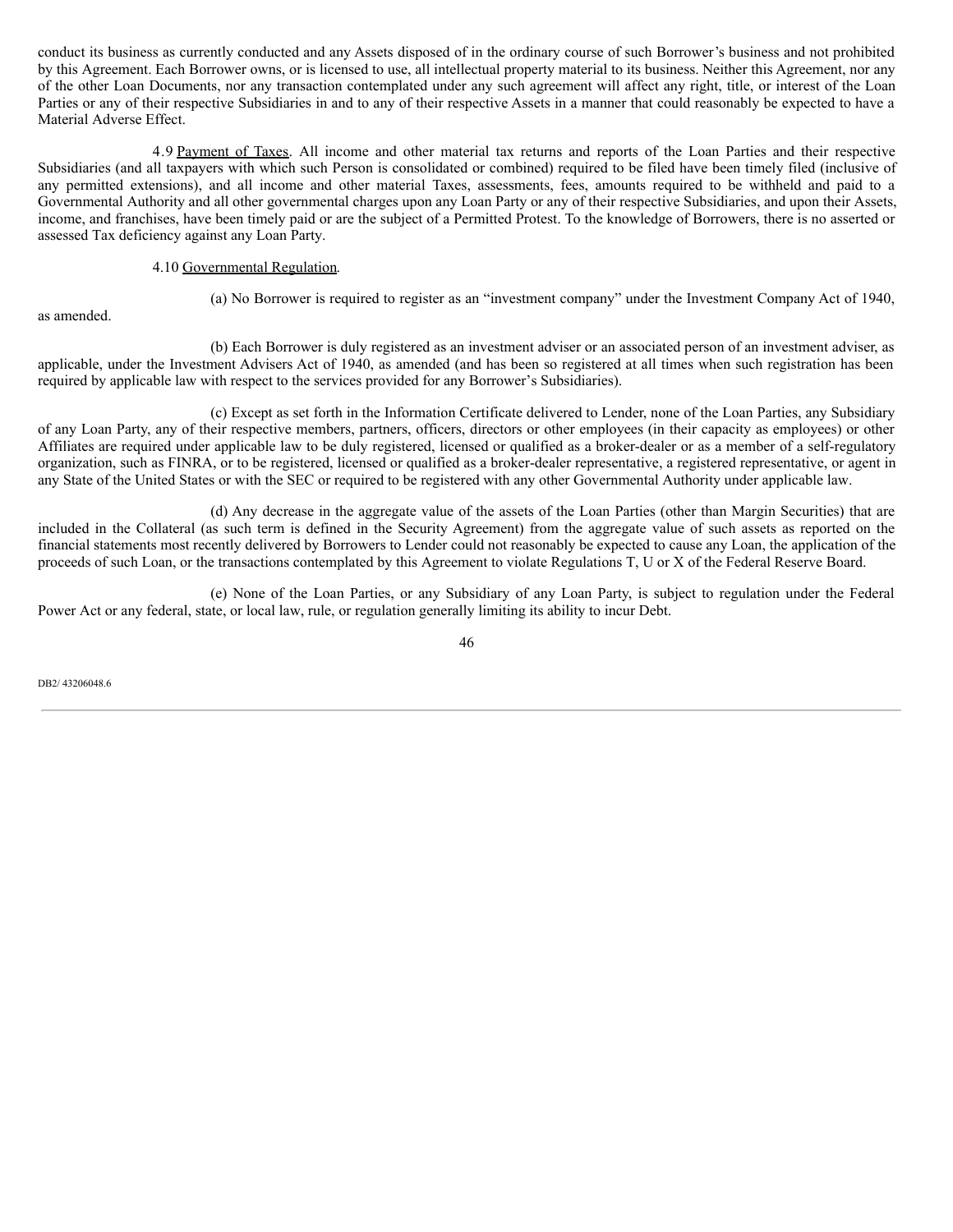conduct its business as currently conducted and any Assets disposed of in the ordinary course of such Borrower's business and not prohibited by this Agreement. Each Borrower owns, or is licensed to use, all intellectual property material to its business. Neither this Agreement, nor any of the other Loan Documents, nor any transaction contemplated under any such agreement will affect any right, title, or interest of the Loan Parties or any of their respective Subsidiaries in and to any of their respective Assets in a manner that could reasonably be expected to have a Material Adverse Effect.

4.9 Payment of Taxes. All income and other material tax returns and reports of the Loan Parties and their respective Subsidiaries (and all taxpayers with which such Person is consolidated or combined) required to be filed have been timely filed (inclusive of any permitted extensions), and all income and other material Taxes, assessments, fees, amounts required to be withheld and paid to a Governmental Authority and all other governmental charges upon any Loan Party or any of their respective Subsidiaries, and upon their Assets, income, and franchises, have been timely paid or are the subject of a Permitted Protest. To the knowledge of Borrowers, there is no asserted or assessed Tax deficiency against any Loan Party.

4.10 Governmental Regulation.

(a) No Borrower is required to register as an "investment company" under the Investment Company Act of 1940, as amended.

(b) Each Borrower is duly registered as an investment adviser or an associated person of an investment adviser, as applicable, under the Investment Advisers Act of 1940, as amended (and has been so registered at all times when such registration has been required by applicable law with respect to the services provided for any Borrower's Subsidiaries).

(c) Except as set forth in the Information Certificate delivered to Lender, none of the Loan Parties, any Subsidiary of any Loan Party, any of their respective members, partners, officers, directors or other employees (in their capacity as employees) or other Affiliates are required under applicable law to be duly registered, licensed or qualified as a broker-dealer or as a member of a self-regulatory organization, such as FINRA, or to be registered, licensed or qualified as a broker-dealer representative, a registered representative, or agent in any State of the United States or with the SEC or required to be registered with any other Governmental Authority under applicable law.

(d) Any decrease in the aggregate value of the assets of the Loan Parties (other than Margin Securities) that are included in the Collateral (as such term is defined in the Security Agreement) from the aggregate value of such assets as reported on the financial statements most recently delivered by Borrowers to Lender could not reasonably be expected to cause any Loan, the application of the proceeds of such Loan, or the transactions contemplated by this Agreement to violate Regulations T, U or X of the Federal Reserve Board.

(e) None of the Loan Parties, or any Subsidiary of any Loan Party, is subject to regulation under the Federal Power Act or any federal, state, or local law, rule, or regulation generally limiting its ability to incur Debt.

DB2/ 43206048.6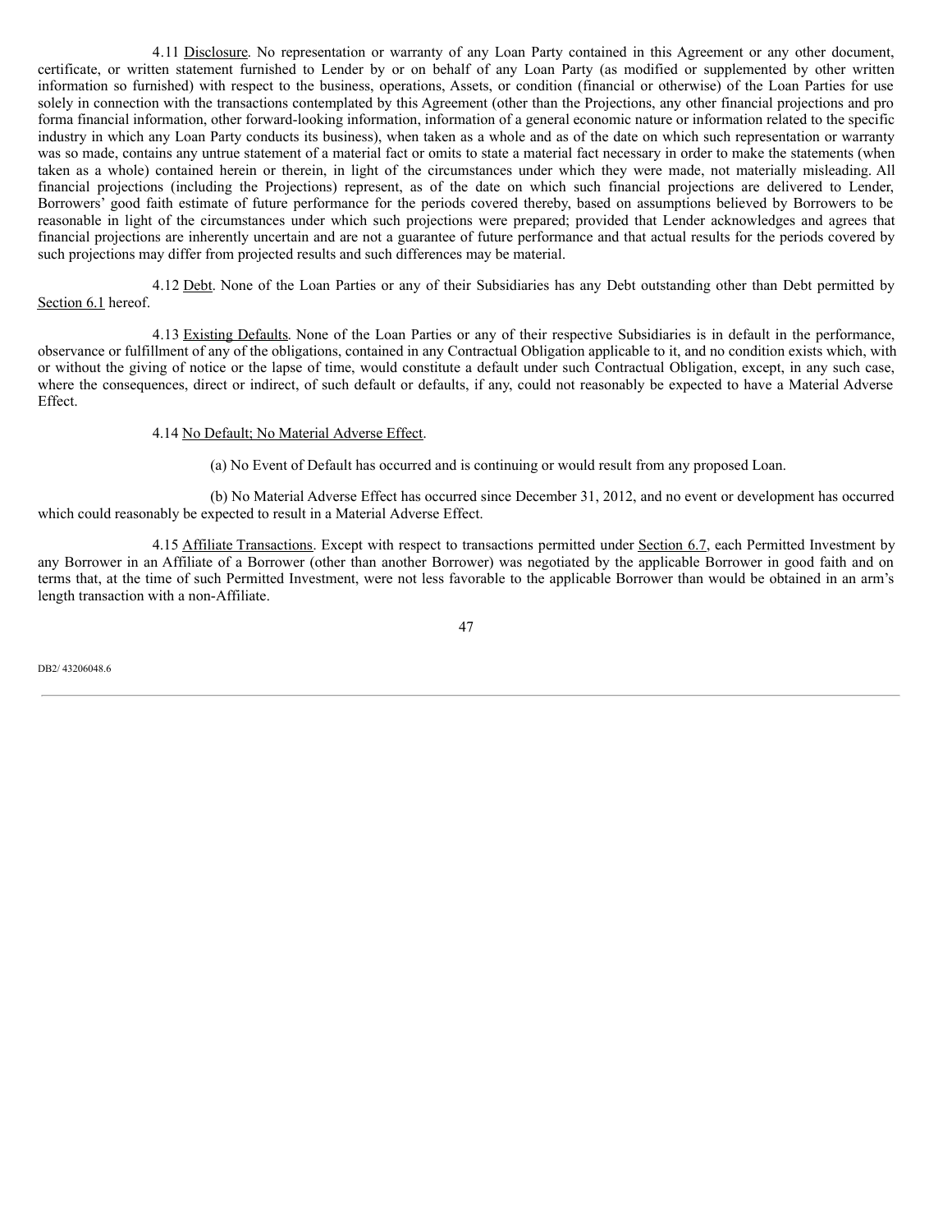4.11 Disclosure. No representation or warranty of any Loan Party contained in this Agreement or any other document, certificate, or written statement furnished to Lender by or on behalf of any Loan Party (as modified or supplemented by other written information so furnished) with respect to the business, operations, Assets, or condition (financial or otherwise) of the Loan Parties for use solely in connection with the transactions contemplated by this Agreement (other than the Projections, any other financial projections and pro forma financial information, other forward-looking information, information of a general economic nature or information related to the specific industry in which any Loan Party conducts its business), when taken as a whole and as of the date on which such representation or warranty was so made, contains any untrue statement of a material fact or omits to state a material fact necessary in order to make the statements (when taken as a whole) contained herein or therein, in light of the circumstances under which they were made, not materially misleading. All financial projections (including the Projections) represent, as of the date on which such financial projections are delivered to Lender, Borrowers' good faith estimate of future performance for the periods covered thereby, based on assumptions believed by Borrowers to be reasonable in light of the circumstances under which such projections were prepared; provided that Lender acknowledges and agrees that financial projections are inherently uncertain and are not a guarantee of future performance and that actual results for the periods covered by such projections may differ from projected results and such differences may be material.

4.12 Debt. None of the Loan Parties or any of their Subsidiaries has any Debt outstanding other than Debt permitted by Section 6.1 hereof.

4.13 Existing Defaults. None of the Loan Parties or any of their respective Subsidiaries is in default in the performance, observance or fulfillment of any of the obligations, contained in any Contractual Obligation applicable to it, and no condition exists which, with or without the giving of notice or the lapse of time, would constitute a default under such Contractual Obligation, except, in any such case, where the consequences, direct or indirect, of such default or defaults, if any, could not reasonably be expected to have a Material Adverse Effect.

4.14 No Default; No Material Adverse Effect.

(a) No Event of Default has occurred and is continuing or would result from any proposed Loan.

(b) No Material Adverse Effect has occurred since December 31, 2012, and no event or development has occurred which could reasonably be expected to result in a Material Adverse Effect.

4.15 Affiliate Transactions. Except with respect to transactions permitted under Section 6.7, each Permitted Investment by any Borrower in an Affiliate of a Borrower (other than another Borrower) was negotiated by the applicable Borrower in good faith and on terms that, at the time of such Permitted Investment, were not less favorable to the applicable Borrower than would be obtained in an arm's length transaction with a non-Affiliate.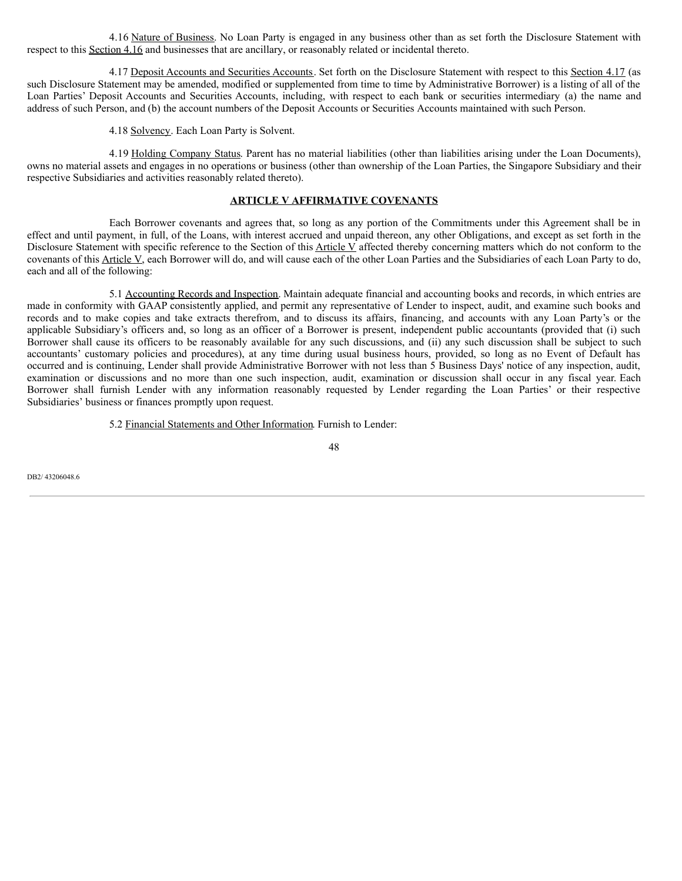4.16 Nature of Business. No Loan Party is engaged in any business other than as set forth the Disclosure Statement with respect to this Section 4.16 and businesses that are ancillary, or reasonably related or incidental thereto.

4.17 Deposit Accounts and Securities Accounts. Set forth on the Disclosure Statement with respect to this Section 4.17 (as such Disclosure Statement may be amended, modified or supplemented from time to time by Administrative Borrower) is a listing of all of the Loan Parties' Deposit Accounts and Securities Accounts, including, with respect to each bank or securities intermediary (a) the name and address of such Person, and (b) the account numbers of the Deposit Accounts or Securities Accounts maintained with such Person.

4.18 Solvency. Each Loan Party is Solvent.

4.19 Holding Company Status. Parent has no material liabilities (other than liabilities arising under the Loan Documents), owns no material assets and engages in no operations or business (other than ownership of the Loan Parties, the Singapore Subsidiary and their respective Subsidiaries and activities reasonably related thereto).

## ARTICLE V AFFIRMATIVE COVENANTS

Each Borrower covenants and agrees that, so long as any portion of the Commitments under this Agreement shall be in effect and until payment, in full, of the Loans, with interest accrued and unpaid thereon, any other Obligations, and except as set forth in the Disclosure Statement with specific reference to the Section of this Article V affected thereby concerning matters which do not conform to the covenants of this Article V, each Borrower will do, and will cause each of the other Loan Parties and the Subsidiaries of each Loan Party to do, each and all of the following:

5.1 Accounting Records and Inspection. Maintain adequate financial and accounting books and records, in which entries are made in conformity with GAAP consistently applied, and permit any representative of Lender to inspect, audit, and examine such books and records and to make copies and take extracts therefrom, and to discuss its affairs, financing, and accounts with any Loan Party's or the applicable Subsidiary's officers and, so long as an officer of a Borrower is present, independent public accountants (provided that (i) such Borrower shall cause its officers to be reasonably available for any such discussions, and (ii) any such discussion shall be subject to such accountants' customary policies and procedures), at any time during usual business hours, provided, so long as no Event of Default has occurred and is continuing, Lender shall provide Administrative Borrower with not less than 5 Business Days' notice of any inspection, audit, examination or discussions and no more than one such inspection, audit, examination or discussion shall occur in any fiscal year. Each Borrower shall furnish Lender with any information reasonably requested by Lender regarding the Loan Parties' or their respective Subsidiaries' business or finances promptly upon request.

5.2 Financial Statements and Other Information. Furnish to Lender: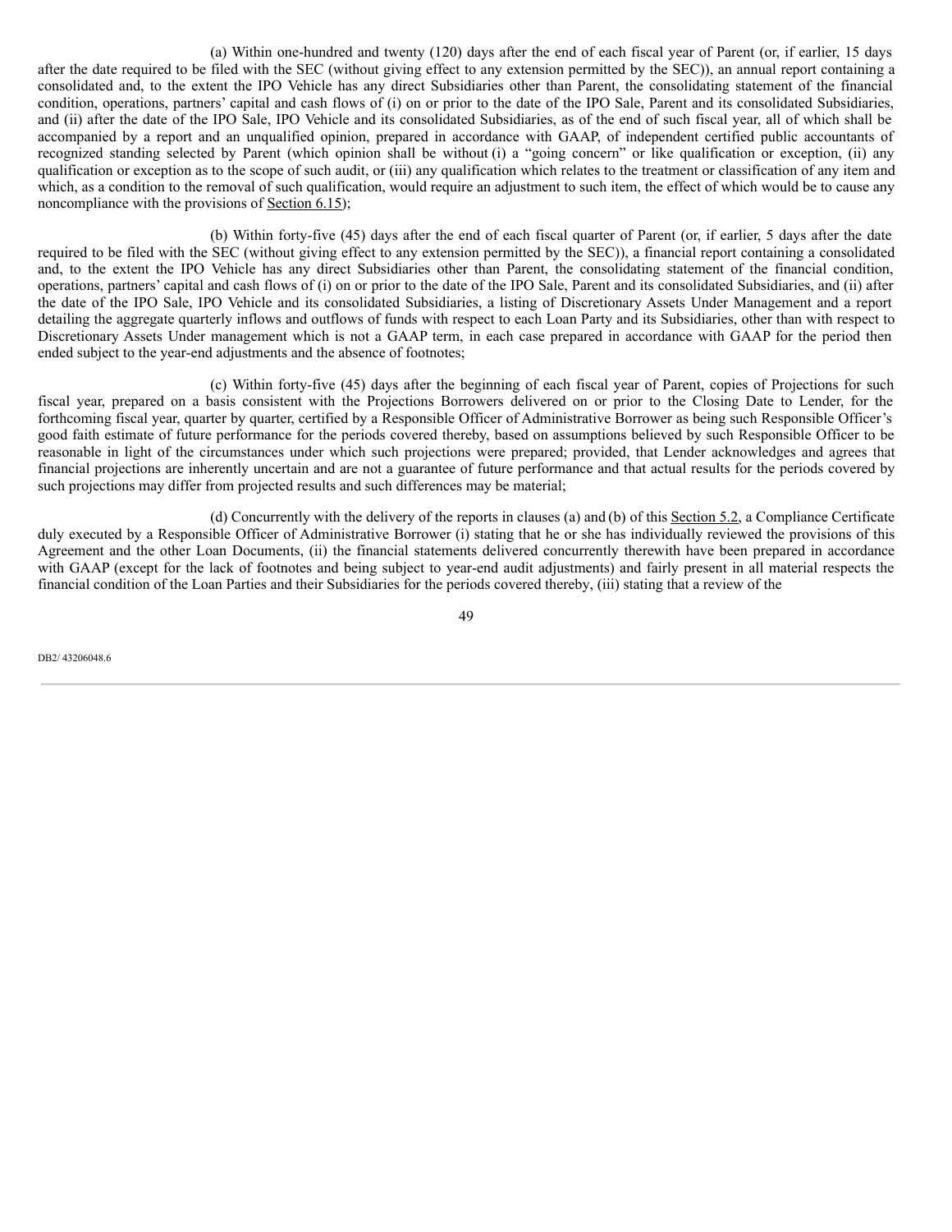(a) Within one-hundred and twenty (120) days after the end of each fiscal year of Parent (or, if earlier, 15 days after the date required to be filed with the SEC (without giving effect to any extension permitted by the SEC)), an annual report containing a consolidated and, to the extent the IPO Vehicle has any direct Subsidiaries other than Parent, the consolidating statement of the financial condition, operations, partners' capital and cash flows of (i) on or prior to the date of the IPO Sale, Parent and its consolidated Subsidiaries, and (ii) after the date of the IPO Sale, IPO Vehicle and its consolidated Subsidiaries, as of the end of such fiscal year, all of which shall be accompanied by a report and an unqualified opinion, prepared in accordance with GAAP, of independent certified public accountants of recognized standing selected by Parent (which opinion shall be without (i) a "going concern" or like qualification or exception, (ii) any qualification or exception as to the scope of such audit, or (iii) any qualification which relates to the treatment or classification of any item and which, as a condition to the removal of such qualification, would require an adjustment to such item, the effect of which would be to cause any noncompliance with the provisions of Section 6.15);

(b) Within forty-five (45) days after the end of each fiscal quarter of Parent (or, if earlier, 5 days after the date required to be filed with the SEC (without giving effect to any extension permitted by the SEC)), a financial report containing a consolidated and, to the extent the IPO Vehicle has any direct Subsidiaries other than Parent, the consolidating statement of the financial condition, operations, partners' capital and cash flows of (i) on or prior to the date of the IPO Sale, Parent and its consolidated Subsidiaries, and (ii) after the date of the IPO Sale, IPO Vehicle and its consolidated Subsidiaries, a listing of Discretionary Assets Under Management and a report detailing the aggregate quarterly inflows and outflows of funds with respect to each Loan Party and its Subsidiaries, other than with respect to Discretionary Assets Under management which is not a GAAP term, in each case prepared in accordance with GAAP for the period then ended subject to the year-end adjustments and the absence of footnotes;

(c) Within forty-five (45) days after the beginning of each fiscal year of Parent, copies of Projections for such fiscal year, prepared on a basis consistent with the Projections Borrowers delivered on or prior to the Closing Date to Lender, for the forthcoming fiscal year, quarter by quarter, certified by a Responsible Officer of Administrative Borrower as being such Responsible Officer's good faith estimate of future performance for the periods covered thereby, based on assumptions believed by such Responsible Officer to be reasonable in light of the circumstances under which such projections were prepared; provided, that Lender acknowledges and agrees that financial projections are inherently uncertain and are not a guarantee of future performance and that actual results for the periods covered by such projections may differ from projected results and such differences may be material;

(d) Concurrently with the delivery of the reports in clauses (a) and (b) of this Section 5.2, a Compliance Certificate duly executed by a Responsible Officer of Administrative Borrower (i) stating that he or she has individually reviewed the provisions of this Agreement and the other Loan Documents, (ii) the financial statements delivered concurrently therewith have been prepared in accordance with GAAP (except for the lack of footnotes and being subject to year-end audit adjustments) and fairly present in all material respects the financial condition of the Loan Parties and their Subsidiaries for the periods covered thereby, (iii) stating that a review of the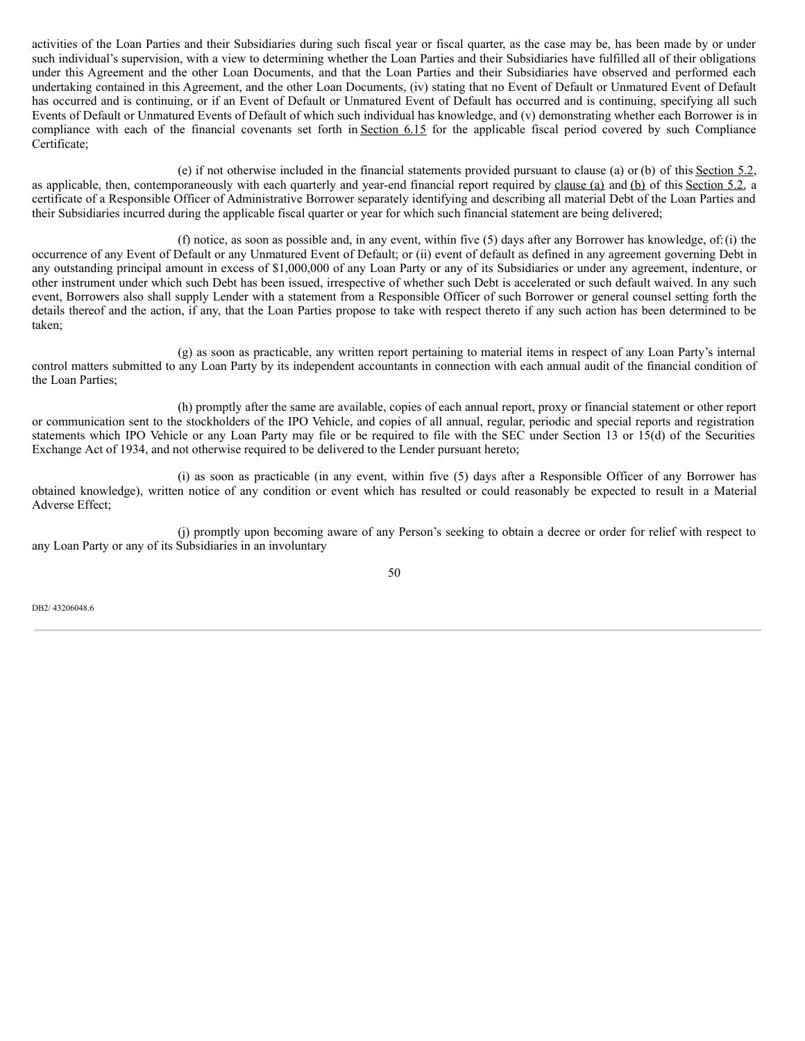activities of the Loan Parties and their Subsidiaries during such fiscal year or fiscal quarter, as the case may be, has been made by or under such individual's supervision, with a view to determining whether the Loan Parties and their Subsidiaries have fulfilled all of their obligations under this Agreement and the other Loan Documents, and that the Loan Parties and their Subsidiaries have observed and performed each undertaking contained in this Agreement, and the other Loan Documents, (iv) stating that no Event of Default or Unmatured Event of Default has occurred and is continuing, or if an Event of Default or Unmatured Event of Default has occurred and is continuing, specifying all such Events of Default or Unmatured Events of Default of which such individual has knowledge, and (v) demonstrating whether each Borrower is in compliance with each of the financial covenants set forth in Section 6.15 for the applicable fiscal period covered by such Compliance Certificate;

(e) if not otherwise included in the financial statements provided pursuant to clause (a) or (b) of this Section 5.2, as applicable, then, contemporaneously with each quarterly and year-end financial report required by clause (a) and (b) of this Section 5.2, a certificate of a Responsible Officer of Administrative Borrower separately identifying and describing all material Debt of the Loan Parties and their Subsidiaries incurred during the applicable fiscal quarter or year for which such financial statement are being delivered;

(f) notice, as soon as possible and, in any event, within five (5) days after any Borrower has knowledge, of: (i) the occurrence of any Event of Default or any Unmatured Event of Default; or (ii) event of default as defined in any agreement governing Debt in any outstanding principal amount in excess of $1,000,000 of any Loan Party or any of its Subsidiaries or under any agreement, indenture, or other instrument under which such Debt has been issued, irrespective of whether such Debt is accelerated or such default waived. In any such event, Borrowers also shall supply Lender with a statement from a Responsible Officer of such Borrower or general counsel setting forth the details thereof and the action, if any, that the Loan Parties propose to take with respect thereto if any such action has been determined to be taken;

(g) as soon as practicable, any written report pertaining to material items in respect of any Loan Party's internal control matters submitted to any Loan Party by its independent accountants in connection with each annual audit of the financial condition of the Loan Parties;

(h) promptly after the same are available, copies of each annual report, proxy or financial statement or other report or communication sent to the stockholders of the IPO Vehicle, and copies of all annual, regular, periodic and special reports and registration statements which IPO Vehicle or any Loan Party may file or be required to file with the SEC under Section 13 or 15(d) of the Securities Exchange Act of 1934, and not otherwise required to be delivered to the Lender pursuant hereto;

(i) as soon as practicable (in any event, within five (5) days after a Responsible Officer of any Borrower has obtained knowledge), written notice of any condition or event which has resulted or could reasonably be expected to result in a Material Adverse Effect;

(j) promptly upon becoming aware of any Person's seeking to obtain a decree or order for relief with respect to any Loan Party or any of its Subsidiaries in an involuntary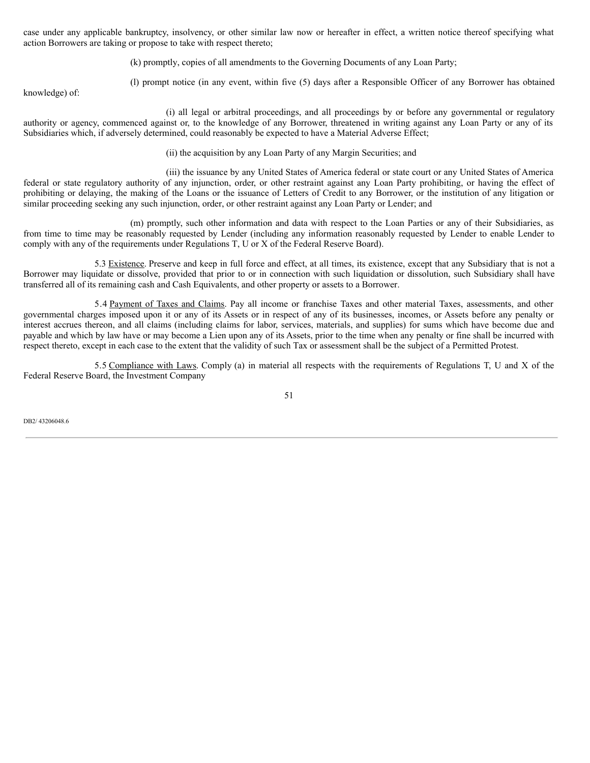case under any applicable bankruptcy, insolvency, or other similar law now or hereafter in effect, a written notice thereof specifying what action Borrowers are taking or propose to take with respect thereto;

(k) promptly, copies of all amendments to the Governing Documents of any Loan Party;

(l) prompt notice (in any event, within five (5) days after a Responsible Officer of any Borrower has obtained knowledge) of:

(i) all legal or arbitral proceedings, and all proceedings by or before any governmental or regulatory authority or agency, commenced against or, to the knowledge of any Borrower, threatened in writing against any Loan Party or any of its Subsidiaries which, if adversely determined, could reasonably be expected to have a Material Adverse Effect;

(ii) the acquisition by any Loan Party of any Margin Securities; and

(iii) the issuance by any United States of America federal or state court or any United States of America federal or state regulatory authority of any injunction, order, or other restraint against any Loan Party prohibiting, or having the effect of prohibiting or delaying, the making of the Loans or the issuance of Letters of Credit to any Borrower, or the institution of any litigation or similar proceeding seeking any such injunction, order, or other restraint against any Loan Party or Lender; and

(m) promptly, such other information and data with respect to the Loan Parties or any of their Subsidiaries, as from time to time may be reasonably requested by Lender (including any information reasonably requested by Lender to enable Lender to comply with any of the requirements under Regulations T, U or X of the Federal Reserve Board).

5.3 Existence. Preserve and keep in full force and effect, at all times, its existence, except that any Subsidiary that is not a Borrower may liquidate or dissolve, provided that prior to or in connection with such liquidation or dissolution, such Subsidiary shall have transferred all of its remaining cash and Cash Equivalents, and other property or assets to a Borrower.

5.4 Payment of Taxes and Claims. Pay all income or franchise Taxes and other material Taxes, assessments, and other governmental charges imposed upon it or any of its Assets or in respect of any of its businesses, incomes, or Assets before any penalty or interest accrues thereon, and all claims (including claims for labor, services, materials, and supplies) for sums which have become due and payable and which by law have or may become a Lien upon any of its Assets, prior to the time when any penalty or fine shall be incurred with respect thereto, except in each case to the extent that the validity of such Tax or assessment shall be the subject of a Permitted Protest.

5.5 Compliance with Laws. Comply (a) in material all respects with the requirements of Regulations T, U and X of the Federal Reserve Board, the Investment Company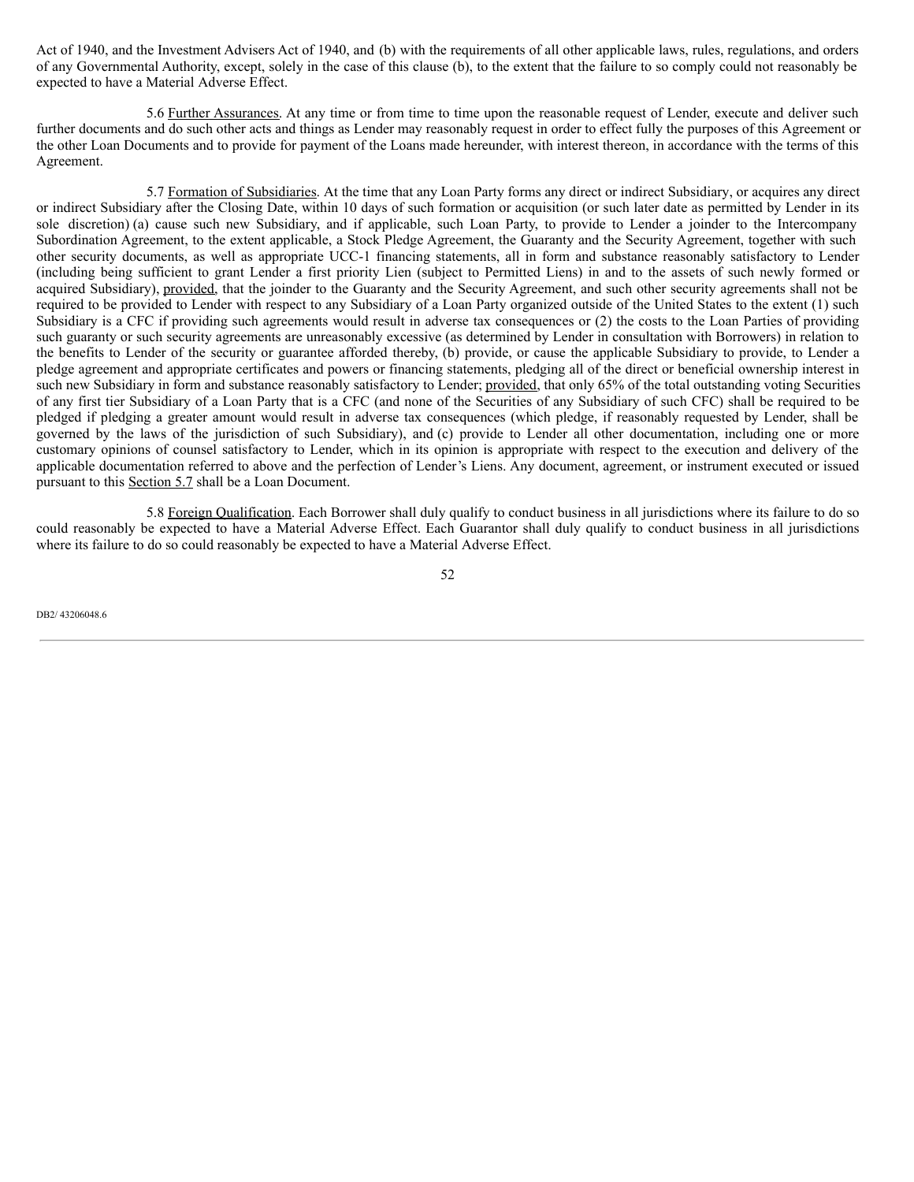Act of 1940, and the Investment Advisers Act of 1940, and (b) with the requirements of all other applicable laws, rules, regulations, and orders of any Governmental Authority, except, solely in the case of this clause (b), to the extent that the failure to so comply could not reasonably be expected to have a Material Adverse Effect.

5.6 Further Assurances. At any time or from time to time upon the reasonable request of Lender, execute and deliver such further documents and do such other acts and things as Lender may reasonably request in order to effect fully the purposes of this Agreement or the other Loan Documents and to provide for payment of the Loans made hereunder, with interest thereon, in accordance with the terms of this Agreement.

5.7 Formation of Subsidiaries. At the time that any Loan Party forms any direct or indirect Subsidiary, or acquires any direct or indirect Subsidiary after the Closing Date, within 10 days of such formation or acquisition (or such later date as permitted by Lender in its sole discretion) (a) cause such new Subsidiary, and if applicable, such Loan Party, to provide to Lender a joinder to the Intercompany Subordination Agreement, to the extent applicable, a Stock Pledge Agreement, the Guaranty and the Security Agreement, together with such other security documents, as well as appropriate UCC-1 financing statements, all in form and substance reasonably satisfactory to Lender (including being sufficient to grant Lender a first priority Lien (subject to Permitted Liens) in and to the assets of such newly formed or acquired Subsidiary), provided, that the joinder to the Guaranty and the Security Agreement, and such other security agreements shall not be required to be provided to Lender with respect to any Subsidiary of a Loan Party organized outside of the United States to the extent (1) such Subsidiary is a CFC if providing such agreements would result in adverse tax consequences or (2) the costs to the Loan Parties of providing such guaranty or such security agreements are unreasonably excessive (as determined by Lender in consultation with Borrowers) in relation to the benefits to Lender of the security or guarantee afforded thereby, (b) provide, or cause the applicable Subsidiary to provide, to Lender a pledge agreement and appropriate certificates and powers or financing statements, pledging all of the direct or beneficial ownership interest in such new Subsidiary in form and substance reasonably satisfactory to Lender; provided, that only 65% of the total outstanding voting Securities of any first tier Subsidiary of a Loan Party that is a CFC (and none of the Securities of any Subsidiary of such CFC) shall be required to be pledged if pledging a greater amount would result in adverse tax consequences (which pledge, if reasonably requested by Lender, shall be governed by the laws of the jurisdiction of such Subsidiary), and (c) provide to Lender all other documentation, including one or more customary opinions of counsel satisfactory to Lender, which in its opinion is appropriate with respect to the execution and delivery of the applicable documentation referred to above and the perfection of Lender's Liens. Any document, agreement, or instrument executed or issued pursuant to this Section 5.7 shall be a Loan Document.

5.8 Foreign Qualification. Each Borrower shall duly qualify to conduct business in all jurisdictions where its failure to do so could reasonably be expected to have a Material Adverse Effect. Each Guarantor shall duly qualify to conduct business in all jurisdictions where its failure to do so could reasonably be expected to have a Material Adverse Effect.

DB2/ 43206048.6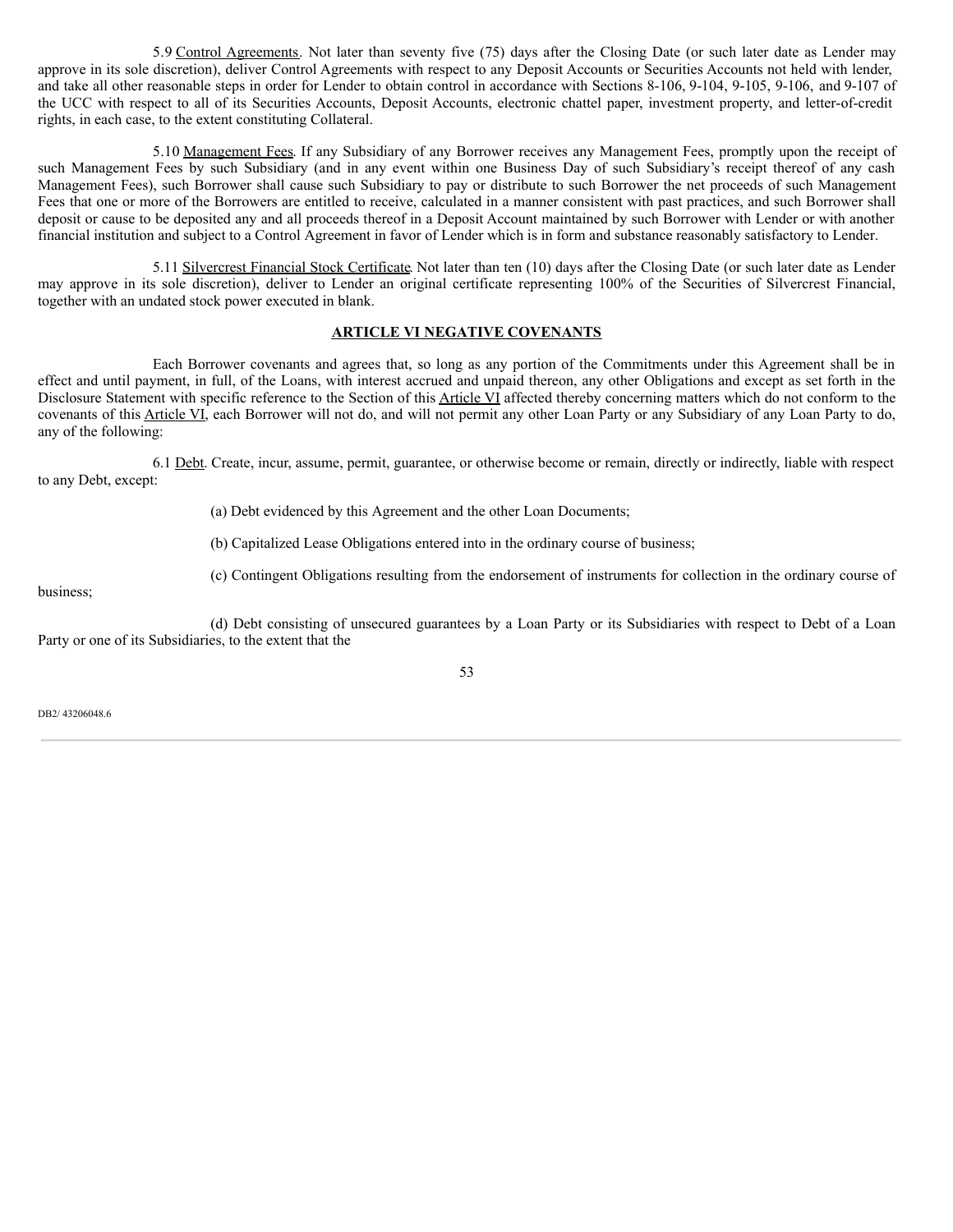5.9 Control Agreements. Not later than seventy five (75) days after the Closing Date (or such later date as Lender may approve in its sole discretion), deliver Control Agreements with respect to any Deposit Accounts or Securities Accounts not held with lender, and take all other reasonable steps in order for Lender to obtain control in accordance with Sections 8-106, 9-104, 9-105, 9-106, and 9-107 of the UCC with respect to all of its Securities Accounts, Deposit Accounts, electronic chattel paper, investment property, and letter-of-credit rights, in each case, to the extent constituting Collateral.

5.10 Management Fees. If any Subsidiary of any Borrower receives any Management Fees, promptly upon the receipt of such Management Fees by such Subsidiary (and in any event within one Business Day of such Subsidiary's receipt thereof of any cash Management Fees), such Borrower shall cause such Subsidiary to pay or distribute to such Borrower the net proceeds of such Management Fees that one or more of the Borrowers are entitled to receive, calculated in a manner consistent with past practices, and such Borrower shall deposit or cause to be deposited any and all proceeds thereof in a Deposit Account maintained by such Borrower with Lender or with another financial institution and subject to a Control Agreement in favor of Lender which is in form and substance reasonably satisfactory to Lender.

5.11 Silvercrest Financial Stock Certificate. Not later than ten (10) days after the Closing Date (or such later date as Lender may approve in its sole discretion), deliver to Lender an original certificate representing 100% of the Securities of Silvercrest Financial, together with an undated stock power executed in blank.

## ARTICLE VI NEGATIVE COVENANTS

Each Borrower covenants and agrees that, so long as any portion of the Commitments under this Agreement shall be in effect and until payment, in full, of the Loans, with interest accrued and unpaid thereon, any other Obligations and except as set forth in the Disclosure Statement with specific reference to the Section of this Article VI affected thereby concerning matters which do not conform to the covenants of this Article VI, each Borrower will not do, and will not permit any other Loan Party or any Subsidiary of any Loan Party to do, any of the following:

6.1 Debt. Create, incur, assume, permit, guarantee, or otherwise become or remain, directly or indirectly, liable with respect to any Debt, except:

(a) Debt evidenced by this Agreement and the other Loan Documents;

(b) Capitalized Lease Obligations entered into in the ordinary course of business;

(c) Contingent Obligations resulting from the endorsement of instruments for collection in the ordinary course of business;

(d) Debt consisting of unsecured guarantees by a Loan Party or its Subsidiaries with respect to Debt of a Loan Party or one of its Subsidiaries, to the extent that the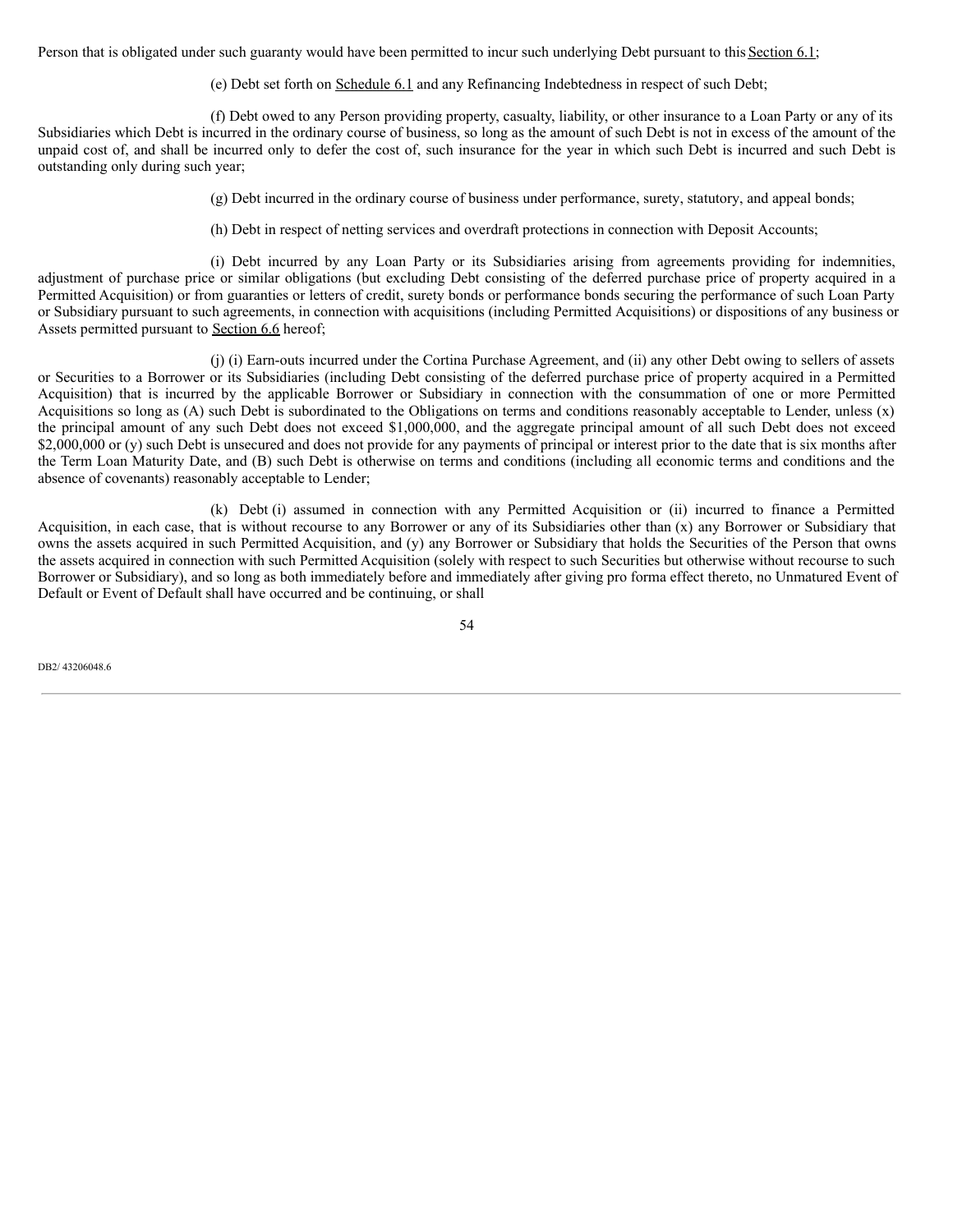Person that is obligated under such guaranty would have been permitted to incur such underlying Debt pursuant to this Section 6.1;

(e) Debt set forth on Schedule 6.1 and any Refinancing Indebtedness in respect of such Debt;

(f) Debt owed to any Person providing property, casualty, liability, or other insurance to a Loan Party or any of its Subsidiaries which Debt is incurred in the ordinary course of business, so long as the amount of such Debt is not in excess of the amount of the unpaid cost of, and shall be incurred only to defer the cost of, such insurance for the year in which such Debt is incurred and such Debt is outstanding only during such year;

(g) Debt incurred in the ordinary course of business under performance, surety, statutory, and appeal bonds;

(h) Debt in respect of netting services and overdraft protections in connection with Deposit Accounts;

(i) Debt incurred by any Loan Party or its Subsidiaries arising from agreements providing for indemnities, adjustment of purchase price or similar obligations (but excluding Debt consisting of the deferred purchase price of property acquired in a Permitted Acquisition) or from guaranties or letters of credit, surety bonds or performance bonds securing the performance of such Loan Party or Subsidiary pursuant to such agreements, in connection with acquisitions (including Permitted Acquisitions) or dispositions of any business or Assets permitted pursuant to Section 6.6 hereof;

(j) (i) Earn-outs incurred under the Cortina Purchase Agreement, and (ii) any other Debt owing to sellers of assets or Securities to a Borrower or its Subsidiaries (including Debt consisting of the deferred purchase price of property acquired in a Permitted Acquisition) that is incurred by the applicable Borrower or Subsidiary in connection with the consummation of one or more Permitted Acquisitions so long as (A) such Debt is subordinated to the Obligations on terms and conditions reasonably acceptable to Lender, unless (x) the principal amount of any such Debt does not exceed $1,000,000, and the aggregate principal amount of all such Debt does not exceed $2,000,000 or (y) such Debt is unsecured and does not provide for any payments of principal or interest prior to the date that is six months after the Term Loan Maturity Date, and (B) such Debt is otherwise on terms and conditions (including all economic terms and conditions and the absence of covenants) reasonably acceptable to Lender;

(k) Debt (i) assumed in connection with any Permitted Acquisition or (ii) incurred to finance a Permitted Acquisition, in each case, that is without recourse to any Borrower or any of its Subsidiaries other than (x) any Borrower or Subsidiary that owns the assets acquired in such Permitted Acquisition, and (y) any Borrower or Subsidiary that holds the Securities of the Person that owns the assets acquired in connection with such Permitted Acquisition (solely with respect to such Securities but otherwise without recourse to such Borrower or Subsidiary), and so long as both immediately before and immediately after giving pro forma effect thereto, no Unmatured Event of Default or Event of Default shall have occurred and be continuing, or shall

DB2/ 43206048.6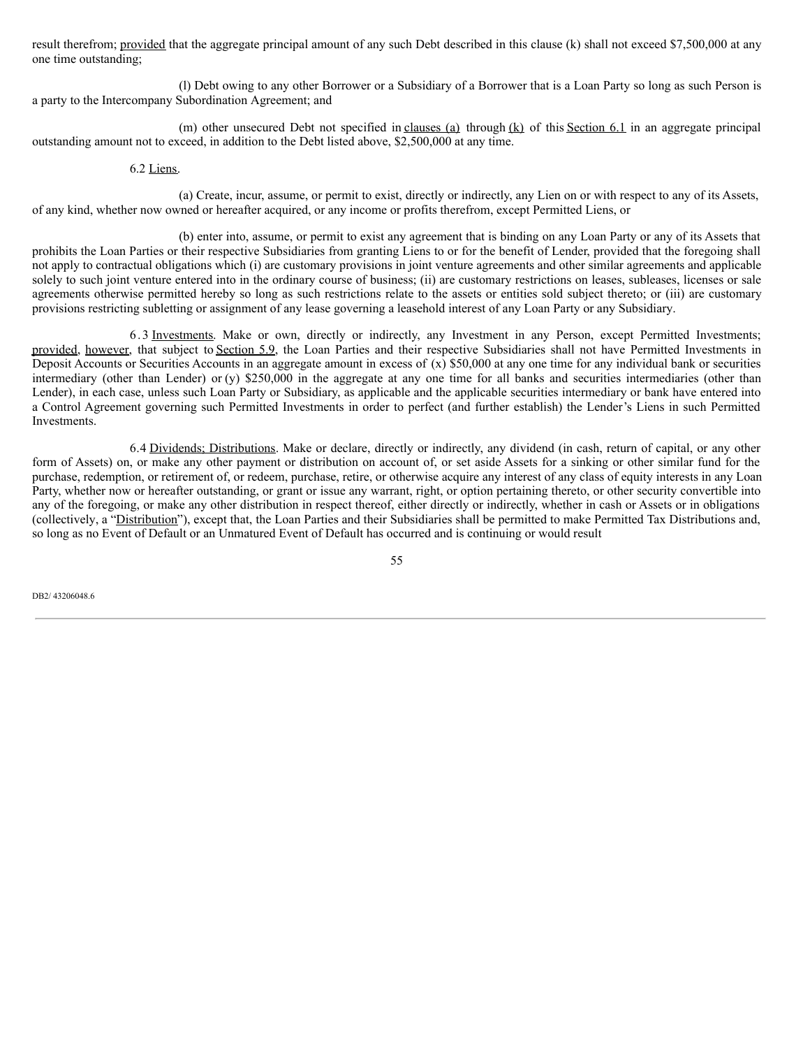result therefrom; provided that the aggregate principal amount of any such Debt described in this clause (k) shall not exceed $7,500,000 at any one time outstanding;

(l) Debt owing to any other Borrower or a Subsidiary of a Borrower that is a Loan Party so long as such Person is a party to the Intercompany Subordination Agreement; and

(m) other unsecured Debt not specified in clauses (a) through (k) of this Section 6.1 in an aggregate principal outstanding amount not to exceed, in addition to the Debt listed above, $2,500,000 at any time.

6.2 Liens.

(a) Create, incur, assume, or permit to exist, directly or indirectly, any Lien on or with respect to any of its Assets, of any kind, whether now owned or hereafter acquired, or any income or profits therefrom, except Permitted Liens, or

(b) enter into, assume, or permit to exist any agreement that is binding on any Loan Party or any of its Assets that prohibits the Loan Parties or their respective Subsidiaries from granting Liens to or for the benefit of Lender, provided that the foregoing shall not apply to contractual obligations which (i) are customary provisions in joint venture agreements and other similar agreements and applicable solely to such joint venture entered into in the ordinary course of business; (ii) are customary restrictions on leases, subleases, licenses or sale agreements otherwise permitted hereby so long as such restrictions relate to the assets or entities sold subject thereto; or (iii) are customary provisions restricting subletting or assignment of any lease governing a leasehold interest of any Loan Party or any Subsidiary.

6.3 Investments. Make or own, directly or indirectly, any Investment in any Person, except Permitted Investments; provided, however, that subject to Section 5.9, the Loan Parties and their respective Subsidiaries shall not have Permitted Investments in Deposit Accounts or Securities Accounts in an aggregate amount in excess of (x) $50,000 at any one time for any individual bank or securities intermediary (other than Lender) or (y) $250,000 in the aggregate at any one time for all banks and securities intermediaries (other than Lender), in each case, unless such Loan Party or Subsidiary, as applicable and the applicable securities intermediary or bank have entered into a Control Agreement governing such Permitted Investments in order to perfect (and further establish) the Lender's Liens in such Permitted Investments.

6.4 Dividends; Distributions. Make or declare, directly or indirectly, any dividend (in cash, return of capital, or any other form of Assets) on, or make any other payment or distribution on account of, or set aside Assets for a sinking or other similar fund for the purchase, redemption, or retirement of, or redeem, purchase, retire, or otherwise acquire any interest of any class of equity interests in any Loan Party, whether now or hereafter outstanding, or grant or issue any warrant, right, or option pertaining thereto, or other security convertible into any of the foregoing, or make any other distribution in respect thereof, either directly or indirectly, whether in cash or Assets or in obligations (collectively, a "Distribution"), except that, the Loan Parties and their Subsidiaries shall be permitted to make Permitted Tax Distributions and, so long as no Event of Default or an Unmatured Event of Default has occurred and is continuing or would result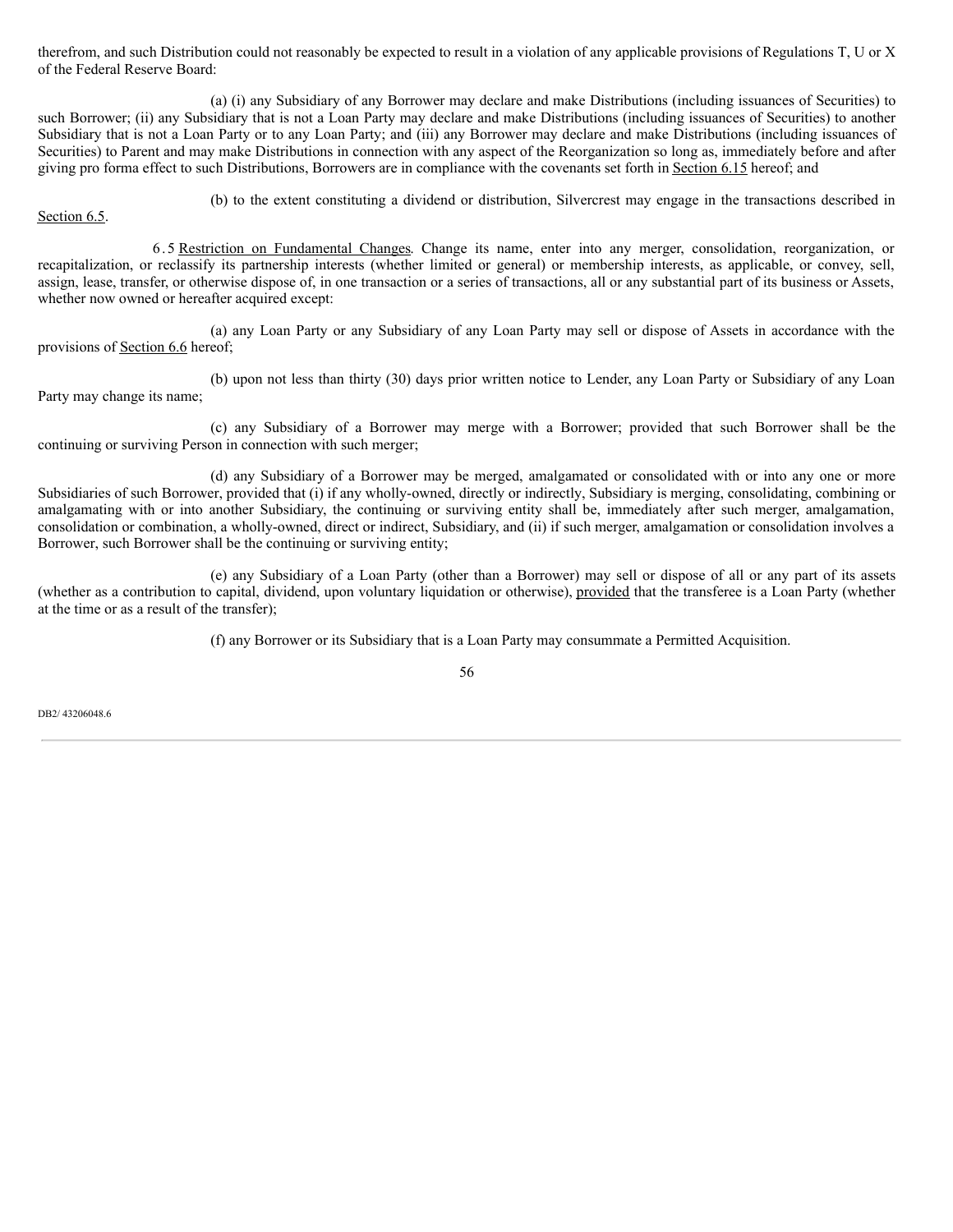therefrom, and such Distribution could not reasonably be expected to result in a violation of any applicable provisions of Regulations T, U or X of the Federal Reserve Board:

(a) (i) any Subsidiary of any Borrower may declare and make Distributions (including issuances of Securities) to such Borrower; (ii) any Subsidiary that is not a Loan Party may declare and make Distributions (including issuances of Securities) to another Subsidiary that is not a Loan Party or to any Loan Party; and (iii) any Borrower may declare and make Distributions (including issuances of Securities) to Parent and may make Distributions in connection with any aspect of the Reorganization so long as, immediately before and after giving pro forma effect to such Distributions, Borrowers are in compliance with the covenants set forth in Section 6.15 hereof; and

(b) to the extent constituting a dividend or distribution, Silvercrest may engage in the transactions described in Section 6.5.

6.5 Restriction on Fundamental Changes. Change its name, enter into any merger, consolidation, reorganization, or recapitalization, or reclassify its partnership interests (whether limited or general) or membership interests, as applicable, or convey, sell, assign, lease, transfer, or otherwise dispose of, in one transaction or a series of transactions, all or any substantial part of its business or Assets, whether now owned or hereafter acquired except:

(a) any Loan Party or any Subsidiary of any Loan Party may sell or dispose of Assets in accordance with the provisions of Section 6.6 hereof;

(b) upon not less than thirty (30) days prior written notice to Lender, any Loan Party or Subsidiary of any Loan Party may change its name;

(c) any Subsidiary of a Borrower may merge with a Borrower; provided that such Borrower shall be the continuing or surviving Person in connection with such merger;

(d) any Subsidiary of a Borrower may be merged, amalgamated or consolidated with or into any one or more Subsidiaries of such Borrower, provided that (i) if any wholly-owned, directly or indirectly, Subsidiary is merging, consolidating, combining or amalgamating with or into another Subsidiary, the continuing or surviving entity shall be, immediately after such merger, amalgamation, consolidation or combination, a wholly-owned, direct or indirect, Subsidiary, and (ii) if such merger, amalgamation or consolidation involves a Borrower, such Borrower shall be the continuing or surviving entity;

(e) any Subsidiary of a Loan Party (other than a Borrower) may sell or dispose of all or any part of its assets (whether as a contribution to capital, dividend, upon voluntary liquidation or otherwise), provided that the transferee is a Loan Party (whether at the time or as a result of the transfer);

(f) any Borrower or its Subsidiary that is a Loan Party may consummate a Permitted Acquisition.

DB2/ 43206048.6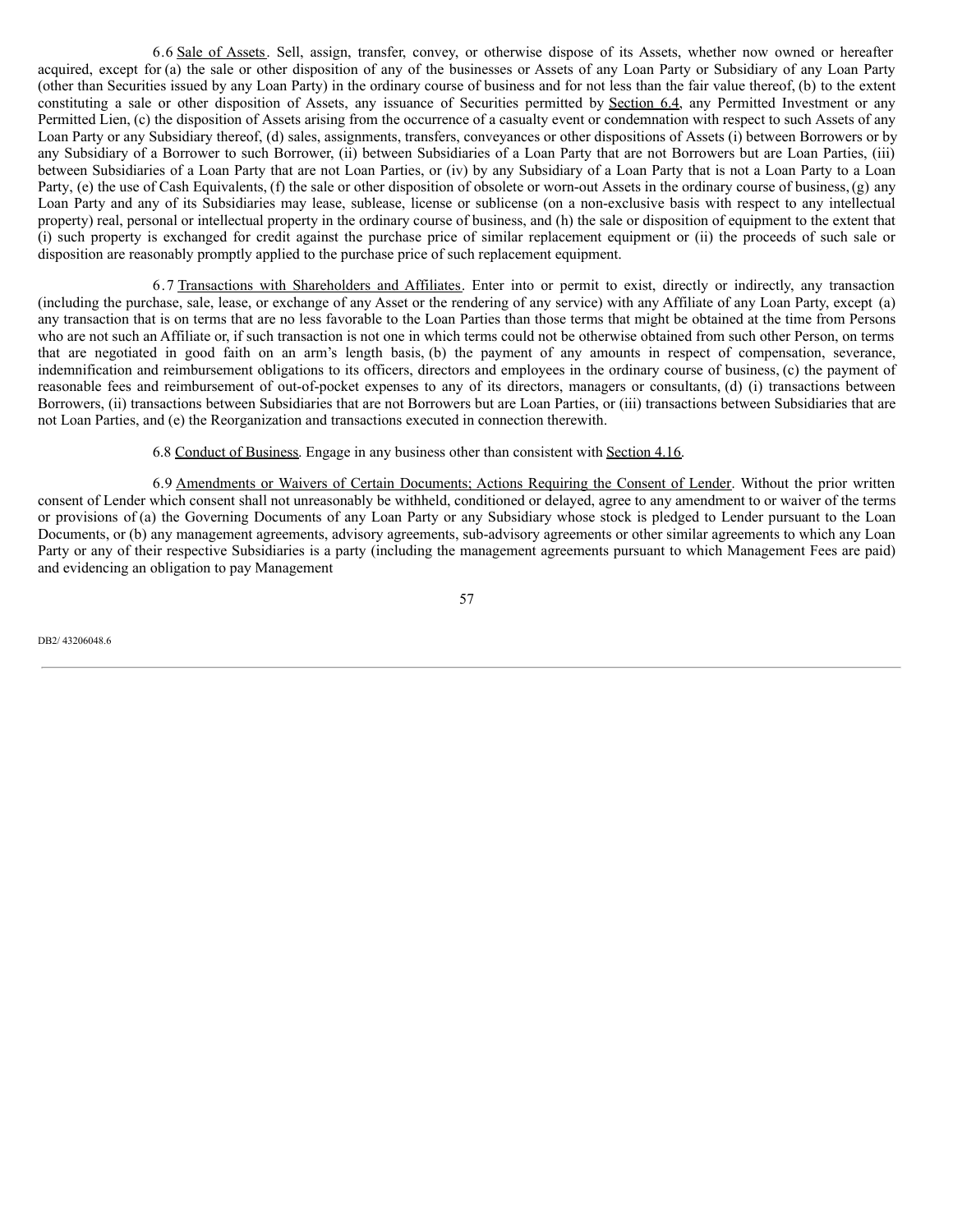6.6 Sale of Assets. Sell, assign, transfer, convey, or otherwise dispose of its Assets, whether now owned or hereafter acquired, except for (a) the sale or other disposition of any of the businesses or Assets of any Loan Party or Subsidiary of any Loan Party (other than Securities issued by any Loan Party) in the ordinary course of business and for not less than the fair value thereof, (b) to the extent constituting a sale or other disposition of Assets, any issuance of Securities permitted by Section 6.4, any Permitted Investment or any Permitted Lien, (c) the disposition of Assets arising from the occurrence of a casualty event or condemnation with respect to such Assets of any Loan Party or any Subsidiary thereof, (d) sales, assignments, transfers, conveyances or other dispositions of Assets (i) between Borrowers or by any Subsidiary of a Borrower to such Borrower, (ii) between Subsidiaries of a Loan Party that are not Borrowers but are Loan Parties, (iii) between Subsidiaries of a Loan Party that are not Loan Parties, or (iv) by any Subsidiary of a Loan Party that is not a Loan Party to a Loan Party, (e) the use of Cash Equivalents, (f) the sale or other disposition of obsolete or worn-out Assets in the ordinary course of business, (g) any Loan Party and any of its Subsidiaries may lease, sublease, license or sublicense (on a non-exclusive basis with respect to any intellectual property) real, personal or intellectual property in the ordinary course of business, and (h) the sale or disposition of equipment to the extent that (i) such property is exchanged for credit against the purchase price of similar replacement equipment or (ii) the proceeds of such sale or disposition are reasonably promptly applied to the purchase price of such replacement equipment.

6.7 Transactions with Shareholders and Affiliates. Enter into or permit to exist, directly or indirectly, any transaction (including the purchase, sale, lease, or exchange of any Asset or the rendering of any service) with any Affiliate of any Loan Party, except (a) any transaction that is on terms that are no less favorable to the Loan Parties than those terms that might be obtained at the time from Persons who are not such an Affiliate or, if such transaction is not one in which terms could not be otherwise obtained from such other Person, on terms that are negotiated in good faith on an arm's length basis, (b) the payment of any amounts in respect of compensation, severance, indemnification and reimbursement obligations to its officers, directors and employees in the ordinary course of business, (c) the payment of reasonable fees and reimbursement of out-of-pocket expenses to any of its directors, managers or consultants, (d) (i) transactions between Borrowers, (ii) transactions between Subsidiaries that are not Borrowers but are Loan Parties, or (iii) transactions between Subsidiaries that are not Loan Parties, and (e) the Reorganization and transactions executed in connection therewith.

6.8 Conduct of Business. Engage in any business other than consistent with Section 4.16.

6.9 Amendments or Waivers of Certain Documents; Actions Requiring the Consent of Lender. Without the prior written consent of Lender which consent shall not unreasonably be withheld, conditioned or delayed, agree to any amendment to or waiver of the terms or provisions of (a) the Governing Documents of any Loan Party or any Subsidiary whose stock is pledged to Lender pursuant to the Loan Documents, or (b) any management agreements, advisory agreements, sub-advisory agreements or other similar agreements to which any Loan Party or any of their respective Subsidiaries is a party (including the management agreements pursuant to which Management Fees are paid) and evidencing an obligation to pay Management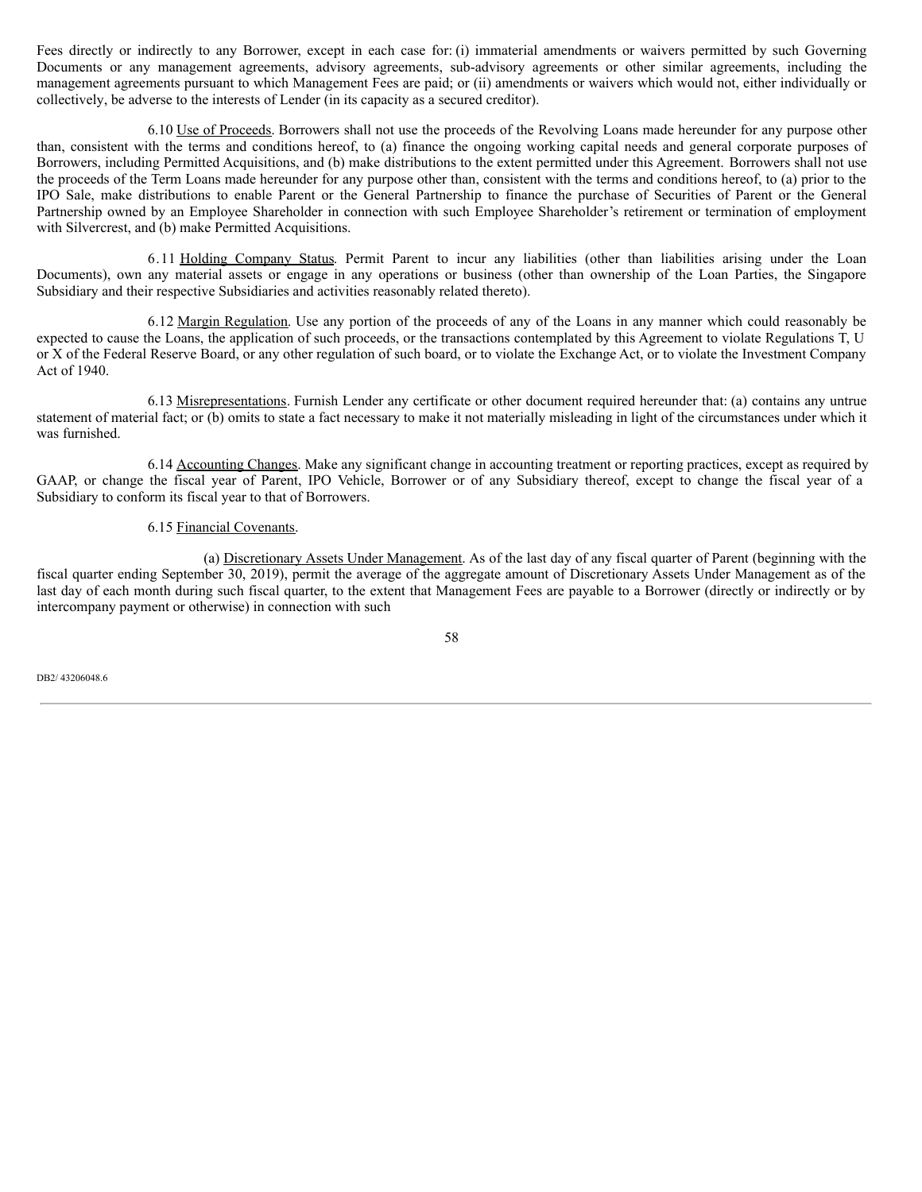Fees directly or indirectly to any Borrower, except in each case for: (i) immaterial amendments or waivers permitted by such Governing Documents or any management agreements, advisory agreements, sub-advisory agreements or other similar agreements, including the management agreements pursuant to which Management Fees are paid; or (ii) amendments or waivers which would not, either individually or collectively, be adverse to the interests of Lender (in its capacity as a secured creditor).

6.10 Use of Proceeds. Borrowers shall not use the proceeds of the Revolving Loans made hereunder for any purpose other than, consistent with the terms and conditions hereof, to (a) finance the ongoing working capital needs and general corporate purposes of Borrowers, including Permitted Acquisitions, and (b) make distributions to the extent permitted under this Agreement. Borrowers shall not use the proceeds of the Term Loans made hereunder for any purpose other than, consistent with the terms and conditions hereof, to (a) prior to the IPO Sale, make distributions to enable Parent or the General Partnership to finance the purchase of Securities of Parent or the General Partnership owned by an Employee Shareholder in connection with such Employee Shareholder's retirement or termination of employment with Silvercrest, and (b) make Permitted Acquisitions.

6.11 Holding Company Status. Permit Parent to incur any liabilities (other than liabilities arising under the Loan Documents), own any material assets or engage in any operations or business (other than ownership of the Loan Parties, the Singapore Subsidiary and their respective Subsidiaries and activities reasonably related thereto).

6.12 Margin Regulation. Use any portion of the proceeds of any of the Loans in any manner which could reasonably be expected to cause the Loans, the application of such proceeds, or the transactions contemplated by this Agreement to violate Regulations T, U or X of the Federal Reserve Board, or any other regulation of such board, or to violate the Exchange Act, or to violate the Investment Company Act of 1940.

6.13 Misrepresentations. Furnish Lender any certificate or other document required hereunder that: (a) contains any untrue statement of material fact; or (b) omits to state a fact necessary to make it not materially misleading in light of the circumstances under which it was furnished.

6.14 Accounting Changes. Make any significant change in accounting treatment or reporting practices, except as required by GAAP, or change the fiscal year of Parent, IPO Vehicle, Borrower or of any Subsidiary thereof, except to change the fiscal year of a Subsidiary to conform its fiscal year to that of Borrowers.

6.15 Financial Covenants.

(a) Discretionary Assets Under Management. As of the last day of any fiscal quarter of Parent (beginning with the fiscal quarter ending September 30, 2019), permit the average of the aggregate amount of Discretionary Assets Under Management as of the last day of each month during such fiscal quarter, to the extent that Management Fees are payable to a Borrower (directly or indirectly or by intercompany payment or otherwise) in connection with such

DB2/ 43206048.6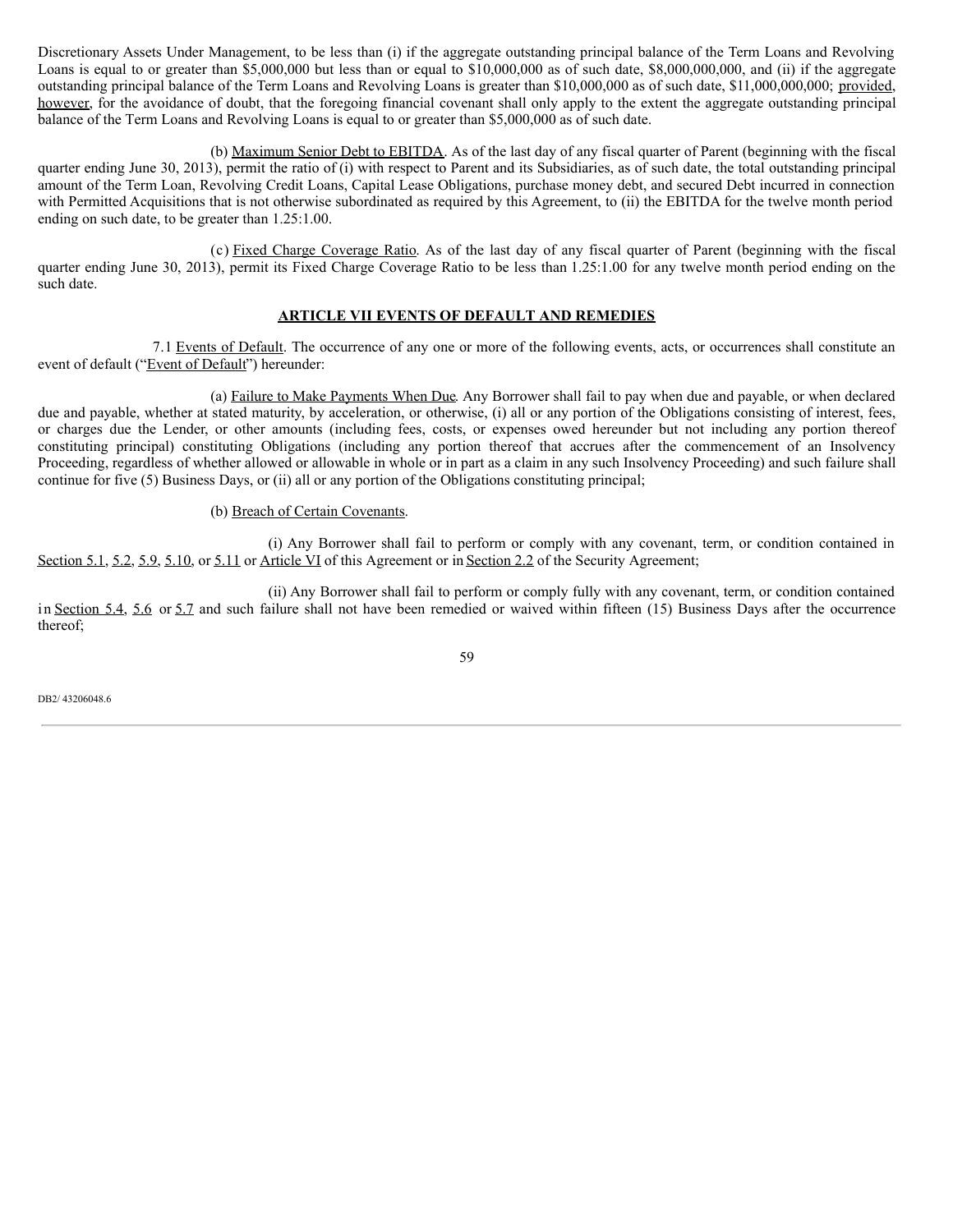Discretionary Assets Under Management, to be less than (i) if the aggregate outstanding principal balance of the Term Loans and Revolving Loans is equal to or greater than $5,000,000 but less than or equal to $10,000,000 as of such date, $8,000,000,000, and (ii) if the aggregate outstanding principal balance of the Term Loans and Revolving Loans is greater than $10,000,000 as of such date, $11,000,000,000; provided, however, for the avoidance of doubt, that the foregoing financial covenant shall only apply to the extent the aggregate outstanding principal balance of the Term Loans and Revolving Loans is equal to or greater than $5,000,000 as of such date.

(b) Maximum Senior Debt to EBITDA. As of the last day of any fiscal quarter of Parent (beginning with the fiscal quarter ending June 30, 2013), permit the ratio of (i) with respect to Parent and its Subsidiaries, as of such date, the total outstanding principal amount of the Term Loan, Revolving Credit Loans, Capital Lease Obligations, purchase money debt, and secured Debt incurred in connection with Permitted Acquisitions that is not otherwise subordinated as required by this Agreement, to (ii) the EBITDA for the twelve month period ending on such date, to be greater than 1.25:1.00.

(c) Fixed Charge Coverage Ratio. As of the last day of any fiscal quarter of Parent (beginning with the fiscal quarter ending June 30, 2013), permit its Fixed Charge Coverage Ratio to be less than 1.25:1.00 for any twelve month period ending on the such date.

## ARTICLE VII EVENTS OF DEFAULT AND REMEDIES

7.1 Events of Default. The occurrence of any one or more of the following events, acts, or occurrences shall constitute an event of default ("Event of Default") hereunder:

(a) Failure to Make Payments When Due. Any Borrower shall fail to pay when due and payable, or when declared due and payable, whether at stated maturity, by acceleration, or otherwise, (i) all or any portion of the Obligations consisting of interest, fees, or charges due the Lender, or other amounts (including fees, costs, or expenses owed hereunder but not including any portion thereof constituting principal) constituting Obligations (including any portion thereof that accrues after the commencement of an Insolvency Proceeding, regardless of whether allowed or allowable in whole or in part as a claim in any such Insolvency Proceeding) and such failure shall continue for five (5) Business Days, or (ii) all or any portion of the Obligations constituting principal;

(b) Breach of Certain Covenants.

(i) Any Borrower shall fail to perform or comply with any covenant, term, or condition contained in Section 5.1, 5.2, 5.9, 5.10, or 5.11 or Article VI of this Agreement or in Section 2.2 of the Security Agreement;

(ii) Any Borrower shall fail to perform or comply fully with any covenant, term, or condition contained in Section 5.4, 5.6 or 5.7 and such failure shall not have been remedied or waived within fifteen (15) Business Days after the occurrence thereof;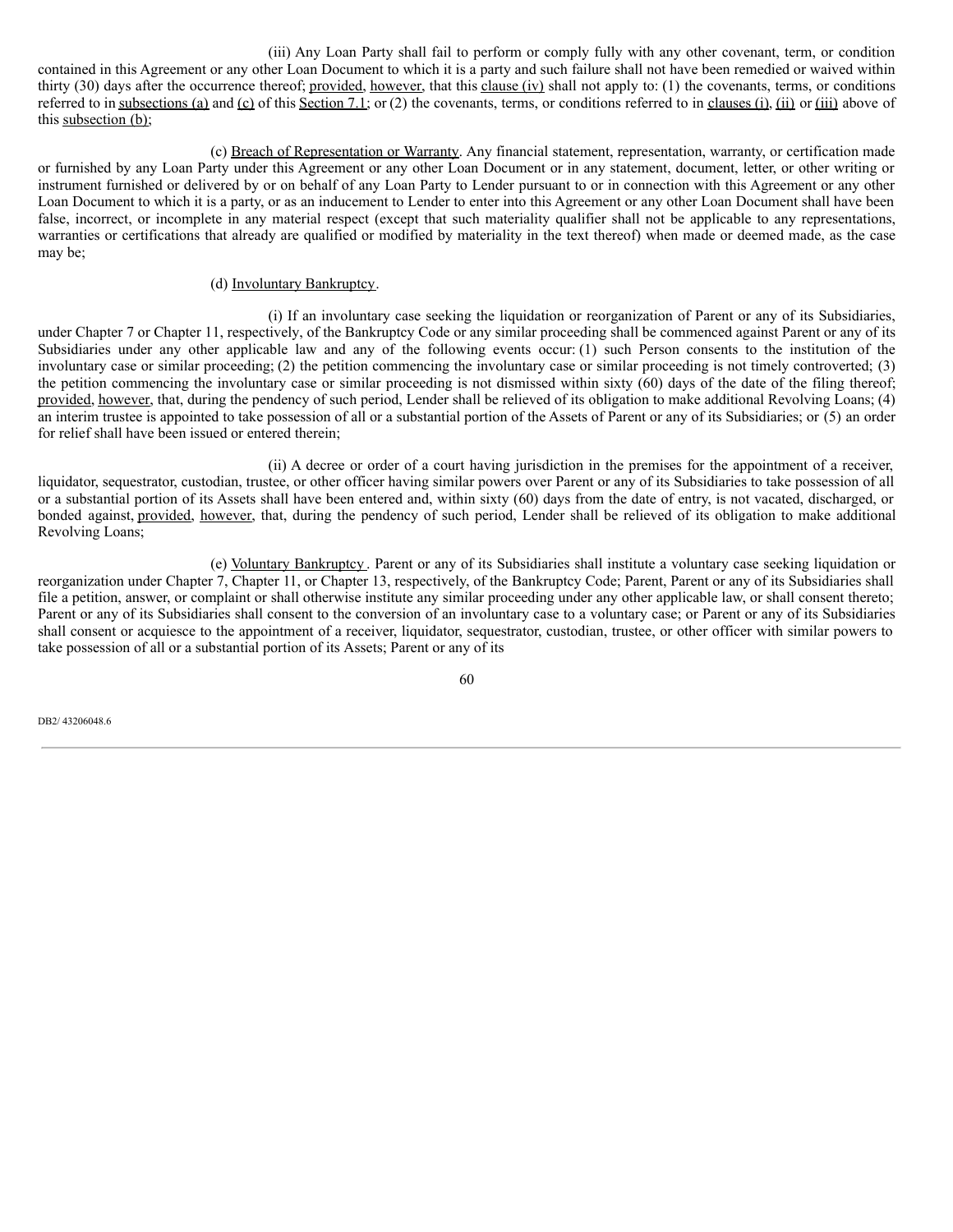(iii) Any Loan Party shall fail to perform or comply fully with any other covenant, term, or condition contained in this Agreement or any other Loan Document to which it is a party and such failure shall not have been remedied or waived within thirty (30) days after the occurrence thereof; provided, however, that this clause (iv) shall not apply to: (1) the covenants, terms, or conditions referred to in subsections (a) and (c) of this Section 7.1; or (2) the covenants, terms, or conditions referred to in clauses (i), (ii) or (iii) above of this subsection (b);

(c) Breach of Representation or Warranty. Any financial statement, representation, warranty, or certification made or furnished by any Loan Party under this Agreement or any other Loan Document or in any statement, document, letter, or other writing or instrument furnished or delivered by or on behalf of any Loan Party to Lender pursuant to or in connection with this Agreement or any other Loan Document to which it is a party, or as an inducement to Lender to enter into this Agreement or any other Loan Document shall have been false, incorrect, or incomplete in any material respect (except that such materiality qualifier shall not be applicable to any representations, warranties or certifications that already are qualified or modified by materiality in the text thereof) when made or deemed made, as the case may be;

(d) Involuntary Bankruptcy.

(i) If an involuntary case seeking the liquidation or reorganization of Parent or any of its Subsidiaries, under Chapter 7 or Chapter 11, respectively, of the Bankruptcy Code or any similar proceeding shall be commenced against Parent or any of its Subsidiaries under any other applicable law and any of the following events occur: (1) such Person consents to the institution of the involuntary case or similar proceeding; (2) the petition commencing the involuntary case or similar proceeding is not timely controverted; (3) the petition commencing the involuntary case or similar proceeding is not dismissed within sixty (60) days of the date of the filing thereof; provided, however, that, during the pendency of such period, Lender shall be relieved of its obligation to make additional Revolving Loans; (4) an interim trustee is appointed to take possession of all or a substantial portion of the Assets of Parent or any of its Subsidiaries; or (5) an order for relief shall have been issued or entered therein;

(ii) A decree or order of a court having jurisdiction in the premises for the appointment of a receiver, liquidator, sequestrator, custodian, trustee, or other officer having similar powers over Parent or any of its Subsidiaries to take possession of all or a substantial portion of its Assets shall have been entered and, within sixty (60) days from the date of entry, is not vacated, discharged, or bonded against, provided, however, that, during the pendency of such period, Lender shall be relieved of its obligation to make additional Revolving Loans;

(e) Voluntary Bankruptcy. Parent or any of its Subsidiaries shall institute a voluntary case seeking liquidation or reorganization under Chapter 7, Chapter 11, or Chapter 13, respectively, of the Bankruptcy Code; Parent, Parent or any of its Subsidiaries shall file a petition, answer, or complaint or shall otherwise institute any similar proceeding under any other applicable law, or shall consent thereto; Parent or any of its Subsidiaries shall consent to the conversion of an involuntary case to a voluntary case; or Parent or any of its Subsidiaries shall consent or acquiesce to the appointment of a receiver, liquidator, sequestrator, custodian, trustee, or other officer with similar powers to take possession of all or a substantial portion of its Assets; Parent or any of its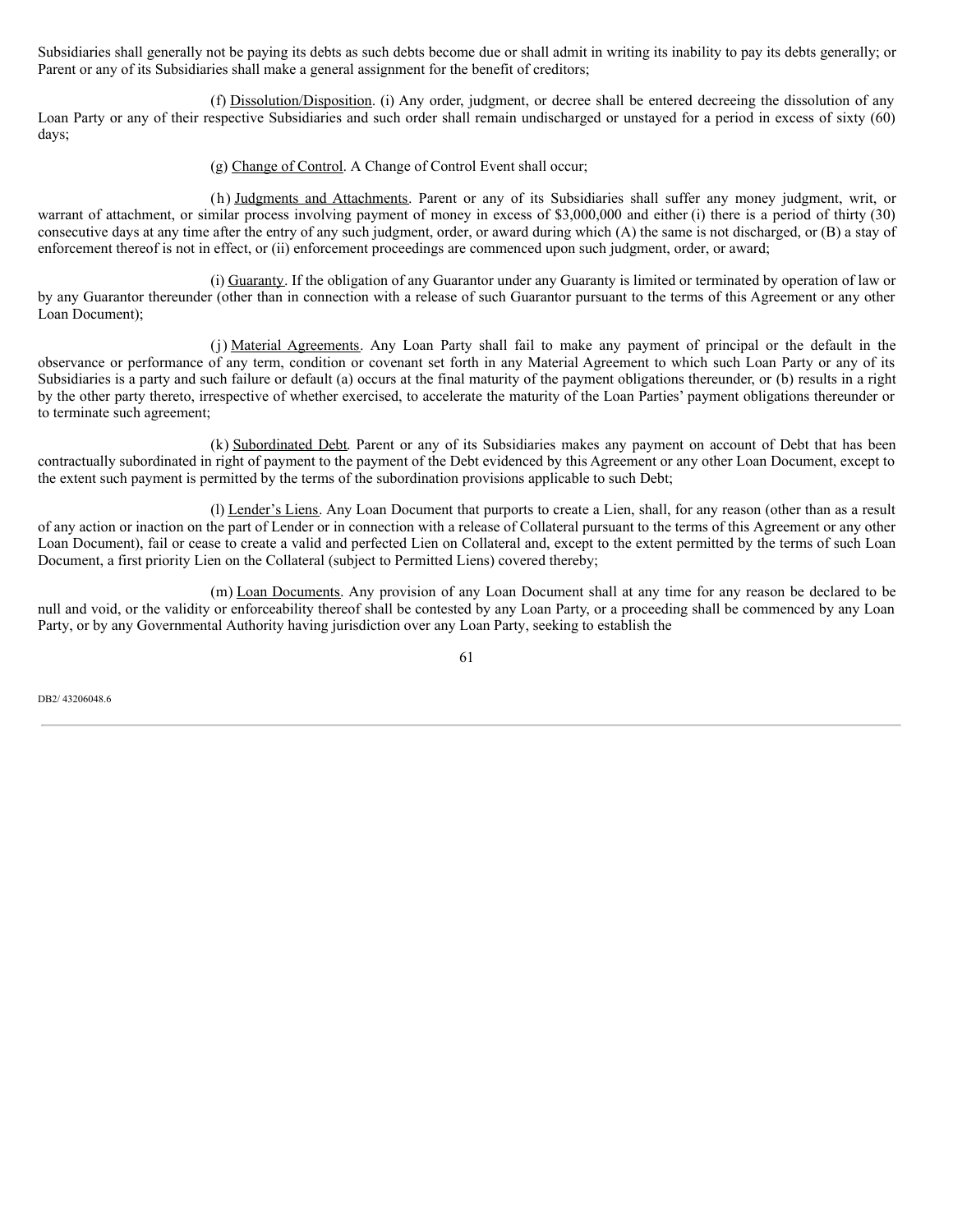Subsidiaries shall generally not be paying its debts as such debts become due or shall admit in writing its inability to pay its debts generally; or Parent or any of its Subsidiaries shall make a general assignment for the benefit of creditors;

(f) Dissolution/Disposition. (i) Any order, judgment, or decree shall be entered decreeing the dissolution of any Loan Party or any of their respective Subsidiaries and such order shall remain undischarged or unstayed for a period in excess of sixty (60) days;

(g) Change of Control. A Change of Control Event shall occur;

(h) Judgments and Attachments. Parent or any of its Subsidiaries shall suffer any money judgment, writ, or warrant of attachment, or similar process involving payment of money in excess of $3,000,000 and either (i) there is a period of thirty (30) consecutive days at any time after the entry of any such judgment, order, or award during which (A) the same is not discharged, or (B) a stay of enforcement thereof is not in effect, or (ii) enforcement proceedings are commenced upon such judgment, order, or award;

(i) Guaranty. If the obligation of any Guarantor under any Guaranty is limited or terminated by operation of law or by any Guarantor thereunder (other than in connection with a release of such Guarantor pursuant to the terms of this Agreement or any other Loan Document);

(j) Material Agreements. Any Loan Party shall fail to make any payment of principal or the default in the observance or performance of any term, condition or covenant set forth in any Material Agreement to which such Loan Party or any of its Subsidiaries is a party and such failure or default (a) occurs at the final maturity of the payment obligations thereunder, or (b) results in a right by the other party thereto, irrespective of whether exercised, to accelerate the maturity of the Loan Parties' payment obligations thereunder or to terminate such agreement;

(k) Subordinated Debt. Parent or any of its Subsidiaries makes any payment on account of Debt that has been contractually subordinated in right of payment to the payment of the Debt evidenced by this Agreement or any other Loan Document, except to the extent such payment is permitted by the terms of the subordination provisions applicable to such Debt;

(l) Lender's Liens. Any Loan Document that purports to create a Lien, shall, for any reason (other than as a result of any action or inaction on the part of Lender or in connection with a release of Collateral pursuant to the terms of this Agreement or any other Loan Document), fail or cease to create a valid and perfected Lien on Collateral and, except to the extent permitted by the terms of such Loan Document, a first priority Lien on the Collateral (subject to Permitted Liens) covered thereby;

(m) Loan Documents. Any provision of any Loan Document shall at any time for any reason be declared to be null and void, or the validity or enforceability thereof shall be contested by any Loan Party, or a proceeding shall be commenced by any Loan Party, or by any Governmental Authority having jurisdiction over any Loan Party, seeking to establish the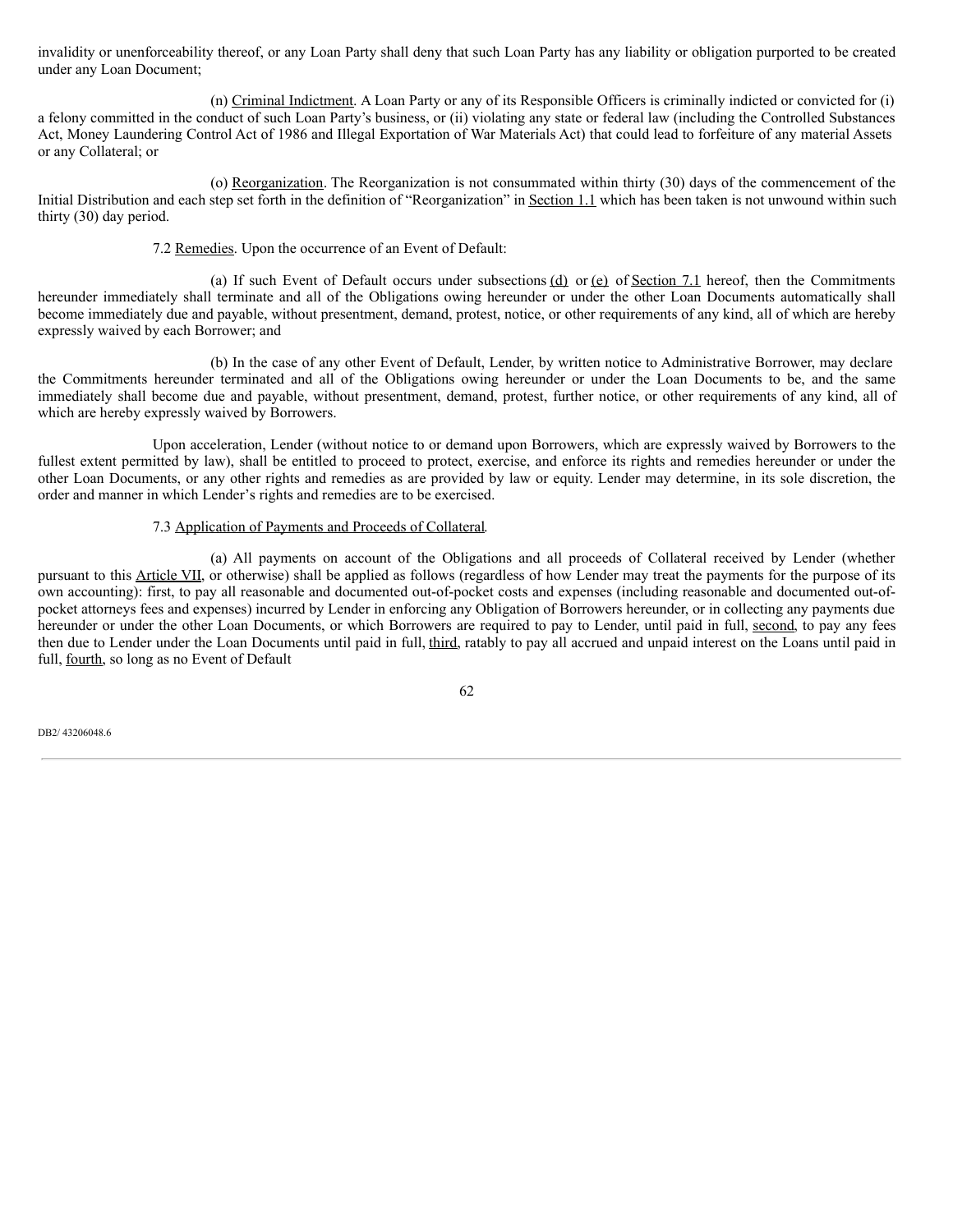invalidity or unenforceability thereof, or any Loan Party shall deny that such Loan Party has any liability or obligation purported to be created under any Loan Document;

(n) Criminal Indictment. A Loan Party or any of its Responsible Officers is criminally indicted or convicted for (i) a felony committed in the conduct of such Loan Party's business, or (ii) violating any state or federal law (including the Controlled Substances Act, Money Laundering Control Act of 1986 and Illegal Exportation of War Materials Act) that could lead to forfeiture of any material Assets or any Collateral; or

(o) Reorganization. The Reorganization is not consummated within thirty (30) days of the commencement of the Initial Distribution and each step set forth in the definition of "Reorganization" in Section 1.1 which has been taken is not unwound within such thirty (30) day period.

7.2 Remedies. Upon the occurrence of an Event of Default:

(a) If such Event of Default occurs under subsections (d) or (e) of Section 7.1 hereof, then the Commitments hereunder immediately shall terminate and all of the Obligations owing hereunder or under the other Loan Documents automatically shall become immediately due and payable, without presentment, demand, protest, notice, or other requirements of any kind, all of which are hereby expressly waived by each Borrower; and

(b) In the case of any other Event of Default, Lender, by written notice to Administrative Borrower, may declare the Commitments hereunder terminated and all of the Obligations owing hereunder or under the Loan Documents to be, and the same immediately shall become due and payable, without presentment, demand, protest, further notice, or other requirements of any kind, all of which are hereby expressly waived by Borrowers.

Upon acceleration, Lender (without notice to or demand upon Borrowers, which are expressly waived by Borrowers to the fullest extent permitted by law), shall be entitled to proceed to protect, exercise, and enforce its rights and remedies hereunder or under the other Loan Documents, or any other rights and remedies as are provided by law or equity. Lender may determine, in its sole discretion, the order and manner in which Lender's rights and remedies are to be exercised.

7.3 Application of Payments and Proceeds of Collateral.

(a) All payments on account of the Obligations and all proceeds of Collateral received by Lender (whether pursuant to this Article VII, or otherwise) shall be applied as follows (regardless of how Lender may treat the payments for the purpose of its own accounting): first, to pay all reasonable and documented out-of-pocket costs and expenses (including reasonable and documented out-of-pocket attorneys fees and expenses) incurred by Lender in enforcing any Obligation of Borrowers hereunder, or in collecting any payments due hereunder or under the other Loan Documents, or which Borrowers are required to pay to Lender, until paid in full, second, to pay any fees then due to Lender under the Loan Documents until paid in full, third, ratably to pay all accrued and unpaid interest on the Loans until paid in full, fourth, so long as no Event of Default

DB2/ 43206048.6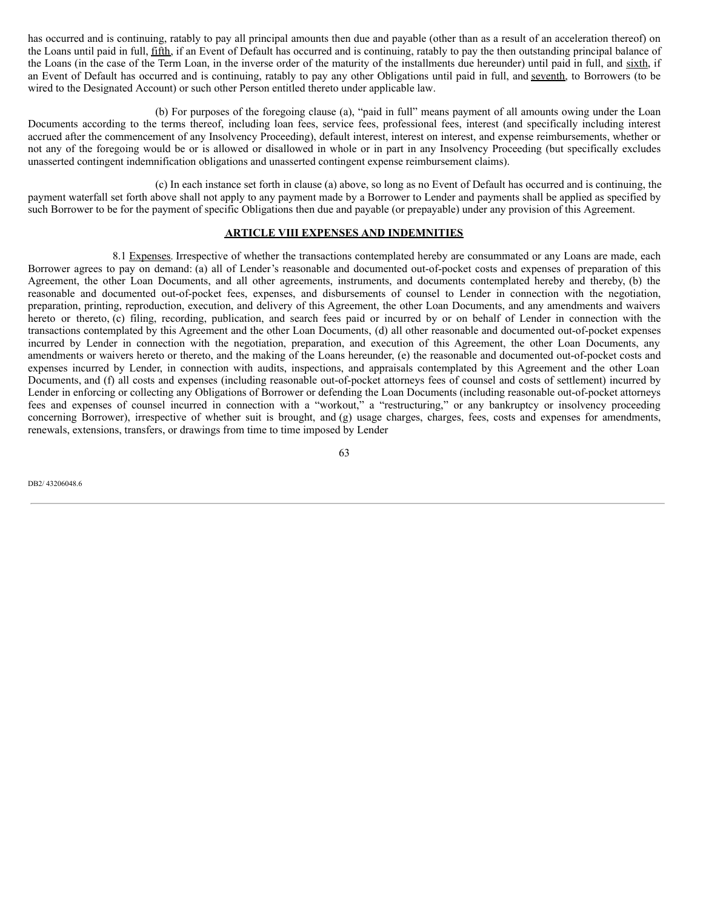has occurred and is continuing, ratably to pay all principal amounts then due and payable (other than as a result of an acceleration thereof) on the Loans until paid in full, fifth, if an Event of Default has occurred and is continuing, ratably to pay the then outstanding principal balance of the Loans (in the case of the Term Loan, in the inverse order of the maturity of the installments due hereunder) until paid in full, and sixth, if an Event of Default has occurred and is continuing, ratably to pay any other Obligations until paid in full, and seventh, to Borrowers (to be wired to the Designated Account) or such other Person entitled thereto under applicable law.

(b) For purposes of the foregoing clause (a), "paid in full" means payment of all amounts owing under the Loan Documents according to the terms thereof, including loan fees, service fees, professional fees, interest (and specifically including interest accrued after the commencement of any Insolvency Proceeding), default interest, interest on interest, and expense reimbursements, whether or not any of the foregoing would be or is allowed or disallowed in whole or in part in any Insolvency Proceeding (but specifically excludes unasserted contingent indemnification obligations and unasserted contingent expense reimbursement claims).

(c) In each instance set forth in clause (a) above, so long as no Event of Default has occurred and is continuing, the payment waterfall set forth above shall not apply to any payment made by a Borrower to Lender and payments shall be applied as specified by such Borrower to be for the payment of specific Obligations then due and payable (or prepayable) under any provision of this Agreement.

## ARTICLE VIII EXPENSES AND INDEMNITIES

8.1 Expenses. Irrespective of whether the transactions contemplated hereby are consummated or any Loans are made, each Borrower agrees to pay on demand: (a) all of Lender's reasonable and documented out-of-pocket costs and expenses of preparation of this Agreement, the other Loan Documents, and all other agreements, instruments, and documents contemplated hereby and thereby, (b) the reasonable and documented out-of-pocket fees, expenses, and disbursements of counsel to Lender in connection with the negotiation, preparation, printing, reproduction, execution, and delivery of this Agreement, the other Loan Documents, and any amendments and waivers hereto or thereto, (c) filing, recording, publication, and search fees paid or incurred by or on behalf of Lender in connection with the transactions contemplated by this Agreement and the other Loan Documents, (d) all other reasonable and documented out-of-pocket expenses incurred by Lender in connection with the negotiation, preparation, and execution of this Agreement, the other Loan Documents, any amendments or waivers hereto or thereto, and the making of the Loans hereunder, (e) the reasonable and documented out-of-pocket costs and expenses incurred by Lender, in connection with audits, inspections, and appraisals contemplated by this Agreement and the other Loan Documents, and (f) all costs and expenses (including reasonable out-of-pocket attorneys fees of counsel and costs of settlement) incurred by Lender in enforcing or collecting any Obligations of Borrower or defending the Loan Documents (including reasonable out-of-pocket attorneys fees and expenses of counsel incurred in connection with a "workout," a "restructuring," or any bankruptcy or insolvency proceeding concerning Borrower), irrespective of whether suit is brought, and (g) usage charges, charges, fees, costs and expenses for amendments, renewals, extensions, transfers, or drawings from time to time imposed by Lender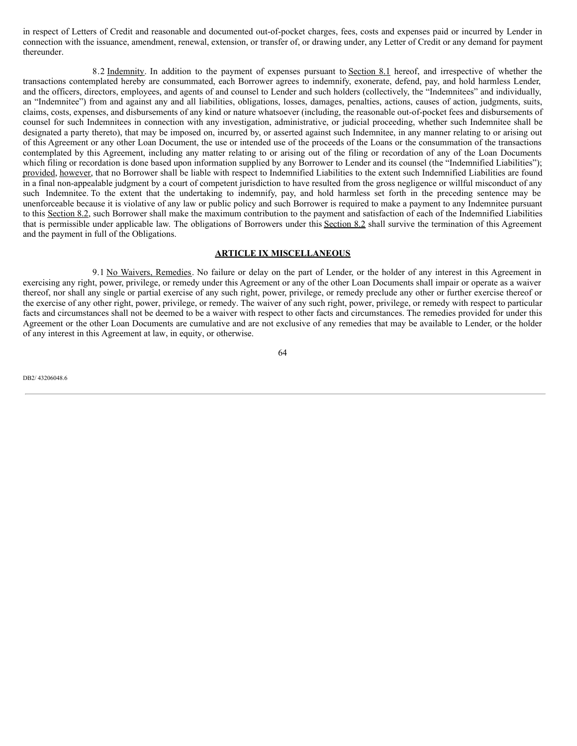in respect of Letters of Credit and reasonable and documented out-of-pocket charges, fees, costs and expenses paid or incurred by Lender in connection with the issuance, amendment, renewal, extension, or transfer of, or drawing under, any Letter of Credit or any demand for payment thereunder.

8.2 Indemnity. In addition to the payment of expenses pursuant to Section 8.1 hereof, and irrespective of whether the transactions contemplated hereby are consummated, each Borrower agrees to indemnify, exonerate, defend, pay, and hold harmless Lender, and the officers, directors, employees, and agents of and counsel to Lender and such holders (collectively, the "Indemnitees" and individually, an "Indemnitee") from and against any and all liabilities, obligations, losses, damages, penalties, actions, causes of action, judgments, suits, claims, costs, expenses, and disbursements of any kind or nature whatsoever (including, the reasonable out-of-pocket fees and disbursements of counsel for such Indemnitees in connection with any investigation, administrative, or judicial proceeding, whether such Indemnitee shall be designated a party thereto), that may be imposed on, incurred by, or asserted against such Indemnitee, in any manner relating to or arising out of this Agreement or any other Loan Document, the use or intended use of the proceeds of the Loans or the consummation of the transactions contemplated by this Agreement, including any matter relating to or arising out of the filing or recordation of any of the Loan Documents which filing or recordation is done based upon information supplied by any Borrower to Lender and its counsel (the "Indemnified Liabilities"); provided, however, that no Borrower shall be liable with respect to Indemnified Liabilities to the extent such Indemnified Liabilities are found in a final non-appealable judgment by a court of competent jurisdiction to have resulted from the gross negligence or willful misconduct of any such Indemnitee. To the extent that the undertaking to indemnify, pay, and hold harmless set forth in the preceding sentence may be unenforceable because it is violative of any law or public policy and such Borrower is required to make a payment to any Indemnitee pursuant to this Section 8.2, such Borrower shall make the maximum contribution to the payment and satisfaction of each of the Indemnified Liabilities that is permissible under applicable law. The obligations of Borrowers under this Section 8.2 shall survive the termination of this Agreement and the payment in full of the Obligations.

## ARTICLE IX MISCELLANEOUS

9.1 No Waivers, Remedies. No failure or delay on the part of Lender, or the holder of any interest in this Agreement in exercising any right, power, privilege, or remedy under this Agreement or any of the other Loan Documents shall impair or operate as a waiver thereof, nor shall any single or partial exercise of any such right, power, privilege, or remedy preclude any other or further exercise thereof or the exercise of any other right, power, privilege, or remedy. The waiver of any such right, power, privilege, or remedy with respect to particular facts and circumstances shall not be deemed to be a waiver with respect to other facts and circumstances. The remedies provided for under this Agreement or the other Loan Documents are cumulative and are not exclusive of any remedies that may be available to Lender, or the holder of any interest in this Agreement at law, in equity, or otherwise.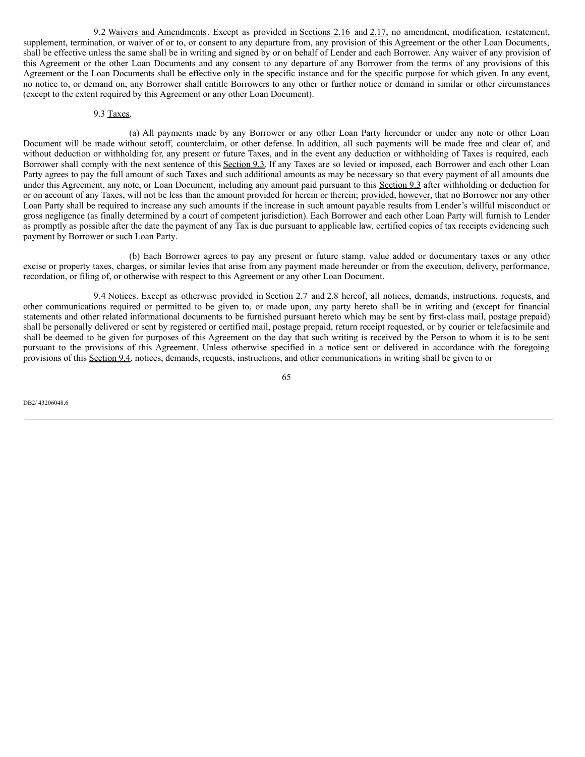9.2 Waivers and Amendments. Except as provided in Sections 2.16 and 2.17, no amendment, modification, restatement, supplement, termination, or waiver of or to, or consent to any departure from, any provision of this Agreement or the other Loan Documents, shall be effective unless the same shall be in writing and signed by or on behalf of Lender and each Borrower. Any waiver of any provision of this Agreement or the other Loan Documents and any consent to any departure of any Borrower from the terms of any provisions of this Agreement or the Loan Documents shall be effective only in the specific instance and for the specific purpose for which given. In any event, no notice to, or demand on, any Borrower shall entitle Borrowers to any other or further notice or demand in similar or other circumstances (except to the extent required by this Agreement or any other Loan Document).

9.3 Taxes.

(a) All payments made by any Borrower or any other Loan Party hereunder or under any note or other Loan Document will be made without setoff, counterclaim, or other defense. In addition, all such payments will be made free and clear of, and without deduction or withholding for, any present or future Taxes, and in the event any deduction or withholding of Taxes is required, each Borrower shall comply with the next sentence of this Section 9.3. If any Taxes are so levied or imposed, each Borrower and each other Loan Party agrees to pay the full amount of such Taxes and such additional amounts as may be necessary so that every payment of all amounts due under this Agreement, any note, or Loan Document, including any amount paid pursuant to this Section 9.3 after withholding or deduction for or on account of any Taxes, will not be less than the amount provided for herein or therein; provided, however, that no Borrower nor any other Loan Party shall be required to increase any such amounts if the increase in such amount payable results from Lender's willful misconduct or gross negligence (as finally determined by a court of competent jurisdiction). Each Borrower and each other Loan Party will furnish to Lender as promptly as possible after the date the payment of any Tax is due pursuant to applicable law, certified copies of tax receipts evidencing such payment by Borrower or such Loan Party.

(b) Each Borrower agrees to pay any present or future stamp, value added or documentary taxes or any other excise or property taxes, charges, or similar levies that arise from any payment made hereunder or from the execution, delivery, performance, recordation, or filing of, or otherwise with respect to this Agreement or any other Loan Document.

9.4 Notices. Except as otherwise provided in Section 2.7 and 2.8 hereof, all notices, demands, instructions, requests, and other communications required or permitted to be given to, or made upon, any party hereto shall be in writing and (except for financial statements and other related informational documents to be furnished pursuant hereto which may be sent by first-class mail, postage prepaid) shall be personally delivered or sent by registered or certified mail, postage prepaid, return receipt requested, or by courier or telefacsimile and shall be deemed to be given for purposes of this Agreement on the day that such writing is received by the Person to whom it is to be sent pursuant to the provisions of this Agreement. Unless otherwise specified in a notice sent or delivered in accordance with the foregoing provisions of this Section 9.4, notices, demands, requests, instructions, and other communications in writing shall be given to or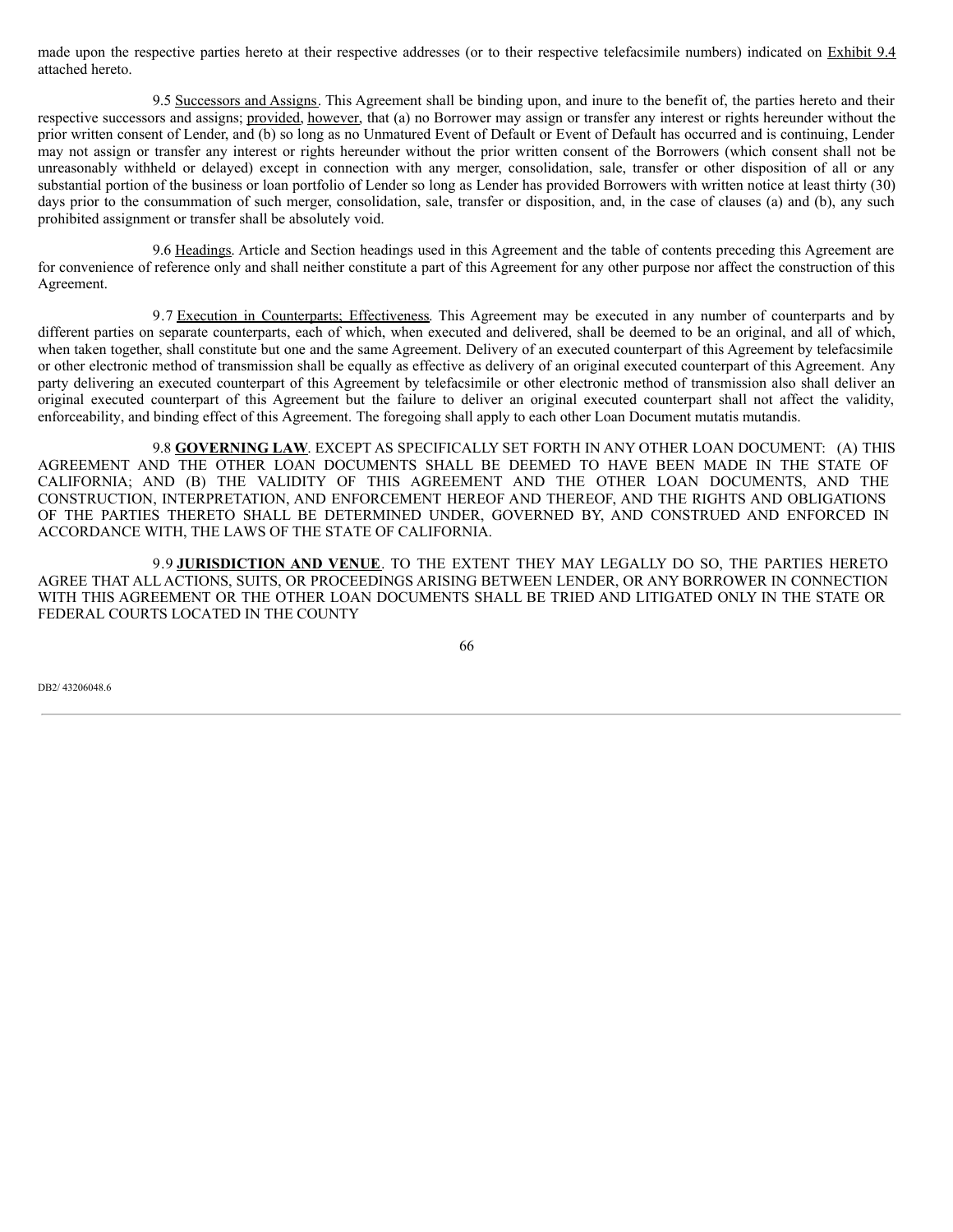made upon the respective parties hereto at their respective addresses (or to their respective telefacsimile numbers) indicated on Exhibit 9.4 attached hereto.

9.5 Successors and Assigns. This Agreement shall be binding upon, and inure to the benefit of, the parties hereto and their respective successors and assigns; provided, however, that (a) no Borrower may assign or transfer any interest or rights hereunder without the prior written consent of Lender, and (b) so long as no Unmatured Event of Default or Event of Default has occurred and is continuing, Lender may not assign or transfer any interest or rights hereunder without the prior written consent of the Borrowers (which consent shall not be unreasonably withheld or delayed) except in connection with any merger, consolidation, sale, transfer or other disposition of all or any substantial portion of the business or loan portfolio of Lender so long as Lender has provided Borrowers with written notice at least thirty (30) days prior to the consummation of such merger, consolidation, sale, transfer or disposition, and, in the case of clauses (a) and (b), any such prohibited assignment or transfer shall be absolutely void.

9.6 Headings. Article and Section headings used in this Agreement and the table of contents preceding this Agreement are for convenience of reference only and shall neither constitute a part of this Agreement for any other purpose nor affect the construction of this Agreement.

9.7 Execution in Counterparts; Effectiveness. This Agreement may be executed in any number of counterparts and by different parties on separate counterparts, each of which, when executed and delivered, shall be deemed to be an original, and all of which, when taken together, shall constitute but one and the same Agreement. Delivery of an executed counterpart of this Agreement by telefacsimile or other electronic method of transmission shall be equally as effective as delivery of an original executed counterpart of this Agreement. Any party delivering an executed counterpart of this Agreement by telefacsimile or other electronic method of transmission also shall deliver an original executed counterpart of this Agreement but the failure to deliver an original executed counterpart shall not affect the validity, enforceability, and binding effect of this Agreement. The foregoing shall apply to each other Loan Document mutatis mutandis.

9.8 **GOVERNING LAW**. EXCEPT AS SPECIFICALLY SET FORTH IN ANY OTHER LOAN DOCUMENT: (A) THIS AGREEMENT AND THE OTHER LOAN DOCUMENTS SHALL BE DEEMED TO HAVE BEEN MADE IN THE STATE OF CALIFORNIA; AND (B) THE VALIDITY OF THIS AGREEMENT AND THE OTHER LOAN DOCUMENTS, AND THE CONSTRUCTION, INTERPRETATION, AND ENFORCEMENT HEREOF AND THEREOF, AND THE RIGHTS AND OBLIGATIONS OF THE PARTIES THERETO SHALL BE DETERMINED UNDER, GOVERNED BY, AND CONSTRUED AND ENFORCED IN ACCORDANCE WITH, THE LAWS OF THE STATE OF CALIFORNIA.

9.9 **JURISDICTION AND VENUE**. TO THE EXTENT THEY MAY LEGALLY DO SO, THE PARTIES HERETO AGREE THAT ALL ACTIONS, SUITS, OR PROCEEDINGS ARISING BETWEEN LENDER, OR ANY BORROWER IN CONNECTION WITH THIS AGREEMENT OR THE OTHER LOAN DOCUMENTS SHALL BE TRIED AND LITIGATED ONLY IN THE STATE OR FEDERAL COURTS LOCATED IN THE COUNTY

DB2/ 43206048.6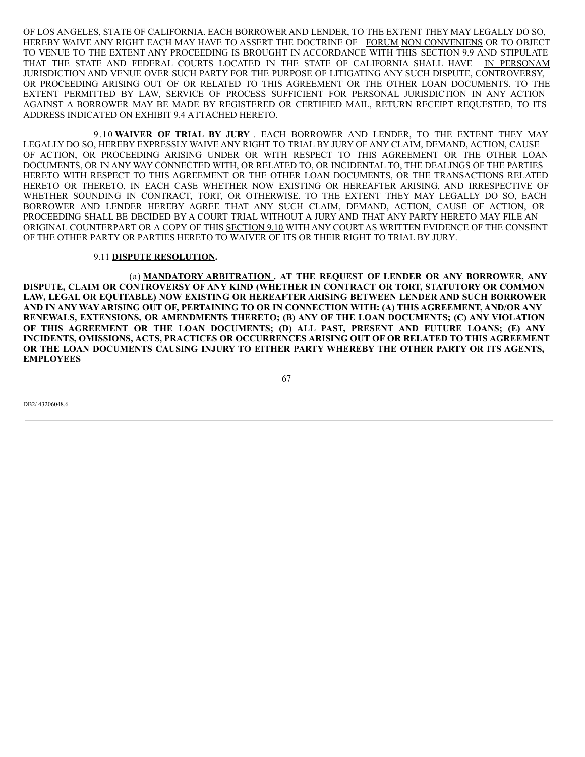OF LOS ANGELES, STATE OF CALIFORNIA. EACH BORROWER AND LENDER, TO THE EXTENT THEY MAY LEGALLY DO SO, HEREBY WAIVE ANY RIGHT EACH MAY HAVE TO ASSERT THE DOCTRINE OF FORUM NON CONVENIENS OR TO OBJECT TO VENUE TO THE EXTENT ANY PROCEEDING IS BROUGHT IN ACCORDANCE WITH THIS SECTION 9.9 AND STIPULATE THAT THE STATE AND FEDERAL COURTS LOCATED IN THE STATE OF CALIFORNIA SHALL HAVE IN PERSONAM JURISDICTION AND VENUE OVER SUCH PARTY FOR THE PURPOSE OF LITIGATING ANY SUCH DISPUTE, CONTROVERSY, OR PROCEEDING ARISING OUT OF OR RELATED TO THIS AGREEMENT OR THE OTHER LOAN DOCUMENTS. TO THE EXTENT PERMITTED BY LAW, SERVICE OF PROCESS SUFFICIENT FOR PERSONAL JURISDICTION IN ANY ACTION AGAINST A BORROWER MAY BE MADE BY REGISTERED OR CERTIFIED MAIL, RETURN RECEIPT REQUESTED, TO ITS ADDRESS INDICATED ON EXHIBIT 9.4 ATTACHED HERETO.

9.10 **WAIVER OF TRIAL BY JURY**. EACH BORROWER AND LENDER, TO THE EXTENT THEY MAY LEGALLY DO SO, HEREBY EXPRESSLY WAIVE ANY RIGHT TO TRIAL BY JURY OF ANY CLAIM, DEMAND, ACTION, CAUSE OF ACTION, OR PROCEEDING ARISING UNDER OR WITH RESPECT TO THIS AGREEMENT OR THE OTHER LOAN DOCUMENTS, OR IN ANY WAY CONNECTED WITH, OR RELATED TO, OR INCIDENTAL TO, THE DEALINGS OF THE PARTIES HERETO WITH RESPECT TO THIS AGREEMENT OR THE OTHER LOAN DOCUMENTS, OR THE TRANSACTIONS RELATED HERETO OR THERETO, IN EACH CASE WHETHER NOW EXISTING OR HEREAFTER ARISING, AND IRRESPECTIVE OF WHETHER SOUNDING IN CONTRACT, TORT, OR OTHERWISE. TO THE EXTENT THEY MAY LEGALLY DO SO, EACH BORROWER AND LENDER HEREBY AGREE THAT ANY SUCH CLAIM, DEMAND, ACTION, CAUSE OF ACTION, OR PROCEEDING SHALL BE DECIDED BY A COURT TRIAL WITHOUT A JURY AND THAT ANY PARTY HERETO MAY FILE AN ORIGINAL COUNTERPART OR A COPY OF THIS SECTION 9.10 WITH ANY COURT AS WRITTEN EVIDENCE OF THE CONSENT OF THE OTHER PARTY OR PARTIES HERETO TO WAIVER OF ITS OR THEIR RIGHT TO TRIAL BY JURY.

9.11 **DISPUTE RESOLUTION.**

(a) **MANDATORY ARBITRATION. AT THE REQUEST OF LENDER OR ANY BORROWER, ANY DISPUTE, CLAIM OR CONTROVERSY OF ANY KIND (WHETHER IN CONTRACT OR TORT, STATUTORY OR COMMON LAW, LEGAL OR EQUITABLE) NOW EXISTING OR HEREAFTER ARISING BETWEEN LENDER AND SUCH BORROWER AND IN ANY WAY ARISING OUT OF, PERTAINING TO OR IN CONNECTION WITH: (A) THIS AGREEMENT, AND/OR ANY RENEWALS, EXTENSIONS, OR AMENDMENTS THERETO; (B) ANY OF THE LOAN DOCUMENTS; (C) ANY VIOLATION OF THIS AGREEMENT OR THE LOAN DOCUMENTS; (D) ALL PAST, PRESENT AND FUTURE LOANS; (E) ANY INCIDENTS, OMISSIONS, ACTS, PRACTICES OR OCCURRENCES ARISING OUT OF OR RELATED TO THIS AGREEMENT OR THE LOAN DOCUMENTS CAUSING INJURY TO EITHER PARTY WHEREBY THE OTHER PARTY OR ITS AGENTS, EMPLOYEES**

DB2/ 43206048.6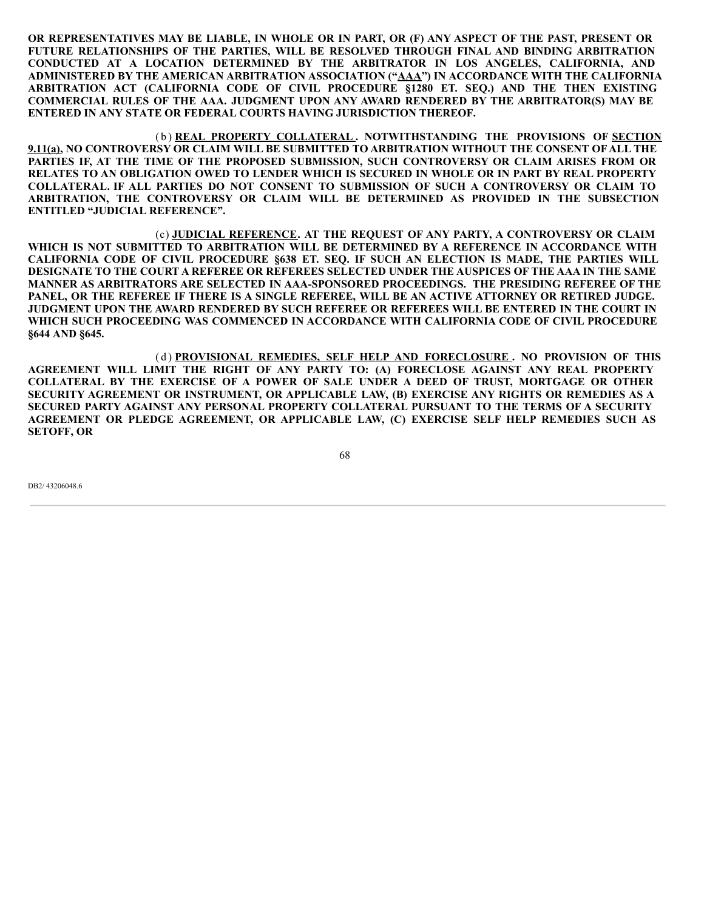**OR REPRESENTATIVES MAY BE LIABLE, IN WHOLE OR IN PART, OR (F) ANY ASPECT OF THE PAST, PRESENT OR FUTURE RELATIONSHIPS OF THE PARTIES, WILL BE RESOLVED THROUGH FINAL AND BINDING ARBITRATION CONDUCTED AT A LOCATION DETERMINED BY THE ARBITRATOR IN LOS ANGELES, CALIFORNIA, AND ADMINISTERED BY THE AMERICAN ARBITRATION ASSOCIATION ("AAA") IN ACCORDANCE WITH THE CALIFORNIA ARBITRATION ACT (CALIFORNIA CODE OF CIVIL PROCEDURE §1280 ET. SEQ.) AND THE THEN EXISTING COMMERCIAL RULES OF THE AAA. JUDGMENT UPON ANY AWARD RENDERED BY THE ARBITRATOR(S) MAY BE ENTERED IN ANY STATE OR FEDERAL COURTS HAVING JURISDICTION THEREOF.**

**(b) REAL PROPERTY COLLATERAL. NOTWITHSTANDING THE PROVISIONS OF SECTION 9.11(a), NO CONTROVERSY OR CLAIM WILL BE SUBMITTED TO ARBITRATION WITHOUT THE CONSENT OF ALL THE PARTIES IF, AT THE TIME OF THE PROPOSED SUBMISSION, SUCH CONTROVERSY OR CLAIM ARISES FROM OR RELATES TO AN OBLIGATION OWED TO LENDER WHICH IS SECURED IN WHOLE OR IN PART BY REAL PROPERTY COLLATERAL. IF ALL PARTIES DO NOT CONSENT TO SUBMISSION OF SUCH A CONTROVERSY OR CLAIM TO ARBITRATION, THE CONTROVERSY OR CLAIM WILL BE DETERMINED AS PROVIDED IN THE SUBSECTION ENTITLED "JUDICIAL REFERENCE".**

**(c) JUDICIAL REFERENCE. AT THE REQUEST OF ANY PARTY, A CONTROVERSY OR CLAIM WHICH IS NOT SUBMITTED TO ARBITRATION WILL BE DETERMINED BY A REFERENCE IN ACCORDANCE WITH CALIFORNIA CODE OF CIVIL PROCEDURE §638 ET. SEQ. IF SUCH AN ELECTION IS MADE, THE PARTIES WILL DESIGNATE TO THE COURT A REFEREE OR REFEREES SELECTED UNDER THE AUSPICES OF THE AAA IN THE SAME MANNER AS ARBITRATORS ARE SELECTED IN AAA-SPONSORED PROCEEDINGS. THE PRESIDING REFEREE OF THE PANEL, OR THE REFEREE IF THERE IS A SINGLE REFEREE, WILL BE AN ACTIVE ATTORNEY OR RETIRED JUDGE. JUDGMENT UPON THE AWARD RENDERED BY SUCH REFEREE OR REFEREES WILL BE ENTERED IN THE COURT IN WHICH SUCH PROCEEDING WAS COMMENCED IN ACCORDANCE WITH CALIFORNIA CODE OF CIVIL PROCEDURE §644 AND §645.**

**(d) PROVISIONAL REMEDIES, SELF HELP AND FORECLOSURE. NO PROVISION OF THIS AGREEMENT WILL LIMIT THE RIGHT OF ANY PARTY TO: (A) FORECLOSE AGAINST ANY REAL PROPERTY COLLATERAL BY THE EXERCISE OF A POWER OF SALE UNDER A DEED OF TRUST, MORTGAGE OR OTHER SECURITY AGREEMENT OR INSTRUMENT, OR APPLICABLE LAW, (B) EXERCISE ANY RIGHTS OR REMEDIES AS A SECURED PARTY AGAINST ANY PERSONAL PROPERTY COLLATERAL PURSUANT TO THE TERMS OF A SECURITY AGREEMENT OR PLEDGE AGREEMENT, OR APPLICABLE LAW, (C) EXERCISE SELF HELP REMEDIES SUCH AS SETOFF, OR**

DB2/ 43206048.6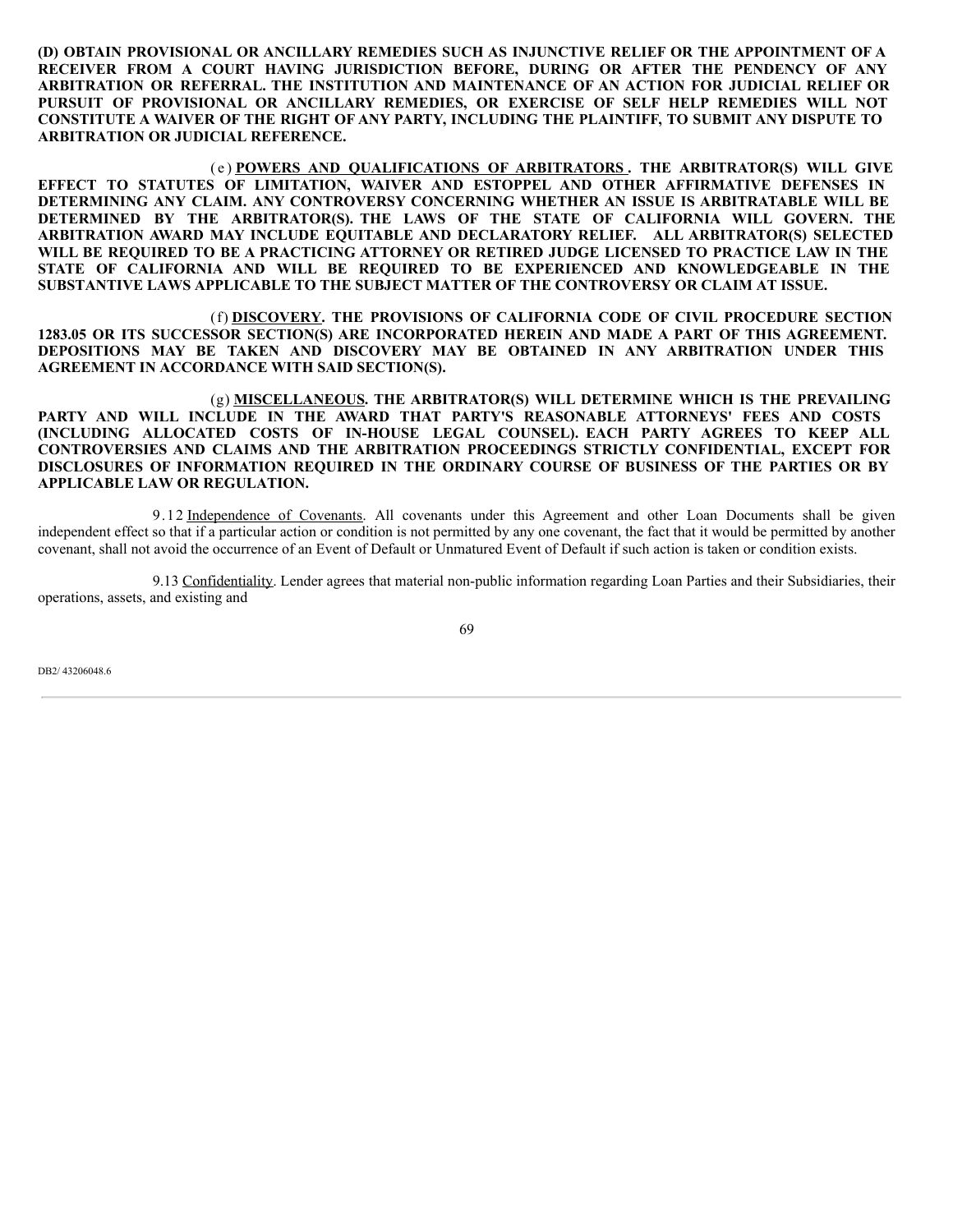**(D) OBTAIN PROVISIONAL OR ANCILLARY REMEDIES SUCH AS INJUNCTIVE RELIEF OR THE APPOINTMENT OF A RECEIVER FROM A COURT HAVING JURISDICTION BEFORE, DURING OR AFTER THE PENDENCY OF ANY ARBITRATION OR REFERRAL. THE INSTITUTION AND MAINTENANCE OF AN ACTION FOR JUDICIAL RELIEF OR PURSUIT OF PROVISIONAL OR ANCILLARY REMEDIES, OR EXERCISE OF SELF HELP REMEDIES WILL NOT CONSTITUTE A WAIVER OF THE RIGHT OF ANY PARTY, INCLUDING THE PLAINTIFF, TO SUBMIT ANY DISPUTE TO ARBITRATION OR JUDICIAL REFERENCE.**

(e) **POWERS AND QUALIFICATIONS OF ARBITRATORS. THE ARBITRATOR(S) WILL GIVE EFFECT TO STATUTES OF LIMITATION, WAIVER AND ESTOPPEL AND OTHER AFFIRMATIVE DEFENSES IN DETERMINING ANY CLAIM. ANY CONTROVERSY CONCERNING WHETHER AN ISSUE IS ARBITRATABLE WILL BE DETERMINED BY THE ARBITRATOR(S). THE LAWS OF THE STATE OF CALIFORNIA WILL GOVERN. THE ARBITRATION AWARD MAY INCLUDE EQUITABLE AND DECLARATORY RELIEF. ALL ARBITRATOR(S) SELECTED WILL BE REQUIRED TO BE A PRACTICING ATTORNEY OR RETIRED JUDGE LICENSED TO PRACTICE LAW IN THE STATE OF CALIFORNIA AND WILL BE REQUIRED TO BE EXPERIENCED AND KNOWLEDGEABLE IN THE SUBSTANTIVE LAWS APPLICABLE TO THE SUBJECT MATTER OF THE CONTROVERSY OR CLAIM AT ISSUE.**

(f) **DISCOVERY. THE PROVISIONS OF CALIFORNIA CODE OF CIVIL PROCEDURE SECTION 1283.05 OR ITS SUCCESSOR SECTION(S) ARE INCORPORATED HEREIN AND MADE A PART OF THIS AGREEMENT. DEPOSITIONS MAY BE TAKEN AND DISCOVERY MAY BE OBTAINED IN ANY ARBITRATION UNDER THIS AGREEMENT IN ACCORDANCE WITH SAID SECTION(S).**

(g) **MISCELLANEOUS. THE ARBITRATOR(S) WILL DETERMINE WHICH IS THE PREVAILING PARTY AND WILL INCLUDE IN THE AWARD THAT PARTY'S REASONABLE ATTORNEYS' FEES AND COSTS (INCLUDING ALLOCATED COSTS OF IN-HOUSE LEGAL COUNSEL). EACH PARTY AGREES TO KEEP ALL CONTROVERSIES AND CLAIMS AND THE ARBITRATION PROCEEDINGS STRICTLY CONFIDENTIAL, EXCEPT FOR DISCLOSURES OF INFORMATION REQUIRED IN THE ORDINARY COURSE OF BUSINESS OF THE PARTIES OR BY APPLICABLE LAW OR REGULATION.**

9.12 Independence of Covenants. All covenants under this Agreement and other Loan Documents shall be given independent effect so that if a particular action or condition is not permitted by any one covenant, the fact that it would be permitted by another covenant, shall not avoid the occurrence of an Event of Default or Unmatured Event of Default if such action is taken or condition exists.

9.13 Confidentiality. Lender agrees that material non-public information regarding Loan Parties and their Subsidiaries, their operations, assets, and existing and

DB2/ 43206048.6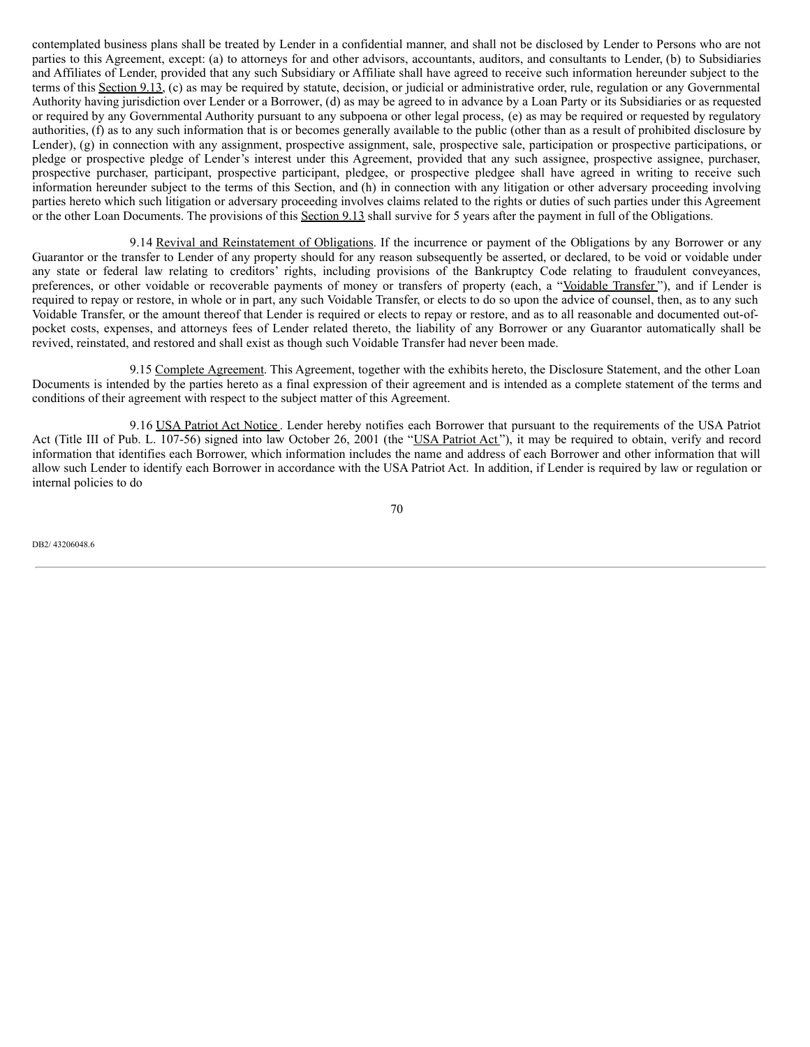contemplated business plans shall be treated by Lender in a confidential manner, and shall not be disclosed by Lender to Persons who are not parties to this Agreement, except: (a) to attorneys for and other advisors, accountants, auditors, and consultants to Lender, (b) to Subsidiaries and Affiliates of Lender, provided that any such Subsidiary or Affiliate shall have agreed to receive such information hereunder subject to the terms of this Section 9.13, (c) as may be required by statute, decision, or judicial or administrative order, rule, regulation or any Governmental Authority having jurisdiction over Lender or a Borrower, (d) as may be agreed to in advance by a Loan Party or its Subsidiaries or as requested or required by any Governmental Authority pursuant to any subpoena or other legal process, (e) as may be required or requested by regulatory authorities, (f) as to any such information that is or becomes generally available to the public (other than as a result of prohibited disclosure by Lender), (g) in connection with any assignment, prospective assignment, sale, prospective sale, participation or prospective participations, or pledge or prospective pledge of Lender's interest under this Agreement, provided that any such assignee, prospective assignee, purchaser, prospective purchaser, participant, prospective participant, pledgee, or prospective pledgee shall have agreed in writing to receive such information hereunder subject to the terms of this Section, and (h) in connection with any litigation or other adversary proceeding involving parties hereto which such litigation or adversary proceeding involves claims related to the rights or duties of such parties under this Agreement or the other Loan Documents. The provisions of this Section 9.13 shall survive for 5 years after the payment in full of the Obligations.

9.14 Revival and Reinstatement of Obligations. If the incurrence or payment of the Obligations by any Borrower or any Guarantor or the transfer to Lender of any property should for any reason subsequently be asserted, or declared, to be void or voidable under any state or federal law relating to creditors' rights, including provisions of the Bankruptcy Code relating to fraudulent conveyances, preferences, or other voidable or recoverable payments of money or transfers of property (each, a "Voidable Transfer"), and if Lender is required to repay or restore, in whole or in part, any such Voidable Transfer, or elects to do so upon the advice of counsel, then, as to any such Voidable Transfer, or the amount thereof that Lender is required or elects to repay or restore, and as to all reasonable and documented out-of-pocket costs, expenses, and attorneys fees of Lender related thereto, the liability of any Borrower or any Guarantor automatically shall be revived, reinstated, and restored and shall exist as though such Voidable Transfer had never been made.

9.15 Complete Agreement. This Agreement, together with the exhibits hereto, the Disclosure Statement, and the other Loan Documents is intended by the parties hereto as a final expression of their agreement and is intended as a complete statement of the terms and conditions of their agreement with respect to the subject matter of this Agreement.

9.16 USA Patriot Act Notice. Lender hereby notifies each Borrower that pursuant to the requirements of the USA Patriot Act (Title III of Pub. L. 107-56) signed into law October 26, 2001 (the "USA Patriot Act"), it may be required to obtain, verify and record information that identifies each Borrower, which information includes the name and address of each Borrower and other information that will allow such Lender to identify each Borrower in accordance with the USA Patriot Act. In addition, if Lender is required by law or regulation or internal policies to do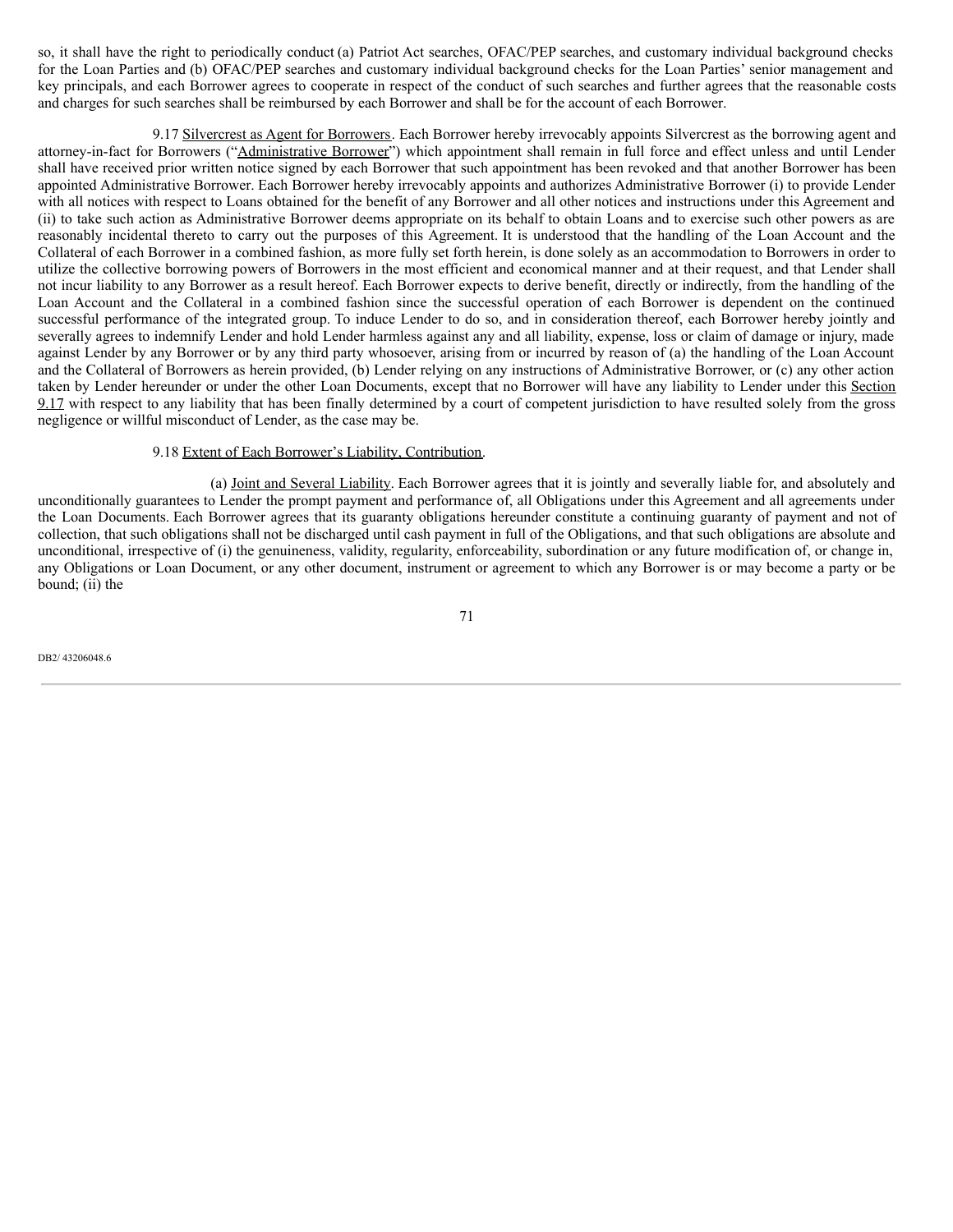so, it shall have the right to periodically conduct (a) Patriot Act searches, OFAC/PEP searches, and customary individual background checks for the Loan Parties and (b) OFAC/PEP searches and customary individual background checks for the Loan Parties' senior management and key principals, and each Borrower agrees to cooperate in respect of the conduct of such searches and further agrees that the reasonable costs and charges for such searches shall be reimbursed by each Borrower and shall be for the account of each Borrower.

9.17 Silvercrest as Agent for Borrowers. Each Borrower hereby irrevocably appoints Silvercrest as the borrowing agent and attorney-in-fact for Borrowers ("Administrative Borrower") which appointment shall remain in full force and effect unless and until Lender shall have received prior written notice signed by each Borrower that such appointment has been revoked and that another Borrower has been appointed Administrative Borrower. Each Borrower hereby irrevocably appoints and authorizes Administrative Borrower (i) to provide Lender with all notices with respect to Loans obtained for the benefit of any Borrower and all other notices and instructions under this Agreement and (ii) to take such action as Administrative Borrower deems appropriate on its behalf to obtain Loans and to exercise such other powers as are reasonably incidental thereto to carry out the purposes of this Agreement. It is understood that the handling of the Loan Account and the Collateral of each Borrower in a combined fashion, as more fully set forth herein, is done solely as an accommodation to Borrowers in order to utilize the collective borrowing powers of Borrowers in the most efficient and economical manner and at their request, and that Lender shall not incur liability to any Borrower as a result hereof. Each Borrower expects to derive benefit, directly or indirectly, from the handling of the Loan Account and the Collateral in a combined fashion since the successful operation of each Borrower is dependent on the continued successful performance of the integrated group. To induce Lender to do so, and in consideration thereof, each Borrower hereby jointly and severally agrees to indemnify Lender and hold Lender harmless against any and all liability, expense, loss or claim of damage or injury, made against Lender by any Borrower or by any third party whosoever, arising from or incurred by reason of (a) the handling of the Loan Account and the Collateral of Borrowers as herein provided, (b) Lender relying on any instructions of Administrative Borrower, or (c) any other action taken by Lender hereunder or under the other Loan Documents, except that no Borrower will have any liability to Lender under this Section 9.17 with respect to any liability that has been finally determined by a court of competent jurisdiction to have resulted solely from the gross negligence or willful misconduct of Lender, as the case may be.

9.18 Extent of Each Borrower's Liability, Contribution.

(a) Joint and Several Liability. Each Borrower agrees that it is jointly and severally liable for, and absolutely and unconditionally guarantees to Lender the prompt payment and performance of, all Obligations under this Agreement and all agreements under the Loan Documents. Each Borrower agrees that its guaranty obligations hereunder constitute a continuing guaranty of payment and not of collection, that such obligations shall not be discharged until cash payment in full of the Obligations, and that such obligations are absolute and unconditional, irrespective of (i) the genuineness, validity, regularity, enforceability, subordination or any future modification of, or change in, any Obligations or Loan Document, or any other document, instrument or agreement to which any Borrower is or may become a party or be bound; (ii) the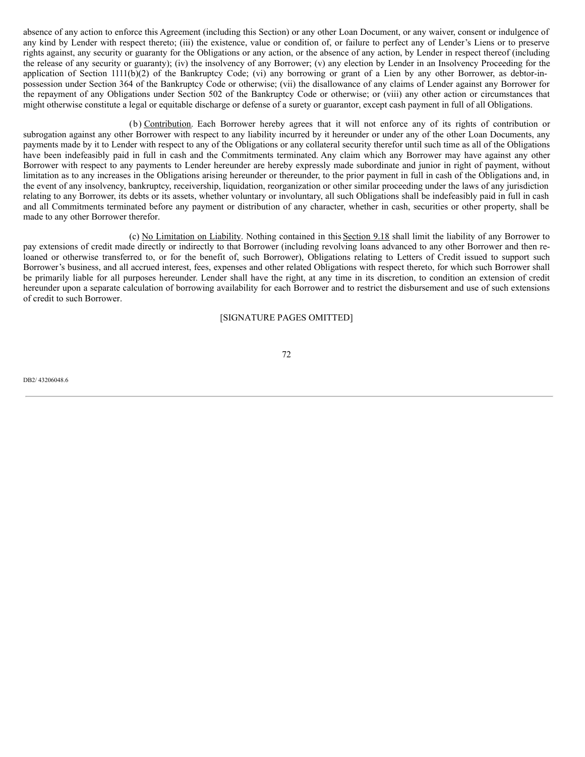absence of any action to enforce this Agreement (including this Section) or any other Loan Document, or any waiver, consent or indulgence of any kind by Lender with respect thereto; (iii) the existence, value or condition of, or failure to perfect any of Lender's Liens or to preserve rights against, any security or guaranty for the Obligations or any action, or the absence of any action, by Lender in respect thereof (including the release of any security or guaranty); (iv) the insolvency of any Borrower; (v) any election by Lender in an Insolvency Proceeding for the application of Section 1111(b)(2) of the Bankruptcy Code; (vi) any borrowing or grant of a Lien by any other Borrower, as debtor-in-possession under Section 364 of the Bankruptcy Code or otherwise; (vii) the disallowance of any claims of Lender against any Borrower for the repayment of any Obligations under Section 502 of the Bankruptcy Code or otherwise; or (viii) any other action or circumstances that might otherwise constitute a legal or equitable discharge or defense of a surety or guarantor, except cash payment in full of all Obligations.

(b) Contribution. Each Borrower hereby agrees that it will not enforce any of its rights of contribution or subrogation against any other Borrower with respect to any liability incurred by it hereunder or under any of the other Loan Documents, any payments made by it to Lender with respect to any of the Obligations or any collateral security therefor until such time as all of the Obligations have been indefeasibly paid in full in cash and the Commitments terminated. Any claim which any Borrower may have against any other Borrower with respect to any payments to Lender hereunder are hereby expressly made subordinate and junior in right of payment, without limitation as to any increases in the Obligations arising hereunder or thereunder, to the prior payment in full in cash of the Obligations and, in the event of any insolvency, bankruptcy, receivership, liquidation, reorganization or other similar proceeding under the laws of any jurisdiction relating to any Borrower, its debts or its assets, whether voluntary or involuntary, all such Obligations shall be indefeasibly paid in full in cash and all Commitments terminated before any payment or distribution of any character, whether in cash, securities or other property, shall be made to any other Borrower therefor.

(c) No Limitation on Liability. Nothing contained in this Section 9.18 shall limit the liability of any Borrower to pay extensions of credit made directly or indirectly to that Borrower (including revolving loans advanced to any other Borrower and then re-loaned or otherwise transferred to, or for the benefit of, such Borrower), Obligations relating to Letters of Credit issued to support such Borrower's business, and all accrued interest, fees, expenses and other related Obligations with respect thereto, for which such Borrower shall be primarily liable for all purposes hereunder. Lender shall have the right, at any time in its discretion, to condition an extension of credit hereunder upon a separate calculation of borrowing availability for each Borrower and to restrict the disbursement and use of such extensions of credit to such Borrower.

[SIGNATURE PAGES OMITTED]

DB2/ 43206048.6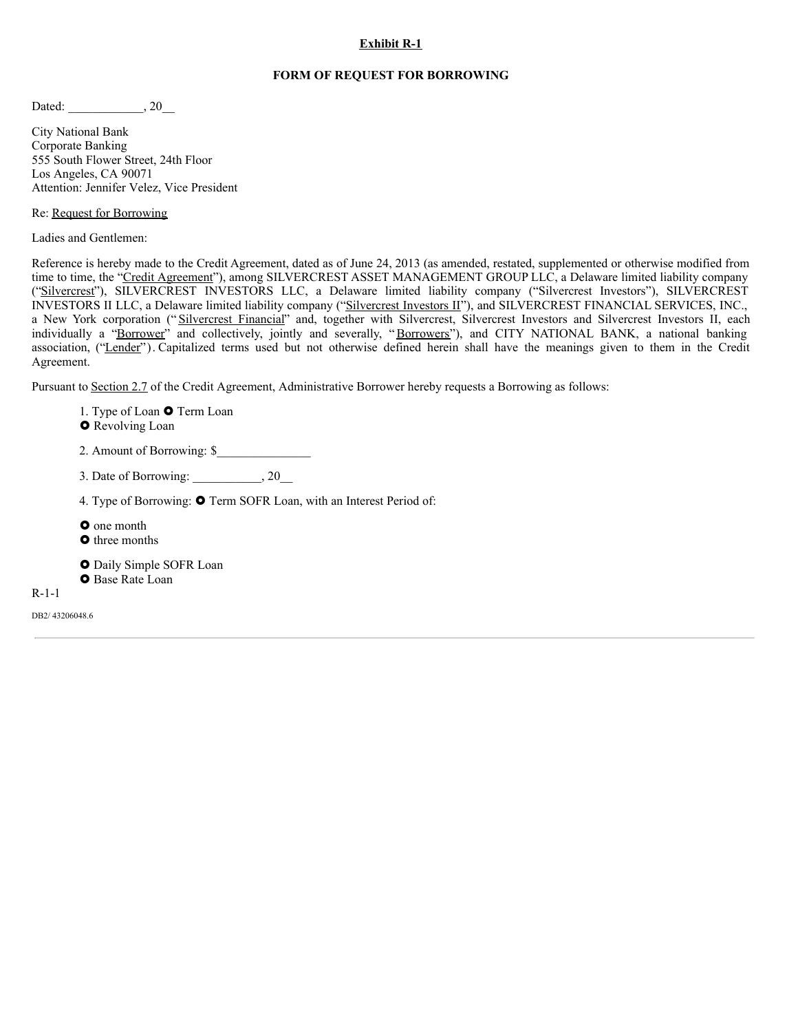**Exhibit R-1**

**FORM OF REQUEST FOR BORROWING**

Dated: ____________, 20__

City National Bank
Corporate Banking
555 South Flower Street, 24th Floor
Los Angeles, CA 90071
Attention: Jennifer Velez, Vice President

Re: Request for Borrowing

Ladies and Gentlemen:

Reference is hereby made to the Credit Agreement, dated as of June 24, 2013 (as amended, restated, supplemented or otherwise modified from time to time, the "Credit Agreement"), among SILVERCREST ASSET MANAGEMENT GROUP LLC, a Delaware limited liability company ("Silvercrest"), SILVERCREST INVESTORS LLC, a Delaware limited liability company ("Silvercrest Investors"), SILVERCREST INVESTORS II LLC, a Delaware limited liability company ("Silvercrest Investors II"), and SILVERCREST FINANCIAL SERVICES, INC., a New York corporation ("Silvercrest Financial" and, together with Silvercrest, Silvercrest Investors and Silvercrest Investors II, each individually a "Borrower" and collectively, jointly and severally, "Borrowers"), and CITY NATIONAL BANK, a national banking association, ("Lender"). Capitalized terms used but not otherwise defined herein shall have the meanings given to them in the Credit Agreement.

Pursuant to Section 2.7 of the Credit Agreement, Administrative Borrower hereby requests a Borrowing as follows:

1. Type of Loan ⭘ Term Loan
⭘ Revolving Loan

2. Amount of Borrowing: $_______________

3. Date of Borrowing: ___________, 20__

4. Type of Borrowing: ⭘ Term SOFR Loan, with an Interest Period of:

⭘ one month
⭘ three months

⭘ Daily Simple SOFR Loan
⭘ Base Rate Loan

R-1-1

DB2/ 43206048.6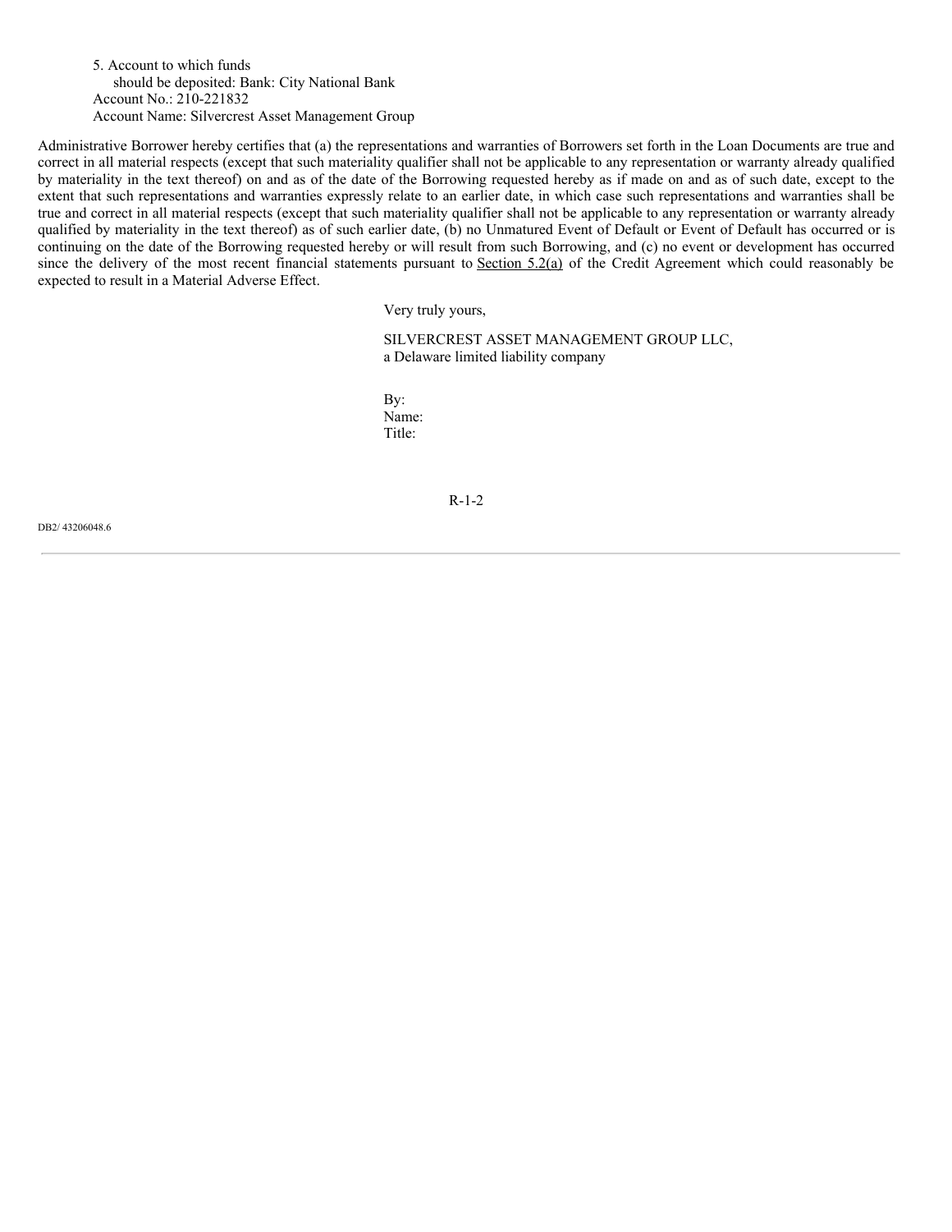5. Account to which funds
   should be deposited: Bank: City National Bank
   Account No.: 210-221832
   Account Name: Silvercrest Asset Management Group

Administrative Borrower hereby certifies that (a) the representations and warranties of Borrowers set forth in the Loan Documents are true and correct in all material respects (except that such materiality qualifier shall not be applicable to any representation or warranty already qualified by materiality in the text thereof) on and as of the date of the Borrowing requested hereby as if made on and as of such date, except to the extent that such representations and warranties expressly relate to an earlier date, in which case such representations and warranties shall be true and correct in all material respects (except that such materiality qualifier shall not be applicable to any representation or warranty already qualified by materiality in the text thereof) as of such earlier date, (b) no Unmatured Event of Default or Event of Default has occurred or is continuing on the date of the Borrowing requested hereby or will result from such Borrowing, and (c) no event or development has occurred since the delivery of the most recent financial statements pursuant to Section 5.2(a) of the Credit Agreement which could reasonably be expected to result in a Material Adverse Effect.

Very truly yours,

SILVERCREST ASSET MANAGEMENT GROUP LLC,
a Delaware limited liability company

By:
Name:
Title:

R-1-2

DB2/ 43206048.6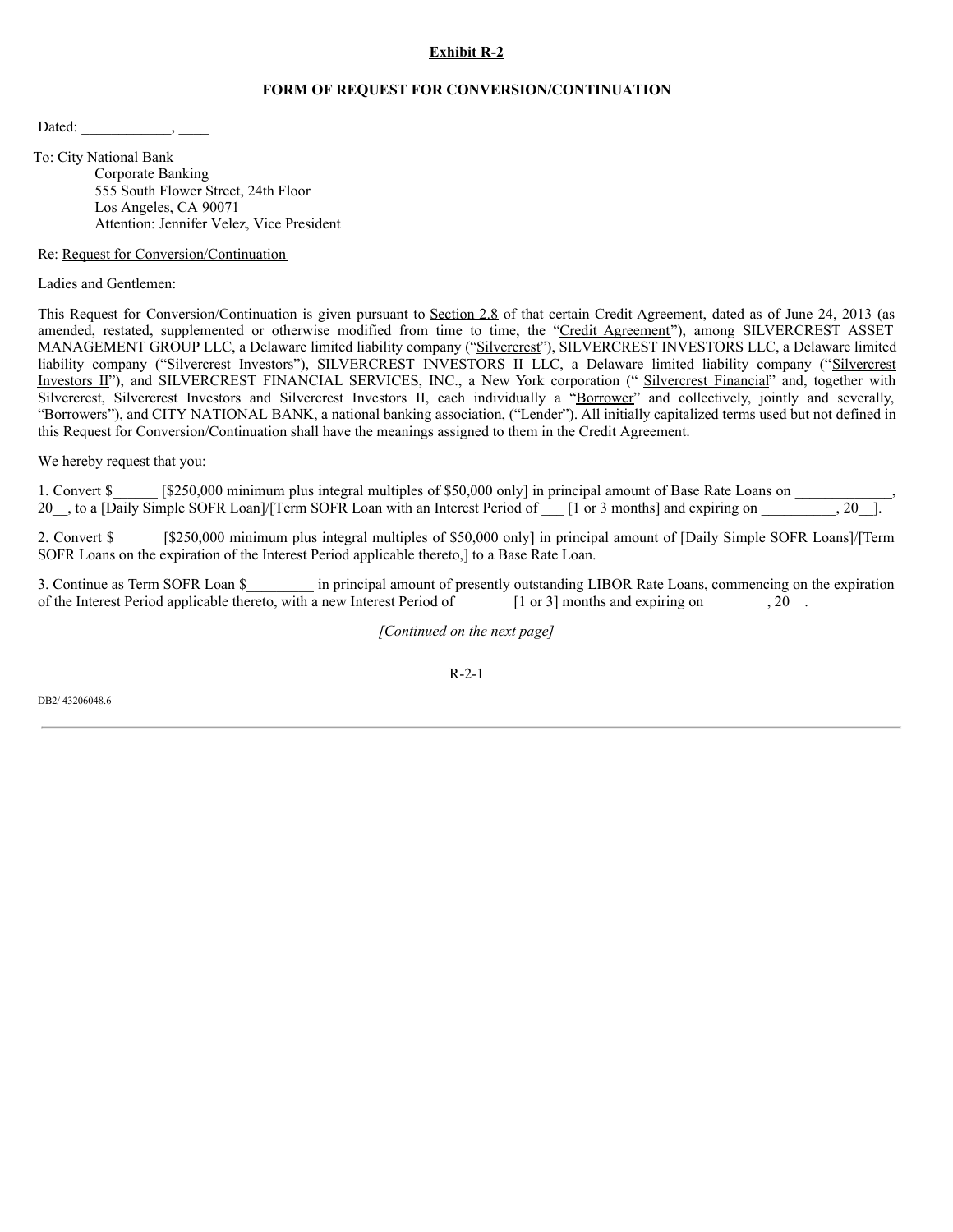**Exhibit R-2**

**FORM OF REQUEST FOR CONVERSION/CONTINUATION**

Dated: ____________, ____

To: City National Bank
Corporate Banking
555 South Flower Street, 24th Floor
Los Angeles, CA 90071
Attention: Jennifer Velez, Vice President

Re: Request for Conversion/Continuation

Ladies and Gentlemen:

This Request for Conversion/Continuation is given pursuant to Section 2.8 of that certain Credit Agreement, dated as of June 24, 2013 (as amended, restated, supplemented or otherwise modified from time to time, the "Credit Agreement"), among SILVERCREST ASSET MANAGEMENT GROUP LLC, a Delaware limited liability company ("Silvercrest"), SILVERCREST INVESTORS LLC, a Delaware limited liability company ("Silvercrest Investors"), SILVERCREST INVESTORS II LLC, a Delaware limited liability company ("Silvercrest Investors II"), and SILVERCREST FINANCIAL SERVICES, INC., a New York corporation (" Silvercrest Financial" and, together with Silvercrest, Silvercrest Investors and Silvercrest Investors II, each individually a "Borrower" and collectively, jointly and severally, "Borrowers"), and CITY NATIONAL BANK, a national banking association, ("Lender"). All initially capitalized terms used but not defined in this Request for Conversion/Continuation shall have the meanings assigned to them in the Credit Agreement.

We hereby request that you:

1. Convert $______ [$250,000 minimum plus integral multiples of $50,000 only] in principal amount of Base Rate Loans on _____________, 20__, to a [Daily Simple SOFR Loan]/[Term SOFR Loan with an Interest Period of ___ [1 or 3 months] and expiring on __________, 20__].

2. Convert $______ [$250,000 minimum plus integral multiples of $50,000 only] in principal amount of [Daily Simple SOFR Loans]/[Term SOFR Loans on the expiration of the Interest Period applicable thereto,] to a Base Rate Loan.

3. Continue as Term SOFR Loan $_________ in principal amount of presently outstanding LIBOR Rate Loans, commencing on the expiration of the Interest Period applicable thereto, with a new Interest Period of _______ [1 or 3] months and expiring on ________, 20__.

*[Continued on the next page]*

DB2/ 43206048.6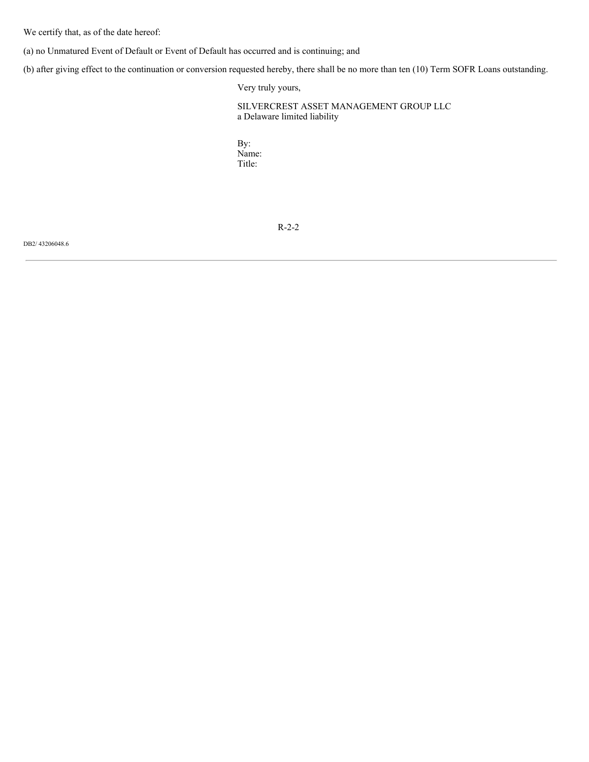We certify that, as of the date hereof:

(a) no Unmatured Event of Default or Event of Default has occurred and is continuing; and

(b) after giving effect to the continuation or conversion requested hereby, there shall be no more than ten (10) Term SOFR Loans outstanding.

Very truly yours,

SILVERCREST ASSET MANAGEMENT GROUP LLC
a Delaware limited liability

By:
Name:
Title:

DB2/ 43206048.6